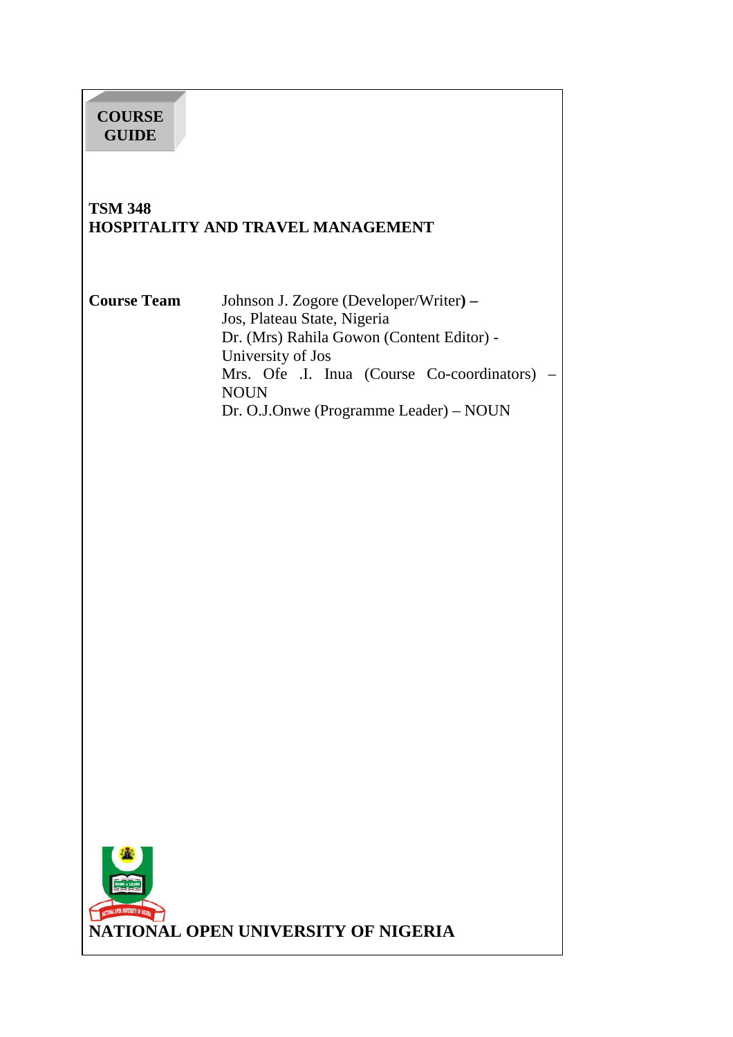**COURSE GUIDE**

# TSM 348
# HOSPITALITY AND TRAVEL MANAGEMENT

| **Course Team** | Johnson J. Zogore (Developer/Writer) – Jos, Plateau State, Nigeria |
|---|---|
| | Dr. (Mrs) Rahila Gowon (Content Editor) - University of Jos |
| | Mrs. Ofe .I. Inua (Course Co-coordinators) – NOUN |
| | Dr. O.J.Onwe (Programme Leader) – NOUN |

**NATIONAL OPEN UNIVERSITY OF NIGERIA**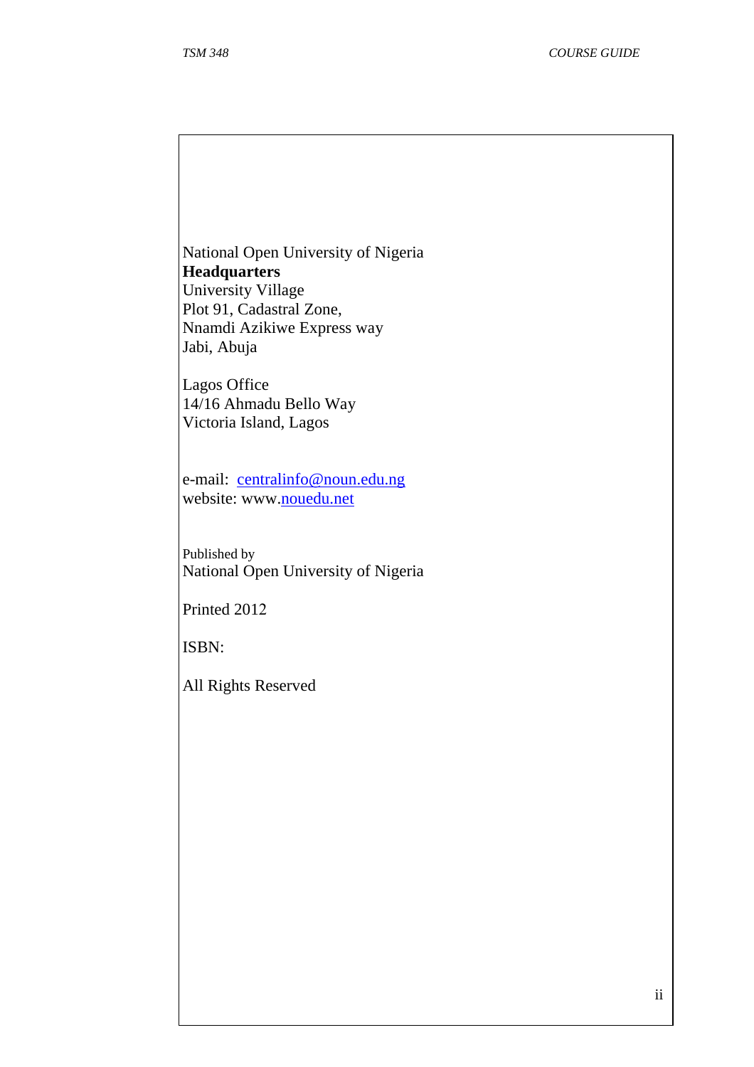National Open University of Nigeria
**Headquarters**
University Village
Plot 91, Cadastral Zone,
Nnamdi Azikiwe Express way
Jabi, Abuja

Lagos Office
14/16 Ahmadu Bello Way
Victoria Island, Lagos

e-mail: centralinfo@noun.edu.ng
website: www.nouedu.net

Published by
National Open University of Nigeria

Printed 2012

ISBN:

All Rights Reserved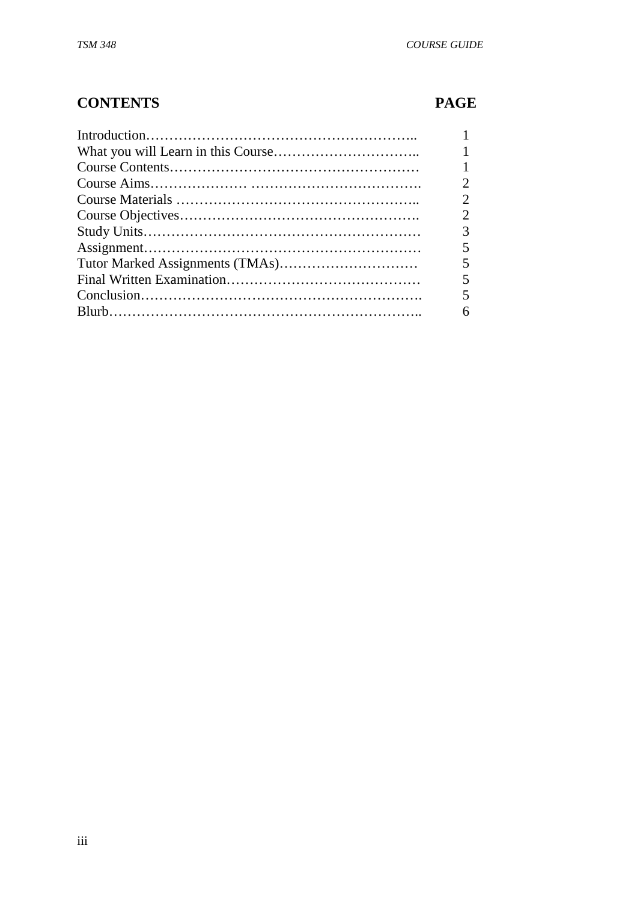## CONTENTS PAGE

| CONTENTS | PAGE |
|---|---|
| Introduction | 1 |
| What you will Learn in this Course | 1 |
| Course Contents | 1 |
| Course Aims | 2 |
| Course Materials | 2 |
| Course Objectives | 2 |
| Study Units | 3 |
| Assignment | 5 |
| Tutor Marked Assignments (TMAs) | 5 |
| Final Written Examination | 5 |
| Conclusion | 5 |
| Blurb | 6 |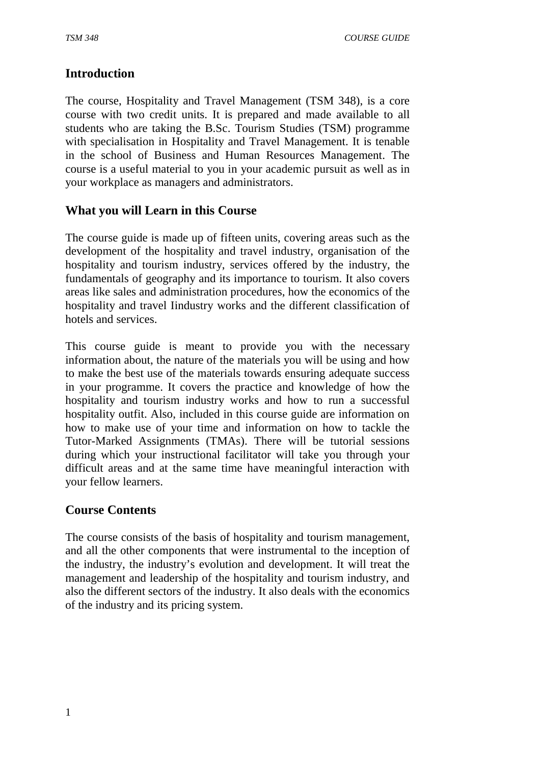## Introduction

The course, Hospitality and Travel Management (TSM 348), is a core course with two credit units. It is prepared and made available to all students who are taking the B.Sc. Tourism Studies (TSM) programme with specialisation in Hospitality and Travel Management. It is tenable in the school of Business and Human Resources Management. The course is a useful material to you in your academic pursuit as well as in your workplace as managers and administrators.

## What you will Learn in this Course

The course guide is made up of fifteen units, covering areas such as the development of the hospitality and travel industry, organisation of the hospitality and tourism industry, services offered by the industry, the fundamentals of geography and its importance to tourism. It also covers areas like sales and administration procedures, how the economics of the hospitality and travel Iindustry works and the different classification of hotels and services.

This course guide is meant to provide you with the necessary information about, the nature of the materials you will be using and how to make the best use of the materials towards ensuring adequate success in your programme. It covers the practice and knowledge of how the hospitality and tourism industry works and how to run a successful hospitality outfit. Also, included in this course guide are information on how to make use of your time and information on how to tackle the Tutor-Marked Assignments (TMAs). There will be tutorial sessions during which your instructional facilitator will take you through your difficult areas and at the same time have meaningful interaction with your fellow learners.

## Course Contents

The course consists of the basis of hospitality and tourism management, and all the other components that were instrumental to the inception of the industry, the industry's evolution and development. It will treat the management and leadership of the hospitality and tourism industry, and also the different sectors of the industry. It also deals with the economics of the industry and its pricing system.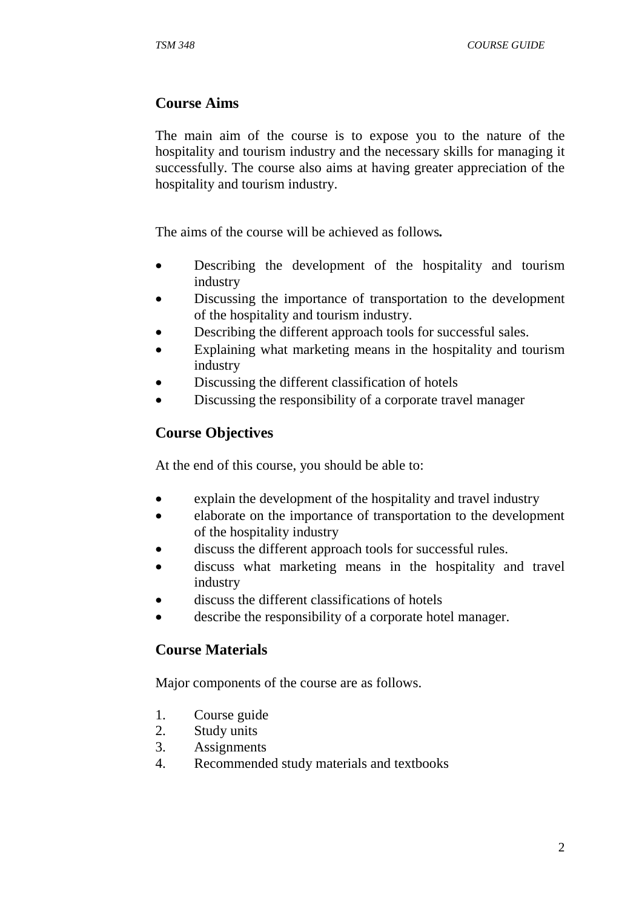## Course Aims

The main aim of the course is to expose you to the nature of the hospitality and tourism industry and the necessary skills for managing it successfully. The course also aims at having greater appreciation of the hospitality and tourism industry.

The aims of the course will be achieved as follows**.**

- Describing the development of the hospitality and tourism industry
- Discussing the importance of transportation to the development of the hospitality and tourism industry.
- Describing the different approach tools for successful sales.
- Explaining what marketing means in the hospitality and tourism industry
- Discussing the different classification of hotels
- Discussing the responsibility of a corporate travel manager

## Course Objectives

At the end of this course, you should be able to:

- explain the development of the hospitality and travel industry
- elaborate on the importance of transportation to the development of the hospitality industry
- discuss the different approach tools for successful rules.
- discuss what marketing means in the hospitality and travel industry
- discuss the different classifications of hotels
- describe the responsibility of a corporate hotel manager.

## Course Materials

Major components of the course are as follows.

1. Course guide
2. Study units
3. Assignments
4. Recommended study materials and textbooks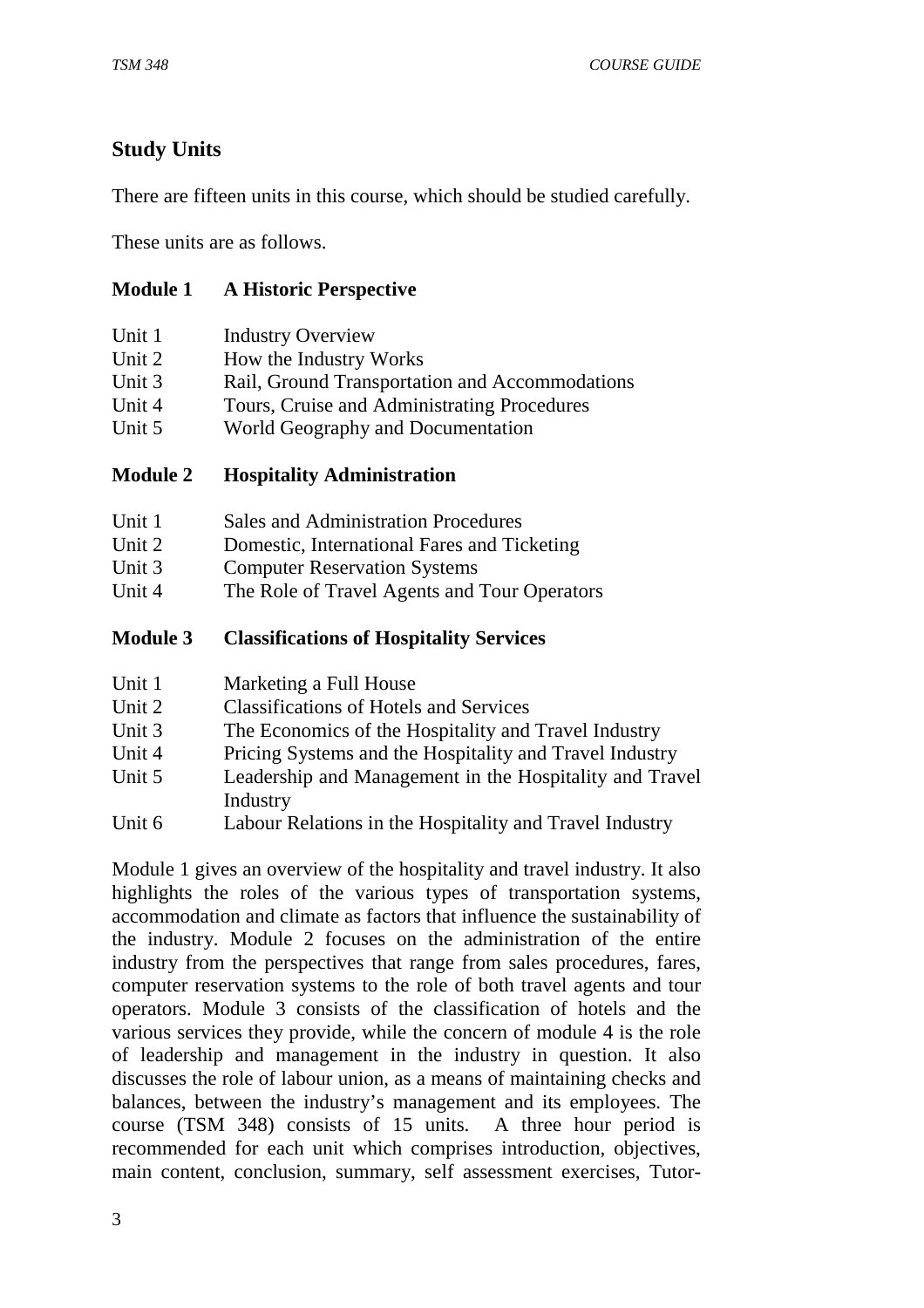## Study Units

There are fifteen units in this course, which should be studied carefully.

These units are as follows.

### Module 1 A Historic Perspective

- Unit 1 Industry Overview
- Unit 2 How the Industry Works
- Unit 3 Rail, Ground Transportation and Accommodations
- Unit 4 Tours, Cruise and Administrating Procedures
- Unit 5 World Geography and Documentation

### Module 2 Hospitality Administration

- Unit 1 Sales and Administration Procedures
- Unit 2 Domestic, International Fares and Ticketing
- Unit 3 Computer Reservation Systems
- Unit 4 The Role of Travel Agents and Tour Operators

### Module 3 Classifications of Hospitality Services

- Unit 1 Marketing a Full House
- Unit 2 Classifications of Hotels and Services
- Unit 3 The Economics of the Hospitality and Travel Industry
- Unit 4 Pricing Systems and the Hospitality and Travel Industry
- Unit 5 Leadership and Management in the Hospitality and Travel Industry
- Unit 6 Labour Relations in the Hospitality and Travel Industry

Module 1 gives an overview of the hospitality and travel industry. It also highlights the roles of the various types of transportation systems, accommodation and climate as factors that influence the sustainability of the industry. Module 2 focuses on the administration of the entire industry from the perspectives that range from sales procedures, fares, computer reservation systems to the role of both travel agents and tour operators. Module 3 consists of the classification of hotels and the various services they provide, while the concern of module 4 is the role of leadership and management in the industry in question. It also discusses the role of labour union, as a means of maintaining checks and balances, between the industry's management and its employees. The course (TSM 348) consists of 15 units. A three hour period is recommended for each unit which comprises introduction, objectives, main content, conclusion, summary, self assessment exercises, Tutor-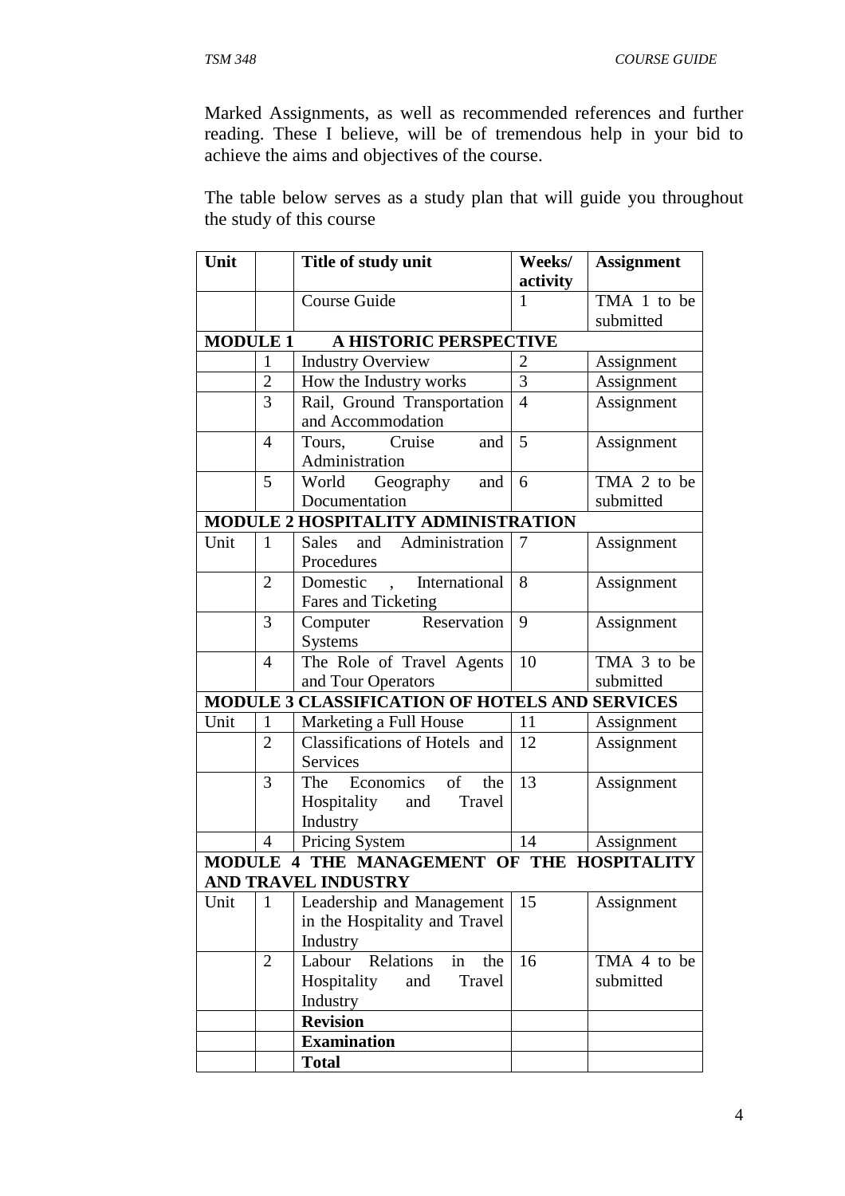Marked Assignments, as well as recommended references and further reading. These I believe, will be of tremendous help in your bid to achieve the aims and objectives of the course.

The table below serves as a study plan that will guide you throughout the study of this course

| **Unit** | | **Title of study unit** | **Weeks/ activity** | **Assignment** |
|---|---|---|---|---|
| | | Course Guide | 1 | TMA 1 to be submitted |
| **MODULE 1 A HISTORIC PERSPECTIVE** | | | | |
| | 1 | Industry Overview | 2 | Assignment |
| | 2 | How the Industry works | 3 | Assignment |
| | 3 | Rail, Ground Transportation and Accommodation | 4 | Assignment |
| | 4 | Tours, Cruise and Administration | 5 | Assignment |
| | 5 | World Geography and Documentation | 6 | TMA 2 to be submitted |
| **MODULE 2 HOSPITALITY ADMINISTRATION** | | | | |
| Unit | 1 | Sales and Administration Procedures | 7 | Assignment |
| | 2 | Domestic , International Fares and Ticketing | 8 | Assignment |
| | 3 | Computer Reservation Systems | 9 | Assignment |
| | 4 | The Role of Travel Agents and Tour Operators | 10 | TMA 3 to be submitted |
| **MODULE 3 CLASSIFICATION OF HOTELS AND SERVICES** | | | | |
| Unit | 1 | Marketing a Full House | 11 | Assignment |
| | 2 | Classifications of Hotels and Services | 12 | Assignment |
| | 3 | The Economics of the Hospitality and Travel Industry | 13 | Assignment |
| | 4 | Pricing System | 14 | Assignment |
| **MODULE 4 THE MANAGEMENT OF THE HOSPITALITY AND TRAVEL INDUSTRY** | | | | |
| Unit | 1 | Leadership and Management in the Hospitality and Travel Industry | 15 | Assignment |
| | 2 | Labour Relations in the Hospitality and Travel Industry | 16 | TMA 4 to be submitted |
| | | **Revision** | | |
| | | **Examination** | | |
| | | **Total** | | |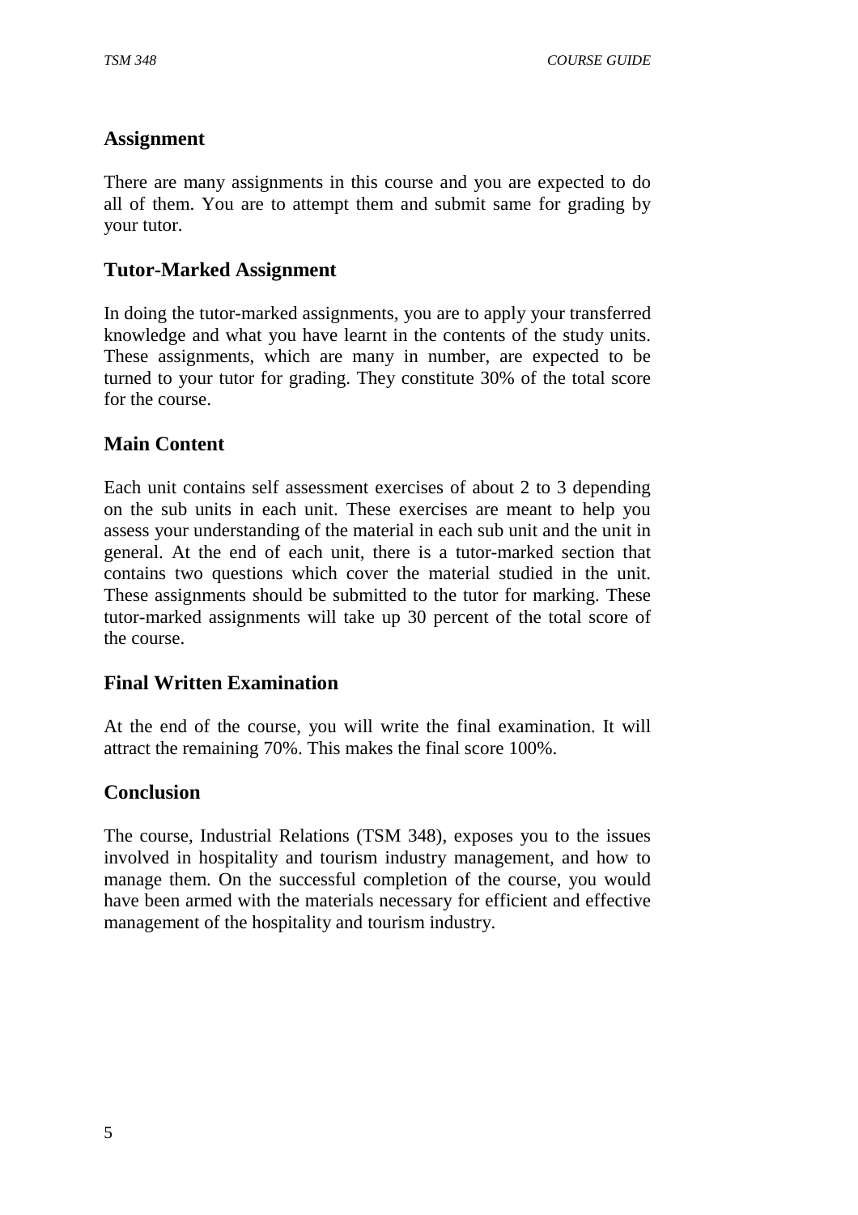## Assignment

There are many assignments in this course and you are expected to do all of them. You are to attempt them and submit same for grading by your tutor.

## Tutor-Marked Assignment

In doing the tutor-marked assignments, you are to apply your transferred knowledge and what you have learnt in the contents of the study units. These assignments, which are many in number, are expected to be turned to your tutor for grading. They constitute 30% of the total score for the course.

## Main Content

Each unit contains self assessment exercises of about 2 to 3 depending on the sub units in each unit. These exercises are meant to help you assess your understanding of the material in each sub unit and the unit in general. At the end of each unit, there is a tutor-marked section that contains two questions which cover the material studied in the unit. These assignments should be submitted to the tutor for marking. These tutor-marked assignments will take up 30 percent of the total score of the course.

## Final Written Examination

At the end of the course, you will write the final examination. It will attract the remaining 70%. This makes the final score 100%.

## Conclusion

The course, Industrial Relations (TSM 348), exposes you to the issues involved in hospitality and tourism industry management, and how to manage them. On the successful completion of the course, you would have been armed with the materials necessary for efficient and effective management of the hospitality and tourism industry.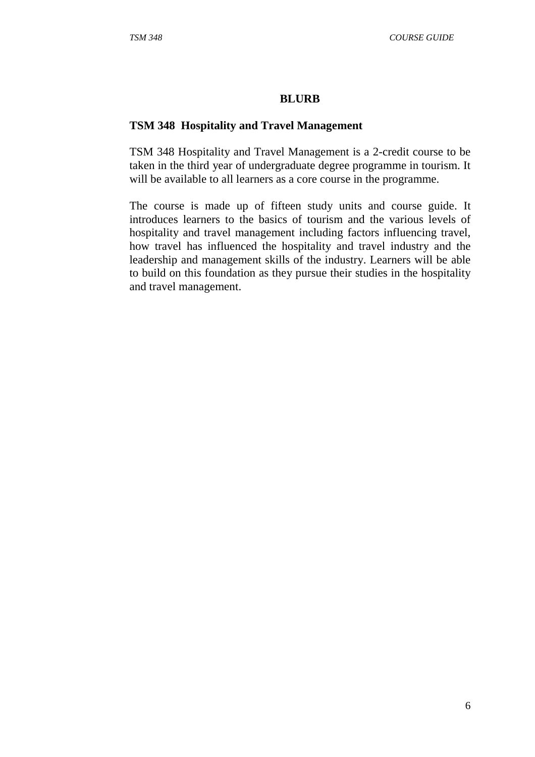# BLURB

## TSM 348 Hospitality and Travel Management

TSM 348 Hospitality and Travel Management is a 2-credit course to be taken in the third year of undergraduate degree programme in tourism. It will be available to all learners as a core course in the programme.

The course is made up of fifteen study units and course guide. It introduces learners to the basics of tourism and the various levels of hospitality and travel management including factors influencing travel, how travel has influenced the hospitality and travel industry and the leadership and management skills of the industry. Learners will be able to build on this foundation as they pursue their studies in the hospitality and travel management.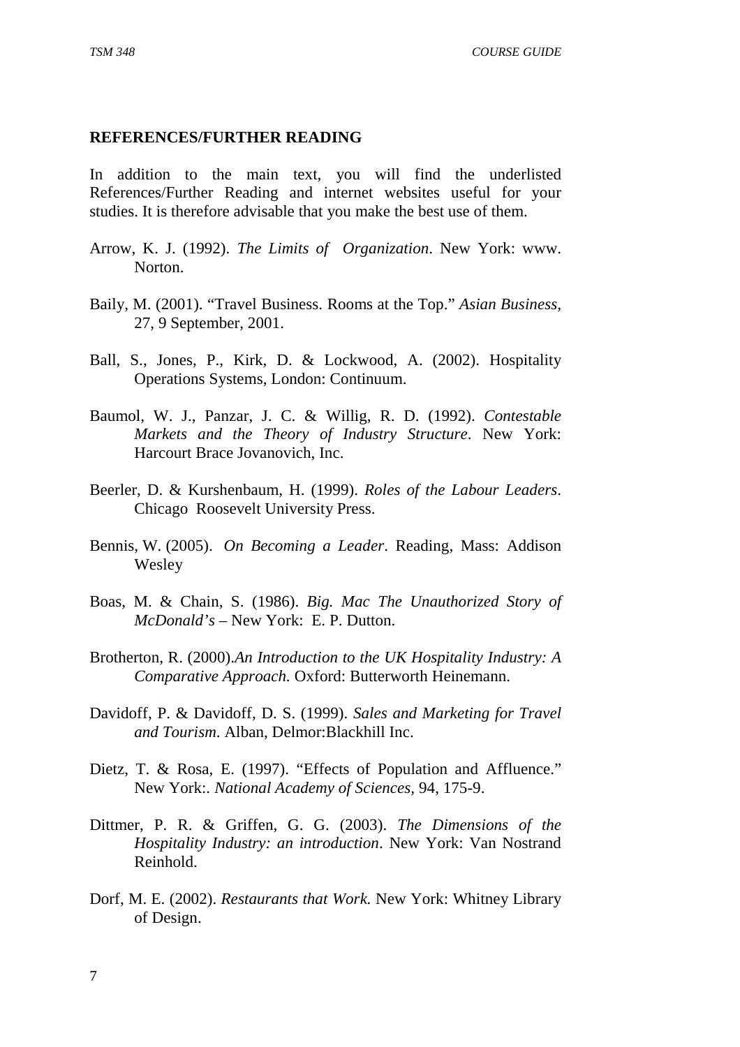## REFERENCES/FURTHER READING

In addition to the main text, you will find the underlisted References/Further Reading and internet websites useful for your studies. It is therefore advisable that you make the best use of them.

Arrow, K. J. (1992). *The Limits of Organization*. New York: www. Norton.

Baily, M. (2001). "Travel Business. Rooms at the Top." *Asian Business,* 27, 9 September, 2001.

Ball, S., Jones, P., Kirk, D. & Lockwood, A. (2002). Hospitality Operations Systems, London: Continuum.

Baumol, W. J., Panzar, J. C. & Willig, R. D. (1992). *Contestable Markets and the Theory of Industry Structure*. New York: Harcourt Brace Jovanovich, Inc.

Beerler, D. & Kurshenbaum, H. (1999). *Roles of the Labour Leaders*. Chicago Roosevelt University Press.

Bennis, W. (2005). *On Becoming a Leader*. Reading, Mass: Addison Wesley

Boas, M. & Chain, S. (1986). *Big. Mac The Unauthorized Story of McDonald's* – New York: E. P. Dutton.

Brotherton, R. (2000).*An Introduction to the UK Hospitality Industry: A Comparative Approach.* Oxford: Butterworth Heinemann.

Davidoff, P. & Davidoff, D. S. (1999). *Sales and Marketing for Travel and Tourism*. Alban, Delmor:Blackhill Inc.

Dietz, T. & Rosa, E. (1997). "Effects of Population and Affluence." New York:. *National Academy of Sciences,* 94, 175-9.

Dittmer, P. R. & Griffen, G. G. (2003). *The Dimensions of the Hospitality Industry: an introduction*. New York: Van Nostrand Reinhold.

Dorf, M. E. (2002). *Restaurants that Work.* New York: Whitney Library of Design.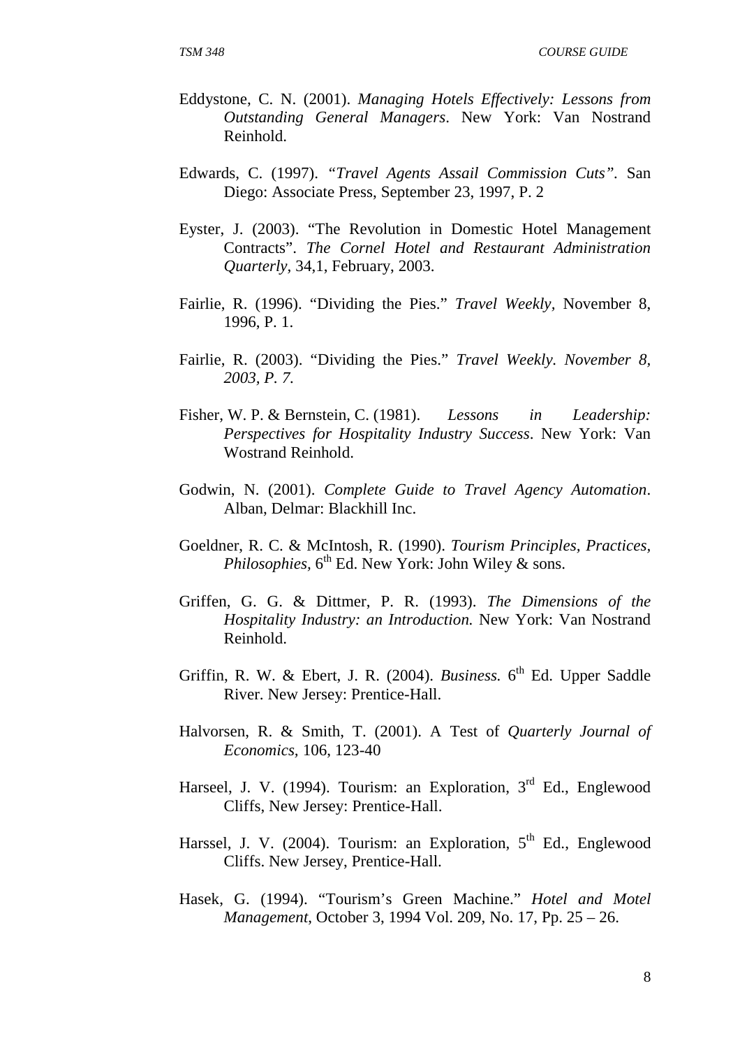Eddystone, C. N. (2001). *Managing Hotels Effectively: Lessons from Outstanding General Managers*. New York: Van Nostrand Reinhold.

Edwards, C. (1997). *"Travel Agents Assail Commission Cuts"*. San Diego: Associate Press, September 23, 1997, P. 2

Eyster, J. (2003). "The Revolution in Domestic Hotel Management Contracts". *The Cornel Hotel and Restaurant Administration Quarterly*, 34,1, February, 2003.

Fairlie, R. (1996). "Dividing the Pies." *Travel Weekly*, November 8, 1996, P. 1.

Fairlie, R. (2003). "Dividing the Pies." *Travel Weekly. November 8, 2003, P. 7.*

Fisher, W. P. & Bernstein, C. (1981). *Lessons in Leadership: Perspectives for Hospitality Industry Success*. New York: Van Wostrand Reinhold.

Godwin, N. (2001). *Complete Guide to Travel Agency Automation*. Alban, Delmar: Blackhill Inc.

Goeldner, R. C. & McIntosh, R. (1990). *Tourism Principles, Practices, Philosophies*, 6th Ed. New York: John Wiley & sons.

Griffen, G. G. & Dittmer, P. R. (1993). *The Dimensions of the Hospitality Industry: an Introduction.* New York: Van Nostrand Reinhold.

Griffin, R. W. & Ebert, J. R. (2004). *Business.* 6th Ed. Upper Saddle River. New Jersey: Prentice-Hall.

Halvorsen, R. & Smith, T. (2001). A Test of *Quarterly Journal of Economics*, 106, 123-40

Harseel, J. V. (1994). Tourism: an Exploration, 3rd Ed., Englewood Cliffs, New Jersey: Prentice-Hall.

Harssel, J. V. (2004). Tourism: an Exploration, 5th Ed., Englewood Cliffs. New Jersey, Prentice-Hall.

Hasek, G. (1994). "Tourism's Green Machine." *Hotel and Motel Management*, October 3, 1994 Vol. 209, No. 17, Pp. 25 – 26.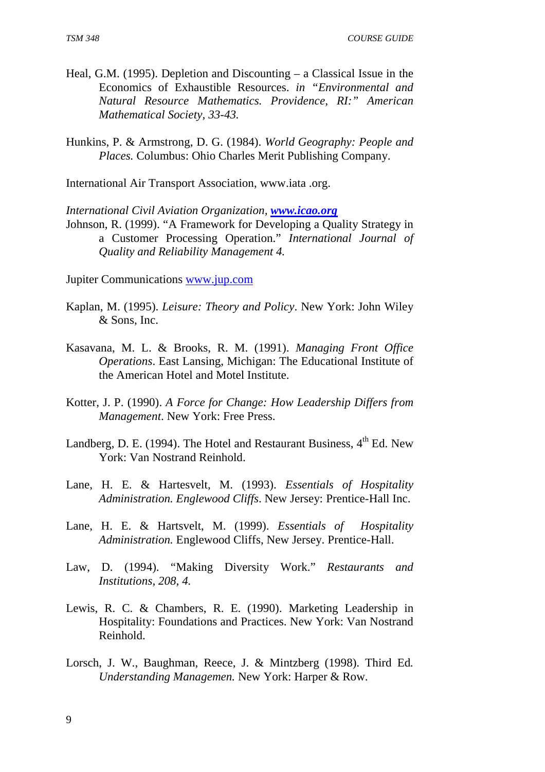Heal, G.M. (1995). Depletion and Discounting – a Classical Issue in the Economics of Exhaustible Resources. *in "Environmental and Natural Resource Mathematics. Providence, RI:" American Mathematical Society, 33-43.*

Hunkins, P. & Armstrong, D. G. (1984). *World Geography: People and Places.* Columbus: Ohio Charles Merit Publishing Company.

International Air Transport Association, www.iata .org.

*International Civil Aviation Organization,* ***www.icao.org***

Johnson, R. (1999). "A Framework for Developing a Quality Strategy in a Customer Processing Operation." *International Journal of Quality and Reliability Management 4.*

Jupiter Communications www.jup.com

Kaplan, M. (1995). *Leisure: Theory and Policy*. New York: John Wiley & Sons, Inc.

Kasavana, M. L. & Brooks, R. M. (1991). *Managing Front Office Operations*. East Lansing, Michigan: The Educational Institute of the American Hotel and Motel Institute.

Kotter, J. P. (1990). *A Force for Change: How Leadership Differs from Management*. New York: Free Press.

Landberg, D. E. (1994). The Hotel and Restaurant Business, 4th Ed. New York: Van Nostrand Reinhold.

Lane, H. E. & Hartesvelt, M. (1993). *Essentials of Hospitality Administration. Englewood Cliffs*. New Jersey: Prentice-Hall Inc.

Lane, H. E. & Hartsvelt, M. (1999). *Essentials of Hospitality Administration.* Englewood Cliffs, New Jersey. Prentice-Hall.

Law, D. (1994). "Making Diversity Work." *Restaurants and Institutions, 208, 4.*

Lewis, R. C. & Chambers, R. E. (1990). Marketing Leadership in Hospitality: Foundations and Practices. New York: Van Nostrand Reinhold.

Lorsch, J. W., Baughman, Reece, J. & Mintzberg (1998). Third Ed. *Understanding Managemen.* New York: Harper & Row.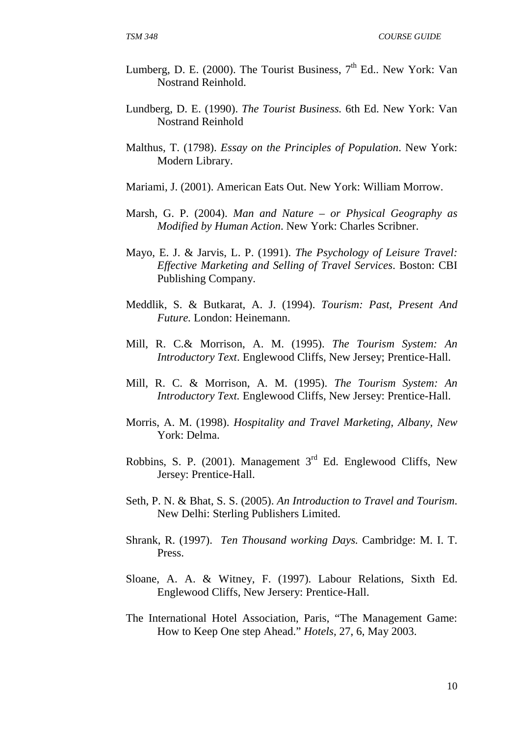Lumberg, D. E. (2000). The Tourist Business, 7th Ed.. New York: Van Nostrand Reinhold.

Lundberg, D. E. (1990). *The Tourist Business.* 6th Ed. New York: Van Nostrand Reinhold

Malthus, T. (1798). *Essay on the Principles of Population*. New York: Modern Library.

Mariami, J. (2001). American Eats Out. New York: William Morrow.

Marsh, G. P. (2004). *Man and Nature – or Physical Geography as Modified by Human Action*. New York: Charles Scribner.

Mayo, E. J. & Jarvis, L. P. (1991). *The Psychology of Leisure Travel: Effective Marketing and Selling of Travel Services*. Boston: CBI Publishing Company.

Meddlik, S. & Butkarat, A. J. (1994). *Tourism: Past, Present And Future.* London: Heinemann.

Mill, R. C.& Morrison, A. M. (1995). *The Tourism System: An Introductory Text*. Englewood Cliffs, New Jersey; Prentice-Hall.

Mill, R. C. & Morrison, A. M. (1995). *The Tourism System: An Introductory Text.* Englewood Cliffs, New Jersey: Prentice-Hall.

Morris, A. M. (1998). *Hospitality and Travel Marketing, Albany, New* York: Delma.

Robbins, S. P. (2001). Management 3rd Ed. Englewood Cliffs, New Jersey: Prentice-Hall.

Seth, P. N. & Bhat, S. S. (2005). *An Introduction to Travel and Tourism.* New Delhi: Sterling Publishers Limited.

Shrank, R. (1997). *Ten Thousand working Days.* Cambridge: M. I. T. Press.

Sloane, A. A. & Witney, F. (1997). Labour Relations, Sixth Ed. Englewood Cliffs, New Jersery: Prentice-Hall.

The International Hotel Association, Paris, "The Management Game: How to Keep One step Ahead." *Hotels,* 27, 6, May 2003.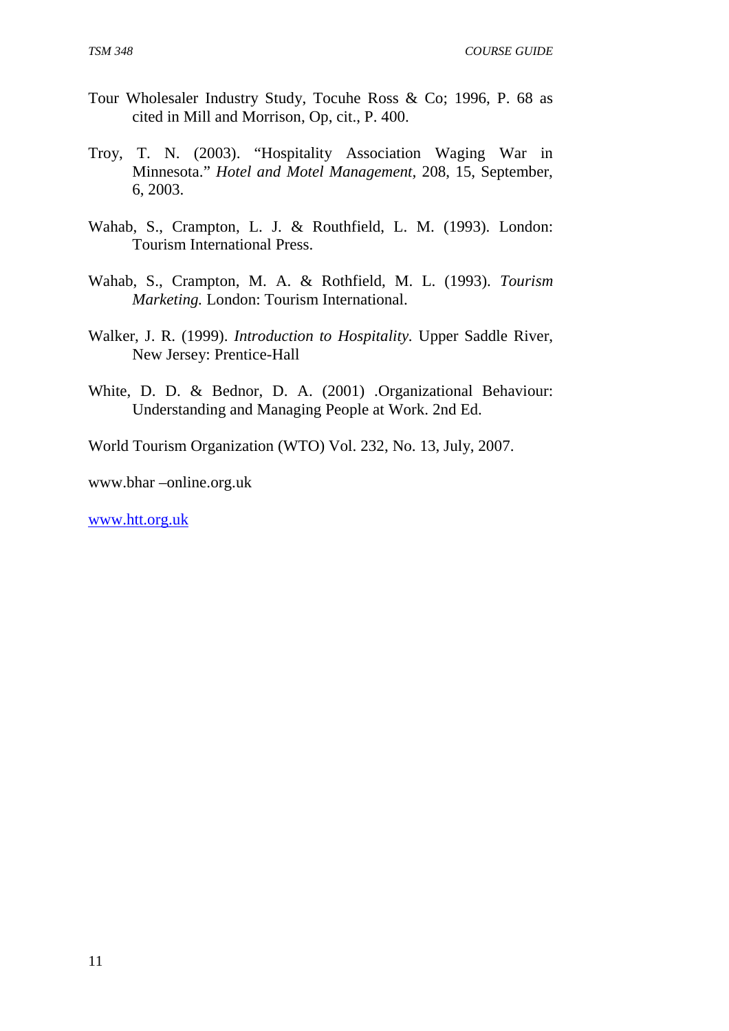Tour Wholesaler Industry Study, Tocuhe Ross & Co; 1996, P. 68 as cited in Mill and Morrison, Op, cit., P. 400.

Troy, T. N. (2003). "Hospitality Association Waging War in Minnesota." *Hotel and Motel Management*, 208, 15, September, 6, 2003.

Wahab, S., Crampton, L. J. & Routhfield, L. M. (1993). London: Tourism International Press.

Wahab, S., Crampton, M. A. & Rothfield, M. L. (1993). *Tourism Marketing.* London: Tourism International.

Walker, J. R. (1999). *Introduction to Hospitality*. Upper Saddle River, New Jersey: Prentice-Hall

White, D. D. & Bednor, D. A. (2001) .Organizational Behaviour: Understanding and Managing People at Work. 2nd Ed.

World Tourism Organization (WTO) Vol. 232, No. 13, July, 2007.

www.bhar –online.org.uk

www.htt.org.uk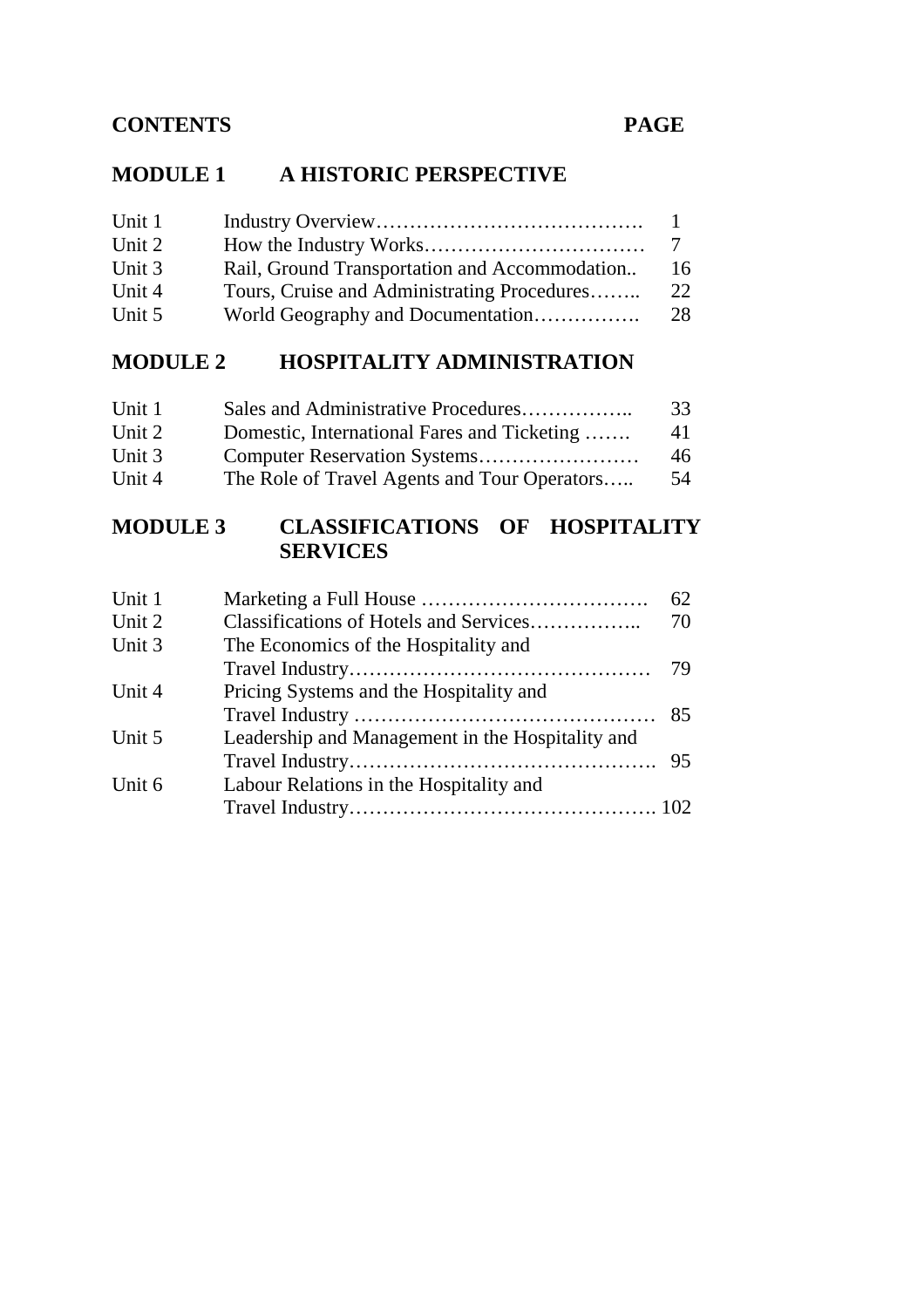**CONTENTS** **PAGE**

## MODULE 1 A HISTORIC PERSPECTIVE

| | | |
|---|---|---|
| Unit 1 | Industry Overview…………………………………. | 1 |
| Unit 2 | How the Industry Works…………………………… | 7 |
| Unit 3 | Rail, Ground Transportation and Accommodation.. | 16 |
| Unit 4 | Tours, Cruise and Administrating Procedures…….. | 22 |
| Unit 5 | World Geography and Documentation……………. | 28 |

## MODULE 2 HOSPITALITY ADMINISTRATION

| | | |
|---|---|---|
| Unit 1 | Sales and Administrative Procedures…………….. | 33 |
| Unit 2 | Domestic, International Fares and Ticketing ……. | 41 |
| Unit 3 | Computer Reservation Systems…………………… | 46 |
| Unit 4 | The Role of Travel Agents and Tour Operators….. | 54 |

## MODULE 3 CLASSIFICATIONS OF HOSPITALITY SERVICES

| | | |
|---|---|---|
| Unit 1 | Marketing a Full House ……………………………. | 62 |
| Unit 2 | Classifications of Hotels and Services…………….. | 70 |
| Unit 3 | The Economics of the Hospitality and Travel Industry……………………………………… | 79 |
| Unit 4 | Pricing Systems and the Hospitality and Travel Industry ……………………………………… | 85 |
| Unit 5 | Leadership and Management in the Hospitality and Travel Industry………………………………………. | 95 |
| Unit 6 | Labour Relations in the Hospitality and Travel Industry………………………………………. | 102 |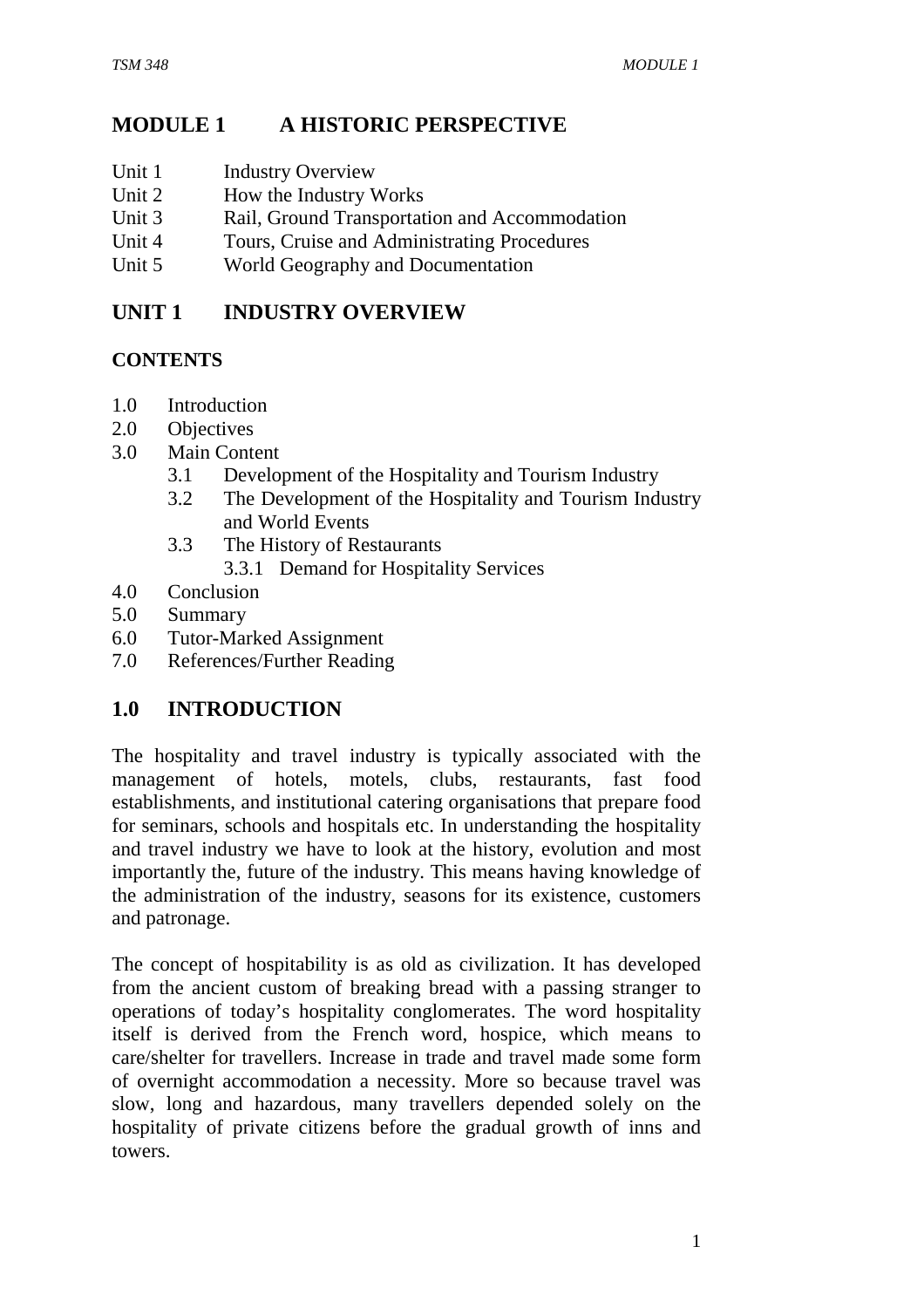# MODULE 1 A HISTORIC PERSPECTIVE

Unit 1 Industry Overview
Unit 2 How the Industry Works
Unit 3 Rail, Ground Transportation and Accommodation
Unit 4 Tours, Cruise and Administrating Procedures
Unit 5 World Geography and Documentation

## UNIT 1 INDUSTRY OVERVIEW

**CONTENTS**

- 1.0 Introduction
- 2.0 Objectives
- 3.0 Main Content
  - 3.1 Development of the Hospitality and Tourism Industry
  - 3.2 The Development of the Hospitality and Tourism Industry and World Events
  - 3.3 The History of Restaurants
    - 3.3.1 Demand for Hospitality Services
- 4.0 Conclusion
- 5.0 Summary
- 6.0 Tutor-Marked Assignment
- 7.0 References/Further Reading

## 1.0 INTRODUCTION

The hospitality and travel industry is typically associated with the management of hotels, motels, clubs, restaurants, fast food establishments, and institutional catering organisations that prepare food for seminars, schools and hospitals etc. In understanding the hospitality and travel industry we have to look at the history, evolution and most importantly the, future of the industry. This means having knowledge of the administration of the industry, seasons for its existence, customers and patronage.

The concept of hospitability is as old as civilization. It has developed from the ancient custom of breaking bread with a passing stranger to operations of today's hospitality conglomerates. The word hospitality itself is derived from the French word, hospice, which means to care/shelter for travellers. Increase in trade and travel made some form of overnight accommodation a necessity. More so because travel was slow, long and hazardous, many travellers depended solely on the hospitality of private citizens before the gradual growth of inns and towers.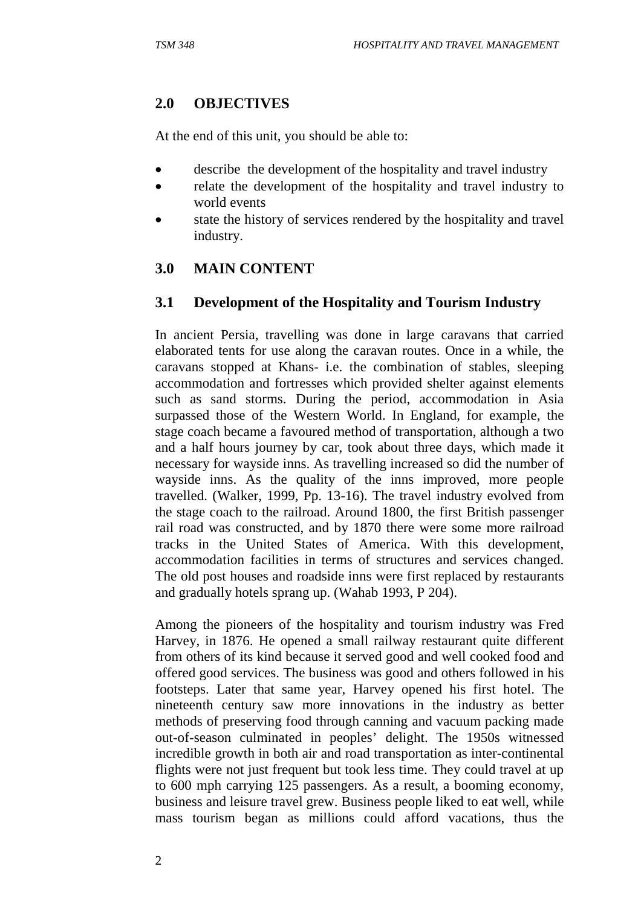## 2.0 OBJECTIVES

At the end of this unit, you should be able to:

- describe the development of the hospitality and travel industry
- relate the development of the hospitality and travel industry to world events
- state the history of services rendered by the hospitality and travel industry.

## 3.0 MAIN CONTENT

### 3.1 Development of the Hospitality and Tourism Industry

In ancient Persia, travelling was done in large caravans that carried elaborated tents for use along the caravan routes. Once in a while, the caravans stopped at Khans- i.e. the combination of stables, sleeping accommodation and fortresses which provided shelter against elements such as sand storms. During the period, accommodation in Asia surpassed those of the Western World. In England, for example, the stage coach became a favoured method of transportation, although a two and a half hours journey by car, took about three days, which made it necessary for wayside inns. As travelling increased so did the number of wayside inns. As the quality of the inns improved, more people travelled. (Walker, 1999, Pp. 13-16). The travel industry evolved from the stage coach to the railroad. Around 1800, the first British passenger rail road was constructed, and by 1870 there were some more railroad tracks in the United States of America. With this development, accommodation facilities in terms of structures and services changed. The old post houses and roadside inns were first replaced by restaurants and gradually hotels sprang up. (Wahab 1993, P 204).

Among the pioneers of the hospitality and tourism industry was Fred Harvey, in 1876. He opened a small railway restaurant quite different from others of its kind because it served good and well cooked food and offered good services. The business was good and others followed in his footsteps. Later that same year, Harvey opened his first hotel. The nineteenth century saw more innovations in the industry as better methods of preserving food through canning and vacuum packing made out-of-season culminated in peoples' delight. The 1950s witnessed incredible growth in both air and road transportation as inter-continental flights were not just frequent but took less time. They could travel at up to 600 mph carrying 125 passengers. As a result, a booming economy, business and leisure travel grew. Business people liked to eat well, while mass tourism began as millions could afford vacations, thus the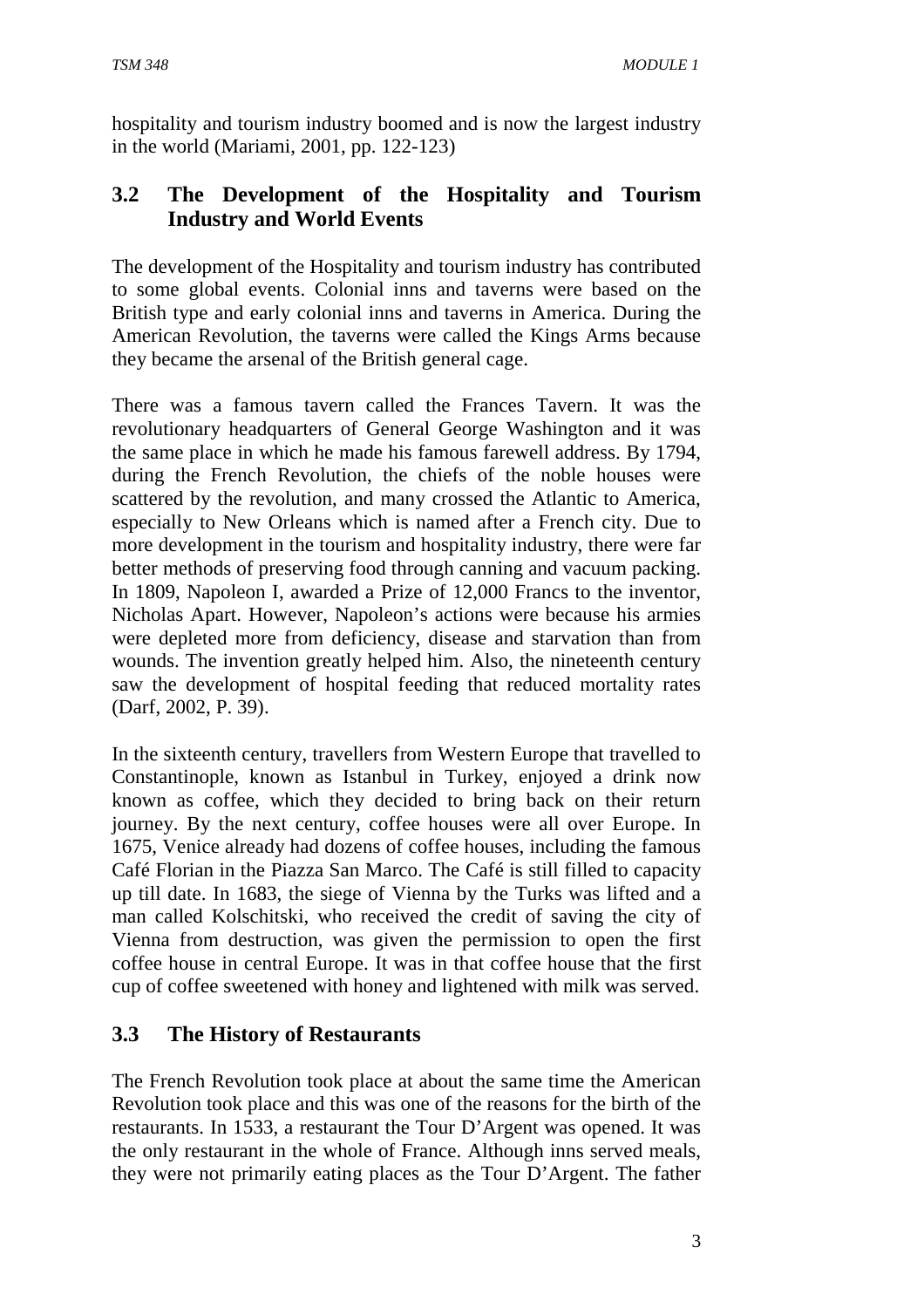hospitality and tourism industry boomed and is now the largest industry in the world (Mariami, 2001, pp. 122-123)

## 3.2 The Development of the Hospitality and Tourism Industry and World Events

The development of the Hospitality and tourism industry has contributed to some global events. Colonial inns and taverns were based on the British type and early colonial inns and taverns in America. During the American Revolution, the taverns were called the Kings Arms because they became the arsenal of the British general cage.

There was a famous tavern called the Frances Tavern. It was the revolutionary headquarters of General George Washington and it was the same place in which he made his famous farewell address. By 1794, during the French Revolution, the chiefs of the noble houses were scattered by the revolution, and many crossed the Atlantic to America, especially to New Orleans which is named after a French city. Due to more development in the tourism and hospitality industry, there were far better methods of preserving food through canning and vacuum packing. In 1809, Napoleon I, awarded a Prize of 12,000 Francs to the inventor, Nicholas Apart. However, Napoleon's actions were because his armies were depleted more from deficiency, disease and starvation than from wounds. The invention greatly helped him. Also, the nineteenth century saw the development of hospital feeding that reduced mortality rates (Darf, 2002, P. 39).

In the sixteenth century, travellers from Western Europe that travelled to Constantinople, known as Istanbul in Turkey, enjoyed a drink now known as coffee, which they decided to bring back on their return journey. By the next century, coffee houses were all over Europe. In 1675, Venice already had dozens of coffee houses, including the famous Café Florian in the Piazza San Marco. The Café is still filled to capacity up till date. In 1683, the siege of Vienna by the Turks was lifted and a man called Kolschitski, who received the credit of saving the city of Vienna from destruction, was given the permission to open the first coffee house in central Europe. It was in that coffee house that the first cup of coffee sweetened with honey and lightened with milk was served.

## 3.3 The History of Restaurants

The French Revolution took place at about the same time the American Revolution took place and this was one of the reasons for the birth of the restaurants. In 1533, a restaurant the Tour D'Argent was opened. It was the only restaurant in the whole of France. Although inns served meals, they were not primarily eating places as the Tour D'Argent. The father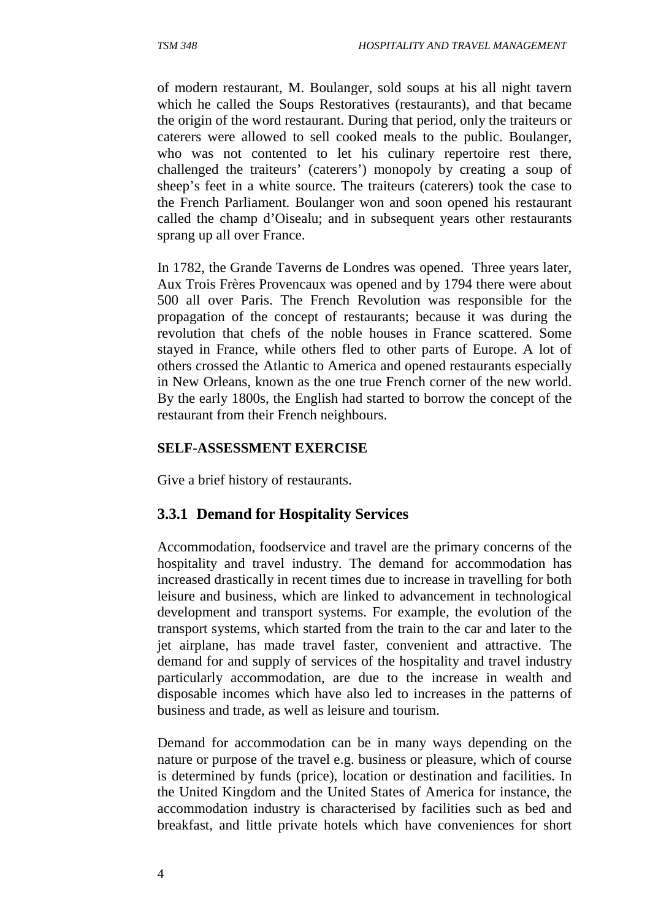of modern restaurant, M. Boulanger, sold soups at his all night tavern which he called the Soups Restoratives (restaurants), and that became the origin of the word restaurant. During that period, only the traiteurs or caterers were allowed to sell cooked meals to the public. Boulanger, who was not contented to let his culinary repertoire rest there, challenged the traiteurs' (caterers') monopoly by creating a soup of sheep's feet in a white source. The traiteurs (caterers) took the case to the French Parliament. Boulanger won and soon opened his restaurant called the champ d'Oisealu; and in subsequent years other restaurants sprang up all over France.

In 1782, the Grande Taverns de Londres was opened. Three years later, Aux Trois Frères Provencaux was opened and by 1794 there were about 500 all over Paris. The French Revolution was responsible for the propagation of the concept of restaurants; because it was during the revolution that chefs of the noble houses in France scattered. Some stayed in France, while others fled to other parts of Europe. A lot of others crossed the Atlantic to America and opened restaurants especially in New Orleans, known as the one true French corner of the new world. By the early 1800s, the English had started to borrow the concept of the restaurant from their French neighbours.

**SELF-ASSESSMENT EXERCISE**

Give a brief history of restaurants.

### 3.3.1 Demand for Hospitality Services

Accommodation, foodservice and travel are the primary concerns of the hospitality and travel industry. The demand for accommodation has increased drastically in recent times due to increase in travelling for both leisure and business, which are linked to advancement in technological development and transport systems. For example, the evolution of the transport systems, which started from the train to the car and later to the jet airplane, has made travel faster, convenient and attractive. The demand for and supply of services of the hospitality and travel industry particularly accommodation, are due to the increase in wealth and disposable incomes which have also led to increases in the patterns of business and trade, as well as leisure and tourism.

Demand for accommodation can be in many ways depending on the nature or purpose of the travel e.g. business or pleasure, which of course is determined by funds (price), location or destination and facilities. In the United Kingdom and the United States of America for instance, the accommodation industry is characterised by facilities such as bed and breakfast, and little private hotels which have conveniences for short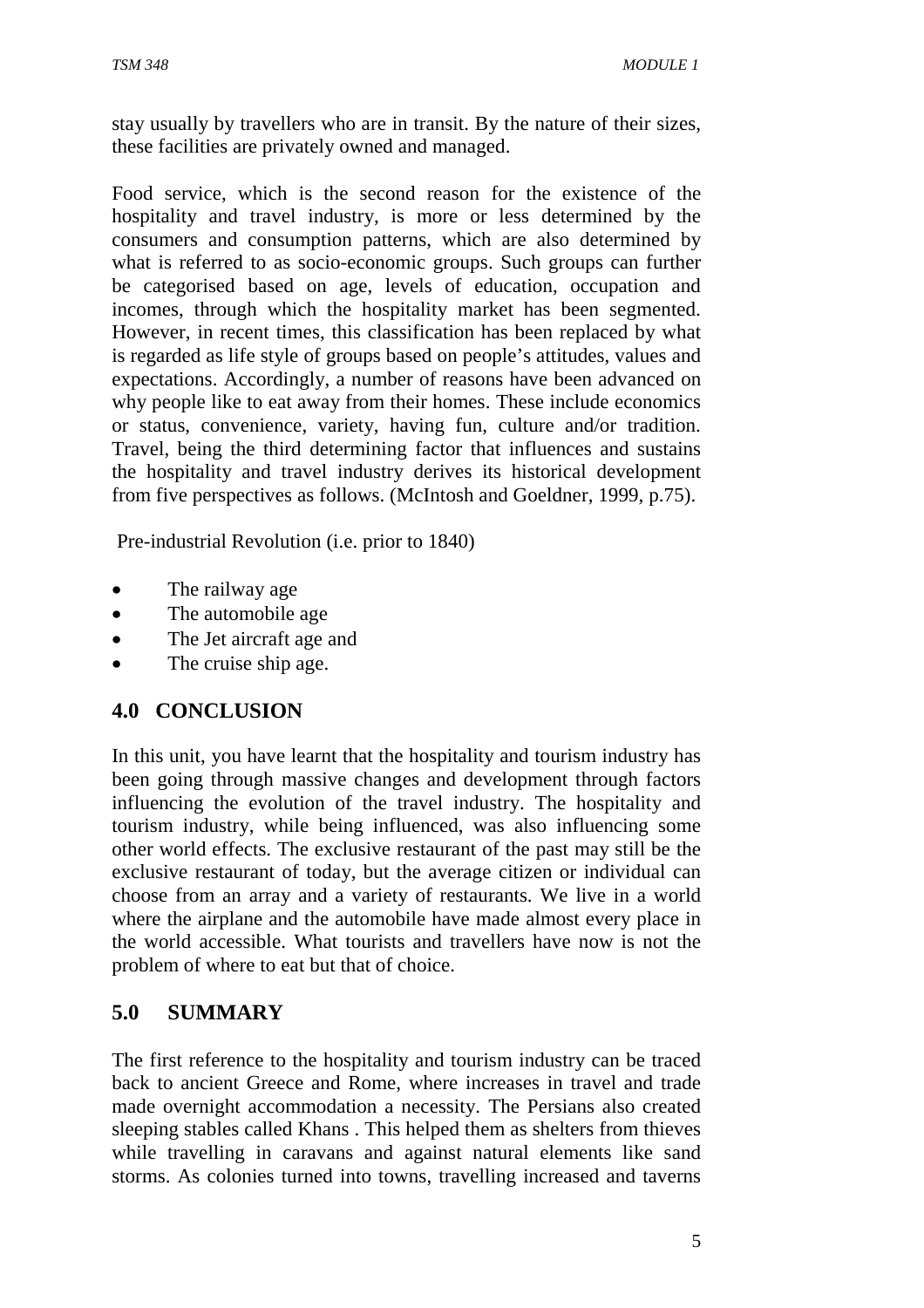stay usually by travellers who are in transit. By the nature of their sizes, these facilities are privately owned and managed.

Food service, which is the second reason for the existence of the hospitality and travel industry, is more or less determined by the consumers and consumption patterns, which are also determined by what is referred to as socio-economic groups. Such groups can further be categorised based on age, levels of education, occupation and incomes, through which the hospitality market has been segmented. However, in recent times, this classification has been replaced by what is regarded as life style of groups based on people's attitudes, values and expectations. Accordingly, a number of reasons have been advanced on why people like to eat away from their homes. These include economics or status, convenience, variety, having fun, culture and/or tradition. Travel, being the third determining factor that influences and sustains the hospitality and travel industry derives its historical development from five perspectives as follows. (McIntosh and Goeldner, 1999, p.75).

Pre-industrial Revolution (i.e. prior to 1840)

- The railway age
- The automobile age
- The Jet aircraft age and
- The cruise ship age.

## 4.0 CONCLUSION

In this unit, you have learnt that the hospitality and tourism industry has been going through massive changes and development through factors influencing the evolution of the travel industry. The hospitality and tourism industry, while being influenced, was also influencing some other world effects. The exclusive restaurant of the past may still be the exclusive restaurant of today, but the average citizen or individual can choose from an array and a variety of restaurants. We live in a world where the airplane and the automobile have made almost every place in the world accessible. What tourists and travellers have now is not the problem of where to eat but that of choice.

## 5.0 SUMMARY

The first reference to the hospitality and tourism industry can be traced back to ancient Greece and Rome, where increases in travel and trade made overnight accommodation a necessity. The Persians also created sleeping stables called Khans . This helped them as shelters from thieves while travelling in caravans and against natural elements like sand storms. As colonies turned into towns, travelling increased and taverns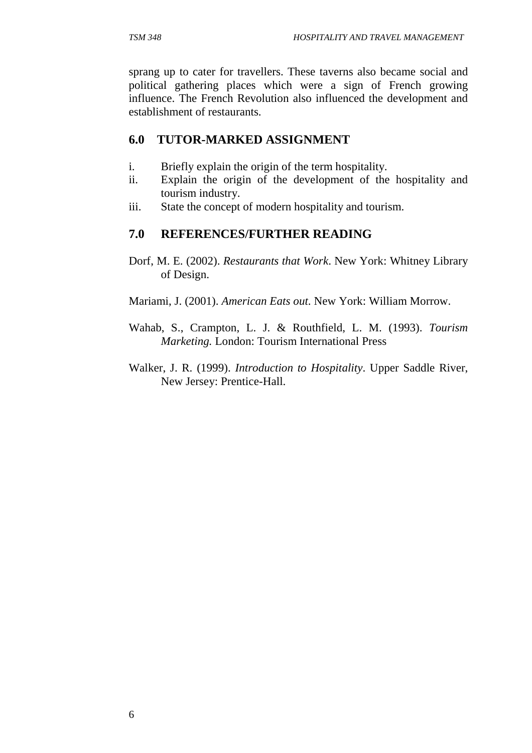sprang up to cater for travellers. These taverns also became social and political gathering places which were a sign of French growing influence. The French Revolution also influenced the development and establishment of restaurants.

## 6.0 TUTOR-MARKED ASSIGNMENT

i. Briefly explain the origin of the term hospitality.
ii. Explain the origin of the development of the hospitality and tourism industry.
iii. State the concept of modern hospitality and tourism.

## 7.0 REFERENCES/FURTHER READING

Dorf, M. E. (2002). *Restaurants that Work*. New York: Whitney Library of Design.

Mariami, J. (2001). *American Eats out*. New York: William Morrow.

Wahab, S., Crampton, L. J. & Routhfield, L. M. (1993). *Tourism Marketing.* London: Tourism International Press

Walker, J. R. (1999). *Introduction to Hospitality*. Upper Saddle River, New Jersey: Prentice-Hall.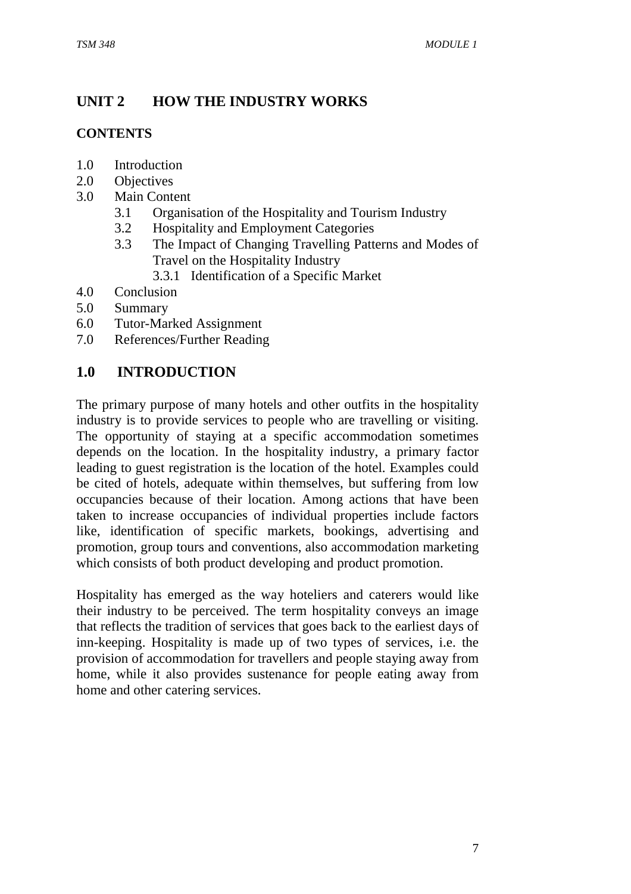# UNIT 2 HOW THE INDUSTRY WORKS

## CONTENTS

1.0 Introduction
2.0 Objectives
3.0 Main Content
   3.1 Organisation of the Hospitality and Tourism Industry
   3.2 Hospitality and Employment Categories
   3.3 The Impact of Changing Travelling Patterns and Modes of Travel on the Hospitality Industry
      3.3.1 Identification of a Specific Market
4.0 Conclusion
5.0 Summary
6.0 Tutor-Marked Assignment
7.0 References/Further Reading

## 1.0 INTRODUCTION

The primary purpose of many hotels and other outfits in the hospitality industry is to provide services to people who are travelling or visiting. The opportunity of staying at a specific accommodation sometimes depends on the location. In the hospitality industry, a primary factor leading to guest registration is the location of the hotel. Examples could be cited of hotels, adequate within themselves, but suffering from low occupancies because of their location. Among actions that have been taken to increase occupancies of individual properties include factors like, identification of specific markets, bookings, advertising and promotion, group tours and conventions, also accommodation marketing which consists of both product developing and product promotion.

Hospitality has emerged as the way hoteliers and caterers would like their industry to be perceived. The term hospitality conveys an image that reflects the tradition of services that goes back to the earliest days of inn-keeping. Hospitality is made up of two types of services, i.e. the provision of accommodation for travellers and people staying away from home, while it also provides sustenance for people eating away from home and other catering services.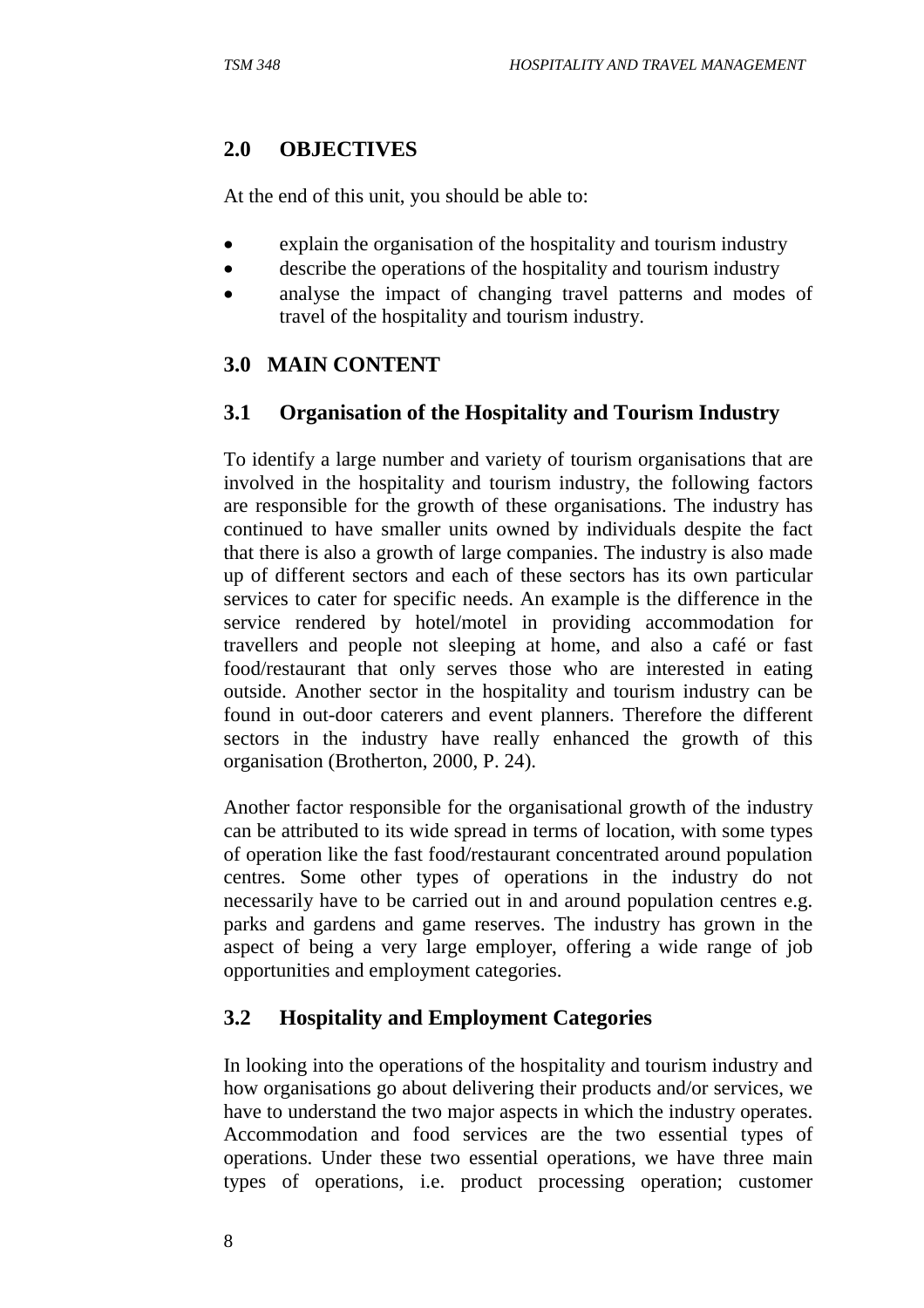## 2.0 OBJECTIVES

At the end of this unit, you should be able to:

- explain the organisation of the hospitality and tourism industry
- describe the operations of the hospitality and tourism industry
- analyse the impact of changing travel patterns and modes of travel of the hospitality and tourism industry.

## 3.0 MAIN CONTENT

### 3.1 Organisation of the Hospitality and Tourism Industry

To identify a large number and variety of tourism organisations that are involved in the hospitality and tourism industry, the following factors are responsible for the growth of these organisations. The industry has continued to have smaller units owned by individuals despite the fact that there is also a growth of large companies. The industry is also made up of different sectors and each of these sectors has its own particular services to cater for specific needs. An example is the difference in the service rendered by hotel/motel in providing accommodation for travellers and people not sleeping at home, and also a café or fast food/restaurant that only serves those who are interested in eating outside. Another sector in the hospitality and tourism industry can be found in out-door caterers and event planners. Therefore the different sectors in the industry have really enhanced the growth of this organisation (Brotherton, 2000, P. 24).

Another factor responsible for the organisational growth of the industry can be attributed to its wide spread in terms of location, with some types of operation like the fast food/restaurant concentrated around population centres. Some other types of operations in the industry do not necessarily have to be carried out in and around population centres e.g. parks and gardens and game reserves. The industry has grown in the aspect of being a very large employer, offering a wide range of job opportunities and employment categories.

### 3.2 Hospitality and Employment Categories

In looking into the operations of the hospitality and tourism industry and how organisations go about delivering their products and/or services, we have to understand the two major aspects in which the industry operates. Accommodation and food services are the two essential types of operations. Under these two essential operations, we have three main types of operations, i.e. product processing operation; customer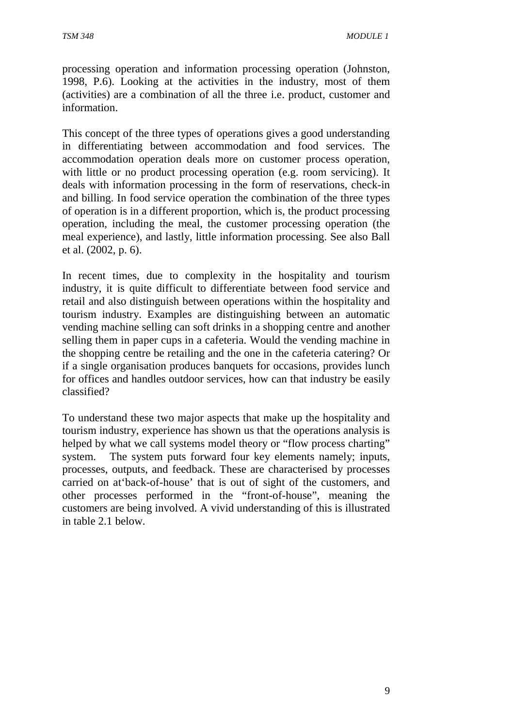processing operation and information processing operation (Johnston, 1998, P.6). Looking at the activities in the industry, most of them (activities) are a combination of all the three i.e. product, customer and information.

This concept of the three types of operations gives a good understanding in differentiating between accommodation and food services. The accommodation operation deals more on customer process operation, with little or no product processing operation (e.g. room servicing). It deals with information processing in the form of reservations, check-in and billing. In food service operation the combination of the three types of operation is in a different proportion, which is, the product processing operation, including the meal, the customer processing operation (the meal experience), and lastly, little information processing. See also Ball et al. (2002, p. 6).

In recent times, due to complexity in the hospitality and tourism industry, it is quite difficult to differentiate between food service and retail and also distinguish between operations within the hospitality and tourism industry. Examples are distinguishing between an automatic vending machine selling can soft drinks in a shopping centre and another selling them in paper cups in a cafeteria. Would the vending machine in the shopping centre be retailing and the one in the cafeteria catering? Or if a single organisation produces banquets for occasions, provides lunch for offices and handles outdoor services, how can that industry be easily classified?

To understand these two major aspects that make up the hospitality and tourism industry, experience has shown us that the operations analysis is helped by what we call systems model theory or "flow process charting" system. The system puts forward four key elements namely; inputs, processes, outputs, and feedback. These are characterised by processes carried on at'back-of-house' that is out of sight of the customers, and other processes performed in the "front-of-house", meaning the customers are being involved. A vivid understanding of this is illustrated in table 2.1 below.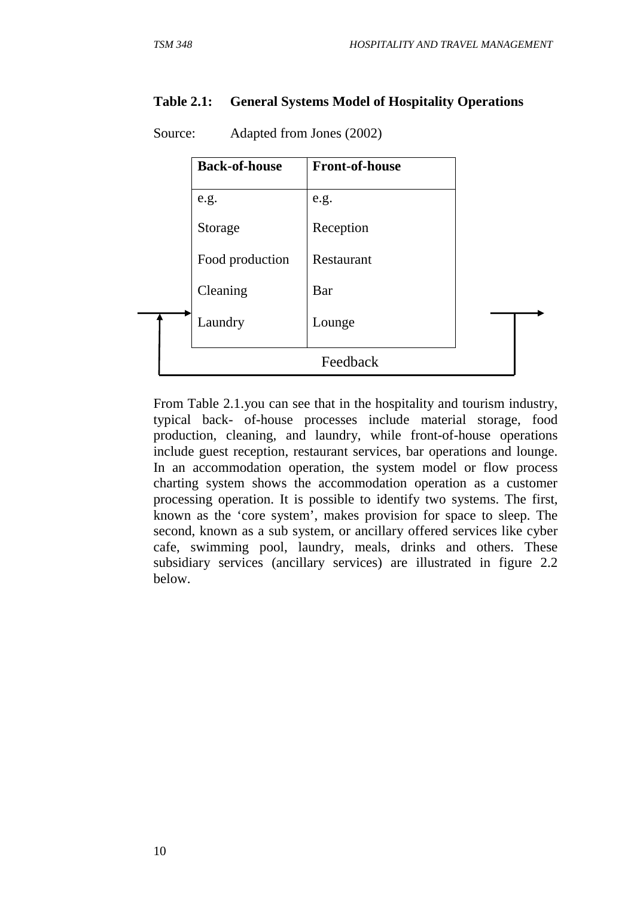**Table 2.1: General Systems Model of Hospitality Operations**

Source: Adapted from Jones (2002)

| Back-of-house | Front-of-house |
|---|---|
| e.g. | e.g. |
| Storage | Reception |
| Food production | Restaurant |
| Cleaning | Bar |
| Laundry | Lounge |

Feedback

From Table 2.1.you can see that in the hospitality and tourism industry, typical back- of-house processes include material storage, food production, cleaning, and laundry, while front-of-house operations include guest reception, restaurant services, bar operations and lounge. In an accommodation operation, the system model or flow process charting system shows the accommodation operation as a customer processing operation. It is possible to identify two systems. The first, known as the 'core system', makes provision for space to sleep. The second, known as a sub system, or ancillary offered services like cyber cafe, swimming pool, laundry, meals, drinks and others. These subsidiary services (ancillary services) are illustrated in figure 2.2 below.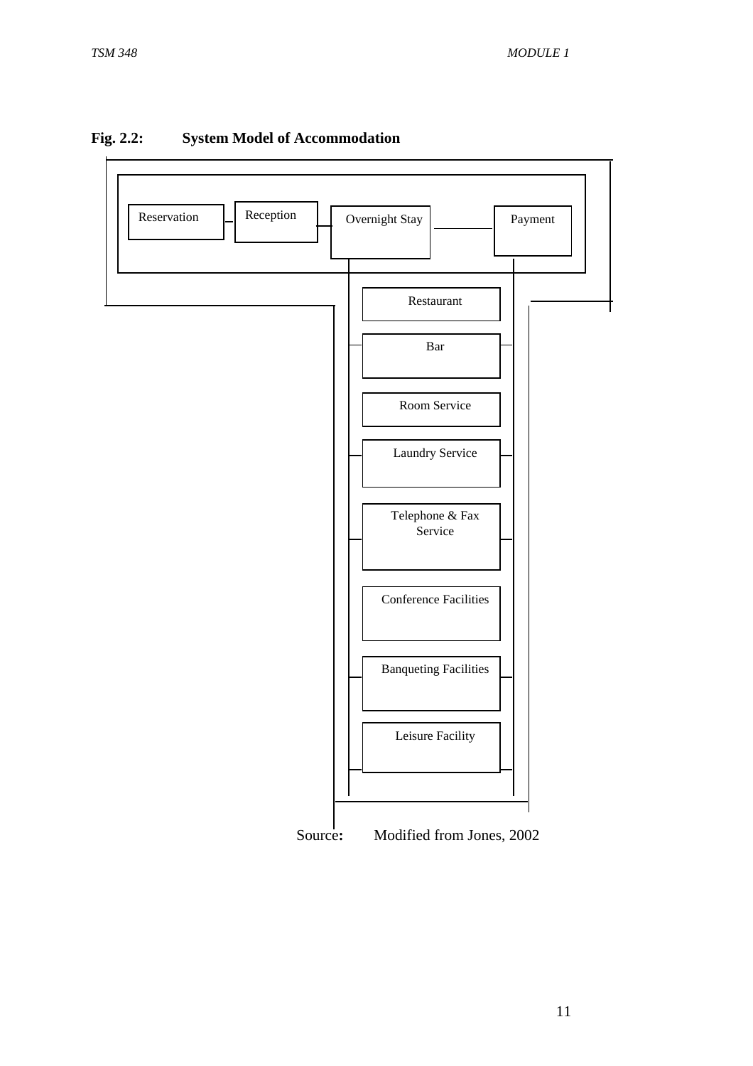**Fig. 2.2: System Model of Accommodation**

Reservation — Reception — Overnight Stay — Payment

- Restaurant
- Bar
- Room Service
- Laundry Service
- Telephone & Fax Service
- Conference Facilities
- Banqueting Facilities
- Leisure Facility

Source: Modified from Jones, 2002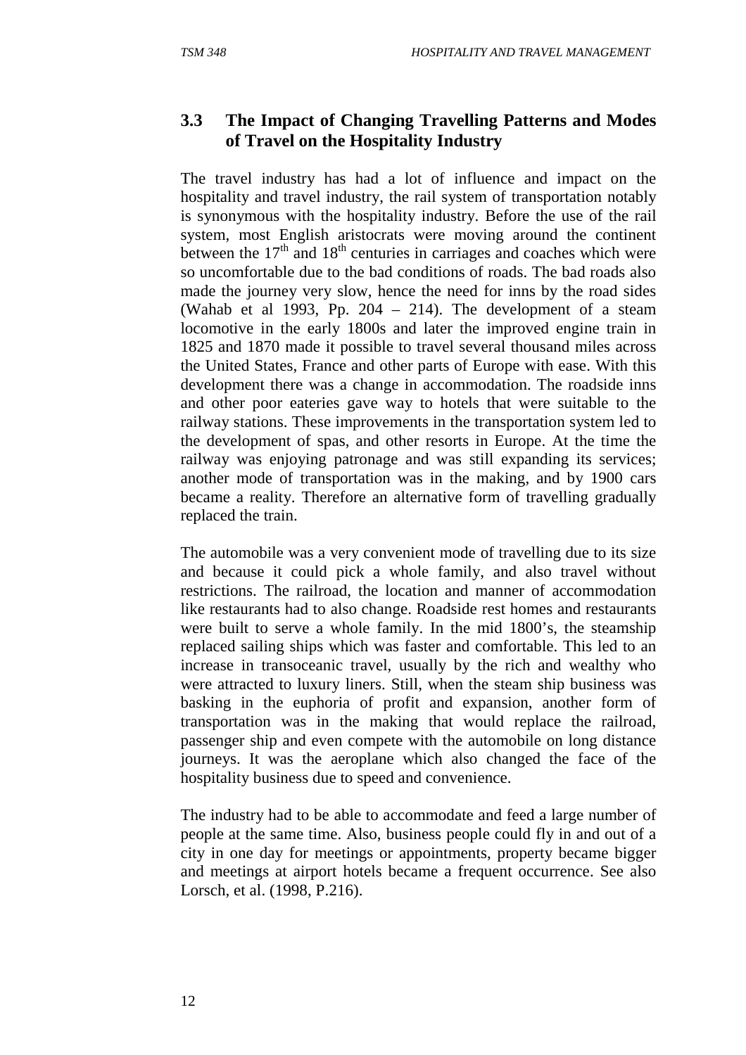## 3.3 The Impact of Changing Travelling Patterns and Modes of Travel on the Hospitality Industry

The travel industry has had a lot of influence and impact on the hospitality and travel industry, the rail system of transportation notably is synonymous with the hospitality industry. Before the use of the rail system, most English aristocrats were moving around the continent between the 17th and 18th centuries in carriages and coaches which were so uncomfortable due to the bad conditions of roads. The bad roads also made the journey very slow, hence the need for inns by the road sides (Wahab et al 1993, Pp. 204 – 214). The development of a steam locomotive in the early 1800s and later the improved engine train in 1825 and 1870 made it possible to travel several thousand miles across the United States, France and other parts of Europe with ease. With this development there was a change in accommodation. The roadside inns and other poor eateries gave way to hotels that were suitable to the railway stations. These improvements in the transportation system led to the development of spas, and other resorts in Europe. At the time the railway was enjoying patronage and was still expanding its services; another mode of transportation was in the making, and by 1900 cars became a reality. Therefore an alternative form of travelling gradually replaced the train.

The automobile was a very convenient mode of travelling due to its size and because it could pick a whole family, and also travel without restrictions. The railroad, the location and manner of accommodation like restaurants had to also change. Roadside rest homes and restaurants were built to serve a whole family. In the mid 1800's, the steamship replaced sailing ships which was faster and comfortable. This led to an increase in transoceanic travel, usually by the rich and wealthy who were attracted to luxury liners. Still, when the steam ship business was basking in the euphoria of profit and expansion, another form of transportation was in the making that would replace the railroad, passenger ship and even compete with the automobile on long distance journeys. It was the aeroplane which also changed the face of the hospitality business due to speed and convenience.

The industry had to be able to accommodate and feed a large number of people at the same time. Also, business people could fly in and out of a city in one day for meetings or appointments, property became bigger and meetings at airport hotels became a frequent occurrence. See also Lorsch, et al. (1998, P.216).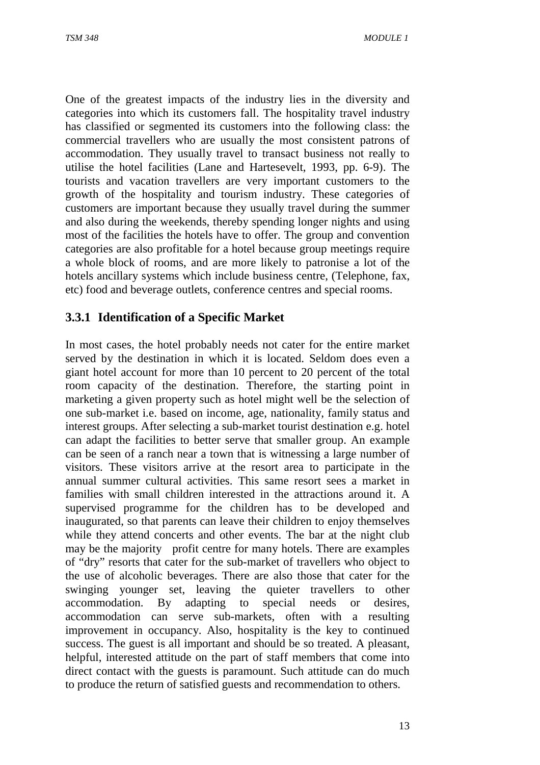One of the greatest impacts of the industry lies in the diversity and categories into which its customers fall. The hospitality travel industry has classified or segmented its customers into the following class: the commercial travellers who are usually the most consistent patrons of accommodation. They usually travel to transact business not really to utilise the hotel facilities (Lane and Hartesevelt, 1993, pp. 6-9). The tourists and vacation travellers are very important customers to the growth of the hospitality and tourism industry. These categories of customers are important because they usually travel during the summer and also during the weekends, thereby spending longer nights and using most of the facilities the hotels have to offer. The group and convention categories are also profitable for a hotel because group meetings require a whole block of rooms, and are more likely to patronise a lot of the hotels ancillary systems which include business centre, (Telephone, fax, etc) food and beverage outlets, conference centres and special rooms.

### 3.3.1 Identification of a Specific Market

In most cases, the hotel probably needs not cater for the entire market served by the destination in which it is located. Seldom does even a giant hotel account for more than 10 percent to 20 percent of the total room capacity of the destination. Therefore, the starting point in marketing a given property such as hotel might well be the selection of one sub-market i.e. based on income, age, nationality, family status and interest groups. After selecting a sub-market tourist destination e.g. hotel can adapt the facilities to better serve that smaller group. An example can be seen of a ranch near a town that is witnessing a large number of visitors. These visitors arrive at the resort area to participate in the annual summer cultural activities. This same resort sees a market in families with small children interested in the attractions around it. A supervised programme for the children has to be developed and inaugurated, so that parents can leave their children to enjoy themselves while they attend concerts and other events. The bar at the night club may be the majority profit centre for many hotels. There are examples of "dry" resorts that cater for the sub-market of travellers who object to the use of alcoholic beverages. There are also those that cater for the swinging younger set, leaving the quieter travellers to other accommodation. By adapting to special needs or desires, accommodation can serve sub-markets, often with a resulting improvement in occupancy. Also, hospitality is the key to continued success. The guest is all important and should be so treated. A pleasant, helpful, interested attitude on the part of staff members that come into direct contact with the guests is paramount. Such attitude can do much to produce the return of satisfied guests and recommendation to others.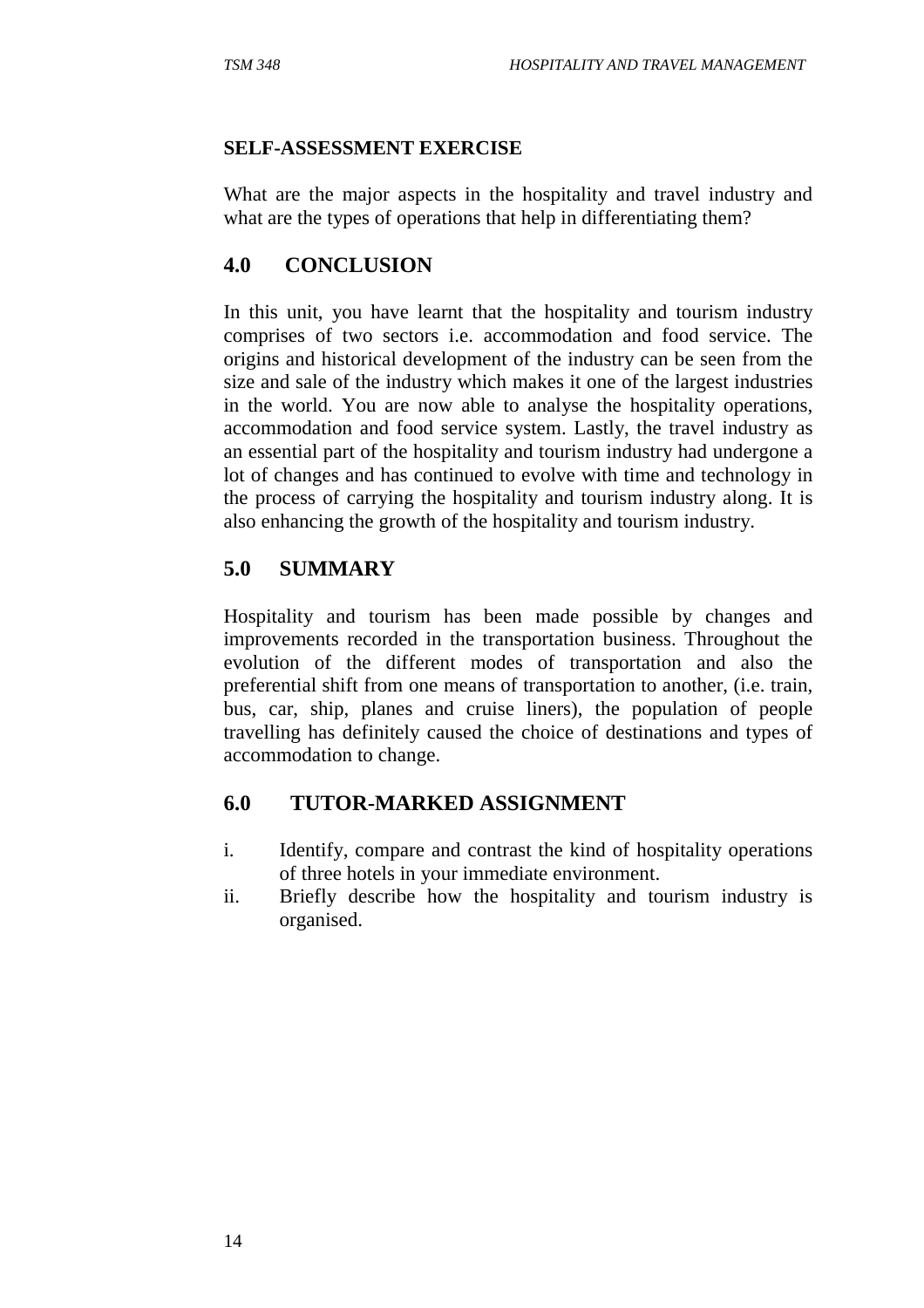**SELF-ASSESSMENT EXERCISE**

What are the major aspects in the hospitality and travel industry and what are the types of operations that help in differentiating them?

## 4.0 CONCLUSION

In this unit, you have learnt that the hospitality and tourism industry comprises of two sectors i.e. accommodation and food service. The origins and historical development of the industry can be seen from the size and sale of the industry which makes it one of the largest industries in the world. You are now able to analyse the hospitality operations, accommodation and food service system. Lastly, the travel industry as an essential part of the hospitality and tourism industry had undergone a lot of changes and has continued to evolve with time and technology in the process of carrying the hospitality and tourism industry along. It is also enhancing the growth of the hospitality and tourism industry.

## 5.0 SUMMARY

Hospitality and tourism has been made possible by changes and improvements recorded in the transportation business. Throughout the evolution of the different modes of transportation and also the preferential shift from one means of transportation to another, (i.e. train, bus, car, ship, planes and cruise liners), the population of people travelling has definitely caused the choice of destinations and types of accommodation to change.

## 6.0 TUTOR-MARKED ASSIGNMENT

i. Identify, compare and contrast the kind of hospitality operations of three hotels in your immediate environment.

ii. Briefly describe how the hospitality and tourism industry is organised.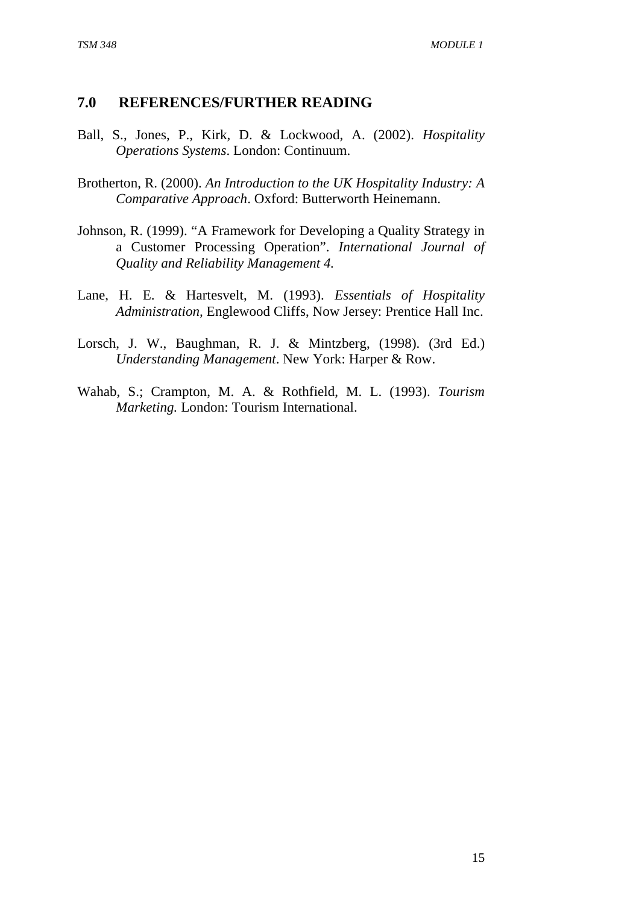## 7.0 REFERENCES/FURTHER READING

Ball, S., Jones, P., Kirk, D. & Lockwood, A. (2002). *Hospitality Operations Systems*. London: Continuum.

Brotherton, R. (2000). *An Introduction to the UK Hospitality Industry: A Comparative Approach*. Oxford: Butterworth Heinemann.

Johnson, R. (1999). "A Framework for Developing a Quality Strategy in a Customer Processing Operation". *International Journal of Quality and Reliability Management 4.*

Lane, H. E. & Hartesvelt, M. (1993). *Essentials of Hospitality Administration*, Englewood Cliffs, Now Jersey: Prentice Hall Inc.

Lorsch, J. W., Baughman, R. J. & Mintzberg, (1998). (3rd Ed.) *Understanding Management*. New York: Harper & Row.

Wahab, S.; Crampton, M. A. & Rothfield, M. L. (1993). *Tourism Marketing.* London: Tourism International.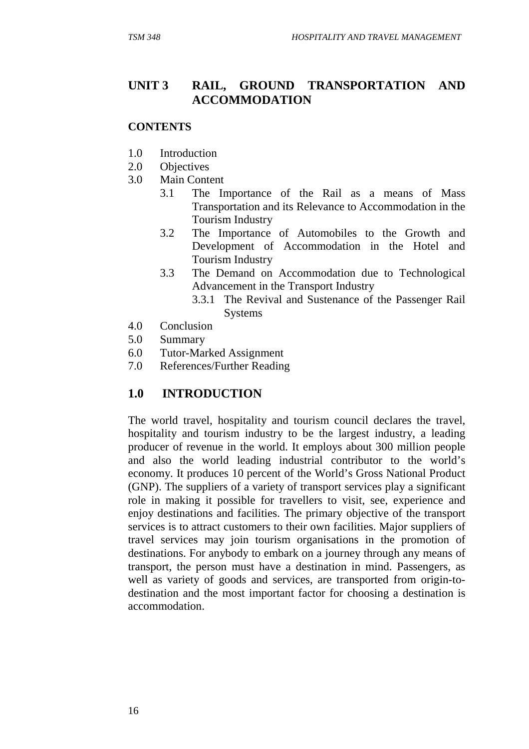## UNIT 3 RAIL, GROUND TRANSPORTATION AND ACCOMMODATION

**CONTENTS**

- 1.0 Introduction
- 2.0 Objectives
- 3.0 Main Content
    - 3.1 The Importance of the Rail as a means of Mass Transportation and its Relevance to Accommodation in the Tourism Industry
    - 3.2 The Importance of Automobiles to the Growth and Development of Accommodation in the Hotel and Tourism Industry
    - 3.3 The Demand on Accommodation due to Technological Advancement in the Transport Industry
        - 3.3.1 The Revival and Sustenance of the Passenger Rail Systems
- 4.0 Conclusion
- 5.0 Summary
- 6.0 Tutor-Marked Assignment
- 7.0 References/Further Reading

## 1.0 INTRODUCTION

The world travel, hospitality and tourism council declares the travel, hospitality and tourism industry to be the largest industry, a leading producer of revenue in the world. It employs about 300 million people and also the world leading industrial contributor to the world's economy. It produces 10 percent of the World's Gross National Product (GNP). The suppliers of a variety of transport services play a significant role in making it possible for travellers to visit, see, experience and enjoy destinations and facilities. The primary objective of the transport services is to attract customers to their own facilities. Major suppliers of travel services may join tourism organisations in the promotion of destinations. For anybody to embark on a journey through any means of transport, the person must have a destination in mind. Passengers, as well as variety of goods and services, are transported from origin-to-destination and the most important factor for choosing a destination is accommodation.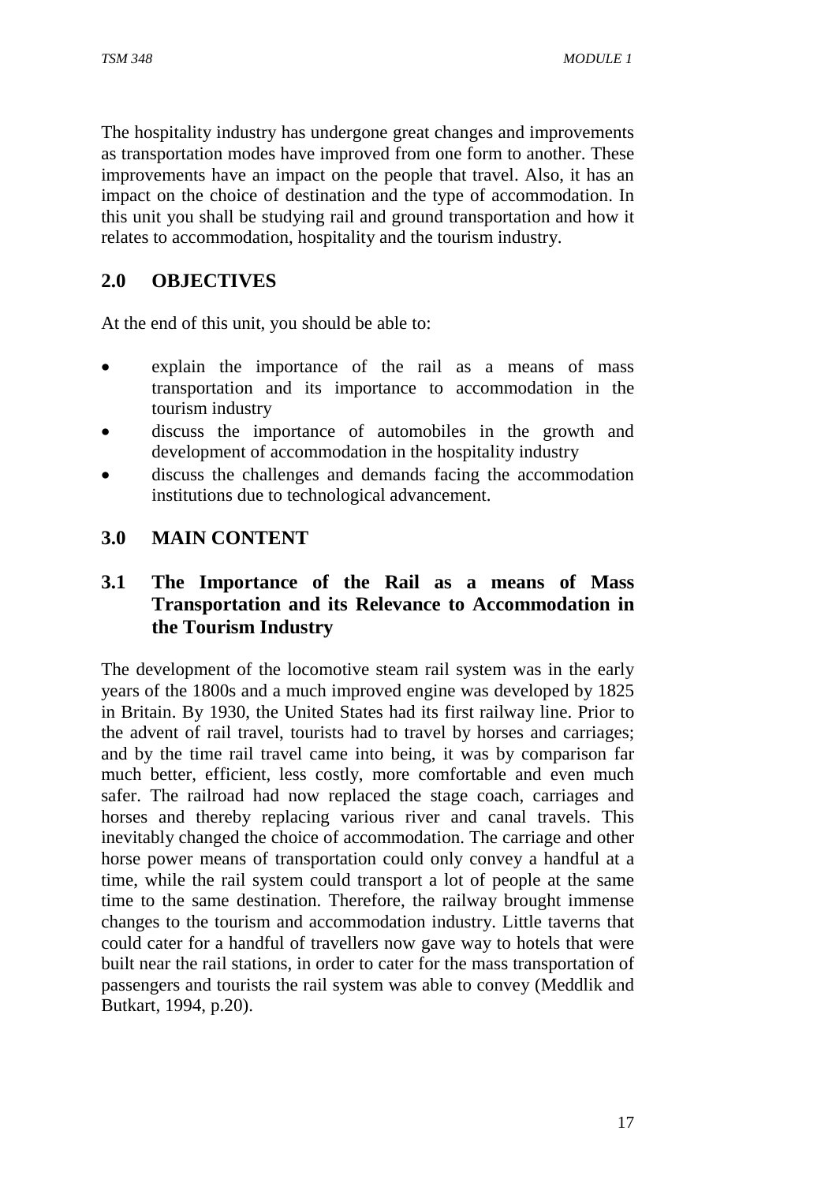The hospitality industry has undergone great changes and improvements as transportation modes have improved from one form to another. These improvements have an impact on the people that travel. Also, it has an impact on the choice of destination and the type of accommodation. In this unit you shall be studying rail and ground transportation and how it relates to accommodation, hospitality and the tourism industry.

## 2.0 OBJECTIVES

At the end of this unit, you should be able to:

- explain the importance of the rail as a means of mass transportation and its importance to accommodation in the tourism industry
- discuss the importance of automobiles in the growth and development of accommodation in the hospitality industry
- discuss the challenges and demands facing the accommodation institutions due to technological advancement.

## 3.0 MAIN CONTENT

### 3.1 The Importance of the Rail as a means of Mass Transportation and its Relevance to Accommodation in the Tourism Industry

The development of the locomotive steam rail system was in the early years of the 1800s and a much improved engine was developed by 1825 in Britain. By 1930, the United States had its first railway line. Prior to the advent of rail travel, tourists had to travel by horses and carriages; and by the time rail travel came into being, it was by comparison far much better, efficient, less costly, more comfortable and even much safer. The railroad had now replaced the stage coach, carriages and horses and thereby replacing various river and canal travels. This inevitably changed the choice of accommodation. The carriage and other horse power means of transportation could only convey a handful at a time, while the rail system could transport a lot of people at the same time to the same destination. Therefore, the railway brought immense changes to the tourism and accommodation industry. Little taverns that could cater for a handful of travellers now gave way to hotels that were built near the rail stations, in order to cater for the mass transportation of passengers and tourists the rail system was able to convey (Meddlik and Butkart, 1994, p.20).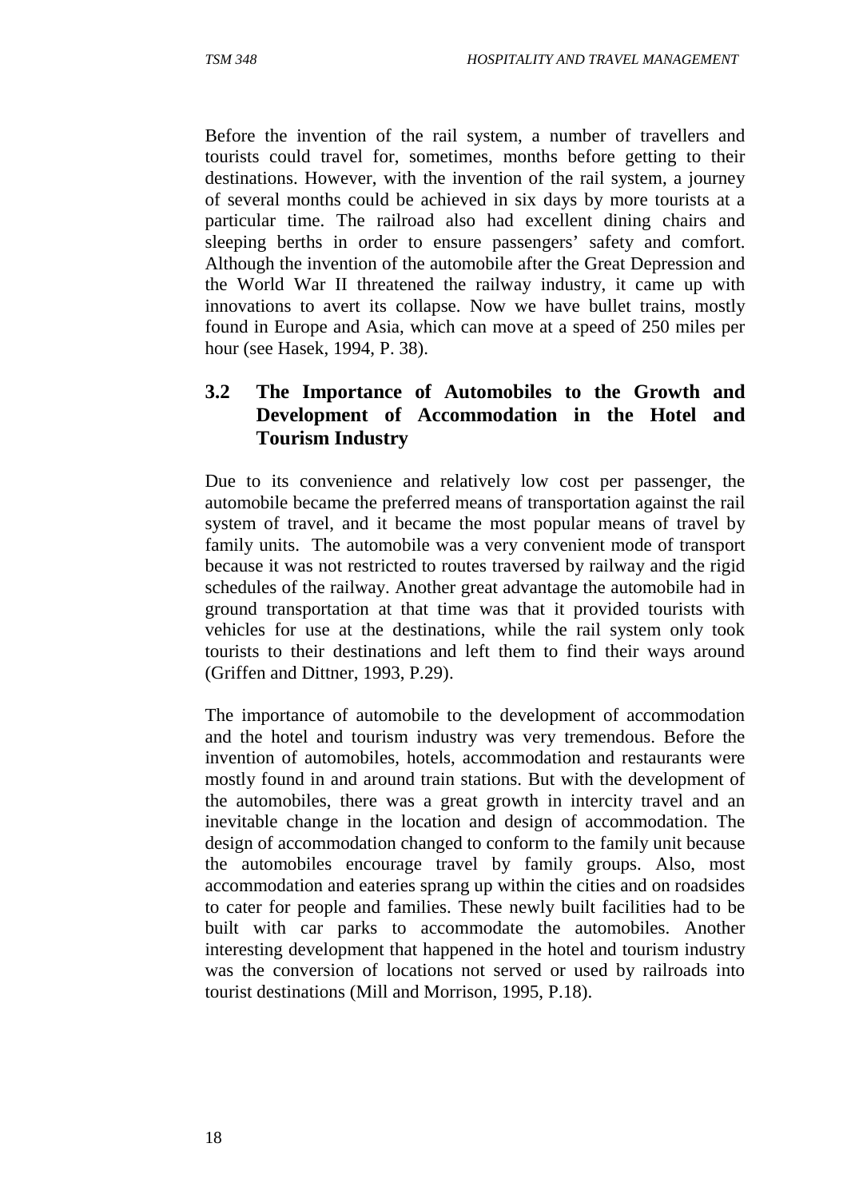Before the invention of the rail system, a number of travellers and tourists could travel for, sometimes, months before getting to their destinations. However, with the invention of the rail system, a journey of several months could be achieved in six days by more tourists at a particular time. The railroad also had excellent dining chairs and sleeping berths in order to ensure passengers' safety and comfort. Although the invention of the automobile after the Great Depression and the World War II threatened the railway industry, it came up with innovations to avert its collapse. Now we have bullet trains, mostly found in Europe and Asia, which can move at a speed of 250 miles per hour (see Hasek, 1994, P. 38).

## 3.2 The Importance of Automobiles to the Growth and Development of Accommodation in the Hotel and Tourism Industry

Due to its convenience and relatively low cost per passenger, the automobile became the preferred means of transportation against the rail system of travel, and it became the most popular means of travel by family units. The automobile was a very convenient mode of transport because it was not restricted to routes traversed by railway and the rigid schedules of the railway. Another great advantage the automobile had in ground transportation at that time was that it provided tourists with vehicles for use at the destinations, while the rail system only took tourists to their destinations and left them to find their ways around (Griffen and Dittner, 1993, P.29).

The importance of automobile to the development of accommodation and the hotel and tourism industry was very tremendous. Before the invention of automobiles, hotels, accommodation and restaurants were mostly found in and around train stations. But with the development of the automobiles, there was a great growth in intercity travel and an inevitable change in the location and design of accommodation. The design of accommodation changed to conform to the family unit because the automobiles encourage travel by family groups. Also, most accommodation and eateries sprang up within the cities and on roadsides to cater for people and families. These newly built facilities had to be built with car parks to accommodate the automobiles. Another interesting development that happened in the hotel and tourism industry was the conversion of locations not served or used by railroads into tourist destinations (Mill and Morrison, 1995, P.18).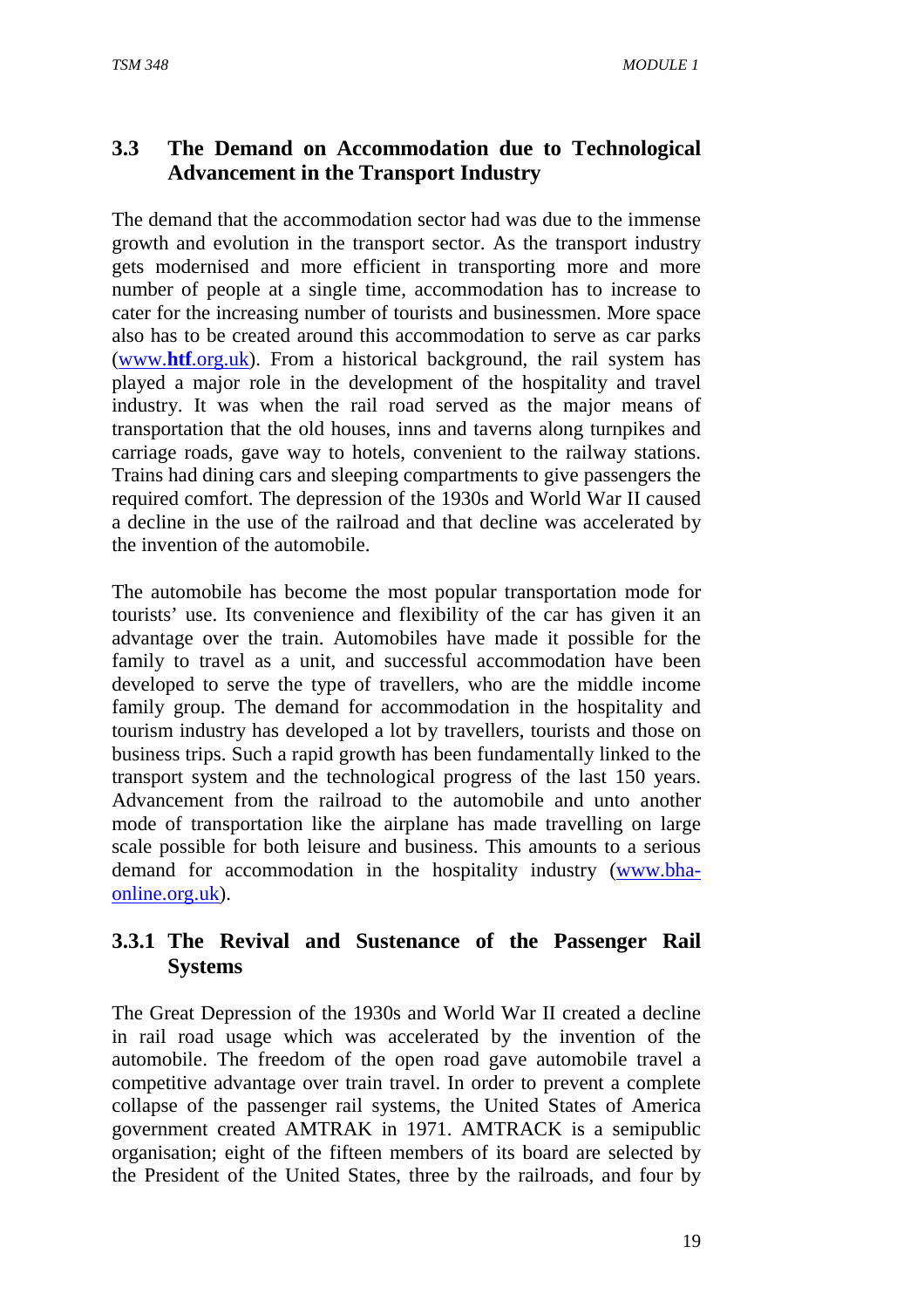## 3.3 The Demand on Accommodation due to Technological Advancement in the Transport Industry

The demand that the accommodation sector had was due to the immense growth and evolution in the transport sector. As the transport industry gets modernised and more efficient in transporting more and more number of people at a single time, accommodation has to increase to cater for the increasing number of tourists and businessmen. More space also has to be created around this accommodation to serve as car parks (www.**htf**.org.uk). From a historical background, the rail system has played a major role in the development of the hospitality and travel industry. It was when the rail road served as the major means of transportation that the old houses, inns and taverns along turnpikes and carriage roads, gave way to hotels, convenient to the railway stations. Trains had dining cars and sleeping compartments to give passengers the required comfort. The depression of the 1930s and World War II caused a decline in the use of the railroad and that decline was accelerated by the invention of the automobile.

The automobile has become the most popular transportation mode for tourists' use. Its convenience and flexibility of the car has given it an advantage over the train. Automobiles have made it possible for the family to travel as a unit, and successful accommodation have been developed to serve the type of travellers, who are the middle income family group. The demand for accommodation in the hospitality and tourism industry has developed a lot by travellers, tourists and those on business trips. Such a rapid growth has been fundamentally linked to the transport system and the technological progress of the last 150 years. Advancement from the railroad to the automobile and unto another mode of transportation like the airplane has made travelling on large scale possible for both leisure and business. This amounts to a serious demand for accommodation in the hospitality industry (www.bha-online.org.uk).

### 3.3.1 The Revival and Sustenance of the Passenger Rail Systems

The Great Depression of the 1930s and World War II created a decline in rail road usage which was accelerated by the invention of the automobile. The freedom of the open road gave automobile travel a competitive advantage over train travel. In order to prevent a complete collapse of the passenger rail systems, the United States of America government created AMTRAK in 1971. AMTRACK is a semipublic organisation; eight of the fifteen members of its board are selected by the President of the United States, three by the railroads, and four by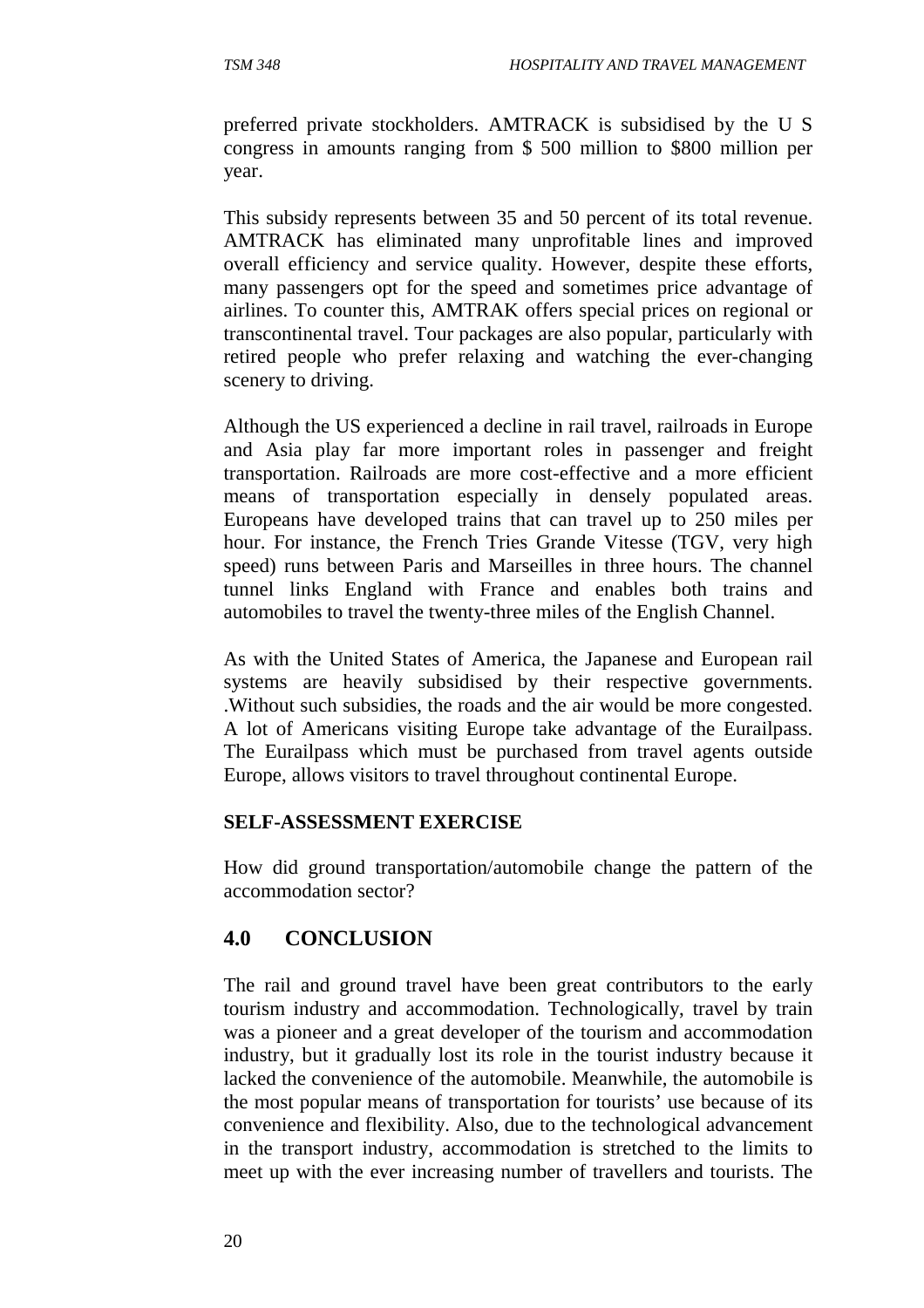preferred private stockholders. AMTRACK is subsidised by the U S congress in amounts ranging from $ 500 million to $800 million per year.

This subsidy represents between 35 and 50 percent of its total revenue. AMTRACK has eliminated many unprofitable lines and improved overall efficiency and service quality. However, despite these efforts, many passengers opt for the speed and sometimes price advantage of airlines. To counter this, AMTRAK offers special prices on regional or transcontinental travel. Tour packages are also popular, particularly with retired people who prefer relaxing and watching the ever-changing scenery to driving.

Although the US experienced a decline in rail travel, railroads in Europe and Asia play far more important roles in passenger and freight transportation. Railroads are more cost-effective and a more efficient means of transportation especially in densely populated areas. Europeans have developed trains that can travel up to 250 miles per hour. For instance, the French Tries Grande Vitesse (TGV, very high speed) runs between Paris and Marseilles in three hours. The channel tunnel links England with France and enables both trains and automobiles to travel the twenty-three miles of the English Channel.

As with the United States of America, the Japanese and European rail systems are heavily subsidised by their respective governments. .Without such subsidies, the roads and the air would be more congested. A lot of Americans visiting Europe take advantage of the Eurailpass. The Eurailpass which must be purchased from travel agents outside Europe, allows visitors to travel throughout continental Europe.

**SELF-ASSESSMENT EXERCISE**

How did ground transportation/automobile change the pattern of the accommodation sector?

## 4.0 CONCLUSION

The rail and ground travel have been great contributors to the early tourism industry and accommodation. Technologically, travel by train was a pioneer and a great developer of the tourism and accommodation industry, but it gradually lost its role in the tourist industry because it lacked the convenience of the automobile. Meanwhile, the automobile is the most popular means of transportation for tourists' use because of its convenience and flexibility. Also, due to the technological advancement in the transport industry, accommodation is stretched to the limits to meet up with the ever increasing number of travellers and tourists. The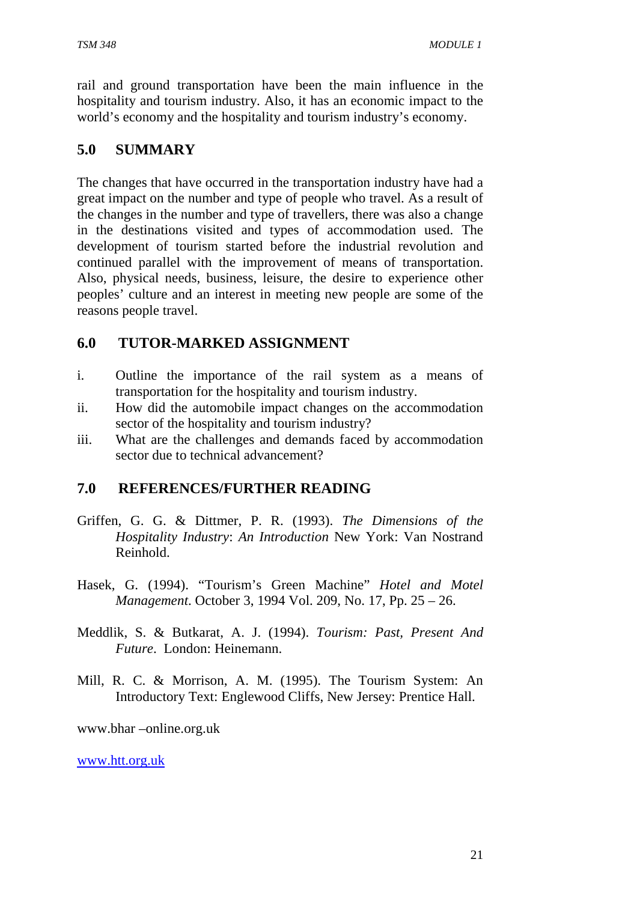rail and ground transportation have been the main influence in the hospitality and tourism industry. Also, it has an economic impact to the world's economy and the hospitality and tourism industry's economy.

## 5.0 SUMMARY

The changes that have occurred in the transportation industry have had a great impact on the number and type of people who travel. As a result of the changes in the number and type of travellers, there was also a change in the destinations visited and types of accommodation used. The development of tourism started before the industrial revolution and continued parallel with the improvement of means of transportation. Also, physical needs, business, leisure, the desire to experience other peoples' culture and an interest in meeting new people are some of the reasons people travel.

## 6.0 TUTOR-MARKED ASSIGNMENT

i. Outline the importance of the rail system as a means of transportation for the hospitality and tourism industry.
ii. How did the automobile impact changes on the accommodation sector of the hospitality and tourism industry?
iii. What are the challenges and demands faced by accommodation sector due to technical advancement?

## 7.0 REFERENCES/FURTHER READING

Griffen, G. G. & Dittmer, P. R. (1993). *The Dimensions of the Hospitality Industry*: *An Introduction* New York: Van Nostrand Reinhold.

Hasek, G. (1994). "Tourism's Green Machine" *Hotel and Motel Management*. October 3, 1994 Vol. 209, No. 17, Pp. 25 – 26.

Meddlik, S. & Butkarat, A. J. (1994). *Tourism: Past, Present And Future*. London: Heinemann.

Mill, R. C. & Morrison, A. M. (1995). The Tourism System: An Introductory Text: Englewood Cliffs, New Jersey: Prentice Hall.

www.bhar –online.org.uk

www.htt.org.uk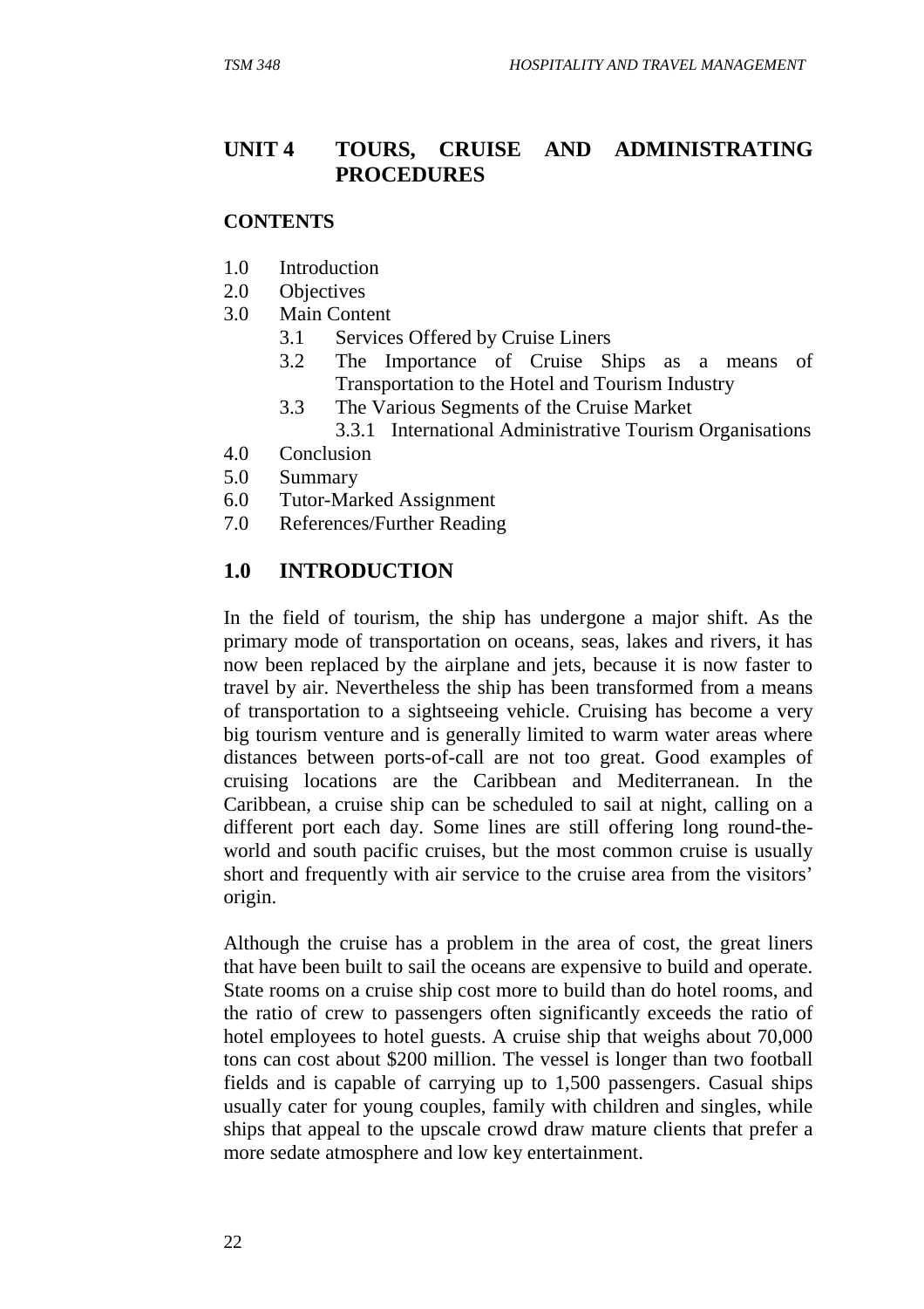## UNIT 4 TOURS, CRUISE AND ADMINISTRATING PROCEDURES

**CONTENTS**

1.0 Introduction
2.0 Objectives
3.0 Main Content
   3.1 Services Offered by Cruise Liners
   3.2 The Importance of Cruise Ships as a means of Transportation to the Hotel and Tourism Industry
   3.3 The Various Segments of the Cruise Market
      3.3.1 International Administrative Tourism Organisations
4.0 Conclusion
5.0 Summary
6.0 Tutor-Marked Assignment
7.0 References/Further Reading

## 1.0 INTRODUCTION

In the field of tourism, the ship has undergone a major shift. As the primary mode of transportation on oceans, seas, lakes and rivers, it has now been replaced by the airplane and jets, because it is now faster to travel by air. Nevertheless the ship has been transformed from a means of transportation to a sightseeing vehicle. Cruising has become a very big tourism venture and is generally limited to warm water areas where distances between ports-of-call are not too great. Good examples of cruising locations are the Caribbean and Mediterranean. In the Caribbean, a cruise ship can be scheduled to sail at night, calling on a different port each day. Some lines are still offering long round-the-world and south pacific cruises, but the most common cruise is usually short and frequently with air service to the cruise area from the visitors' origin.

Although the cruise has a problem in the area of cost, the great liners that have been built to sail the oceans are expensive to build and operate. State rooms on a cruise ship cost more to build than do hotel rooms, and the ratio of crew to passengers often significantly exceeds the ratio of hotel employees to hotel guests. A cruise ship that weighs about 70,000 tons can cost about $200 million. The vessel is longer than two football fields and is capable of carrying up to 1,500 passengers. Casual ships usually cater for young couples, family with children and singles, while ships that appeal to the upscale crowd draw mature clients that prefer a more sedate atmosphere and low key entertainment.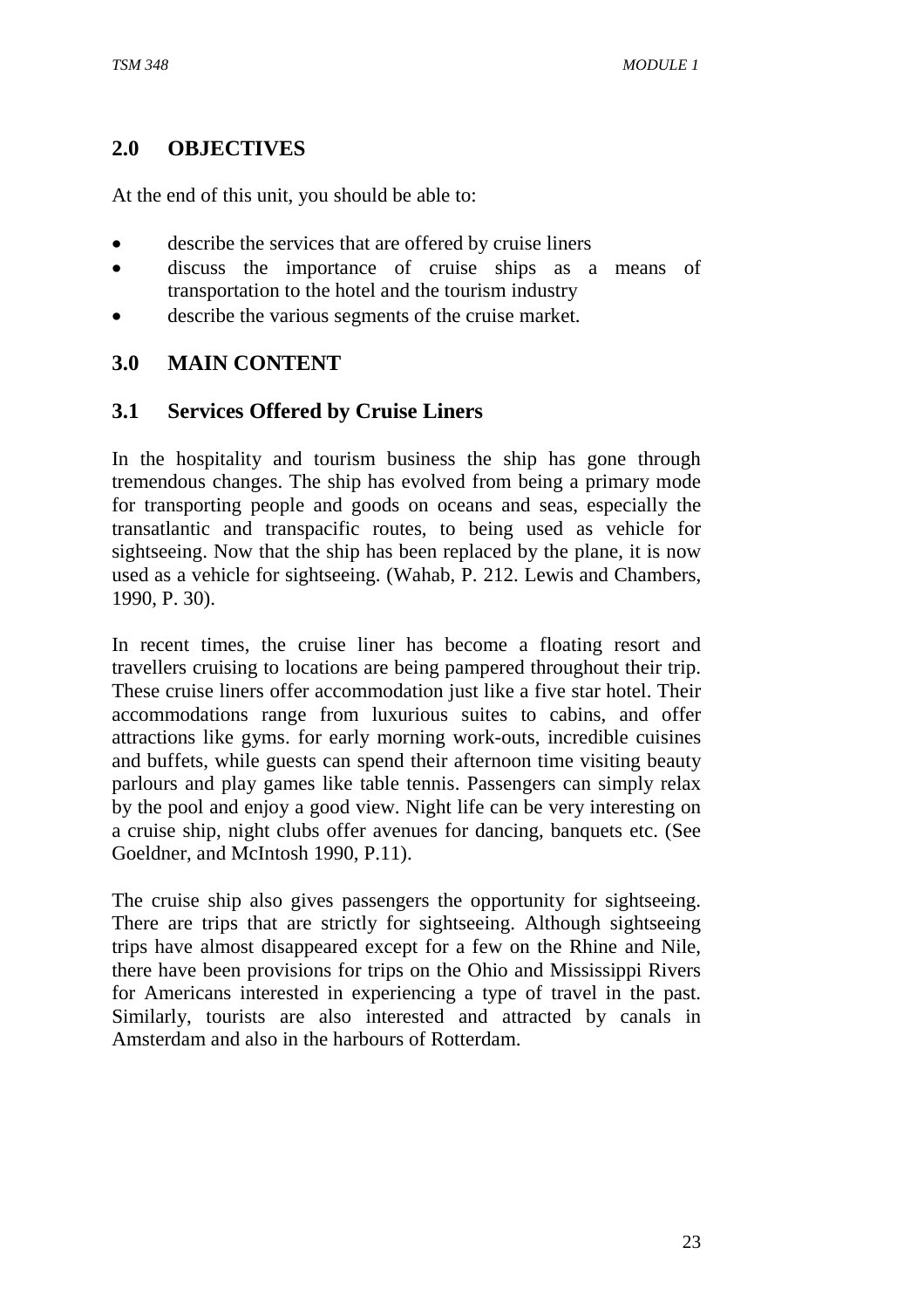## 2.0 OBJECTIVES

At the end of this unit, you should be able to:

- describe the services that are offered by cruise liners
- discuss the importance of cruise ships as a means of transportation to the hotel and the tourism industry
- describe the various segments of the cruise market.

## 3.0 MAIN CONTENT

### 3.1 Services Offered by Cruise Liners

In the hospitality and tourism business the ship has gone through tremendous changes. The ship has evolved from being a primary mode for transporting people and goods on oceans and seas, especially the transatlantic and transpacific routes, to being used as vehicle for sightseeing. Now that the ship has been replaced by the plane, it is now used as a vehicle for sightseeing. (Wahab, P. 212. Lewis and Chambers, 1990, P. 30).

In recent times, the cruise liner has become a floating resort and travellers cruising to locations are being pampered throughout their trip. These cruise liners offer accommodation just like a five star hotel. Their accommodations range from luxurious suites to cabins, and offer attractions like gyms. for early morning work-outs, incredible cuisines and buffets, while guests can spend their afternoon time visiting beauty parlours and play games like table tennis. Passengers can simply relax by the pool and enjoy a good view. Night life can be very interesting on a cruise ship, night clubs offer avenues for dancing, banquets etc. (See Goeldner, and McIntosh 1990, P.11).

The cruise ship also gives passengers the opportunity for sightseeing. There are trips that are strictly for sightseeing. Although sightseeing trips have almost disappeared except for a few on the Rhine and Nile, there have been provisions for trips on the Ohio and Mississippi Rivers for Americans interested in experiencing a type of travel in the past. Similarly, tourists are also interested and attracted by canals in Amsterdam and also in the harbours of Rotterdam.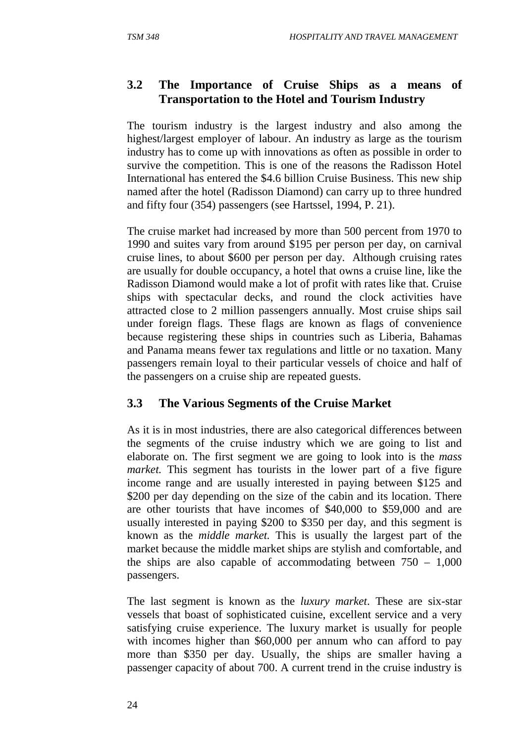## 3.2 The Importance of Cruise Ships as a means of Transportation to the Hotel and Tourism Industry

The tourism industry is the largest industry and also among the highest/largest employer of labour. An industry as large as the tourism industry has to come up with innovations as often as possible in order to survive the competition. This is one of the reasons the Radisson Hotel International has entered the $4.6 billion Cruise Business. This new ship named after the hotel (Radisson Diamond) can carry up to three hundred and fifty four (354) passengers (see Hartssel, 1994, P. 21).

The cruise market had increased by more than 500 percent from 1970 to 1990 and suites vary from around $195 per person per day, on carnival cruise lines, to about $600 per person per day. Although cruising rates are usually for double occupancy, a hotel that owns a cruise line, like the Radisson Diamond would make a lot of profit with rates like that. Cruise ships with spectacular decks, and round the clock activities have attracted close to 2 million passengers annually. Most cruise ships sail under foreign flags. These flags are known as flags of convenience because registering these ships in countries such as Liberia, Bahamas and Panama means fewer tax regulations and little or no taxation. Many passengers remain loyal to their particular vessels of choice and half of the passengers on a cruise ship are repeated guests.

## 3.3 The Various Segments of the Cruise Market

As it is in most industries, there are also categorical differences between the segments of the cruise industry which we are going to list and elaborate on. The first segment we are going to look into is the *mass market.* This segment has tourists in the lower part of a five figure income range and are usually interested in paying between $125 and $200 per day depending on the size of the cabin and its location. There are other tourists that have incomes of $40,000 to $59,000 and are usually interested in paying $200 to $350 per day, and this segment is known as the *middle market.* This is usually the largest part of the market because the middle market ships are stylish and comfortable, and the ships are also capable of accommodating between 750 – 1,000 passengers.

The last segment is known as the *luxury market*. These are six-star vessels that boast of sophisticated cuisine, excellent service and a very satisfying cruise experience. The luxury market is usually for people with incomes higher than $60,000 per annum who can afford to pay more than $350 per day. Usually, the ships are smaller having a passenger capacity of about 700. A current trend in the cruise industry is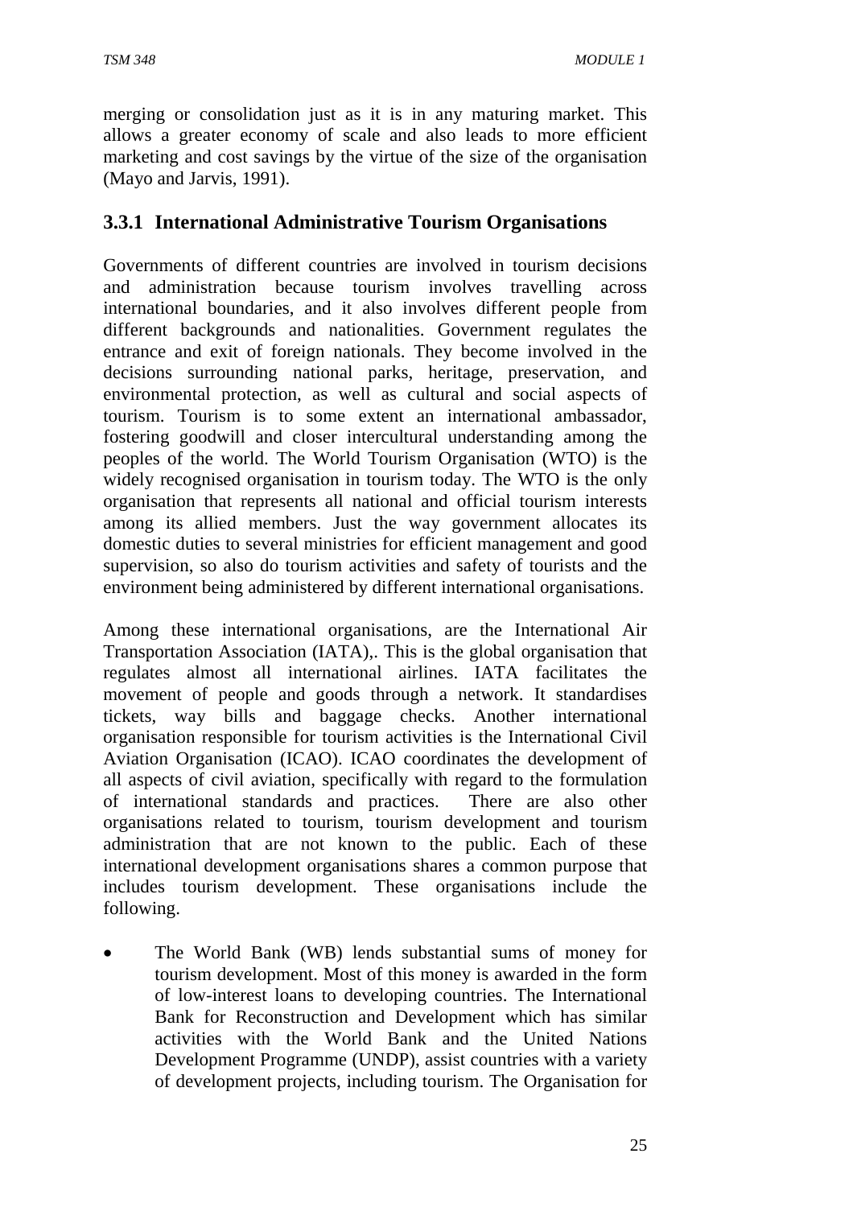merging or consolidation just as it is in any maturing market. This allows a greater economy of scale and also leads to more efficient marketing and cost savings by the virtue of the size of the organisation (Mayo and Jarvis, 1991).

### 3.3.1 International Administrative Tourism Organisations

Governments of different countries are involved in tourism decisions and administration because tourism involves travelling across international boundaries, and it also involves different people from different backgrounds and nationalities. Government regulates the entrance and exit of foreign nationals. They become involved in the decisions surrounding national parks, heritage, preservation, and environmental protection, as well as cultural and social aspects of tourism. Tourism is to some extent an international ambassador, fostering goodwill and closer intercultural understanding among the peoples of the world. The World Tourism Organisation (WTO) is the widely recognised organisation in tourism today. The WTO is the only organisation that represents all national and official tourism interests among its allied members. Just the way government allocates its domestic duties to several ministries for efficient management and good supervision, so also do tourism activities and safety of tourists and the environment being administered by different international organisations.

Among these international organisations, are the International Air Transportation Association (IATA),. This is the global organisation that regulates almost all international airlines. IATA facilitates the movement of people and goods through a network. It standardises tickets, way bills and baggage checks. Another international organisation responsible for tourism activities is the International Civil Aviation Organisation (ICAO). ICAO coordinates the development of all aspects of civil aviation, specifically with regard to the formulation of international standards and practices. There are also other organisations related to tourism, tourism development and tourism administration that are not known to the public. Each of these international development organisations shares a common purpose that includes tourism development. These organisations include the following.

- The World Bank (WB) lends substantial sums of money for tourism development. Most of this money is awarded in the form of low-interest loans to developing countries. The International Bank for Reconstruction and Development which has similar activities with the World Bank and the United Nations Development Programme (UNDP), assist countries with a variety of development projects, including tourism. The Organisation for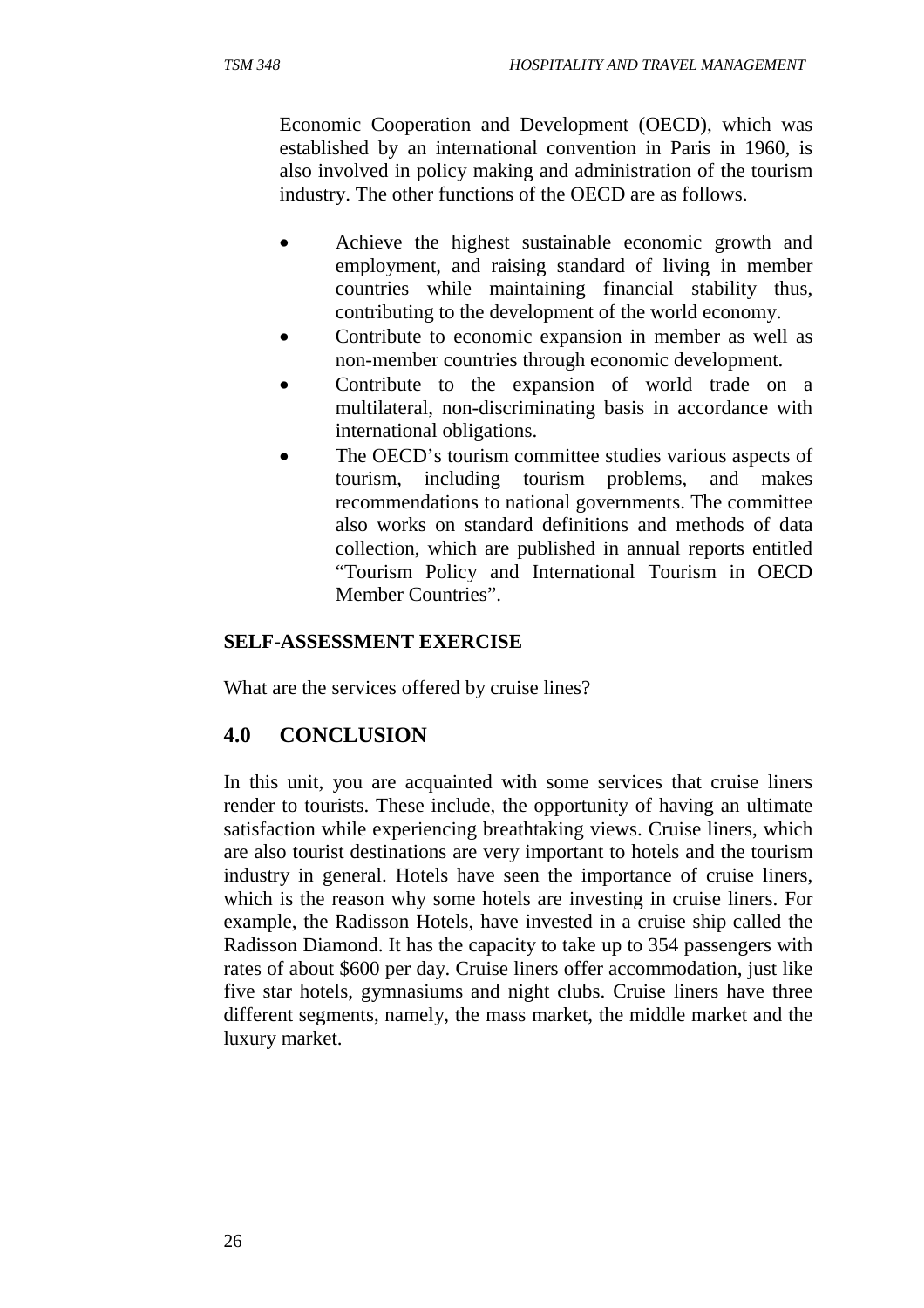Economic Cooperation and Development (OECD), which was established by an international convention in Paris in 1960, is also involved in policy making and administration of the tourism industry. The other functions of the OECD are as follows.

- Achieve the highest sustainable economic growth and employment, and raising standard of living in member countries while maintaining financial stability thus, contributing to the development of the world economy.
- Contribute to economic expansion in member as well as non-member countries through economic development.
- Contribute to the expansion of world trade on a multilateral, non-discriminating basis in accordance with international obligations.
- The OECD's tourism committee studies various aspects of tourism, including tourism problems, and makes recommendations to national governments. The committee also works on standard definitions and methods of data collection, which are published in annual reports entitled "Tourism Policy and International Tourism in OECD Member Countries".

**SELF-ASSESSMENT EXERCISE**

What are the services offered by cruise lines?

## 4.0 CONCLUSION

In this unit, you are acquainted with some services that cruise liners render to tourists. These include, the opportunity of having an ultimate satisfaction while experiencing breathtaking views. Cruise liners, which are also tourist destinations are very important to hotels and the tourism industry in general. Hotels have seen the importance of cruise liners, which is the reason why some hotels are investing in cruise liners. For example, the Radisson Hotels, have invested in a cruise ship called the Radisson Diamond. It has the capacity to take up to 354 passengers with rates of about $600 per day. Cruise liners offer accommodation, just like five star hotels, gymnasiums and night clubs. Cruise liners have three different segments, namely, the mass market, the middle market and the luxury market.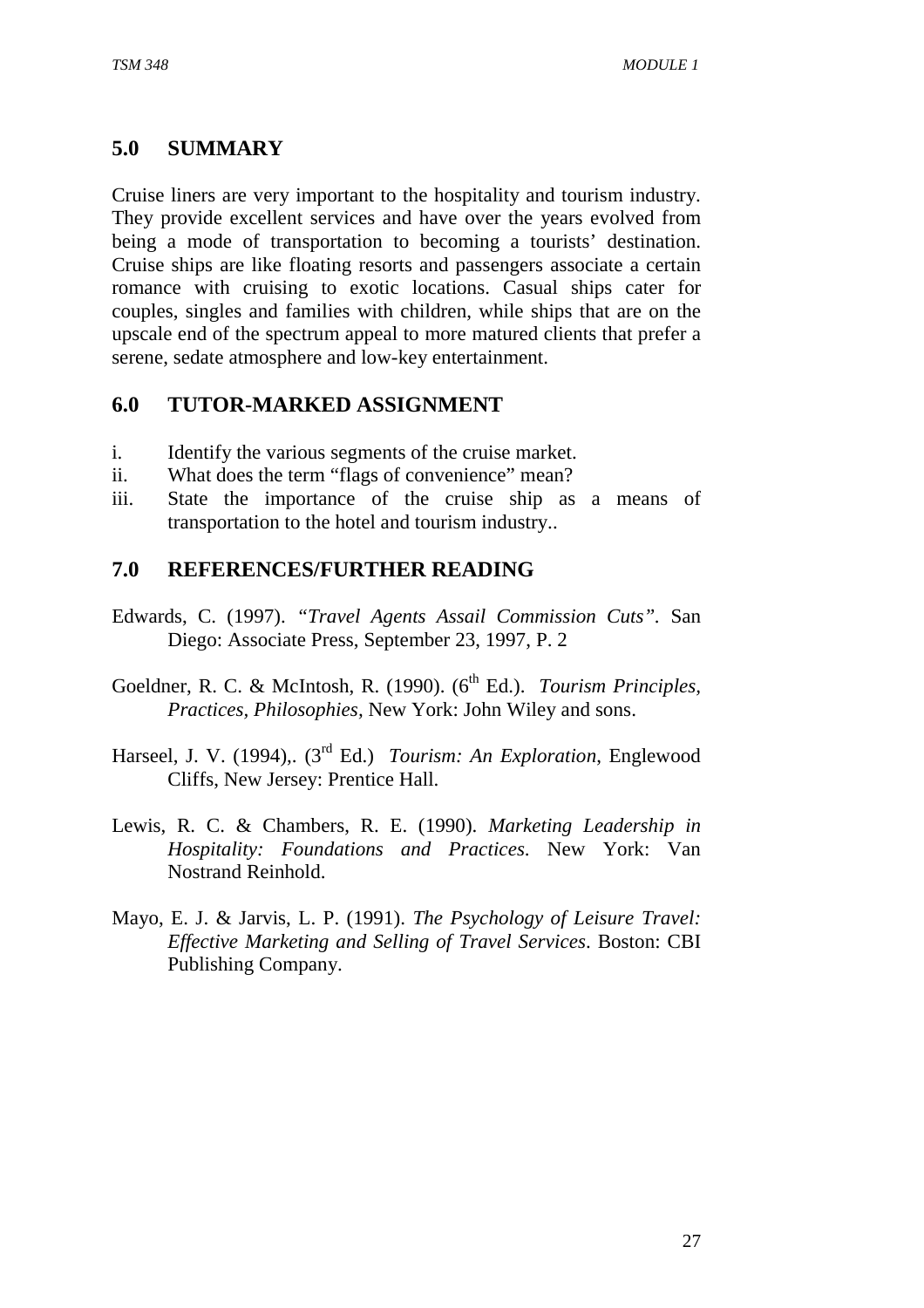## 5.0 SUMMARY

Cruise liners are very important to the hospitality and tourism industry. They provide excellent services and have over the years evolved from being a mode of transportation to becoming a tourists' destination. Cruise ships are like floating resorts and passengers associate a certain romance with cruising to exotic locations. Casual ships cater for couples, singles and families with children, while ships that are on the upscale end of the spectrum appeal to more matured clients that prefer a serene, sedate atmosphere and low-key entertainment.

## 6.0 TUTOR-MARKED ASSIGNMENT

i. Identify the various segments of the cruise market.
ii. What does the term "flags of convenience" mean?
iii. State the importance of the cruise ship as a means of transportation to the hotel and tourism industry..

## 7.0 REFERENCES/FURTHER READING

Edwards, C. (1997). "*Travel Agents Assail Commission Cuts"*. San Diego: Associate Press, September 23, 1997, P. 2

Goeldner, R. C. & McIntosh, R. (1990). (6th Ed.). *Tourism Principles, Practices, Philosophies,* New York: John Wiley and sons.

Harseel, J. V. (1994),. (3rd Ed.) *Tourism: An Exploration*, Englewood Cliffs, New Jersey: Prentice Hall.

Lewis, R. C. & Chambers, R. E. (1990). *Marketing Leadership in Hospitality: Foundations and Practices*. New York: Van Nostrand Reinhold.

Mayo, E. J. & Jarvis, L. P. (1991). *The Psychology of Leisure Travel: Effective Marketing and Selling of Travel Services*. Boston: CBI Publishing Company.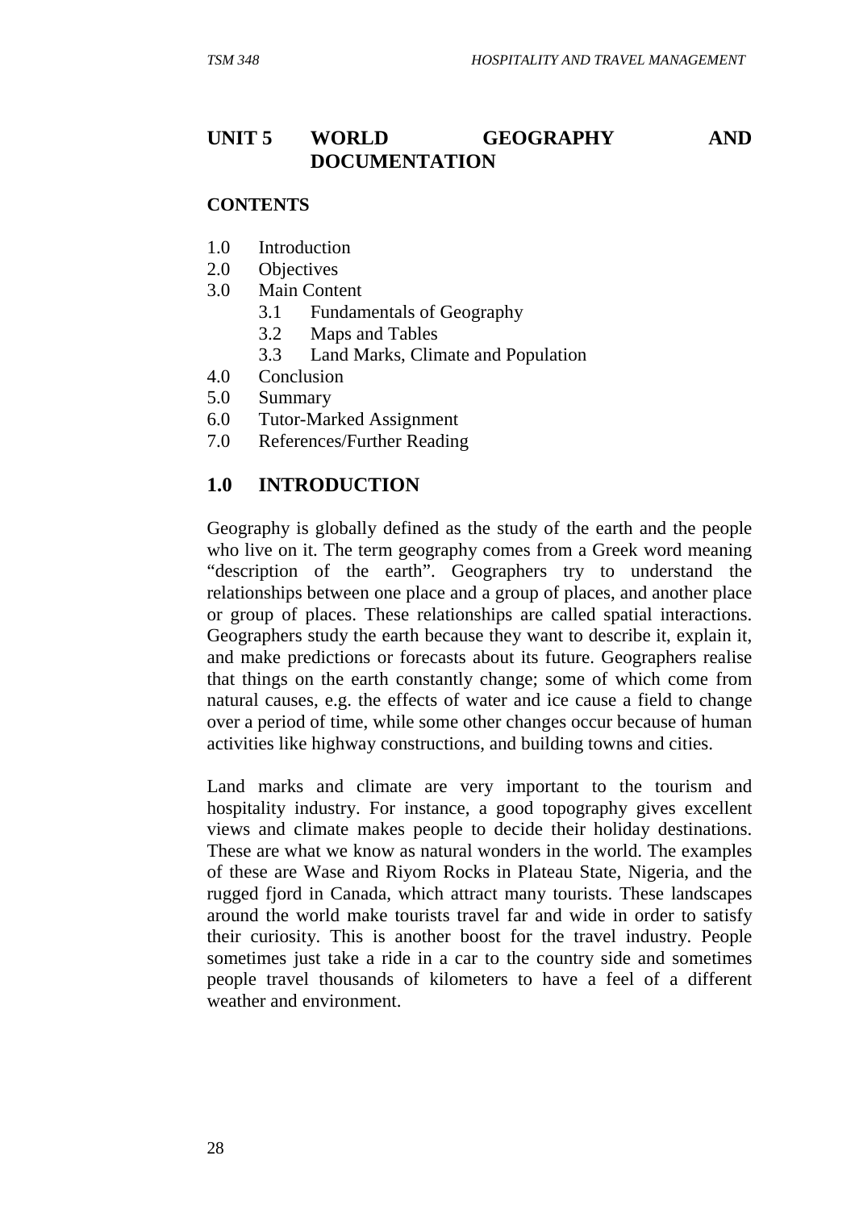# UNIT 5 WORLD GEOGRAPHY AND DOCUMENTATION

**CONTENTS**

1.0 Introduction
2.0 Objectives
3.0 Main Content
  3.1 Fundamentals of Geography
  3.2 Maps and Tables
  3.3 Land Marks, Climate and Population
4.0 Conclusion
5.0 Summary
6.0 Tutor-Marked Assignment
7.0 References/Further Reading

## 1.0 INTRODUCTION

Geography is globally defined as the study of the earth and the people who live on it. The term geography comes from a Greek word meaning "description of the earth". Geographers try to understand the relationships between one place and a group of places, and another place or group of places. These relationships are called spatial interactions. Geographers study the earth because they want to describe it, explain it, and make predictions or forecasts about its future. Geographers realise that things on the earth constantly change; some of which come from natural causes, e.g. the effects of water and ice cause a field to change over a period of time, while some other changes occur because of human activities like highway constructions, and building towns and cities.

Land marks and climate are very important to the tourism and hospitality industry. For instance, a good topography gives excellent views and climate makes people to decide their holiday destinations. These are what we know as natural wonders in the world. The examples of these are Wase and Riyom Rocks in Plateau State, Nigeria, and the rugged fjord in Canada, which attract many tourists. These landscapes around the world make tourists travel far and wide in order to satisfy their curiosity. This is another boost for the travel industry. People sometimes just take a ride in a car to the country side and sometimes people travel thousands of kilometers to have a feel of a different weather and environment.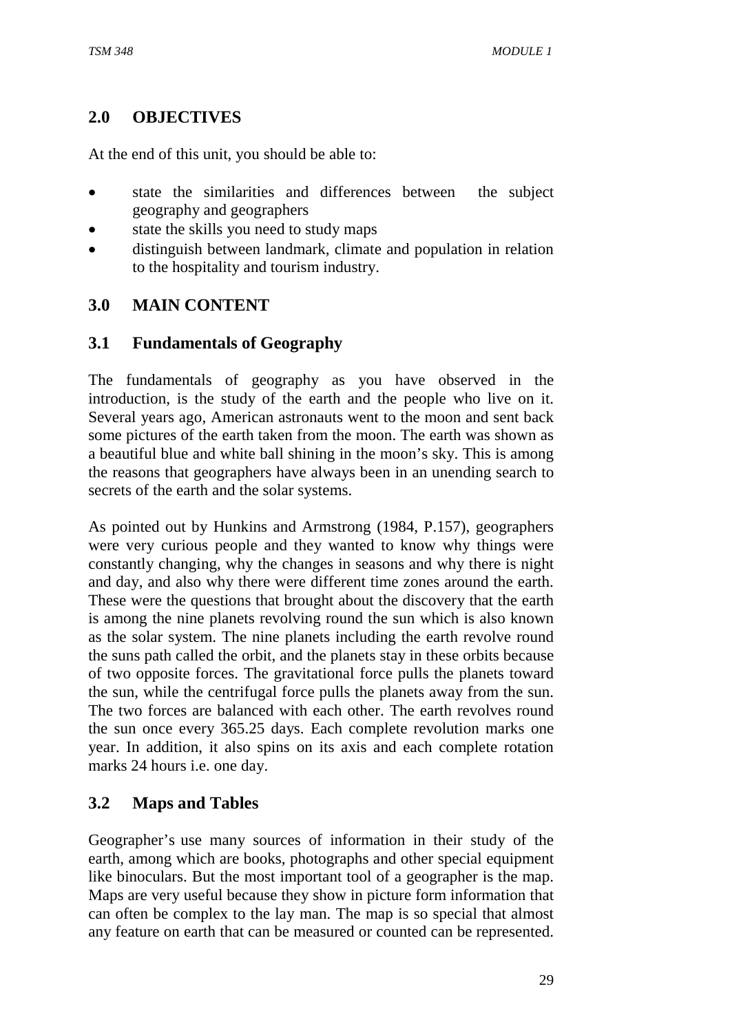## 2.0 OBJECTIVES

At the end of this unit, you should be able to:

- state the similarities and differences between the subject geography and geographers
- state the skills you need to study maps
- distinguish between landmark, climate and population in relation to the hospitality and tourism industry.

## 3.0 MAIN CONTENT

### 3.1 Fundamentals of Geography

The fundamentals of geography as you have observed in the introduction, is the study of the earth and the people who live on it. Several years ago, American astronauts went to the moon and sent back some pictures of the earth taken from the moon. The earth was shown as a beautiful blue and white ball shining in the moon's sky. This is among the reasons that geographers have always been in an unending search to secrets of the earth and the solar systems.

As pointed out by Hunkins and Armstrong (1984, P.157), geographers were very curious people and they wanted to know why things were constantly changing, why the changes in seasons and why there is night and day, and also why there were different time zones around the earth. These were the questions that brought about the discovery that the earth is among the nine planets revolving round the sun which is also known as the solar system. The nine planets including the earth revolve round the suns path called the orbit, and the planets stay in these orbits because of two opposite forces. The gravitational force pulls the planets toward the sun, while the centrifugal force pulls the planets away from the sun. The two forces are balanced with each other. The earth revolves round the sun once every 365.25 days. Each complete revolution marks one year. In addition, it also spins on its axis and each complete rotation marks 24 hours i.e. one day.

### 3.2 Maps and Tables

Geographer's use many sources of information in their study of the earth, among which are books, photographs and other special equipment like binoculars. But the most important tool of a geographer is the map. Maps are very useful because they show in picture form information that can often be complex to the lay man. The map is so special that almost any feature on earth that can be measured or counted can be represented.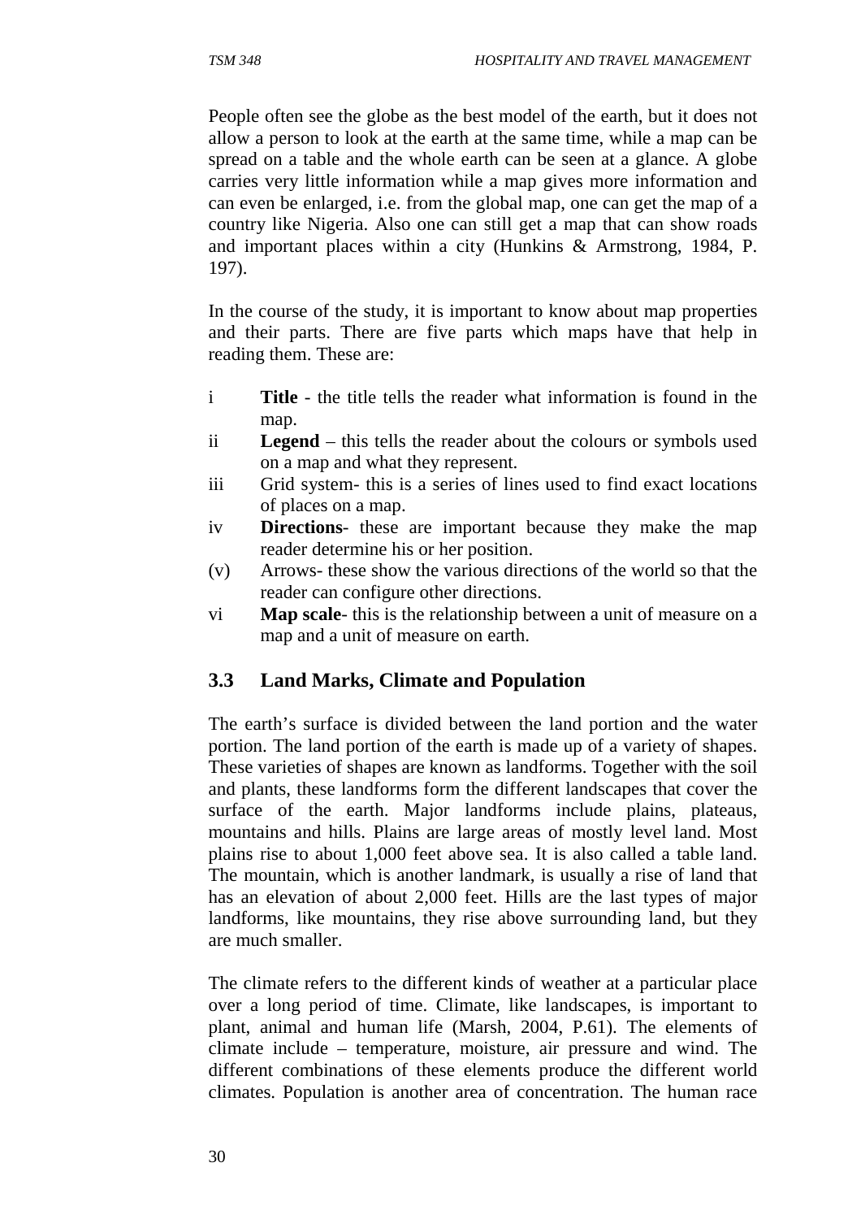People often see the globe as the best model of the earth, but it does not allow a person to look at the earth at the same time, while a map can be spread on a table and the whole earth can be seen at a glance. A globe carries very little information while a map gives more information and can even be enlarged, i.e. from the global map, one can get the map of a country like Nigeria. Also one can still get a map that can show roads and important places within a city (Hunkins & Armstrong, 1984, P. 197).

In the course of the study, it is important to know about map properties and their parts. There are five parts which maps have that help in reading them. These are:

i **Title** - the title tells the reader what information is found in the map.

ii **Legend** – this tells the reader about the colours or symbols used on a map and what they represent.

iii Grid system- this is a series of lines used to find exact locations of places on a map.

iv **Directions**- these are important because they make the map reader determine his or her position.

(v) Arrows- these show the various directions of the world so that the reader can configure other directions.

vi **Map scale**- this is the relationship between a unit of measure on a map and a unit of measure on earth.

## 3.3 Land Marks, Climate and Population

The earth's surface is divided between the land portion and the water portion. The land portion of the earth is made up of a variety of shapes. These varieties of shapes are known as landforms. Together with the soil and plants, these landforms form the different landscapes that cover the surface of the earth. Major landforms include plains, plateaus, mountains and hills. Plains are large areas of mostly level land. Most plains rise to about 1,000 feet above sea. It is also called a table land. The mountain, which is another landmark, is usually a rise of land that has an elevation of about 2,000 feet. Hills are the last types of major landforms, like mountains, they rise above surrounding land, but they are much smaller.

The climate refers to the different kinds of weather at a particular place over a long period of time. Climate, like landscapes, is important to plant, animal and human life (Marsh, 2004, P.61). The elements of climate include – temperature, moisture, air pressure and wind. The different combinations of these elements produce the different world climates. Population is another area of concentration. The human race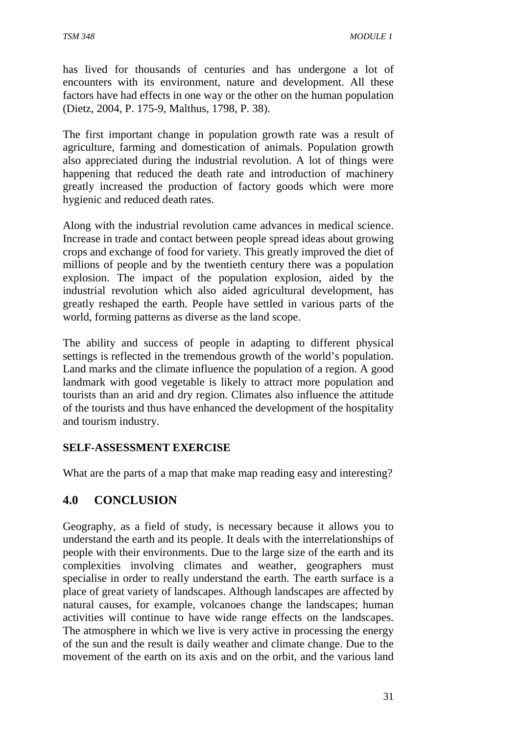has lived for thousands of centuries and has undergone a lot of encounters with its environment, nature and development. All these factors have had effects in one way or the other on the human population (Dietz, 2004, P. 175-9, Malthus, 1798, P. 38).

The first important change in population growth rate was a result of agriculture, farming and domestication of animals. Population growth also appreciated during the industrial revolution. A lot of things were happening that reduced the death rate and introduction of machinery greatly increased the production of factory goods which were more hygienic and reduced death rates.

Along with the industrial revolution came advances in medical science. Increase in trade and contact between people spread ideas about growing crops and exchange of food for variety. This greatly improved the diet of millions of people and by the twentieth century there was a population explosion. The impact of the population explosion, aided by the industrial revolution which also aided agricultural development, has greatly reshaped the earth. People have settled in various parts of the world, forming patterns as diverse as the land scope.

The ability and success of people in adapting to different physical settings is reflected in the tremendous growth of the world's population. Land marks and the climate influence the population of a region. A good landmark with good vegetable is likely to attract more population and tourists than an arid and dry region. Climates also influence the attitude of the tourists and thus have enhanced the development of the hospitality and tourism industry.

**SELF-ASSESSMENT EXERCISE**

What are the parts of a map that make map reading easy and interesting?

## 4.0 CONCLUSION

Geography, as a field of study, is necessary because it allows you to understand the earth and its people. It deals with the interrelationships of people with their environments. Due to the large size of the earth and its complexities involving climates and weather, geographers must specialise in order to really understand the earth. The earth surface is a place of great variety of landscapes. Although landscapes are affected by natural causes, for example, volcanoes change the landscapes; human activities will continue to have wide range effects on the landscapes. The atmosphere in which we live is very active in processing the energy of the sun and the result is daily weather and climate change. Due to the movement of the earth on its axis and on the orbit, and the various land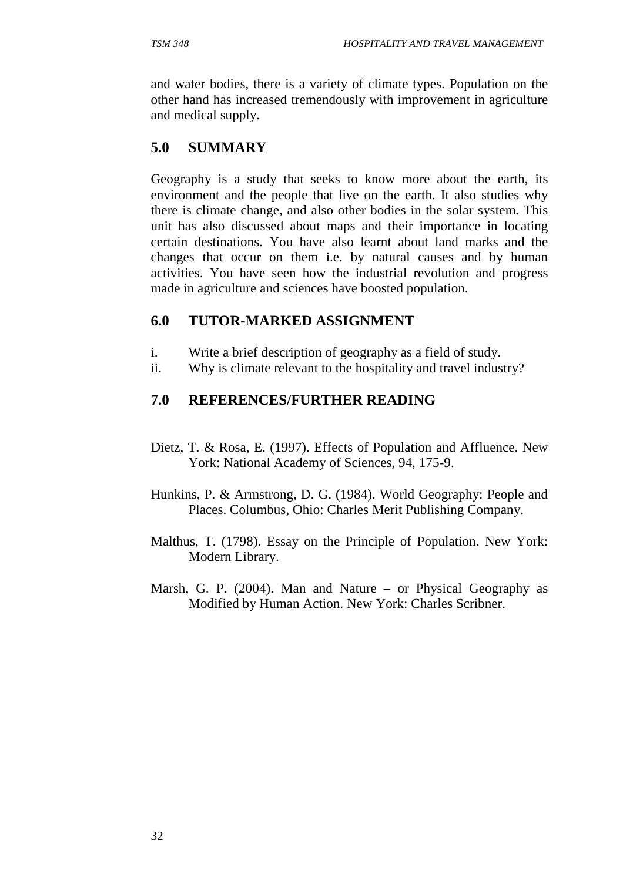and water bodies, there is a variety of climate types. Population on the other hand has increased tremendously with improvement in agriculture and medical supply.

## 5.0 SUMMARY

Geography is a study that seeks to know more about the earth, its environment and the people that live on the earth. It also studies why there is climate change, and also other bodies in the solar system. This unit has also discussed about maps and their importance in locating certain destinations. You have also learnt about land marks and the changes that occur on them i.e. by natural causes and by human activities. You have seen how the industrial revolution and progress made in agriculture and sciences have boosted population.

## 6.0 TUTOR-MARKED ASSIGNMENT

i. Write a brief description of geography as a field of study.
ii. Why is climate relevant to the hospitality and travel industry?

## 7.0 REFERENCES/FURTHER READING

Dietz, T. & Rosa, E. (1997). Effects of Population and Affluence. New York: National Academy of Sciences, 94, 175-9.

Hunkins, P. & Armstrong, D. G. (1984). World Geography: People and Places. Columbus, Ohio: Charles Merit Publishing Company.

Malthus, T. (1798). Essay on the Principle of Population. New York: Modern Library.

Marsh, G. P. (2004). Man and Nature – or Physical Geography as Modified by Human Action. New York: Charles Scribner.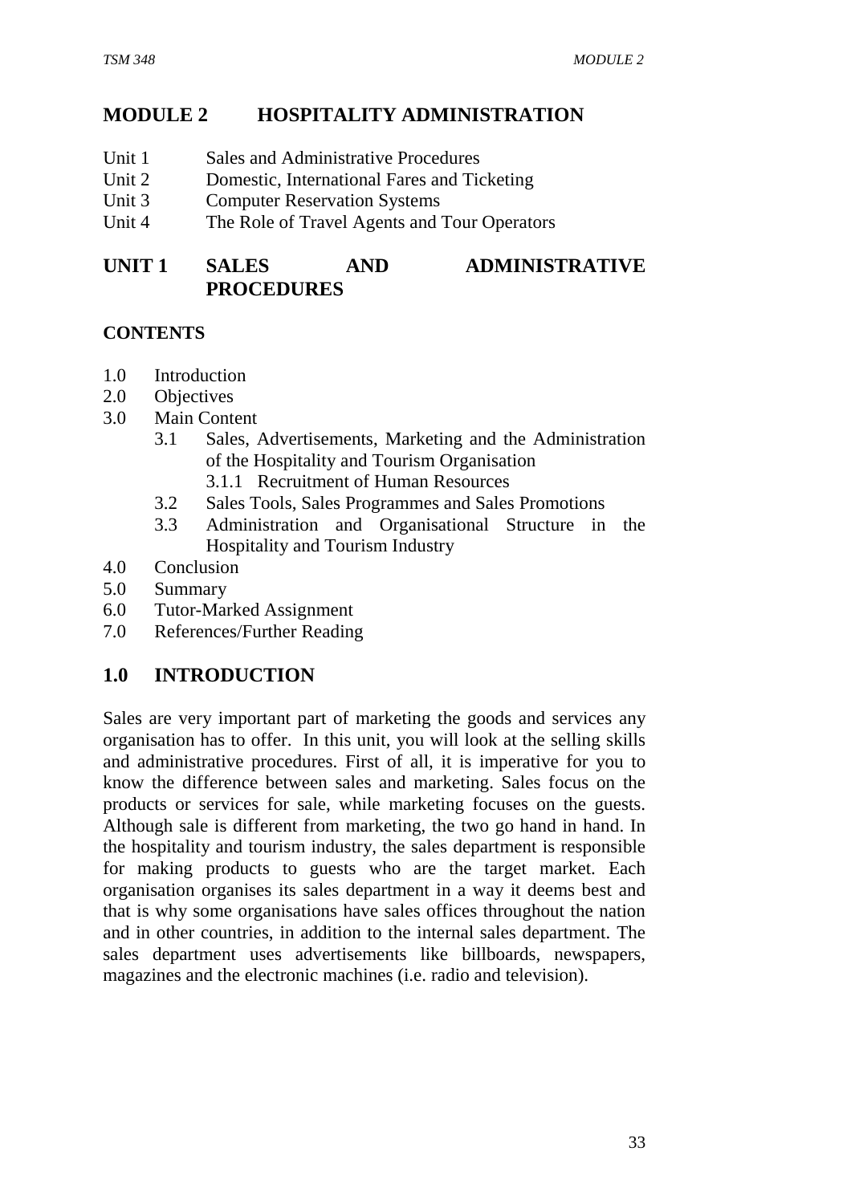# MODULE 2 HOSPITALITY ADMINISTRATION

Unit 1 Sales and Administrative Procedures
Unit 2 Domestic, International Fares and Ticketing
Unit 3 Computer Reservation Systems
Unit 4 The Role of Travel Agents and Tour Operators

## UNIT 1 SALES AND ADMINISTRATIVE PROCEDURES

### CONTENTS

- 1.0 Introduction
- 2.0 Objectives
- 3.0 Main Content
  - 3.1 Sales, Advertisements, Marketing and the Administration of the Hospitality and Tourism Organisation
    - 3.1.1 Recruitment of Human Resources
  - 3.2 Sales Tools, Sales Programmes and Sales Promotions
  - 3.3 Administration and Organisational Structure in the Hospitality and Tourism Industry
- 4.0 Conclusion
- 5.0 Summary
- 6.0 Tutor-Marked Assignment
- 7.0 References/Further Reading

## 1.0 INTRODUCTION

Sales are very important part of marketing the goods and services any organisation has to offer. In this unit, you will look at the selling skills and administrative procedures. First of all, it is imperative for you to know the difference between sales and marketing. Sales focus on the products or services for sale, while marketing focuses on the guests. Although sale is different from marketing, the two go hand in hand. In the hospitality and tourism industry, the sales department is responsible for making products to guests who are the target market. Each organisation organises its sales department in a way it deems best and that is why some organisations have sales offices throughout the nation and in other countries, in addition to the internal sales department. The sales department uses advertisements like billboards, newspapers, magazines and the electronic machines (i.e. radio and television).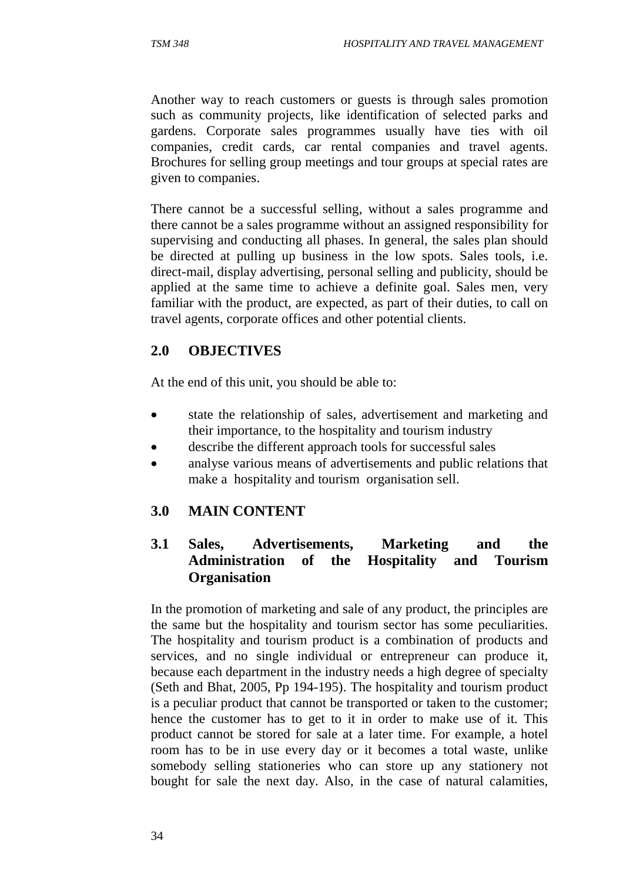Another way to reach customers or guests is through sales promotion such as community projects, like identification of selected parks and gardens. Corporate sales programmes usually have ties with oil companies, credit cards, car rental companies and travel agents. Brochures for selling group meetings and tour groups at special rates are given to companies.

There cannot be a successful selling, without a sales programme and there cannot be a sales programme without an assigned responsibility for supervising and conducting all phases. In general, the sales plan should be directed at pulling up business in the low spots. Sales tools, i.e. direct-mail, display advertising, personal selling and publicity, should be applied at the same time to achieve a definite goal. Sales men, very familiar with the product, are expected, as part of their duties, to call on travel agents, corporate offices and other potential clients.

## 2.0 OBJECTIVES

At the end of this unit, you should be able to:

- state the relationship of sales, advertisement and marketing and their importance, to the hospitality and tourism industry
- describe the different approach tools for successful sales
- analyse various means of advertisements and public relations that make a hospitality and tourism organisation sell.

## 3.0 MAIN CONTENT

### 3.1 Sales, Advertisements, Marketing and the Administration of the Hospitality and Tourism Organisation

In the promotion of marketing and sale of any product, the principles are the same but the hospitality and tourism sector has some peculiarities. The hospitality and tourism product is a combination of products and services, and no single individual or entrepreneur can produce it, because each department in the industry needs a high degree of specialty (Seth and Bhat, 2005, Pp 194-195). The hospitality and tourism product is a peculiar product that cannot be transported or taken to the customer; hence the customer has to get to it in order to make use of it. This product cannot be stored for sale at a later time. For example, a hotel room has to be in use every day or it becomes a total waste, unlike somebody selling stationeries who can store up any stationery not bought for sale the next day. Also, in the case of natural calamities,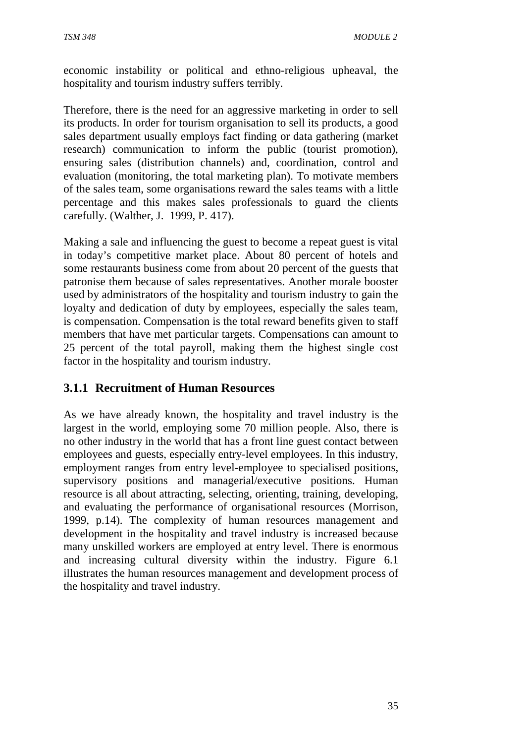economic instability or political and ethno-religious upheaval, the hospitality and tourism industry suffers terribly.

Therefore, there is the need for an aggressive marketing in order to sell its products. In order for tourism organisation to sell its products, a good sales department usually employs fact finding or data gathering (market research) communication to inform the public (tourist promotion), ensuring sales (distribution channels) and, coordination, control and evaluation (monitoring, the total marketing plan). To motivate members of the sales team, some organisations reward the sales teams with a little percentage and this makes sales professionals to guard the clients carefully. (Walther, J. 1999, P. 417).

Making a sale and influencing the guest to become a repeat guest is vital in today's competitive market place. About 80 percent of hotels and some restaurants business come from about 20 percent of the guests that patronise them because of sales representatives. Another morale booster used by administrators of the hospitality and tourism industry to gain the loyalty and dedication of duty by employees, especially the sales team, is compensation. Compensation is the total reward benefits given to staff members that have met particular targets. Compensations can amount to 25 percent of the total payroll, making them the highest single cost factor in the hospitality and tourism industry.

### 3.1.1 Recruitment of Human Resources

As we have already known, the hospitality and travel industry is the largest in the world, employing some 70 million people. Also, there is no other industry in the world that has a front line guest contact between employees and guests, especially entry-level employees. In this industry, employment ranges from entry level-employee to specialised positions, supervisory positions and managerial/executive positions. Human resource is all about attracting, selecting, orienting, training, developing, and evaluating the performance of organisational resources (Morrison, 1999, p.14). The complexity of human resources management and development in the hospitality and travel industry is increased because many unskilled workers are employed at entry level. There is enormous and increasing cultural diversity within the industry. Figure 6.1 illustrates the human resources management and development process of the hospitality and travel industry.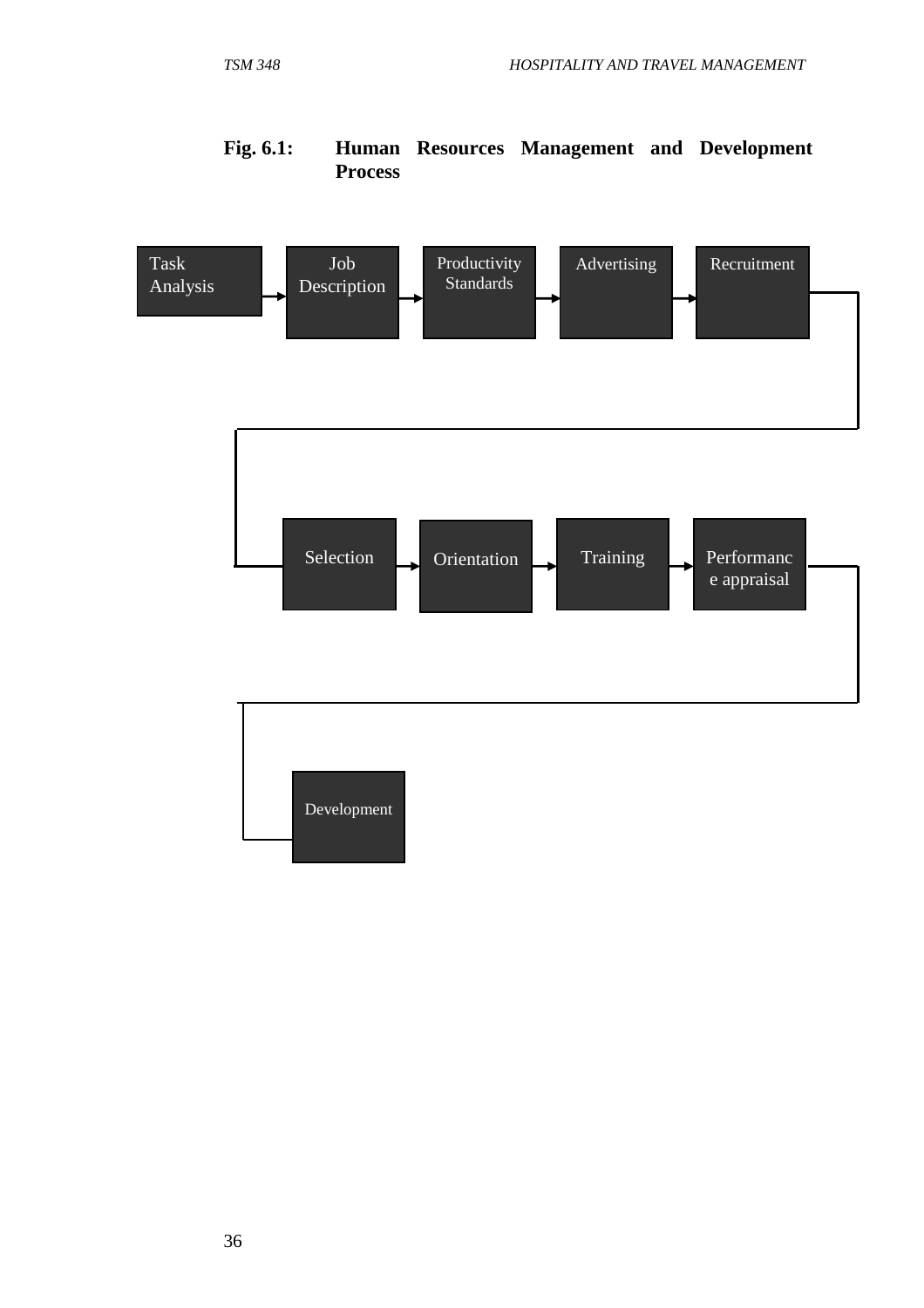**Fig. 6.1: Human Resources Management and Development Process**

Task Analysis → Job Description → Productivity Standards → Advertising → Recruitment → Selection → Orientation → Training → Performance appraisal → Development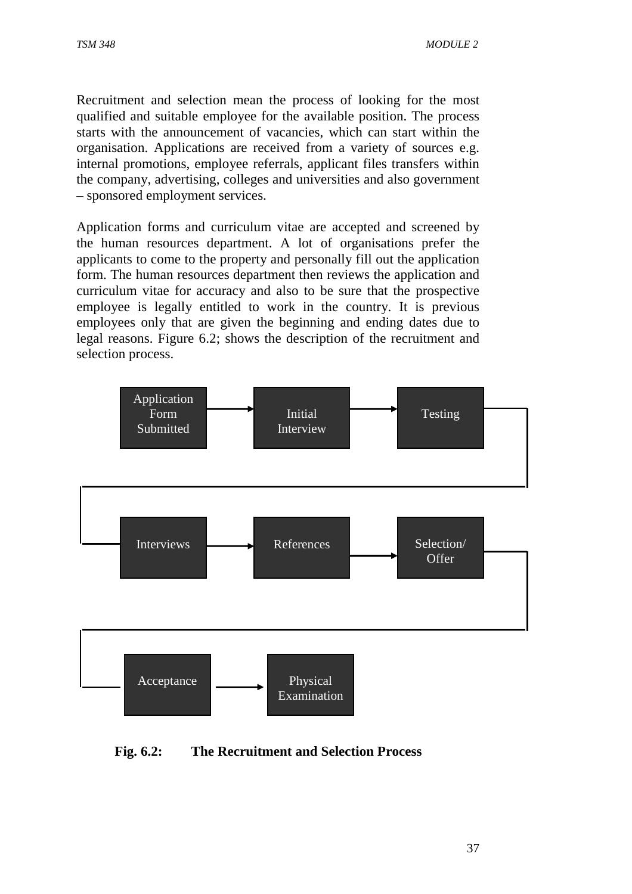Recruitment and selection mean the process of looking for the most qualified and suitable employee for the available position. The process starts with the announcement of vacancies, which can start within the organisation. Applications are received from a variety of sources e.g. internal promotions, employee referrals, applicant files transfers within the company, advertising, colleges and universities and also government – sponsored employment services.

Application forms and curriculum vitae are accepted and screened by the human resources department. A lot of organisations prefer the applicants to come to the property and personally fill out the application form. The human resources department then reviews the application and curriculum vitae for accuracy and also to be sure that the prospective employee is legally entitled to work in the country. It is previous employees only that are given the beginning and ending dates due to legal reasons. Figure 6.2; shows the description of the recruitment and selection process.

Application Form Submitted → Initial Interview → Testing → Interviews → References → Selection/ Offer → Acceptance → Physical Examination

**Fig. 6.2: The Recruitment and Selection Process**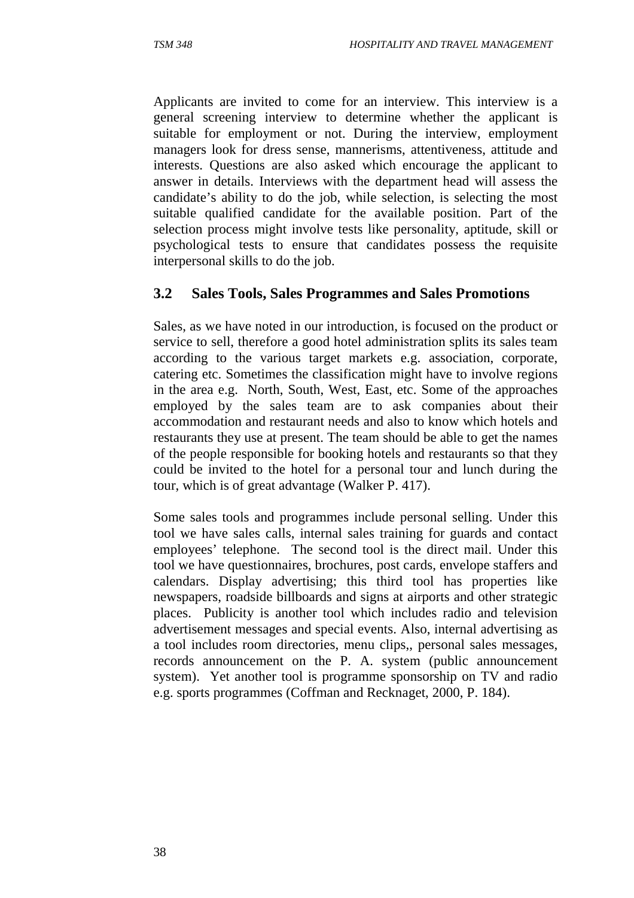Applicants are invited to come for an interview. This interview is a general screening interview to determine whether the applicant is suitable for employment or not. During the interview, employment managers look for dress sense, mannerisms, attentiveness, attitude and interests. Questions are also asked which encourage the applicant to answer in details. Interviews with the department head will assess the candidate's ability to do the job, while selection, is selecting the most suitable qualified candidate for the available position. Part of the selection process might involve tests like personality, aptitude, skill or psychological tests to ensure that candidates possess the requisite interpersonal skills to do the job.

## 3.2 Sales Tools, Sales Programmes and Sales Promotions

Sales, as we have noted in our introduction, is focused on the product or service to sell, therefore a good hotel administration splits its sales team according to the various target markets e.g. association, corporate, catering etc. Sometimes the classification might have to involve regions in the area e.g. North, South, West, East, etc. Some of the approaches employed by the sales team are to ask companies about their accommodation and restaurant needs and also to know which hotels and restaurants they use at present. The team should be able to get the names of the people responsible for booking hotels and restaurants so that they could be invited to the hotel for a personal tour and lunch during the tour, which is of great advantage (Walker P. 417).

Some sales tools and programmes include personal selling. Under this tool we have sales calls, internal sales training for guards and contact employees' telephone. The second tool is the direct mail. Under this tool we have questionnaires, brochures, post cards, envelope staffers and calendars. Display advertising; this third tool has properties like newspapers, roadside billboards and signs at airports and other strategic places. Publicity is another tool which includes radio and television advertisement messages and special events. Also, internal advertising as a tool includes room directories, menu clips,, personal sales messages, records announcement on the P. A. system (public announcement system). Yet another tool is programme sponsorship on TV and radio e.g. sports programmes (Coffman and Recknaget, 2000, P. 184).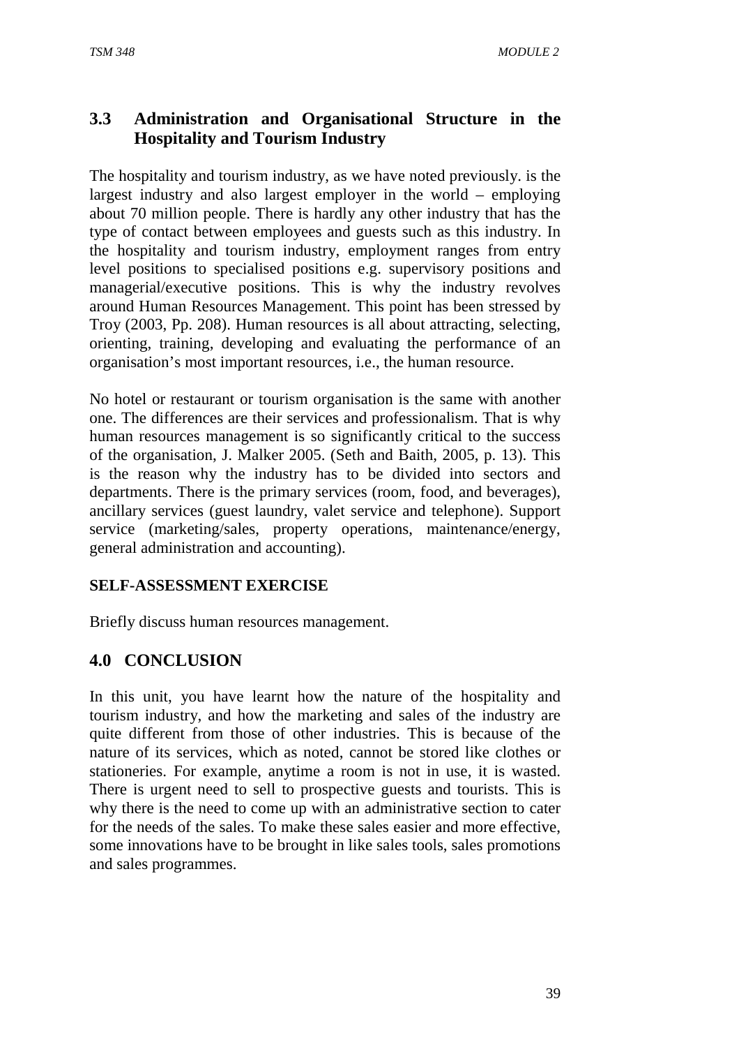### 3.3 Administration and Organisational Structure in the Hospitality and Tourism Industry

The hospitality and tourism industry, as we have noted previously. is the largest industry and also largest employer in the world – employing about 70 million people. There is hardly any other industry that has the type of contact between employees and guests such as this industry. In the hospitality and tourism industry, employment ranges from entry level positions to specialised positions e.g. supervisory positions and managerial/executive positions. This is why the industry revolves around Human Resources Management. This point has been stressed by Troy (2003, Pp. 208). Human resources is all about attracting, selecting, orienting, training, developing and evaluating the performance of an organisation's most important resources, i.e., the human resource.

No hotel or restaurant or tourism organisation is the same with another one. The differences are their services and professionalism. That is why human resources management is so significantly critical to the success of the organisation, J. Malker 2005. (Seth and Baith, 2005, p. 13). This is the reason why the industry has to be divided into sectors and departments. There is the primary services (room, food, and beverages), ancillary services (guest laundry, valet service and telephone). Support service (marketing/sales, property operations, maintenance/energy, general administration and accounting).

**SELF-ASSESSMENT EXERCISE**

Briefly discuss human resources management.

## 4.0 CONCLUSION

In this unit, you have learnt how the nature of the hospitality and tourism industry, and how the marketing and sales of the industry are quite different from those of other industries. This is because of the nature of its services, which as noted, cannot be stored like clothes or stationeries. For example, anytime a room is not in use, it is wasted. There is urgent need to sell to prospective guests and tourists. This is why there is the need to come up with an administrative section to cater for the needs of the sales. To make these sales easier and more effective, some innovations have to be brought in like sales tools, sales promotions and sales programmes.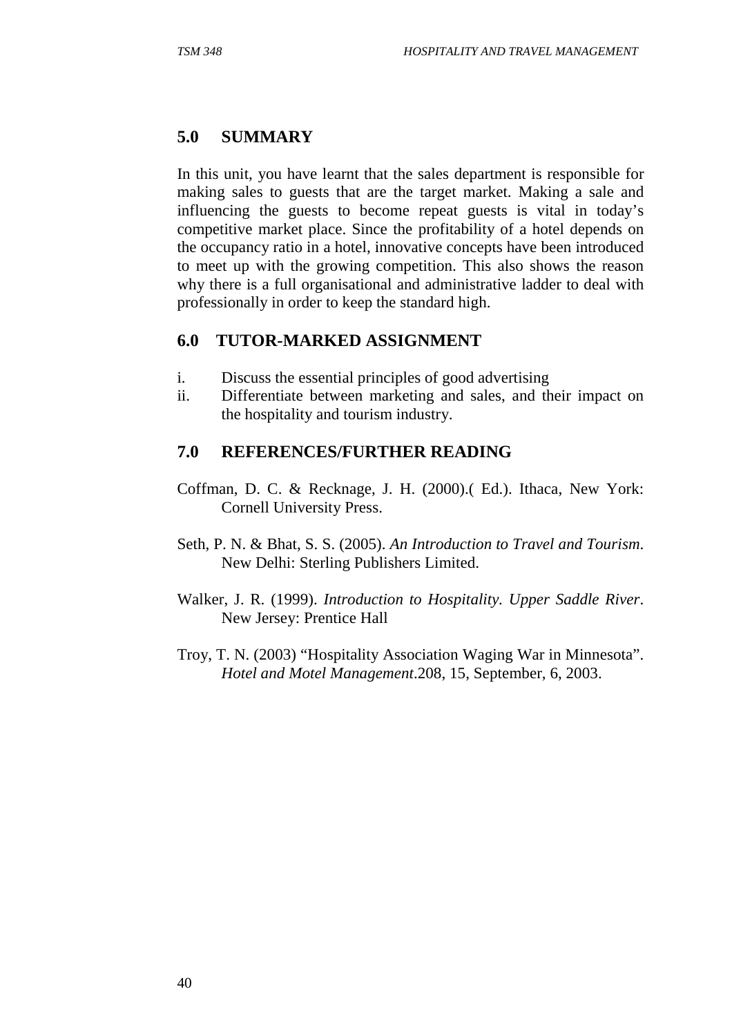## 5.0 SUMMARY

In this unit, you have learnt that the sales department is responsible for making sales to guests that are the target market. Making a sale and influencing the guests to become repeat guests is vital in today's competitive market place. Since the profitability of a hotel depends on the occupancy ratio in a hotel, innovative concepts have been introduced to meet up with the growing competition. This also shows the reason why there is a full organisational and administrative ladder to deal with professionally in order to keep the standard high.

## 6.0 TUTOR-MARKED ASSIGNMENT

i. Discuss the essential principles of good advertising
ii. Differentiate between marketing and sales, and their impact on the hospitality and tourism industry.

## 7.0 REFERENCES/FURTHER READING

Coffman, D. C. & Recknage, J. H. (2000).( Ed.). Ithaca, New York: Cornell University Press.

Seth, P. N. & Bhat, S. S. (2005). *An Introduction to Travel and Tourism*. New Delhi: Sterling Publishers Limited.

Walker, J. R. (1999). *Introduction to Hospitality. Upper Saddle River*. New Jersey: Prentice Hall

Troy, T. N. (2003) "Hospitality Association Waging War in Minnesota". *Hotel and Motel Management*.208, 15, September, 6, 2003.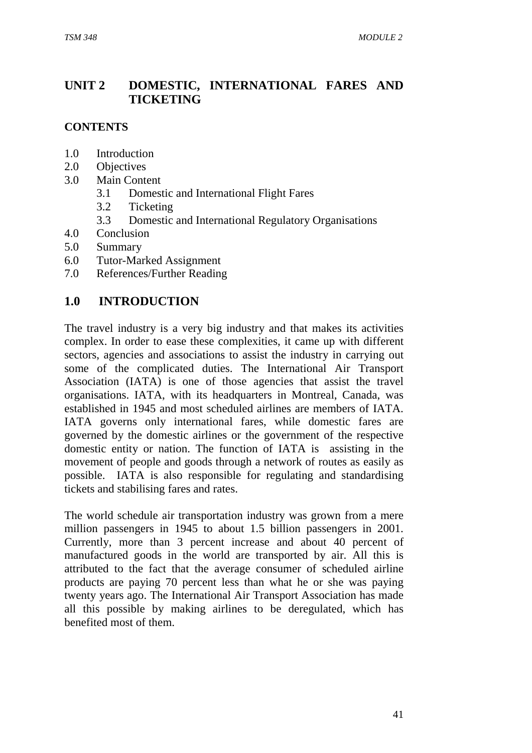## UNIT 2 DOMESTIC, INTERNATIONAL FARES AND TICKETING

**CONTENTS**

1.0 Introduction
2.0 Objectives
3.0 Main Content
  3.1 Domestic and International Flight Fares
  3.2 Ticketing
  3.3 Domestic and International Regulatory Organisations
4.0 Conclusion
5.0 Summary
6.0 Tutor-Marked Assignment
7.0 References/Further Reading

## 1.0 INTRODUCTION

The travel industry is a very big industry and that makes its activities complex. In order to ease these complexities, it came up with different sectors, agencies and associations to assist the industry in carrying out some of the complicated duties. The International Air Transport Association (IATA) is one of those agencies that assist the travel organisations. IATA, with its headquarters in Montreal, Canada, was established in 1945 and most scheduled airlines are members of IATA. IATA governs only international fares, while domestic fares are governed by the domestic airlines or the government of the respective domestic entity or nation. The function of IATA is assisting in the movement of people and goods through a network of routes as easily as possible. IATA is also responsible for regulating and standardising tickets and stabilising fares and rates.

The world schedule air transportation industry was grown from a mere million passengers in 1945 to about 1.5 billion passengers in 2001. Currently, more than 3 percent increase and about 40 percent of manufactured goods in the world are transported by air. All this is attributed to the fact that the average consumer of scheduled airline products are paying 70 percent less than what he or she was paying twenty years ago. The International Air Transport Association has made all this possible by making airlines to be deregulated, which has benefited most of them.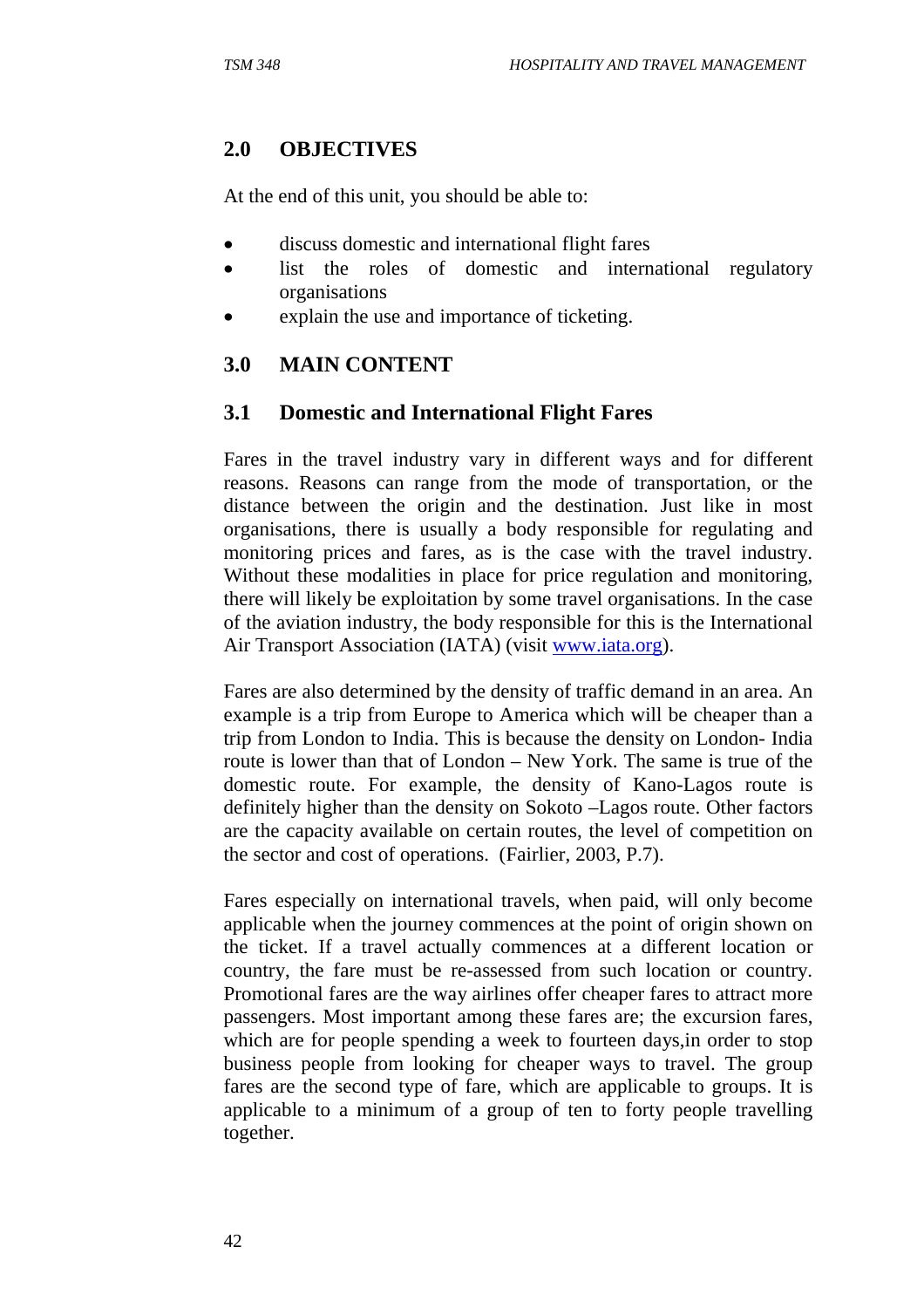## 2.0 OBJECTIVES

At the end of this unit, you should be able to:

- discuss domestic and international flight fares
- list the roles of domestic and international regulatory organisations
- explain the use and importance of ticketing.

## 3.0 MAIN CONTENT

### 3.1 Domestic and International Flight Fares

Fares in the travel industry vary in different ways and for different reasons. Reasons can range from the mode of transportation, or the distance between the origin and the destination. Just like in most organisations, there is usually a body responsible for regulating and monitoring prices and fares, as is the case with the travel industry. Without these modalities in place for price regulation and monitoring, there will likely be exploitation by some travel organisations. In the case of the aviation industry, the body responsible for this is the International Air Transport Association (IATA) (visit www.iata.org).

Fares are also determined by the density of traffic demand in an area. An example is a trip from Europe to America which will be cheaper than a trip from London to India. This is because the density on London- India route is lower than that of London – New York. The same is true of the domestic route. For example, the density of Kano-Lagos route is definitely higher than the density on Sokoto –Lagos route. Other factors are the capacity available on certain routes, the level of competition on the sector and cost of operations. (Fairlier, 2003, P.7).

Fares especially on international travels, when paid, will only become applicable when the journey commences at the point of origin shown on the ticket. If a travel actually commences at a different location or country, the fare must be re-assessed from such location or country. Promotional fares are the way airlines offer cheaper fares to attract more passengers. Most important among these fares are; the excursion fares, which are for people spending a week to fourteen days,in order to stop business people from looking for cheaper ways to travel. The group fares are the second type of fare, which are applicable to groups. It is applicable to a minimum of a group of ten to forty people travelling together.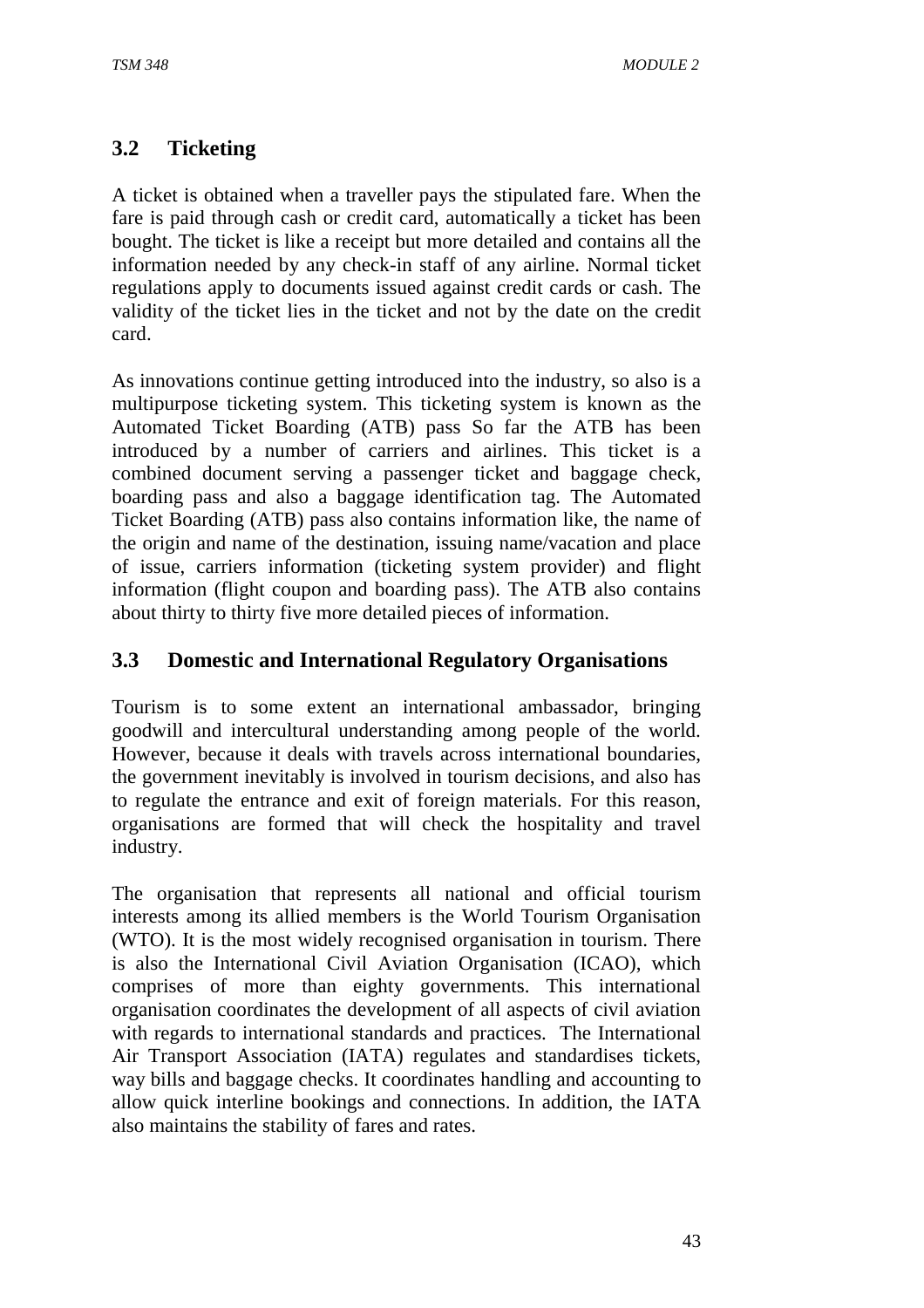## 3.2 Ticketing

A ticket is obtained when a traveller pays the stipulated fare. When the fare is paid through cash or credit card, automatically a ticket has been bought. The ticket is like a receipt but more detailed and contains all the information needed by any check-in staff of any airline. Normal ticket regulations apply to documents issued against credit cards or cash. The validity of the ticket lies in the ticket and not by the date on the credit card.

As innovations continue getting introduced into the industry, so also is a multipurpose ticketing system. This ticketing system is known as the Automated Ticket Boarding (ATB) pass So far the ATB has been introduced by a number of carriers and airlines. This ticket is a combined document serving a passenger ticket and baggage check, boarding pass and also a baggage identification tag. The Automated Ticket Boarding (ATB) pass also contains information like, the name of the origin and name of the destination, issuing name/vacation and place of issue, carriers information (ticketing system provider) and flight information (flight coupon and boarding pass). The ATB also contains about thirty to thirty five more detailed pieces of information.

## 3.3 Domestic and International Regulatory Organisations

Tourism is to some extent an international ambassador, bringing goodwill and intercultural understanding among people of the world. However, because it deals with travels across international boundaries, the government inevitably is involved in tourism decisions, and also has to regulate the entrance and exit of foreign materials. For this reason, organisations are formed that will check the hospitality and travel industry.

The organisation that represents all national and official tourism interests among its allied members is the World Tourism Organisation (WTO). It is the most widely recognised organisation in tourism. There is also the International Civil Aviation Organisation (ICAO), which comprises of more than eighty governments. This international organisation coordinates the development of all aspects of civil aviation with regards to international standards and practices. The International Air Transport Association (IATA) regulates and standardises tickets, way bills and baggage checks. It coordinates handling and accounting to allow quick interline bookings and connections. In addition, the IATA also maintains the stability of fares and rates.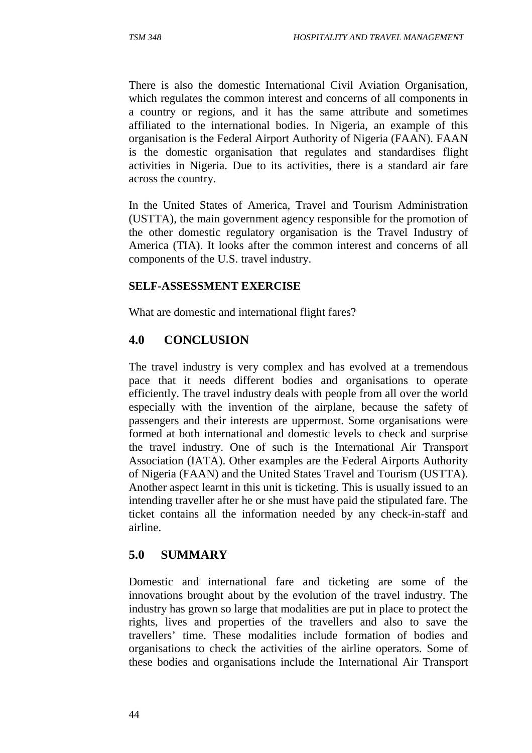There is also the domestic International Civil Aviation Organisation, which regulates the common interest and concerns of all components in a country or regions, and it has the same attribute and sometimes affiliated to the international bodies. In Nigeria, an example of this organisation is the Federal Airport Authority of Nigeria (FAAN). FAAN is the domestic organisation that regulates and standardises flight activities in Nigeria. Due to its activities, there is a standard air fare across the country.

In the United States of America, Travel and Tourism Administration (USTTA), the main government agency responsible for the promotion of the other domestic regulatory organisation is the Travel Industry of America (TIA). It looks after the common interest and concerns of all components of the U.S. travel industry.

**SELF-ASSESSMENT EXERCISE**

What are domestic and international flight fares?

## 4.0 CONCLUSION

The travel industry is very complex and has evolved at a tremendous pace that it needs different bodies and organisations to operate efficiently. The travel industry deals with people from all over the world especially with the invention of the airplane, because the safety of passengers and their interests are uppermost. Some organisations were formed at both international and domestic levels to check and surprise the travel industry. One of such is the International Air Transport Association (IATA). Other examples are the Federal Airports Authority of Nigeria (FAAN) and the United States Travel and Tourism (USTTA). Another aspect learnt in this unit is ticketing. This is usually issued to an intending traveller after he or she must have paid the stipulated fare. The ticket contains all the information needed by any check-in-staff and airline.

## 5.0 SUMMARY

Domestic and international fare and ticketing are some of the innovations brought about by the evolution of the travel industry. The industry has grown so large that modalities are put in place to protect the rights, lives and properties of the travellers and also to save the travellers' time. These modalities include formation of bodies and organisations to check the activities of the airline operators. Some of these bodies and organisations include the International Air Transport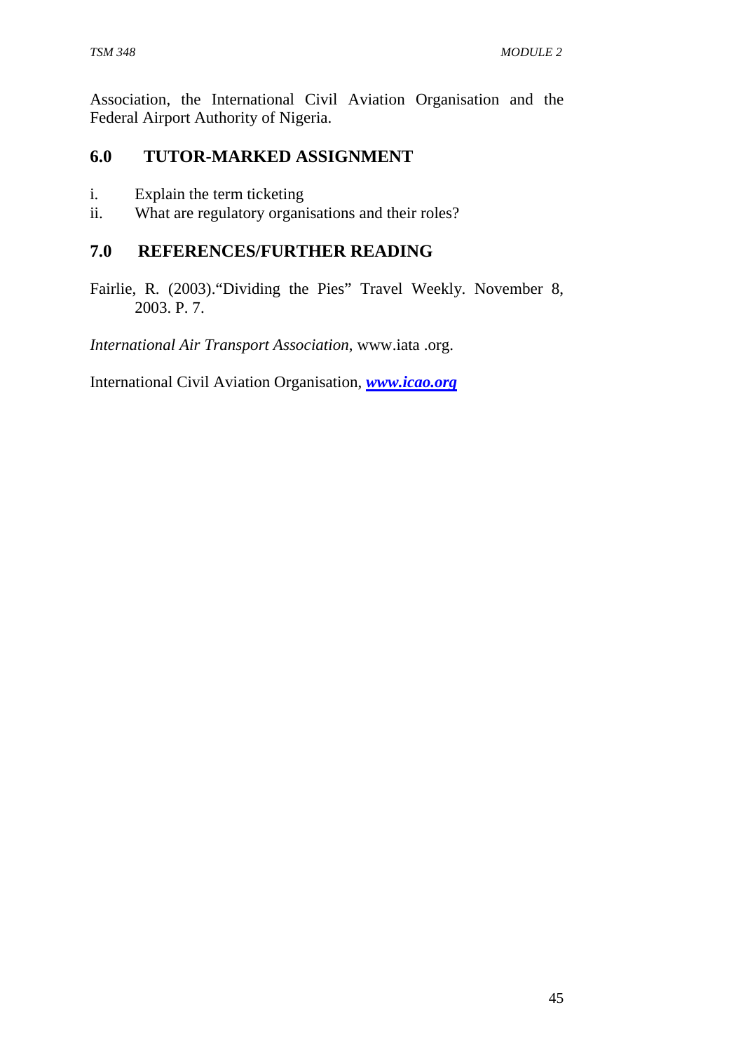Association, the International Civil Aviation Organisation and the Federal Airport Authority of Nigeria.

## 6.0 TUTOR-MARKED ASSIGNMENT

i. Explain the term ticketing
ii. What are regulatory organisations and their roles?

## 7.0 REFERENCES/FURTHER READING

Fairlie, R. (2003)."Dividing the Pies" Travel Weekly. November 8, 2003. P. 7.

*International Air Transport Association*, www.iata .org.

International Civil Aviation Organisation, ***www.icao.org***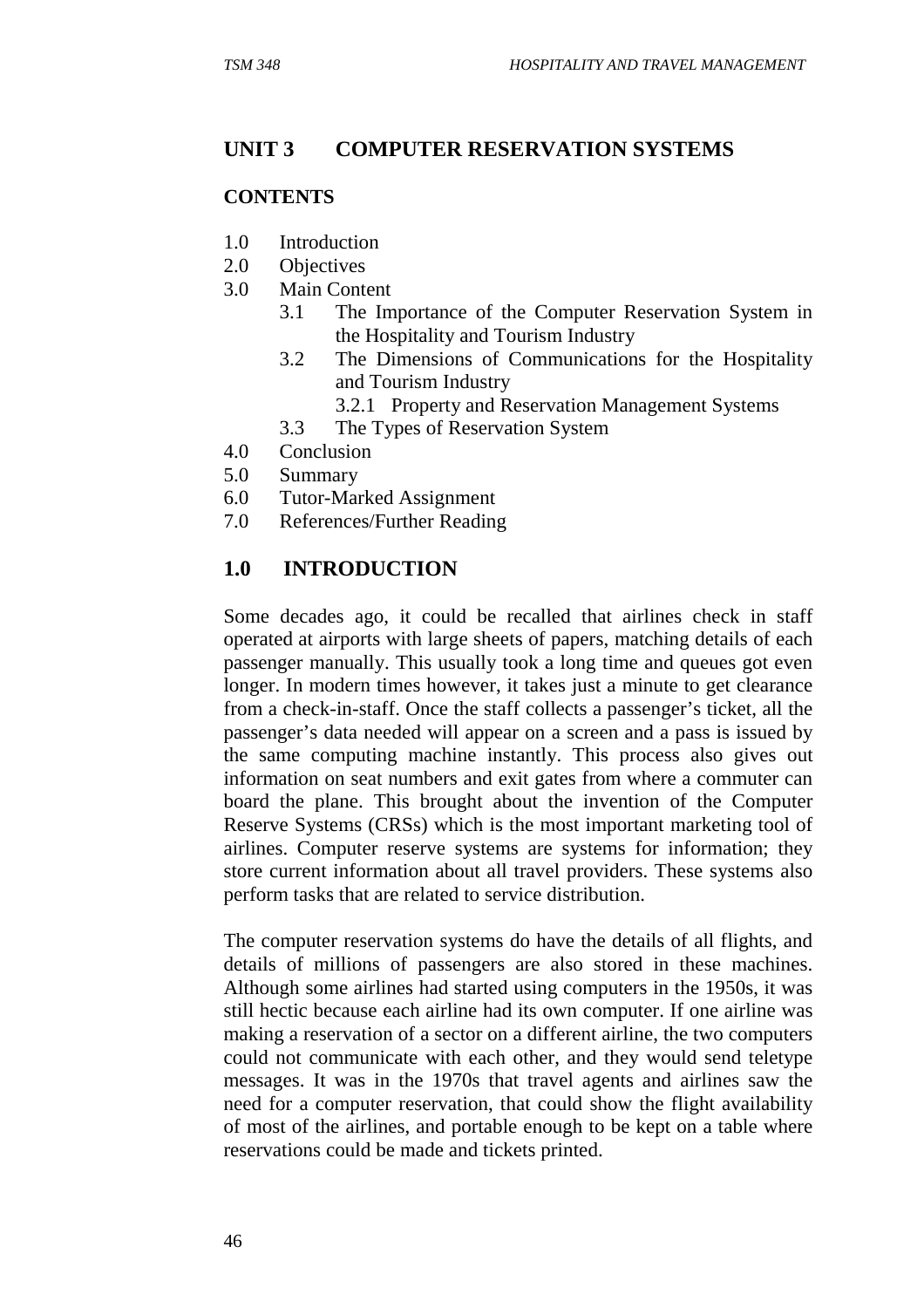## UNIT 3 COMPUTER RESERVATION SYSTEMS

**CONTENTS**

1.0 Introduction
2.0 Objectives
3.0 Main Content
   3.1 The Importance of the Computer Reservation System in the Hospitality and Tourism Industry
   3.2 The Dimensions of Communications for the Hospitality and Tourism Industry
      3.2.1 Property and Reservation Management Systems
   3.3 The Types of Reservation System
4.0 Conclusion
5.0 Summary
6.0 Tutor-Marked Assignment
7.0 References/Further Reading

## 1.0 INTRODUCTION

Some decades ago, it could be recalled that airlines check in staff operated at airports with large sheets of papers, matching details of each passenger manually. This usually took a long time and queues got even longer. In modern times however, it takes just a minute to get clearance from a check-in-staff. Once the staff collects a passenger's ticket, all the passenger's data needed will appear on a screen and a pass is issued by the same computing machine instantly. This process also gives out information on seat numbers and exit gates from where a commuter can board the plane. This brought about the invention of the Computer Reserve Systems (CRSs) which is the most important marketing tool of airlines. Computer reserve systems are systems for information; they store current information about all travel providers. These systems also perform tasks that are related to service distribution.

The computer reservation systems do have the details of all flights, and details of millions of passengers are also stored in these machines. Although some airlines had started using computers in the 1950s, it was still hectic because each airline had its own computer. If one airline was making a reservation of a sector on a different airline, the two computers could not communicate with each other, and they would send teletype messages. It was in the 1970s that travel agents and airlines saw the need for a computer reservation, that could show the flight availability of most of the airlines, and portable enough to be kept on a table where reservations could be made and tickets printed.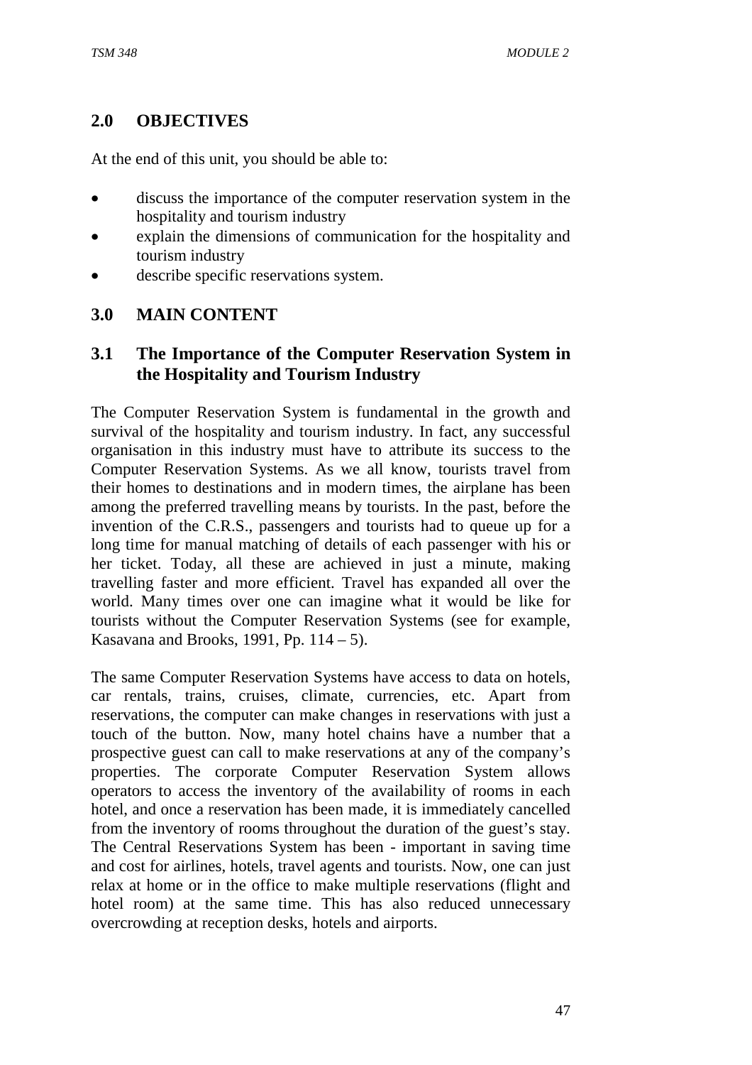## 2.0 OBJECTIVES

At the end of this unit, you should be able to:

- discuss the importance of the computer reservation system in the hospitality and tourism industry
- explain the dimensions of communication for the hospitality and tourism industry
- describe specific reservations system.

## 3.0 MAIN CONTENT

### 3.1 The Importance of the Computer Reservation System in the Hospitality and Tourism Industry

The Computer Reservation System is fundamental in the growth and survival of the hospitality and tourism industry. In fact, any successful organisation in this industry must have to attribute its success to the Computer Reservation Systems. As we all know, tourists travel from their homes to destinations and in modern times, the airplane has been among the preferred travelling means by tourists. In the past, before the invention of the C.R.S., passengers and tourists had to queue up for a long time for manual matching of details of each passenger with his or her ticket. Today, all these are achieved in just a minute, making travelling faster and more efficient. Travel has expanded all over the world. Many times over one can imagine what it would be like for tourists without the Computer Reservation Systems (see for example, Kasavana and Brooks, 1991, Pp. 114 – 5).

The same Computer Reservation Systems have access to data on hotels, car rentals, trains, cruises, climate, currencies, etc. Apart from reservations, the computer can make changes in reservations with just a touch of the button. Now, many hotel chains have a number that a prospective guest can call to make reservations at any of the company's properties. The corporate Computer Reservation System allows operators to access the inventory of the availability of rooms in each hotel, and once a reservation has been made, it is immediately cancelled from the inventory of rooms throughout the duration of the guest's stay. The Central Reservations System has been - important in saving time and cost for airlines, hotels, travel agents and tourists. Now, one can just relax at home or in the office to make multiple reservations (flight and hotel room) at the same time. This has also reduced unnecessary overcrowding at reception desks, hotels and airports.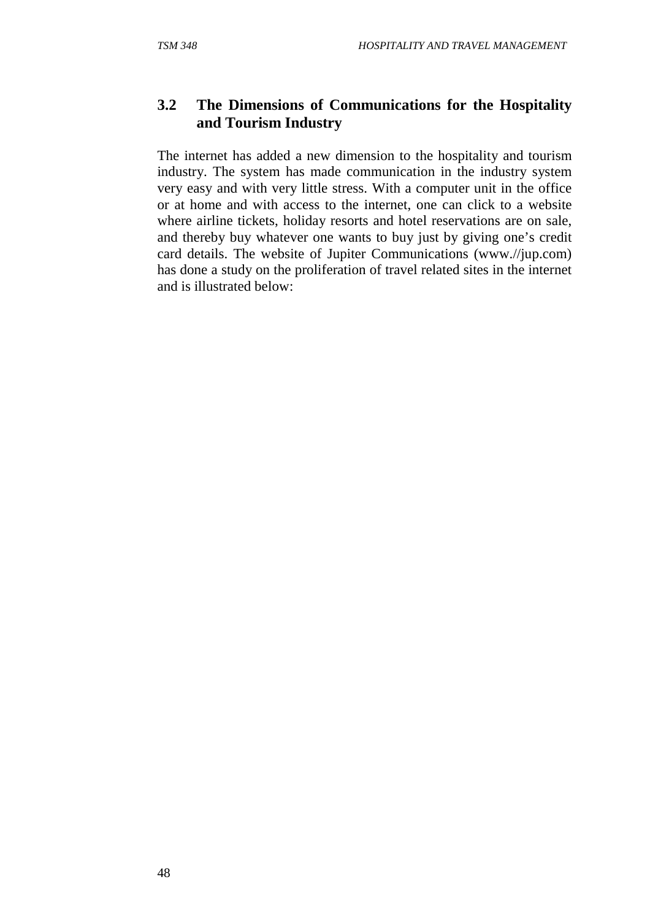### 3.2 The Dimensions of Communications for the Hospitality and Tourism Industry

The internet has added a new dimension to the hospitality and tourism industry. The system has made communication in the industry system very easy and with very little stress. With a computer unit in the office or at home and with access to the internet, one can click to a website where airline tickets, holiday resorts and hotel reservations are on sale, and thereby buy whatever one wants to buy just by giving one's credit card details. The website of Jupiter Communications (www.//jup.com) has done a study on the proliferation of travel related sites in the internet and is illustrated below: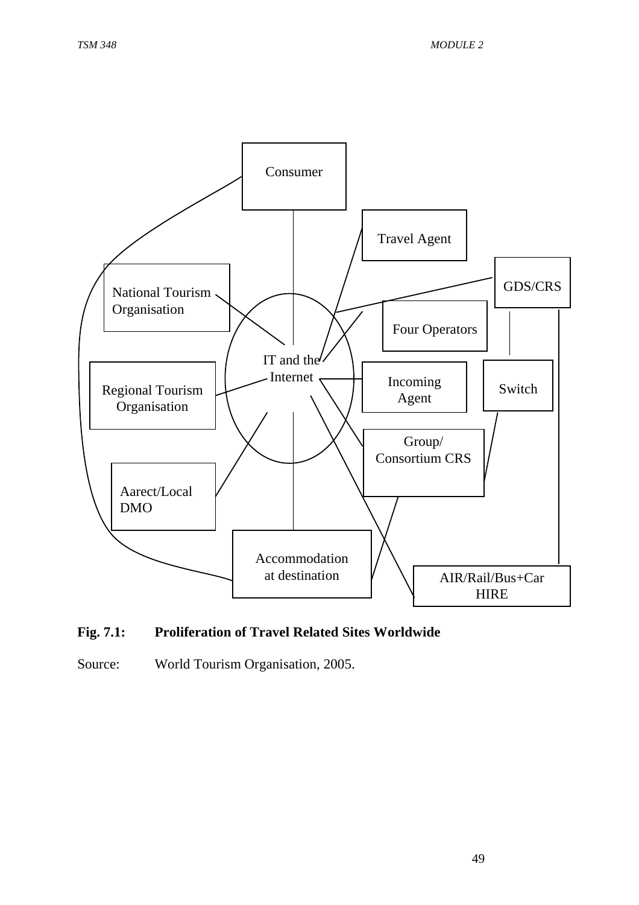Consumer

Travel Agent

GDS/CRS

National Tourism Organisation

Four Operators

IT and the Internet

Regional Tourism Organisation

Incoming Agent

Switch

Group/ Consortium CRS

Aarect/Local DMO

Accommodation at destination

AIR/Rail/Bus+Car HIRE

**Fig. 7.1: Proliferation of Travel Related Sites Worldwide**

Source: World Tourism Organisation, 2005.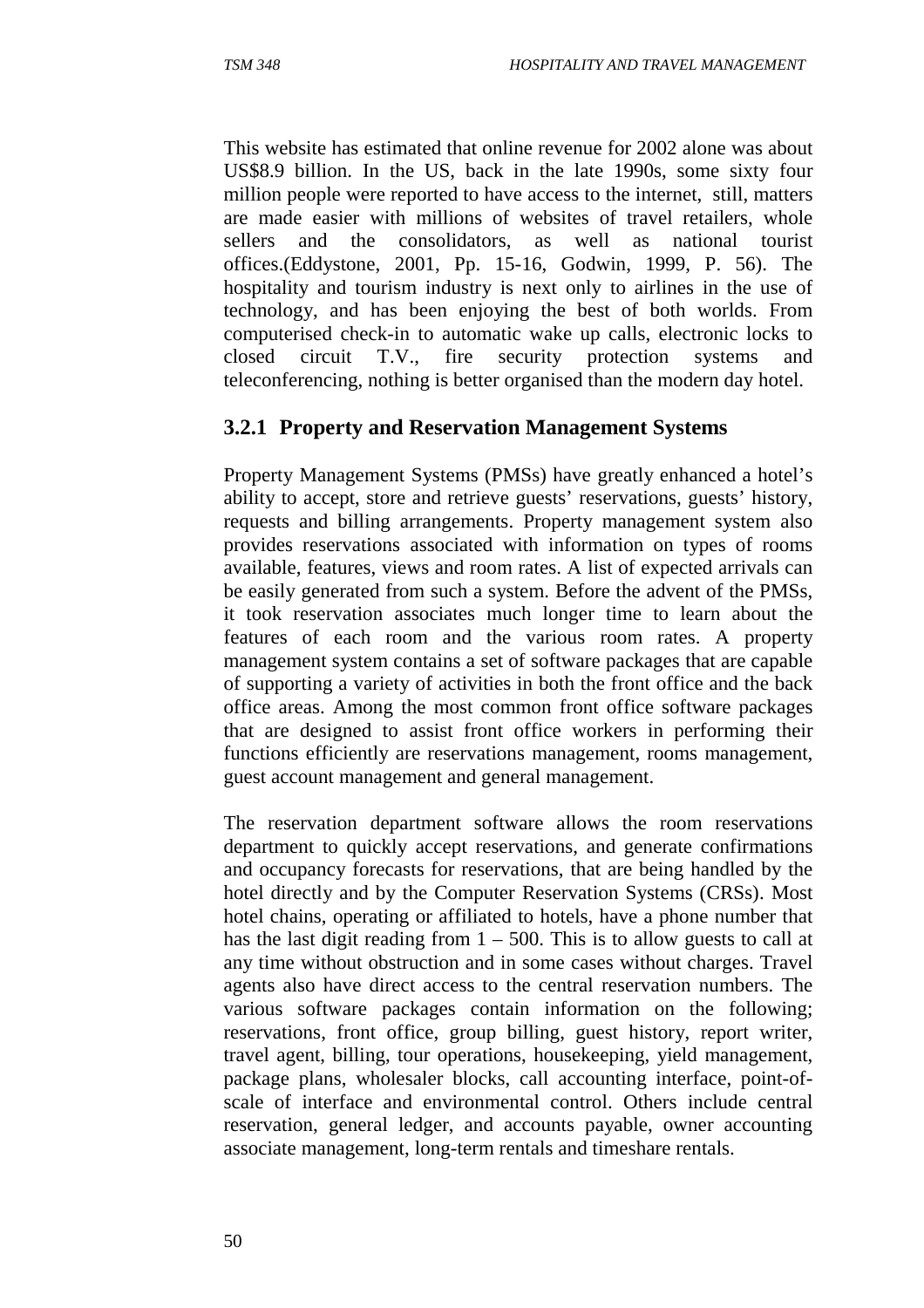This website has estimated that online revenue for 2002 alone was about US$8.9 billion. In the US, back in the late 1990s, some sixty four million people were reported to have access to the internet, still, matters are made easier with millions of websites of travel retailers, whole sellers and the consolidators, as well as national tourist offices.(Eddystone, 2001, Pp. 15-16, Godwin, 1999, P. 56). The hospitality and tourism industry is next only to airlines in the use of technology, and has been enjoying the best of both worlds. From computerised check-in to automatic wake up calls, electronic locks to closed circuit T.V., fire security protection systems and teleconferencing, nothing is better organised than the modern day hotel.

### 3.2.1 Property and Reservation Management Systems

Property Management Systems (PMSs) have greatly enhanced a hotel's ability to accept, store and retrieve guests' reservations, guests' history, requests and billing arrangements. Property management system also provides reservations associated with information on types of rooms available, features, views and room rates. A list of expected arrivals can be easily generated from such a system. Before the advent of the PMSs, it took reservation associates much longer time to learn about the features of each room and the various room rates. A property management system contains a set of software packages that are capable of supporting a variety of activities in both the front office and the back office areas. Among the most common front office software packages that are designed to assist front office workers in performing their functions efficiently are reservations management, rooms management, guest account management and general management.

The reservation department software allows the room reservations department to quickly accept reservations, and generate confirmations and occupancy forecasts for reservations, that are being handled by the hotel directly and by the Computer Reservation Systems (CRSs). Most hotel chains, operating or affiliated to hotels, have a phone number that has the last digit reading from 1 – 500. This is to allow guests to call at any time without obstruction and in some cases without charges. Travel agents also have direct access to the central reservation numbers. The various software packages contain information on the following; reservations, front office, group billing, guest history, report writer, travel agent, billing, tour operations, housekeeping, yield management, package plans, wholesaler blocks, call accounting interface, point-of-scale of interface and environmental control. Others include central reservation, general ledger, and accounts payable, owner accounting associate management, long-term rentals and timeshare rentals.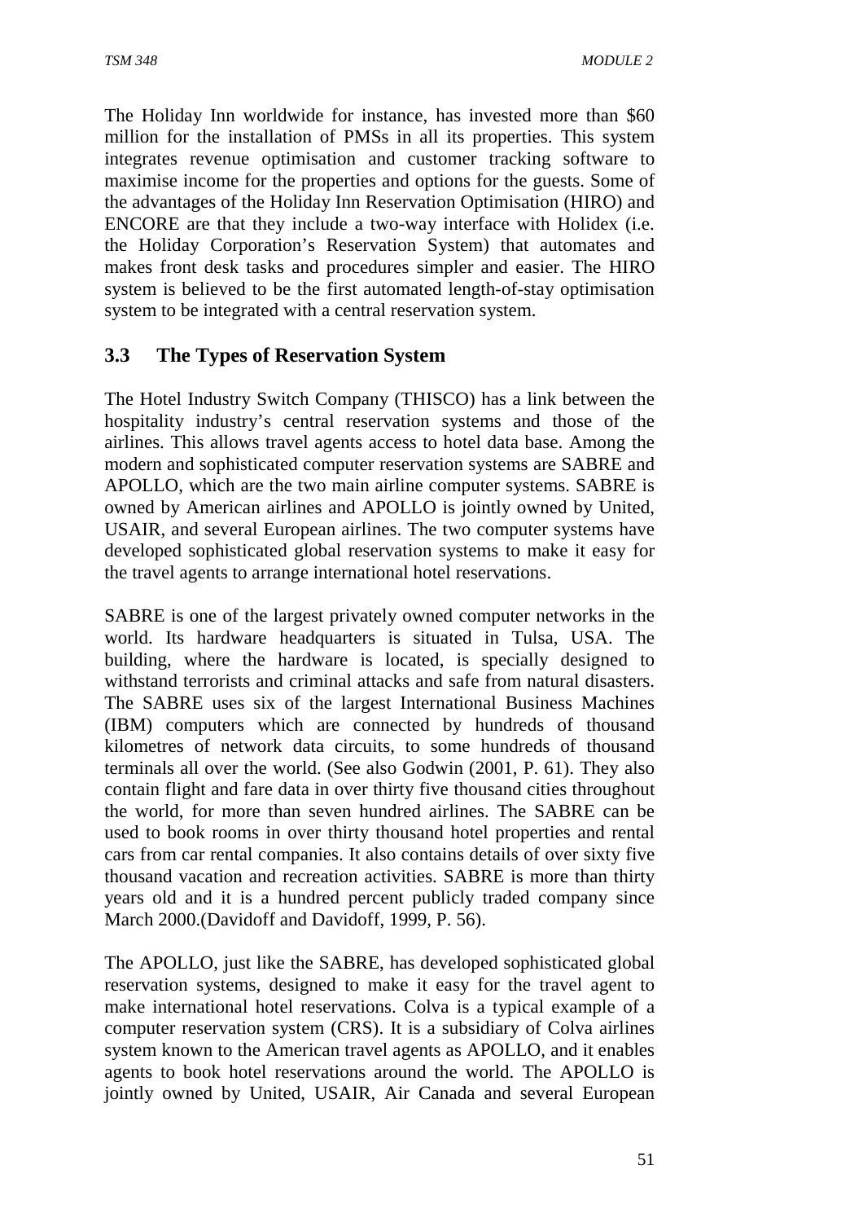The Holiday Inn worldwide for instance, has invested more than $60 million for the installation of PMSs in all its properties. This system integrates revenue optimisation and customer tracking software to maximise income for the properties and options for the guests. Some of the advantages of the Holiday Inn Reservation Optimisation (HIRO) and ENCORE are that they include a two-way interface with Holidex (i.e. the Holiday Corporation's Reservation System) that automates and makes front desk tasks and procedures simpler and easier. The HIRO system is believed to be the first automated length-of-stay optimisation system to be integrated with a central reservation system.

## 3.3 The Types of Reservation System

The Hotel Industry Switch Company (THISCO) has a link between the hospitality industry's central reservation systems and those of the airlines. This allows travel agents access to hotel data base. Among the modern and sophisticated computer reservation systems are SABRE and APOLLO, which are the two main airline computer systems. SABRE is owned by American airlines and APOLLO is jointly owned by United, USAIR, and several European airlines. The two computer systems have developed sophisticated global reservation systems to make it easy for the travel agents to arrange international hotel reservations.

SABRE is one of the largest privately owned computer networks in the world. Its hardware headquarters is situated in Tulsa, USA. The building, where the hardware is located, is specially designed to withstand terrorists and criminal attacks and safe from natural disasters. The SABRE uses six of the largest International Business Machines (IBM) computers which are connected by hundreds of thousand kilometres of network data circuits, to some hundreds of thousand terminals all over the world. (See also Godwin (2001, P. 61). They also contain flight and fare data in over thirty five thousand cities throughout the world, for more than seven hundred airlines. The SABRE can be used to book rooms in over thirty thousand hotel properties and rental cars from car rental companies. It also contains details of over sixty five thousand vacation and recreation activities. SABRE is more than thirty years old and it is a hundred percent publicly traded company since March 2000.(Davidoff and Davidoff, 1999, P. 56).

The APOLLO, just like the SABRE, has developed sophisticated global reservation systems, designed to make it easy for the travel agent to make international hotel reservations. Colva is a typical example of a computer reservation system (CRS). It is a subsidiary of Colva airlines system known to the American travel agents as APOLLO, and it enables agents to book hotel reservations around the world. The APOLLO is jointly owned by United, USAIR, Air Canada and several European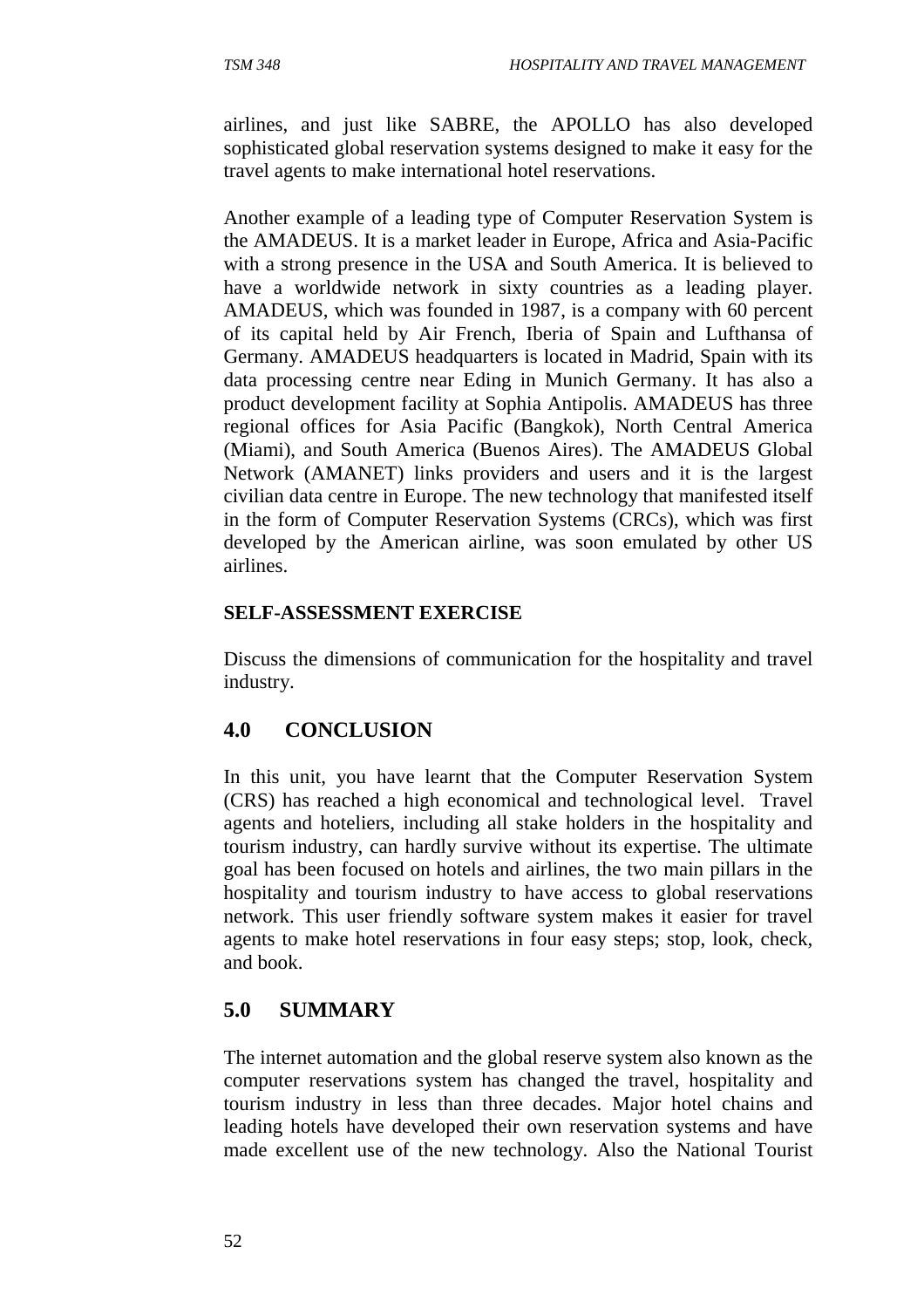airlines, and just like SABRE, the APOLLO has also developed sophisticated global reservation systems designed to make it easy for the travel agents to make international hotel reservations.

Another example of a leading type of Computer Reservation System is the AMADEUS. It is a market leader in Europe, Africa and Asia-Pacific with a strong presence in the USA and South America. It is believed to have a worldwide network in sixty countries as a leading player. AMADEUS, which was founded in 1987, is a company with 60 percent of its capital held by Air French, Iberia of Spain and Lufthansa of Germany. AMADEUS headquarters is located in Madrid, Spain with its data processing centre near Eding in Munich Germany. It has also a product development facility at Sophia Antipolis. AMADEUS has three regional offices for Asia Pacific (Bangkok), North Central America (Miami), and South America (Buenos Aires). The AMADEUS Global Network (AMANET) links providers and users and it is the largest civilian data centre in Europe. The new technology that manifested itself in the form of Computer Reservation Systems (CRCs), which was first developed by the American airline, was soon emulated by other US airlines.

**SELF-ASSESSMENT EXERCISE**

Discuss the dimensions of communication for the hospitality and travel industry.

## 4.0 CONCLUSION

In this unit, you have learnt that the Computer Reservation System (CRS) has reached a high economical and technological level. Travel agents and hoteliers, including all stake holders in the hospitality and tourism industry, can hardly survive without its expertise. The ultimate goal has been focused on hotels and airlines, the two main pillars in the hospitality and tourism industry to have access to global reservations network. This user friendly software system makes it easier for travel agents to make hotel reservations in four easy steps; stop, look, check, and book.

## 5.0 SUMMARY

The internet automation and the global reserve system also known as the computer reservations system has changed the travel, hospitality and tourism industry in less than three decades. Major hotel chains and leading hotels have developed their own reservation systems and have made excellent use of the new technology. Also the National Tourist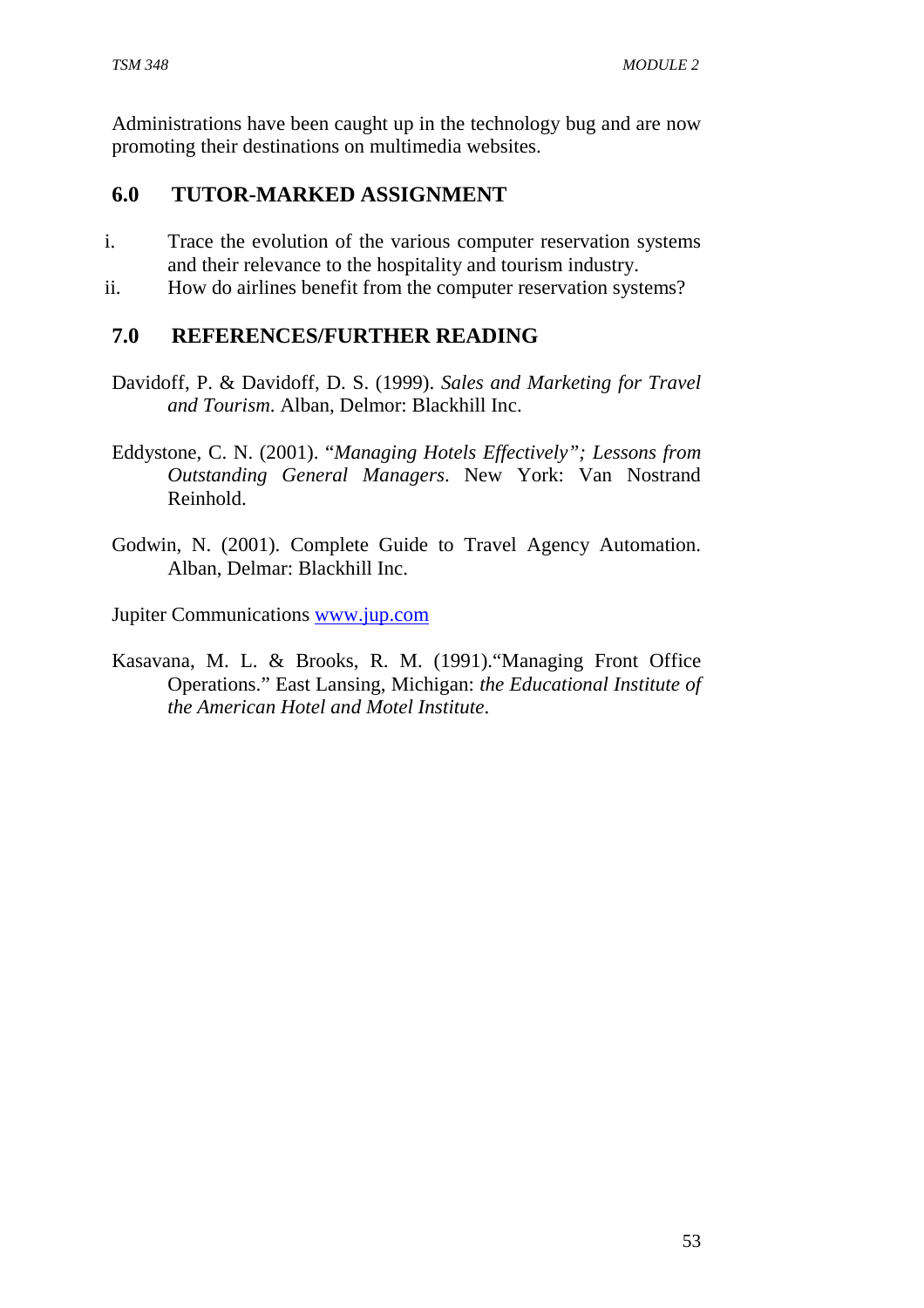Administrations have been caught up in the technology bug and are now promoting their destinations on multimedia websites.

## 6.0 TUTOR-MARKED ASSIGNMENT

i. Trace the evolution of the various computer reservation systems and their relevance to the hospitality and tourism industry.
ii. How do airlines benefit from the computer reservation systems?

## 7.0 REFERENCES/FURTHER READING

Davidoff, P. & Davidoff, D. S. (1999). *Sales and Marketing for Travel and Tourism*. Alban, Delmor: Blackhill Inc.

Eddystone, C. N. (2001). "*Managing Hotels Effectively"; Lessons from Outstanding General Managers*. New York: Van Nostrand Reinhold.

Godwin, N. (2001). Complete Guide to Travel Agency Automation. Alban, Delmar: Blackhill Inc.

Jupiter Communications www.jup.com

Kasavana, M. L. & Brooks, R. M. (1991)."Managing Front Office Operations." East Lansing, Michigan: *the Educational Institute of the American Hotel and Motel Institute*.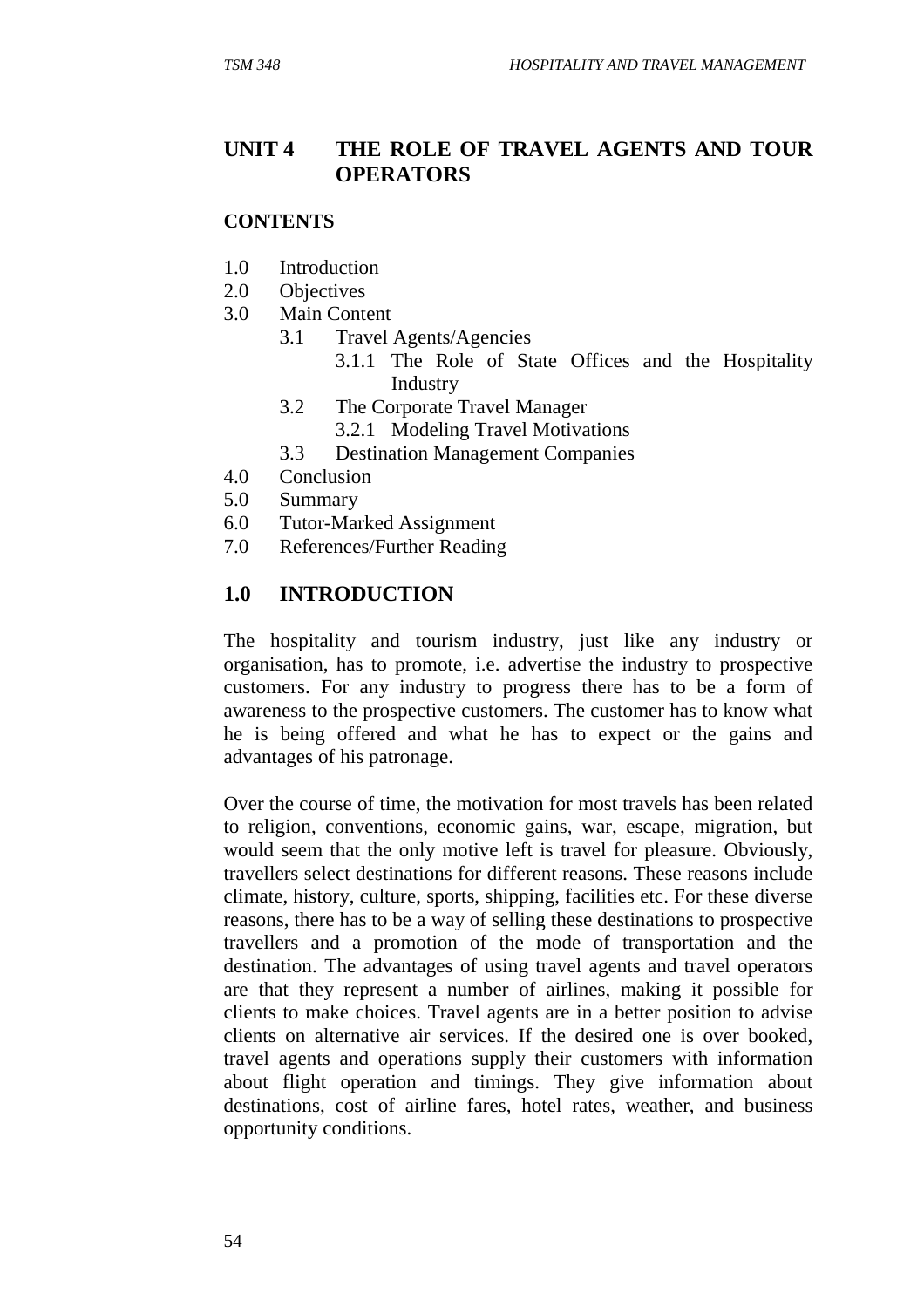## UNIT 4 THE ROLE OF TRAVEL AGENTS AND TOUR OPERATORS

**CONTENTS**

- 1.0 Introduction
- 2.0 Objectives
- 3.0 Main Content
  - 3.1 Travel Agents/Agencies
    - 3.1.1 The Role of State Offices and the Hospitality Industry
  - 3.2 The Corporate Travel Manager
    - 3.2.1 Modeling Travel Motivations
  - 3.3 Destination Management Companies
- 4.0 Conclusion
- 5.0 Summary
- 6.0 Tutor-Marked Assignment
- 7.0 References/Further Reading

## 1.0 INTRODUCTION

The hospitality and tourism industry, just like any industry or organisation, has to promote, i.e. advertise the industry to prospective customers. For any industry to progress there has to be a form of awareness to the prospective customers. The customer has to know what he is being offered and what he has to expect or the gains and advantages of his patronage.

Over the course of time, the motivation for most travels has been related to religion, conventions, economic gains, war, escape, migration, but would seem that the only motive left is travel for pleasure. Obviously, travellers select destinations for different reasons. These reasons include climate, history, culture, sports, shipping, facilities etc. For these diverse reasons, there has to be a way of selling these destinations to prospective travellers and a promotion of the mode of transportation and the destination. The advantages of using travel agents and travel operators are that they represent a number of airlines, making it possible for clients to make choices. Travel agents are in a better position to advise clients on alternative air services. If the desired one is over booked, travel agents and operations supply their customers with information about flight operation and timings. They give information about destinations, cost of airline fares, hotel rates, weather, and business opportunity conditions.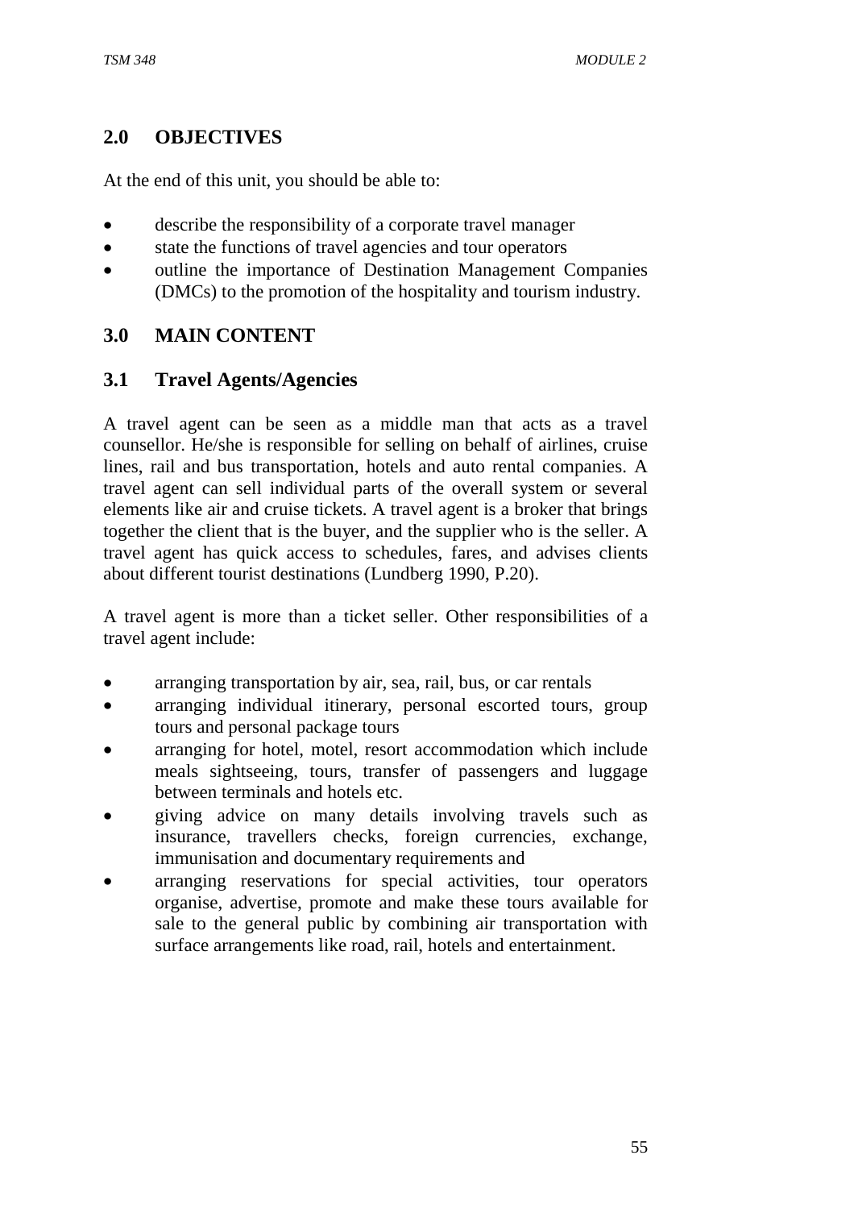## 2.0 OBJECTIVES

At the end of this unit, you should be able to:

- describe the responsibility of a corporate travel manager
- state the functions of travel agencies and tour operators
- outline the importance of Destination Management Companies (DMCs) to the promotion of the hospitality and tourism industry.

## 3.0 MAIN CONTENT

### 3.1 Travel Agents/Agencies

A travel agent can be seen as a middle man that acts as a travel counsellor. He/she is responsible for selling on behalf of airlines, cruise lines, rail and bus transportation, hotels and auto rental companies. A travel agent can sell individual parts of the overall system or several elements like air and cruise tickets. A travel agent is a broker that brings together the client that is the buyer, and the supplier who is the seller. A travel agent has quick access to schedules, fares, and advises clients about different tourist destinations (Lundberg 1990, P.20).

A travel agent is more than a ticket seller. Other responsibilities of a travel agent include:

- arranging transportation by air, sea, rail, bus, or car rentals
- arranging individual itinerary, personal escorted tours, group tours and personal package tours
- arranging for hotel, motel, resort accommodation which include meals sightseeing, tours, transfer of passengers and luggage between terminals and hotels etc.
- giving advice on many details involving travels such as insurance, travellers checks, foreign currencies, exchange, immunisation and documentary requirements and
- arranging reservations for special activities, tour operators organise, advertise, promote and make these tours available for sale to the general public by combining air transportation with surface arrangements like road, rail, hotels and entertainment.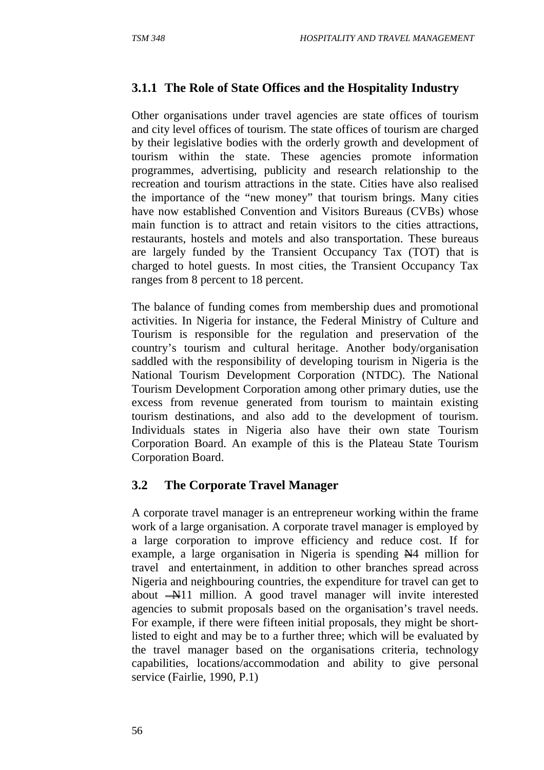### 3.1.1 The Role of State Offices and the Hospitality Industry

Other organisations under travel agencies are state offices of tourism and city level offices of tourism. The state offices of tourism are charged by their legislative bodies with the orderly growth and development of tourism within the state. These agencies promote information programmes, advertising, publicity and research relationship to the recreation and tourism attractions in the state. Cities have also realised the importance of the "new money" that tourism brings. Many cities have now established Convention and Visitors Bureaus (CVBs) whose main function is to attract and retain visitors to the cities attractions, restaurants, hostels and motels and also transportation. These bureaus are largely funded by the Transient Occupancy Tax (TOT) that is charged to hotel guests. In most cities, the Transient Occupancy Tax ranges from 8 percent to 18 percent.

The balance of funding comes from membership dues and promotional activities. In Nigeria for instance, the Federal Ministry of Culture and Tourism is responsible for the regulation and preservation of the country's tourism and cultural heritage. Another body/organisation saddled with the responsibility of developing tourism in Nigeria is the National Tourism Development Corporation (NTDC). The National Tourism Development Corporation among other primary duties, use the excess from revenue generated from tourism to maintain existing tourism destinations, and also add to the development of tourism. Individuals states in Nigeria also have their own state Tourism Corporation Board. An example of this is the Plateau State Tourism Corporation Board.

## 3.2 The Corporate Travel Manager

A corporate travel manager is an entrepreneur working within the frame work of a large organisation. A corporate travel manager is employed by a large corporation to improve efficiency and reduce cost. If for example, a large organisation in Nigeria is spending ₦4 million for travel and entertainment, in addition to other branches spread across Nigeria and neighbouring countries, the expenditure for travel can get to about ₦11 million. A good travel manager will invite interested agencies to submit proposals based on the organisation's travel needs. For example, if there were fifteen initial proposals, they might be short-listed to eight and may be to a further three; which will be evaluated by the travel manager based on the organisations criteria, technology capabilities, locations/accommodation and ability to give personal service (Fairlie, 1990, P.1)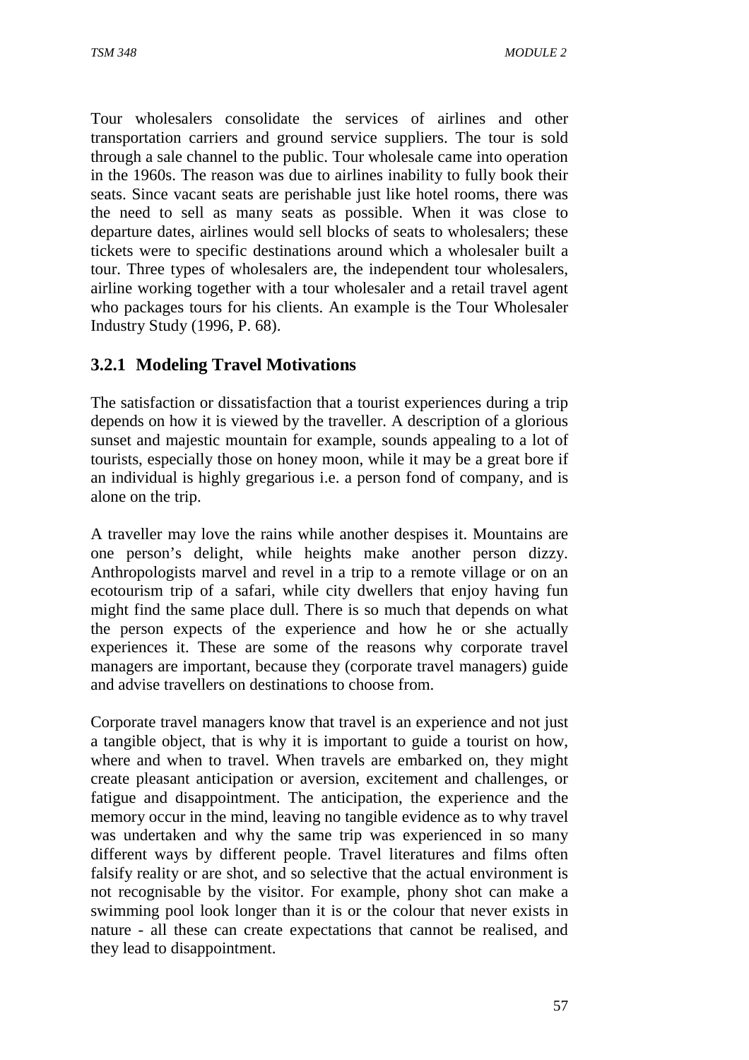Tour wholesalers consolidate the services of airlines and other transportation carriers and ground service suppliers. The tour is sold through a sale channel to the public. Tour wholesale came into operation in the 1960s. The reason was due to airlines inability to fully book their seats. Since vacant seats are perishable just like hotel rooms, there was the need to sell as many seats as possible. When it was close to departure dates, airlines would sell blocks of seats to wholesalers; these tickets were to specific destinations around which a wholesaler built a tour. Three types of wholesalers are, the independent tour wholesalers, airline working together with a tour wholesaler and a retail travel agent who packages tours for his clients. An example is the Tour Wholesaler Industry Study (1996, P. 68).

### 3.2.1 Modeling Travel Motivations

The satisfaction or dissatisfaction that a tourist experiences during a trip depends on how it is viewed by the traveller. A description of a glorious sunset and majestic mountain for example, sounds appealing to a lot of tourists, especially those on honey moon, while it may be a great bore if an individual is highly gregarious i.e. a person fond of company, and is alone on the trip.

A traveller may love the rains while another despises it. Mountains are one person's delight, while heights make another person dizzy. Anthropologists marvel and revel in a trip to a remote village or on an ecotourism trip of a safari, while city dwellers that enjoy having fun might find the same place dull. There is so much that depends on what the person expects of the experience and how he or she actually experiences it. These are some of the reasons why corporate travel managers are important, because they (corporate travel managers) guide and advise travellers on destinations to choose from.

Corporate travel managers know that travel is an experience and not just a tangible object, that is why it is important to guide a tourist on how, where and when to travel. When travels are embarked on, they might create pleasant anticipation or aversion, excitement and challenges, or fatigue and disappointment. The anticipation, the experience and the memory occur in the mind, leaving no tangible evidence as to why travel was undertaken and why the same trip was experienced in so many different ways by different people. Travel literatures and films often falsify reality or are shot, and so selective that the actual environment is not recognisable by the visitor. For example, phony shot can make a swimming pool look longer than it is or the colour that never exists in nature - all these can create expectations that cannot be realised, and they lead to disappointment.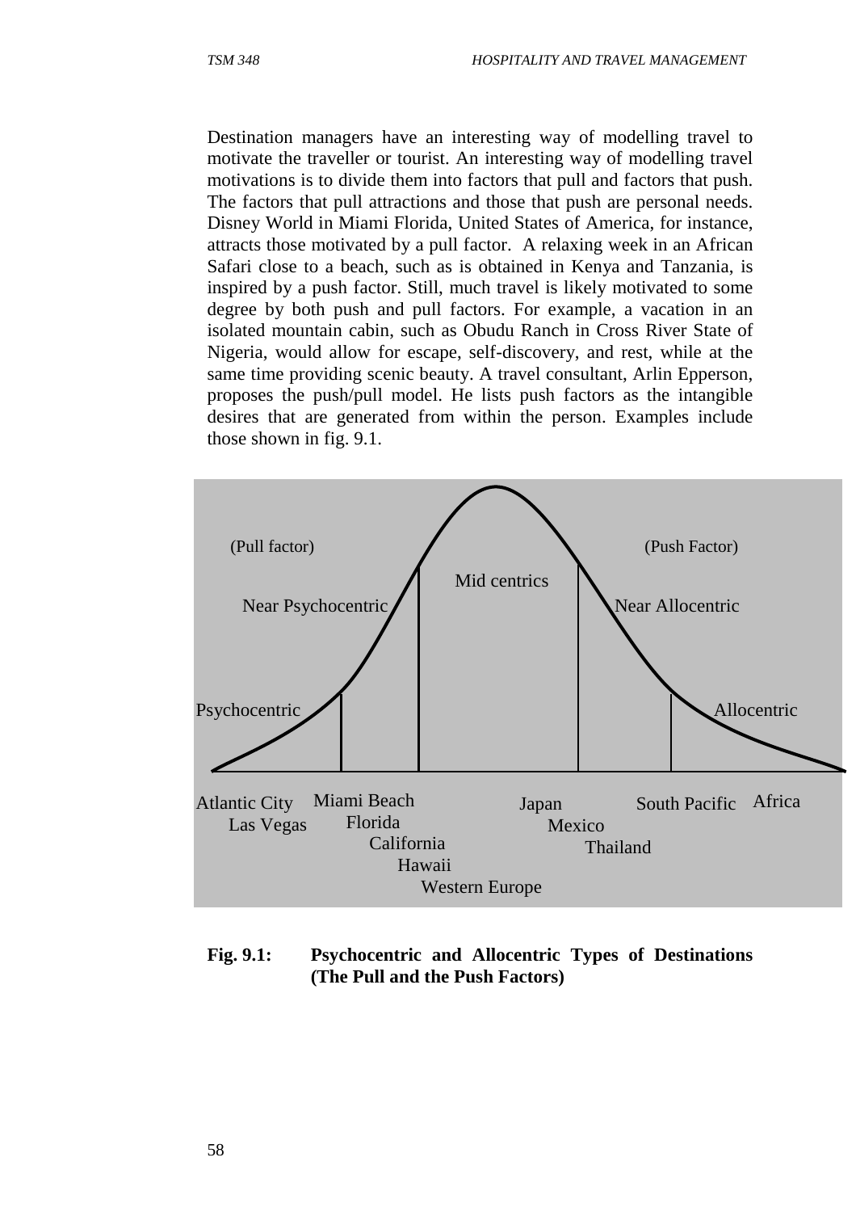Destination managers have an interesting way of modelling travel to motivate the traveller or tourist. An interesting way of modelling travel motivations is to divide them into factors that pull and factors that push. The factors that pull attractions and those that push are personal needs. Disney World in Miami Florida, United States of America, for instance, attracts those motivated by a pull factor. A relaxing week in an African Safari close to a beach, such as is obtained in Kenya and Tanzania, is inspired by a push factor. Still, much travel is likely motivated to some degree by both push and pull factors. For example, a vacation in an isolated mountain cabin, such as Obudu Ranch in Cross River State of Nigeria, would allow for escape, self-discovery, and rest, while at the same time providing scenic beauty. A travel consultant, Arlin Epperson, proposes the push/pull model. He lists push factors as the intangible desires that are generated from within the person. Examples include those shown in fig. 9.1.

(Pull factor) (Push Factor)

Psychocentric | Near Psychocentric | Mid centrics | Near Allocentric | Allocentric

Atlantic City, Las Vegas | Miami Beach, Florida, California, Hawaii | Western Europe | Japan, Mexico, Thailand | South Pacific | Africa

**Fig. 9.1: Psychocentric and Allocentric Types of Destinations (The Pull and the Push Factors)**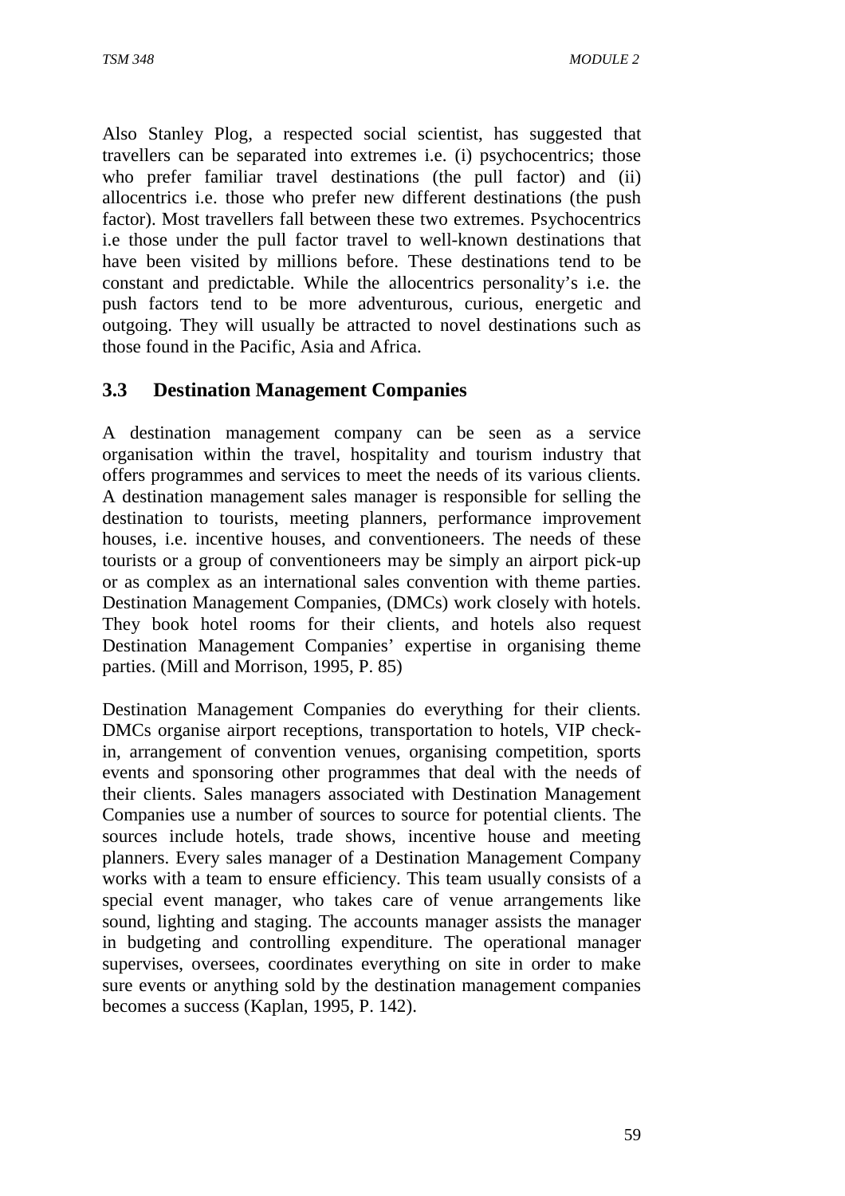Also Stanley Plog, a respected social scientist, has suggested that travellers can be separated into extremes i.e. (i) psychocentrics; those who prefer familiar travel destinations (the pull factor) and (ii) allocentrics i.e. those who prefer new different destinations (the push factor). Most travellers fall between these two extremes. Psychocentrics i.e those under the pull factor travel to well-known destinations that have been visited by millions before. These destinations tend to be constant and predictable. While the allocentrics personality's i.e. the push factors tend to be more adventurous, curious, energetic and outgoing. They will usually be attracted to novel destinations such as those found in the Pacific, Asia and Africa.

### 3.3 Destination Management Companies

A destination management company can be seen as a service organisation within the travel, hospitality and tourism industry that offers programmes and services to meet the needs of its various clients. A destination management sales manager is responsible for selling the destination to tourists, meeting planners, performance improvement houses, i.e. incentive houses, and conventioneers. The needs of these tourists or a group of conventioneers may be simply an airport pick-up or as complex as an international sales convention with theme parties. Destination Management Companies, (DMCs) work closely with hotels. They book hotel rooms for their clients, and hotels also request Destination Management Companies' expertise in organising theme parties. (Mill and Morrison, 1995, P. 85)

Destination Management Companies do everything for their clients. DMCs organise airport receptions, transportation to hotels, VIP check-in, arrangement of convention venues, organising competition, sports events and sponsoring other programmes that deal with the needs of their clients. Sales managers associated with Destination Management Companies use a number of sources to source for potential clients. The sources include hotels, trade shows, incentive house and meeting planners. Every sales manager of a Destination Management Company works with a team to ensure efficiency. This team usually consists of a special event manager, who takes care of venue arrangements like sound, lighting and staging. The accounts manager assists the manager in budgeting and controlling expenditure. The operational manager supervises, oversees, coordinates everything on site in order to make sure events or anything sold by the destination management companies becomes a success (Kaplan, 1995, P. 142).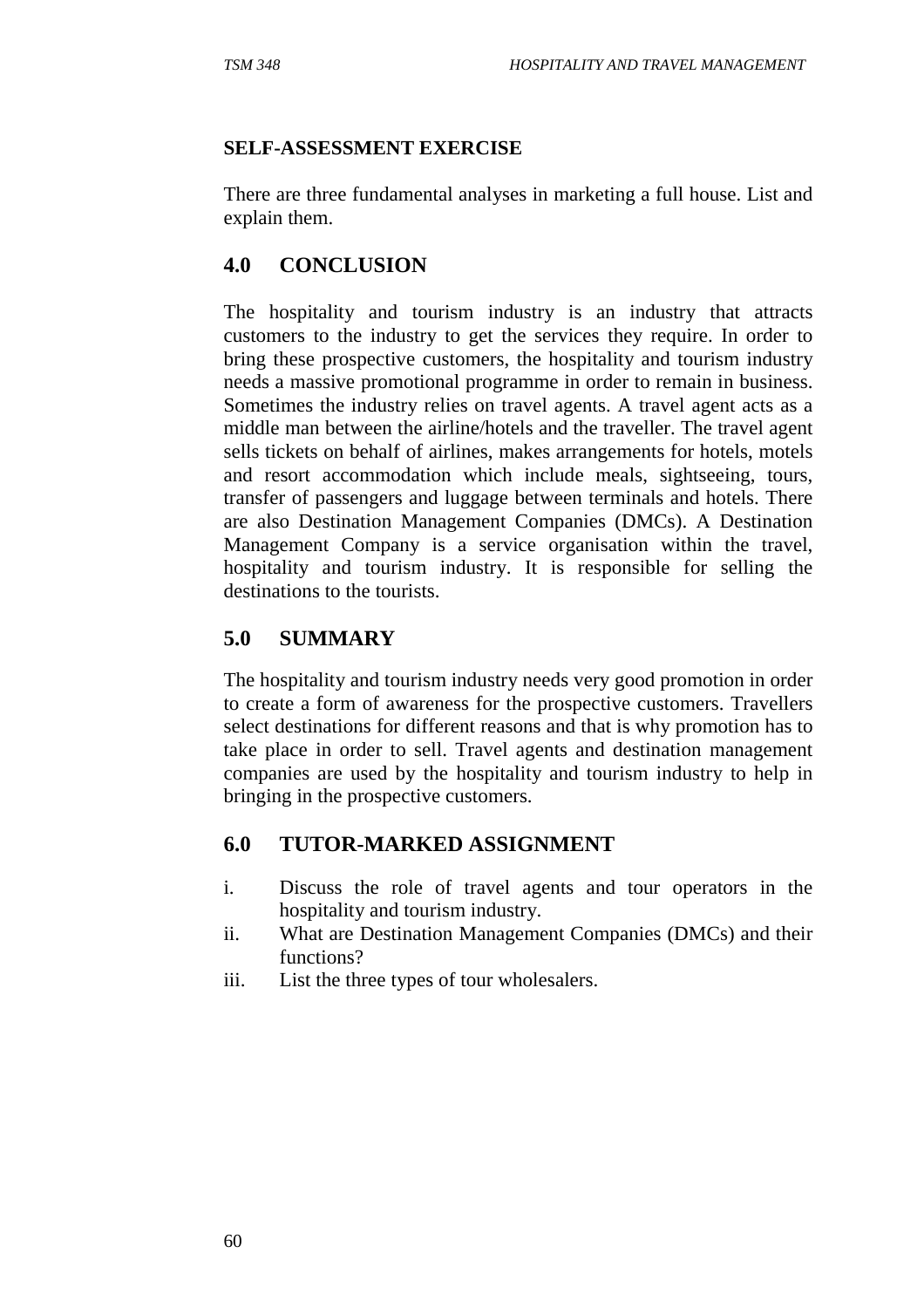**SELF-ASSESSMENT EXERCISE**

There are three fundamental analyses in marketing a full house. List and explain them.

## 4.0 CONCLUSION

The hospitality and tourism industry is an industry that attracts customers to the industry to get the services they require. In order to bring these prospective customers, the hospitality and tourism industry needs a massive promotional programme in order to remain in business. Sometimes the industry relies on travel agents. A travel agent acts as a middle man between the airline/hotels and the traveller. The travel agent sells tickets on behalf of airlines, makes arrangements for hotels, motels and resort accommodation which include meals, sightseeing, tours, transfer of passengers and luggage between terminals and hotels. There are also Destination Management Companies (DMCs). A Destination Management Company is a service organisation within the travel, hospitality and tourism industry. It is responsible for selling the destinations to the tourists.

## 5.0 SUMMARY

The hospitality and tourism industry needs very good promotion in order to create a form of awareness for the prospective customers. Travellers select destinations for different reasons and that is why promotion has to take place in order to sell. Travel agents and destination management companies are used by the hospitality and tourism industry to help in bringing in the prospective customers.

## 6.0 TUTOR-MARKED ASSIGNMENT

i. Discuss the role of travel agents and tour operators in the hospitality and tourism industry.
ii. What are Destination Management Companies (DMCs) and their functions?
iii. List the three types of tour wholesalers.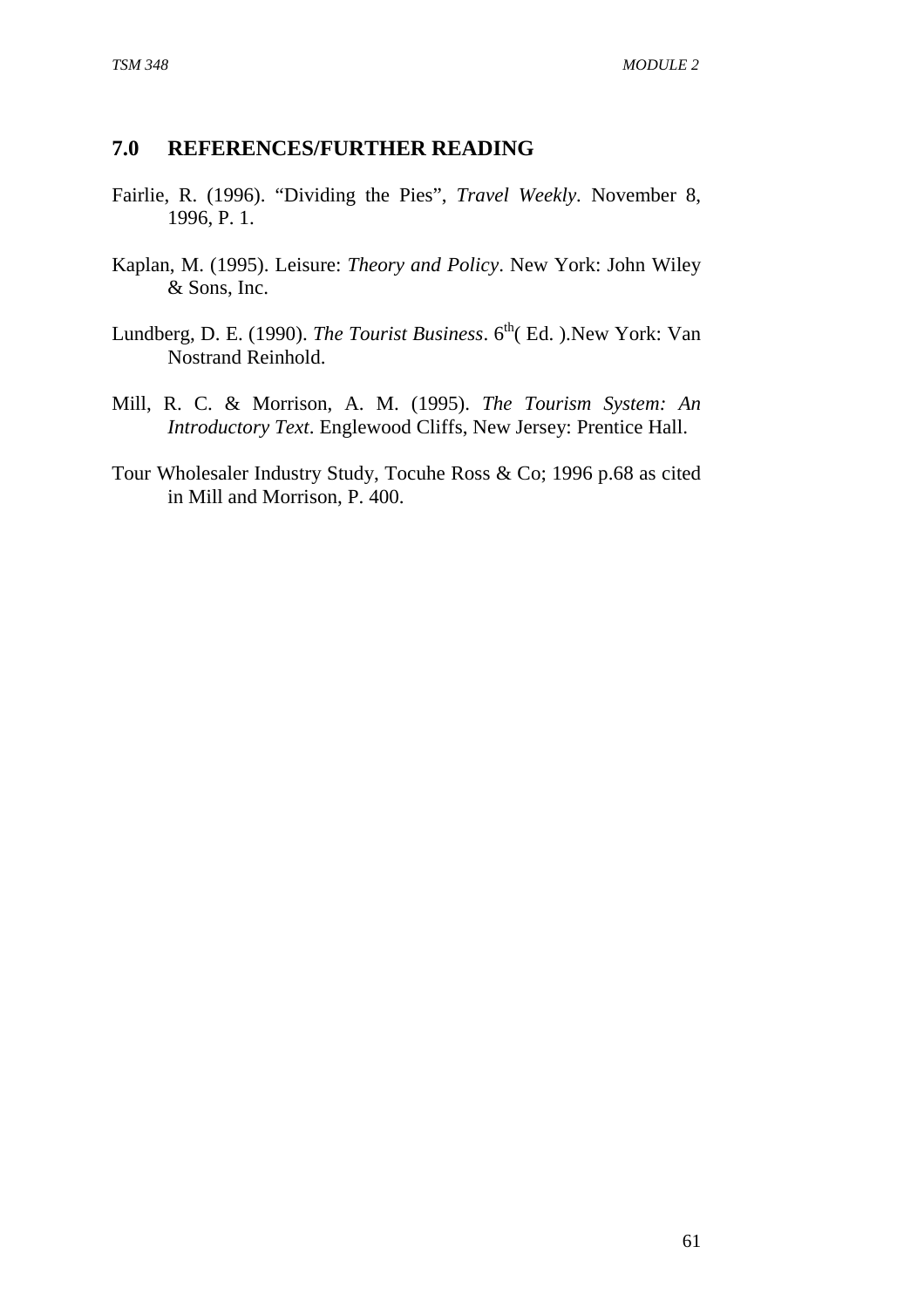## 7.0 REFERENCES/FURTHER READING

Fairlie, R. (1996). "Dividing the Pies", *Travel Weekly*. November 8, 1996, P. 1.

Kaplan, M. (1995). Leisure: *Theory and Policy*. New York: John Wiley & Sons, Inc.

Lundberg, D. E. (1990). *The Tourist Business*. 6th( Ed. ).New York: Van Nostrand Reinhold.

Mill, R. C. & Morrison, A. M. (1995). *The Tourism System: An Introductory Text*. Englewood Cliffs, New Jersey: Prentice Hall.

Tour Wholesaler Industry Study, Tocuhe Ross & Co; 1996 p.68 as cited in Mill and Morrison, P. 400.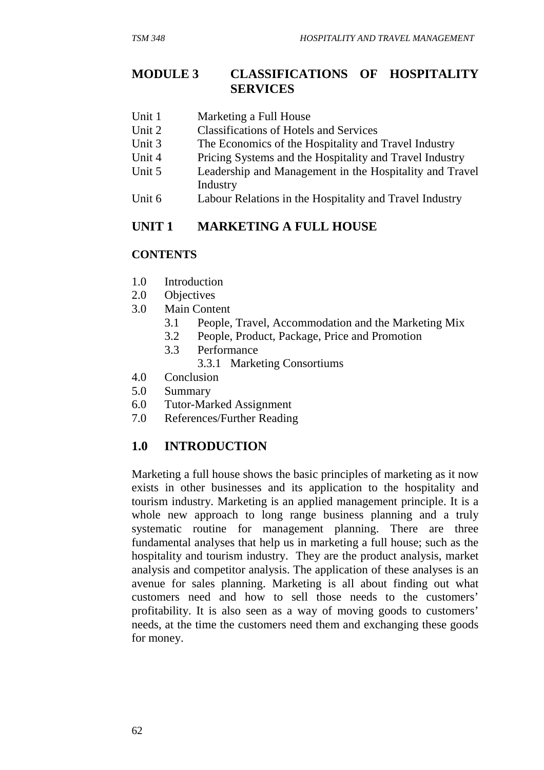# MODULE 3 CLASSIFICATIONS OF HOSPITALITY SERVICES

Unit 1 Marketing a Full House
Unit 2 Classifications of Hotels and Services
Unit 3 The Economics of the Hospitality and Travel Industry
Unit 4 Pricing Systems and the Hospitality and Travel Industry
Unit 5 Leadership and Management in the Hospitality and Travel Industry
Unit 6 Labour Relations in the Hospitality and Travel Industry

## UNIT 1 MARKETING A FULL HOUSE

**CONTENTS**

- 1.0 Introduction
- 2.0 Objectives
- 3.0 Main Content
  - 3.1 People, Travel, Accommodation and the Marketing Mix
  - 3.2 People, Product, Package, Price and Promotion
  - 3.3 Performance
    - 3.3.1 Marketing Consortiums
- 4.0 Conclusion
- 5.0 Summary
- 6.0 Tutor-Marked Assignment
- 7.0 References/Further Reading

## 1.0 INTRODUCTION

Marketing a full house shows the basic principles of marketing as it now exists in other businesses and its application to the hospitality and tourism industry. Marketing is an applied management principle. It is a whole new approach to long range business planning and a truly systematic routine for management planning. There are three fundamental analyses that help us in marketing a full house; such as the hospitality and tourism industry. They are the product analysis, market analysis and competitor analysis. The application of these analyses is an avenue for sales planning. Marketing is all about finding out what customers need and how to sell those needs to the customers' profitability. It is also seen as a way of moving goods to customers' needs, at the time the customers need them and exchanging these goods for money.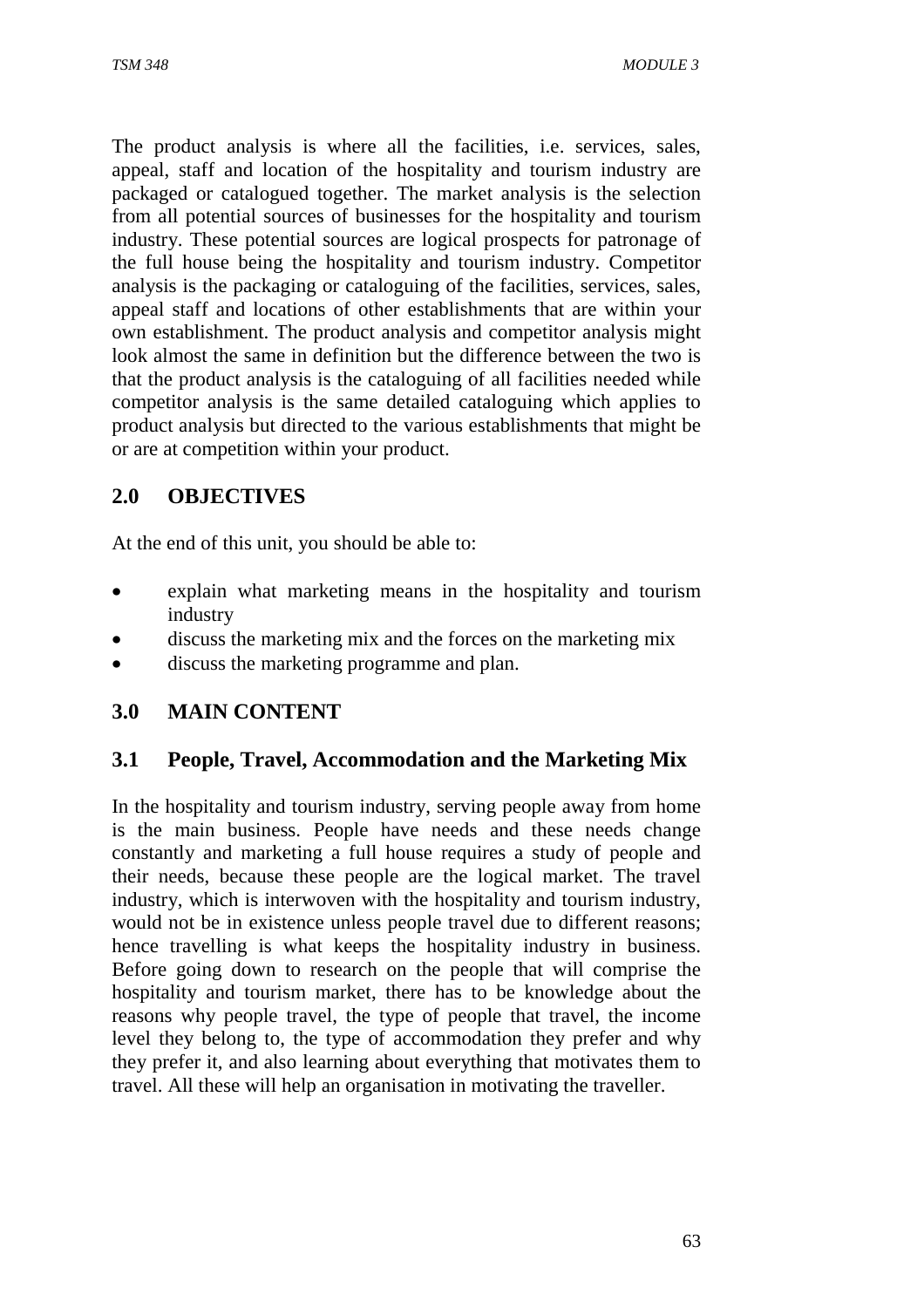The product analysis is where all the facilities, i.e. services, sales, appeal, staff and location of the hospitality and tourism industry are packaged or catalogued together. The market analysis is the selection from all potential sources of businesses for the hospitality and tourism industry. These potential sources are logical prospects for patronage of the full house being the hospitality and tourism industry. Competitor analysis is the packaging or cataloguing of the facilities, services, sales, appeal staff and locations of other establishments that are within your own establishment. The product analysis and competitor analysis might look almost the same in definition but the difference between the two is that the product analysis is the cataloguing of all facilities needed while competitor analysis is the same detailed cataloguing which applies to product analysis but directed to the various establishments that might be or are at competition within your product.

## 2.0 OBJECTIVES

At the end of this unit, you should be able to:

- explain what marketing means in the hospitality and tourism industry
- discuss the marketing mix and the forces on the marketing mix
- discuss the marketing programme and plan.

## 3.0 MAIN CONTENT

### 3.1 People, Travel, Accommodation and the Marketing Mix

In the hospitality and tourism industry, serving people away from home is the main business. People have needs and these needs change constantly and marketing a full house requires a study of people and their needs, because these people are the logical market. The travel industry, which is interwoven with the hospitality and tourism industry, would not be in existence unless people travel due to different reasons; hence travelling is what keeps the hospitality industry in business. Before going down to research on the people that will comprise the hospitality and tourism market, there has to be knowledge about the reasons why people travel, the type of people that travel, the income level they belong to, the type of accommodation they prefer and why they prefer it, and also learning about everything that motivates them to travel. All these will help an organisation in motivating the traveller.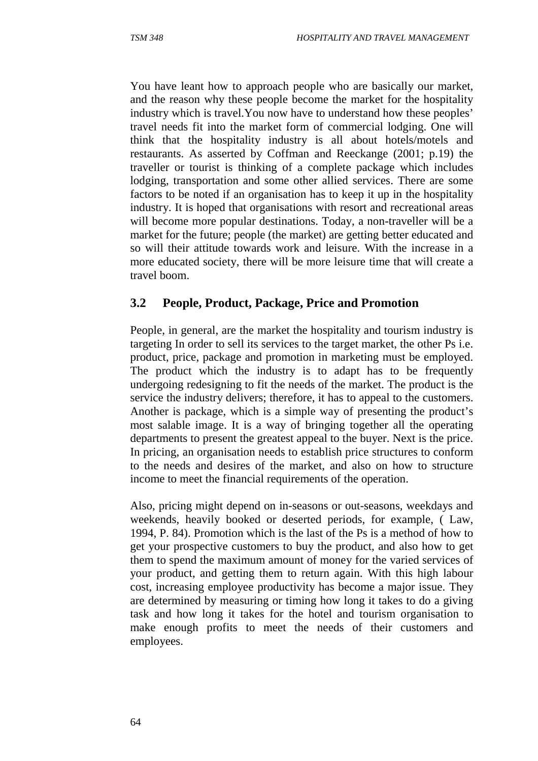You have leant how to approach people who are basically our market, and the reason why these people become the market for the hospitality industry which is travel.You now have to understand how these peoples' travel needs fit into the market form of commercial lodging. One will think that the hospitality industry is all about hotels/motels and restaurants. As asserted by Coffman and Reeckange (2001; p.19) the traveller or tourist is thinking of a complete package which includes lodging, transportation and some other allied services. There are some factors to be noted if an organisation has to keep it up in the hospitality industry. It is hoped that organisations with resort and recreational areas will become more popular destinations. Today, a non-traveller will be a market for the future; people (the market) are getting better educated and so will their attitude towards work and leisure. With the increase in a more educated society, there will be more leisure time that will create a travel boom.

## 3.2 People, Product, Package, Price and Promotion

People, in general, are the market the hospitality and tourism industry is targeting In order to sell its services to the target market, the other Ps i.e. product, price, package and promotion in marketing must be employed. The product which the industry is to adapt has to be frequently undergoing redesigning to fit the needs of the market. The product is the service the industry delivers; therefore, it has to appeal to the customers. Another is package, which is a simple way of presenting the product's most salable image. It is a way of bringing together all the operating departments to present the greatest appeal to the buyer. Next is the price. In pricing, an organisation needs to establish price structures to conform to the needs and desires of the market, and also on how to structure income to meet the financial requirements of the operation.

Also, pricing might depend on in-seasons or out-seasons, weekdays and weekends, heavily booked or deserted periods, for example, ( Law, 1994, P. 84). Promotion which is the last of the Ps is a method of how to get your prospective customers to buy the product, and also how to get them to spend the maximum amount of money for the varied services of your product, and getting them to return again. With this high labour cost, increasing employee productivity has become a major issue. They are determined by measuring or timing how long it takes to do a giving task and how long it takes for the hotel and tourism organisation to make enough profits to meet the needs of their customers and employees.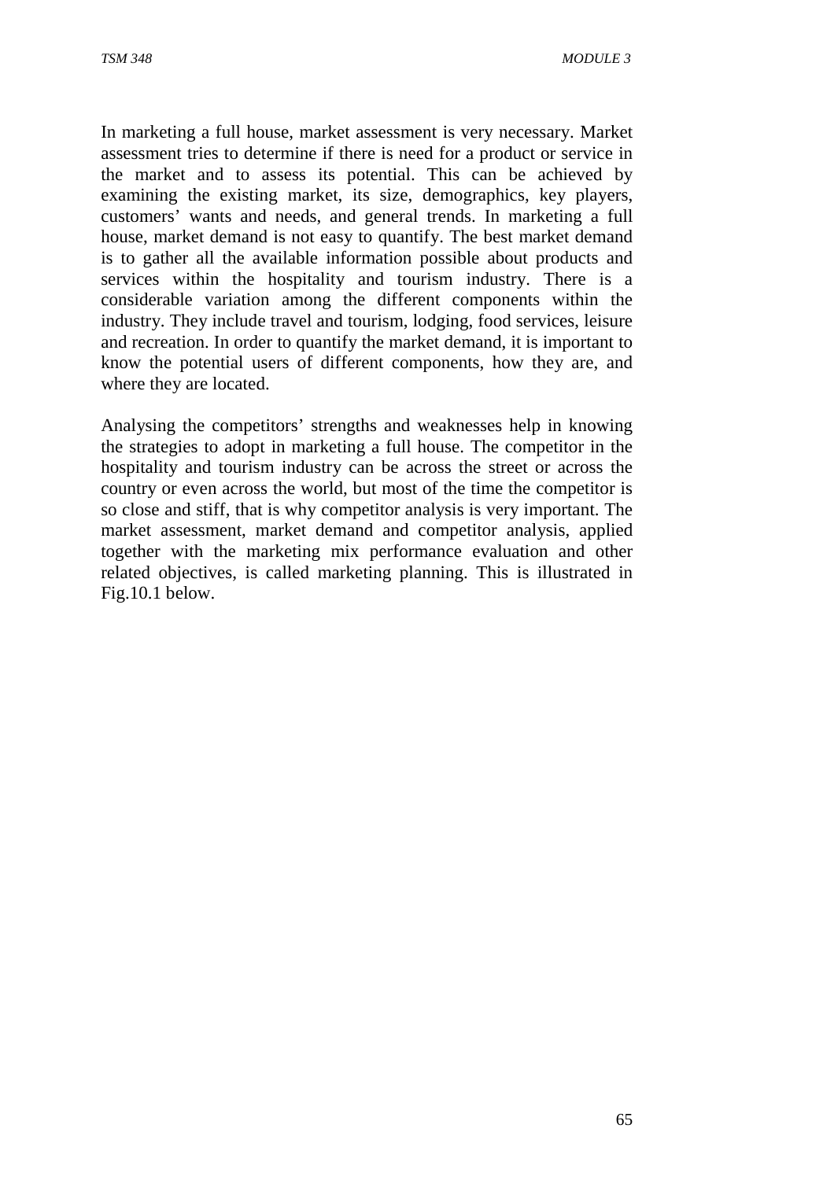In marketing a full house, market assessment is very necessary. Market assessment tries to determine if there is need for a product or service in the market and to assess its potential. This can be achieved by examining the existing market, its size, demographics, key players, customers' wants and needs, and general trends. In marketing a full house, market demand is not easy to quantify. The best market demand is to gather all the available information possible about products and services within the hospitality and tourism industry. There is a considerable variation among the different components within the industry. They include travel and tourism, lodging, food services, leisure and recreation. In order to quantify the market demand, it is important to know the potential users of different components, how they are, and where they are located.

Analysing the competitors' strengths and weaknesses help in knowing the strategies to adopt in marketing a full house. The competitor in the hospitality and tourism industry can be across the street or across the country or even across the world, but most of the time the competitor is so close and stiff, that is why competitor analysis is very important. The market assessment, market demand and competitor analysis, applied together with the marketing mix performance evaluation and other related objectives, is called marketing planning. This is illustrated in Fig.10.1 below.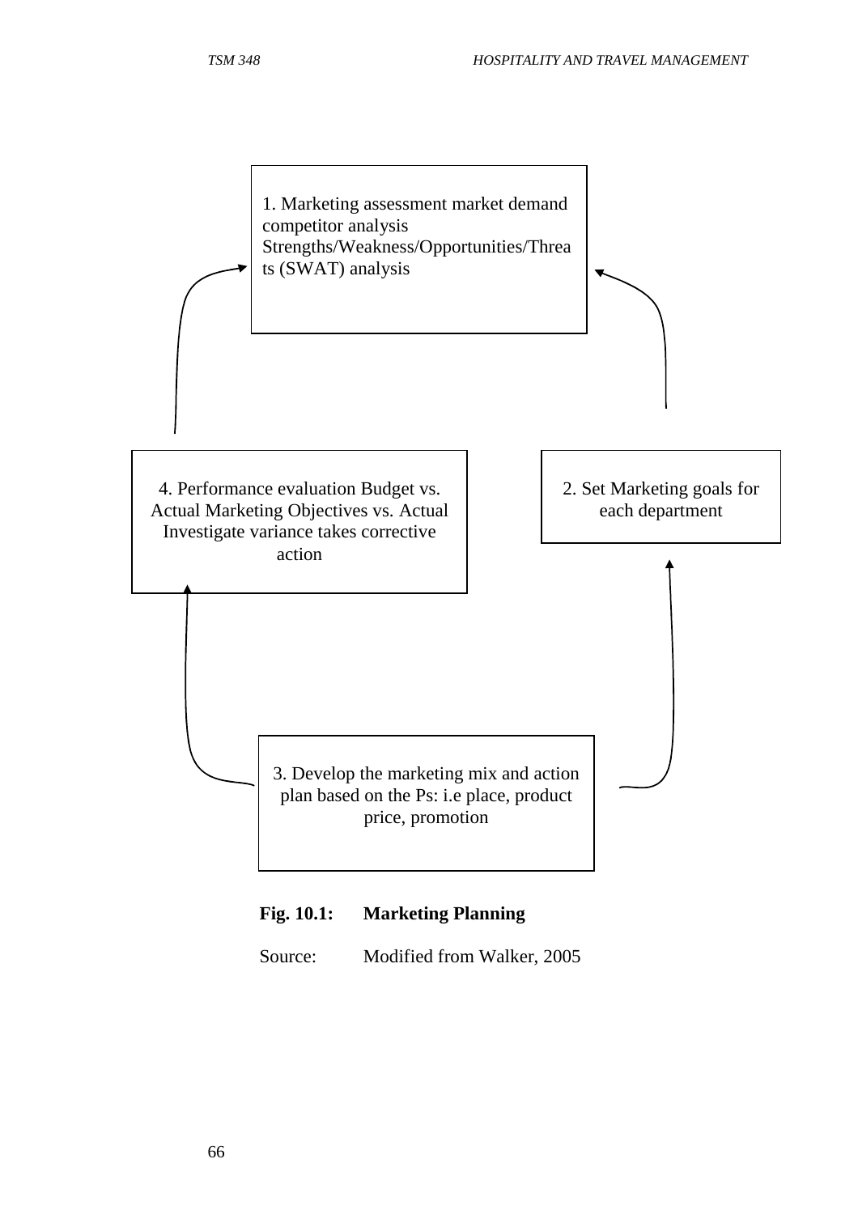1. Marketing assessment market demand competitor analysis Strengths/Weakness/Opportunities/Threats (SWAT) analysis

2. Set Marketing goals for each department

3. Develop the marketing mix and action plan based on the Ps: i.e place, product price, promotion

4. Performance evaluation Budget vs. Actual Marketing Objectives vs. Actual Investigate variance takes corrective action

**Fig. 10.1: Marketing Planning**

Source: Modified from Walker, 2005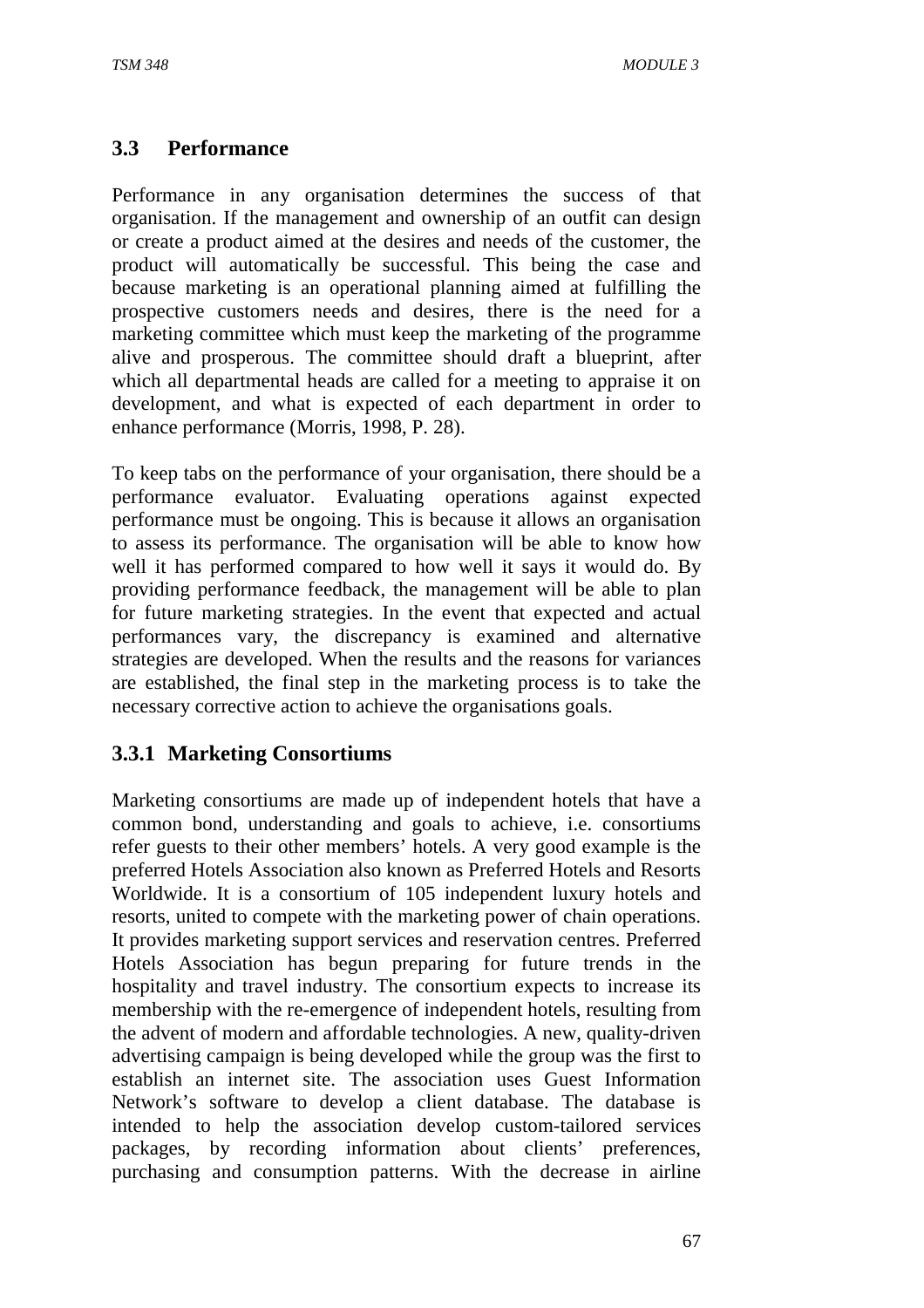## 3.3 Performance

Performance in any organisation determines the success of that organisation. If the management and ownership of an outfit can design or create a product aimed at the desires and needs of the customer, the product will automatically be successful. This being the case and because marketing is an operational planning aimed at fulfilling the prospective customers needs and desires, there is the need for a marketing committee which must keep the marketing of the programme alive and prosperous. The committee should draft a blueprint, after which all departmental heads are called for a meeting to appraise it on development, and what is expected of each department in order to enhance performance (Morris, 1998, P. 28).

To keep tabs on the performance of your organisation, there should be a performance evaluator. Evaluating operations against expected performance must be ongoing. This is because it allows an organisation to assess its performance. The organisation will be able to know how well it has performed compared to how well it says it would do. By providing performance feedback, the management will be able to plan for future marketing strategies. In the event that expected and actual performances vary, the discrepancy is examined and alternative strategies are developed. When the results and the reasons for variances are established, the final step in the marketing process is to take the necessary corrective action to achieve the organisations goals.

### 3.3.1 Marketing Consortiums

Marketing consortiums are made up of independent hotels that have a common bond, understanding and goals to achieve, i.e. consortiums refer guests to their other members' hotels. A very good example is the preferred Hotels Association also known as Preferred Hotels and Resorts Worldwide. It is a consortium of 105 independent luxury hotels and resorts, united to compete with the marketing power of chain operations. It provides marketing support services and reservation centres. Preferred Hotels Association has begun preparing for future trends in the hospitality and travel industry. The consortium expects to increase its membership with the re-emergence of independent hotels, resulting from the advent of modern and affordable technologies. A new, quality-driven advertising campaign is being developed while the group was the first to establish an internet site. The association uses Guest Information Network's software to develop a client database. The database is intended to help the association develop custom-tailored services packages, by recording information about clients' preferences, purchasing and consumption patterns. With the decrease in airline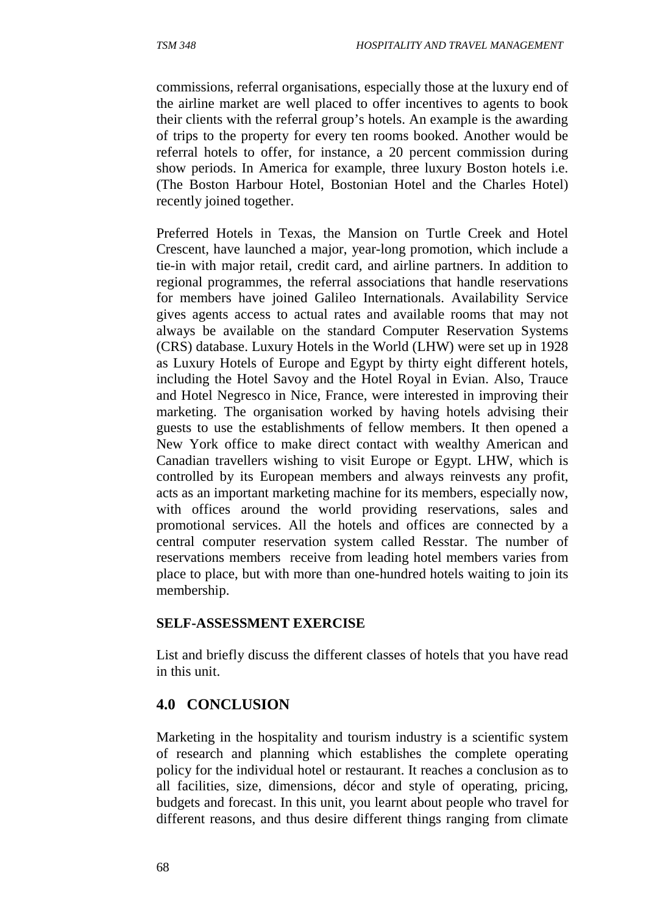commissions, referral organisations, especially those at the luxury end of the airline market are well placed to offer incentives to agents to book their clients with the referral group's hotels. An example is the awarding of trips to the property for every ten rooms booked. Another would be referral hotels to offer, for instance, a 20 percent commission during show periods. In America for example, three luxury Boston hotels i.e. (The Boston Harbour Hotel, Bostonian Hotel and the Charles Hotel) recently joined together.

Preferred Hotels in Texas, the Mansion on Turtle Creek and Hotel Crescent, have launched a major, year-long promotion, which include a tie-in with major retail, credit card, and airline partners. In addition to regional programmes, the referral associations that handle reservations for members have joined Galileo Internationals. Availability Service gives agents access to actual rates and available rooms that may not always be available on the standard Computer Reservation Systems (CRS) database. Luxury Hotels in the World (LHW) were set up in 1928 as Luxury Hotels of Europe and Egypt by thirty eight different hotels, including the Hotel Savoy and the Hotel Royal in Evian. Also, Trauce and Hotel Negresco in Nice, France, were interested in improving their marketing. The organisation worked by having hotels advising their guests to use the establishments of fellow members. It then opened a New York office to make direct contact with wealthy American and Canadian travellers wishing to visit Europe or Egypt. LHW, which is controlled by its European members and always reinvests any profit, acts as an important marketing machine for its members, especially now, with offices around the world providing reservations, sales and promotional services. All the hotels and offices are connected by a central computer reservation system called Resstar. The number of reservations members receive from leading hotel members varies from place to place, but with more than one-hundred hotels waiting to join its membership.

**SELF-ASSESSMENT EXERCISE**

List and briefly discuss the different classes of hotels that you have read in this unit.

## 4.0 CONCLUSION

Marketing in the hospitality and tourism industry is a scientific system of research and planning which establishes the complete operating policy for the individual hotel or restaurant. It reaches a conclusion as to all facilities, size, dimensions, décor and style of operating, pricing, budgets and forecast. In this unit, you learnt about people who travel for different reasons, and thus desire different things ranging from climate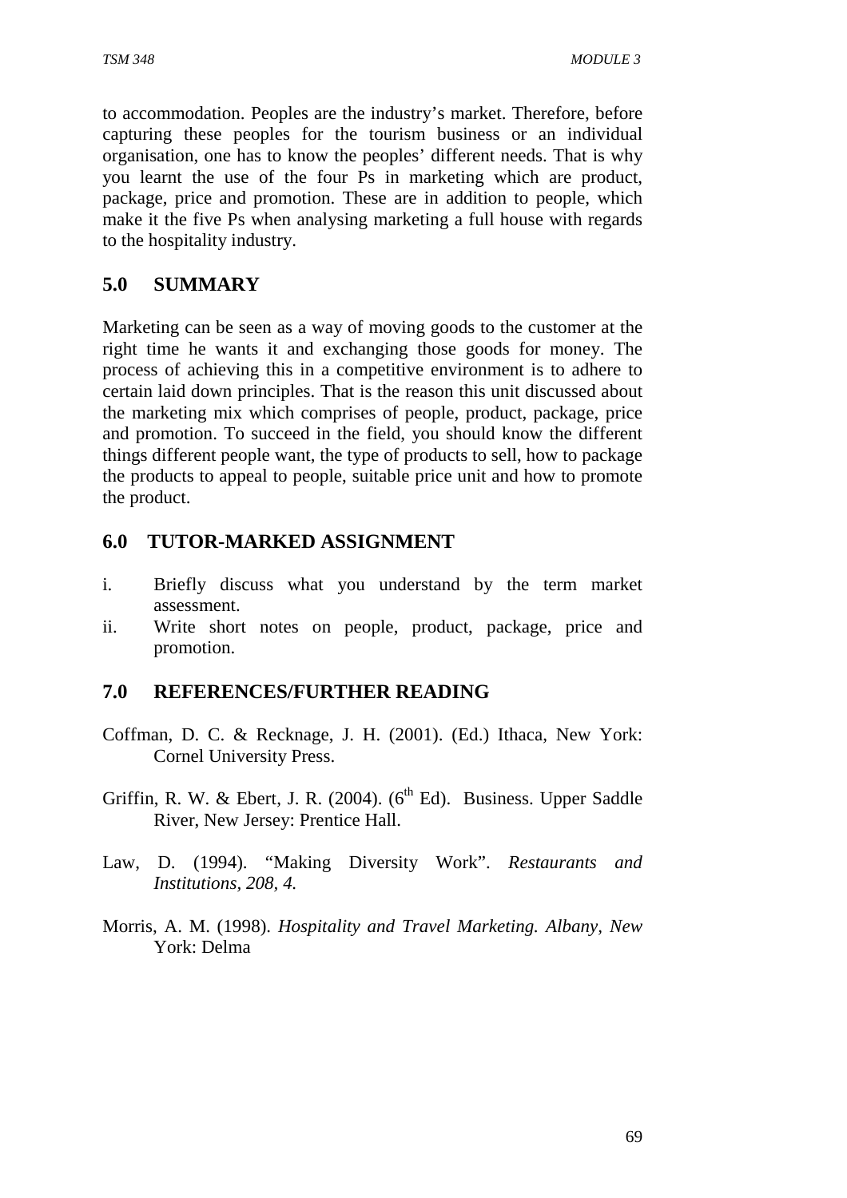to accommodation. Peoples are the industry's market. Therefore, before capturing these peoples for the tourism business or an individual organisation, one has to know the peoples' different needs. That is why you learnt the use of the four Ps in marketing which are product, package, price and promotion. These are in addition to people, which make it the five Ps when analysing marketing a full house with regards to the hospitality industry.

## 5.0 SUMMARY

Marketing can be seen as a way of moving goods to the customer at the right time he wants it and exchanging those goods for money. The process of achieving this in a competitive environment is to adhere to certain laid down principles. That is the reason this unit discussed about the marketing mix which comprises of people, product, package, price and promotion. To succeed in the field, you should know the different things different people want, the type of products to sell, how to package the products to appeal to people, suitable price unit and how to promote the product.

## 6.0 TUTOR-MARKED ASSIGNMENT

i. Briefly discuss what you understand by the term market assessment.
ii. Write short notes on people, product, package, price and promotion.

## 7.0 REFERENCES/FURTHER READING

Coffman, D. C. & Recknage, J. H. (2001). (Ed.) Ithaca, New York: Cornel University Press.

Griffin, R. W. & Ebert, J. R. (2004). (6th Ed). Business. Upper Saddle River, New Jersey: Prentice Hall.

Law, D. (1994). "Making Diversity Work". *Restaurants and Institutions*, *208, 4.*

Morris, A. M. (1998). *Hospitality and Travel Marketing. Albany, New* York: Delma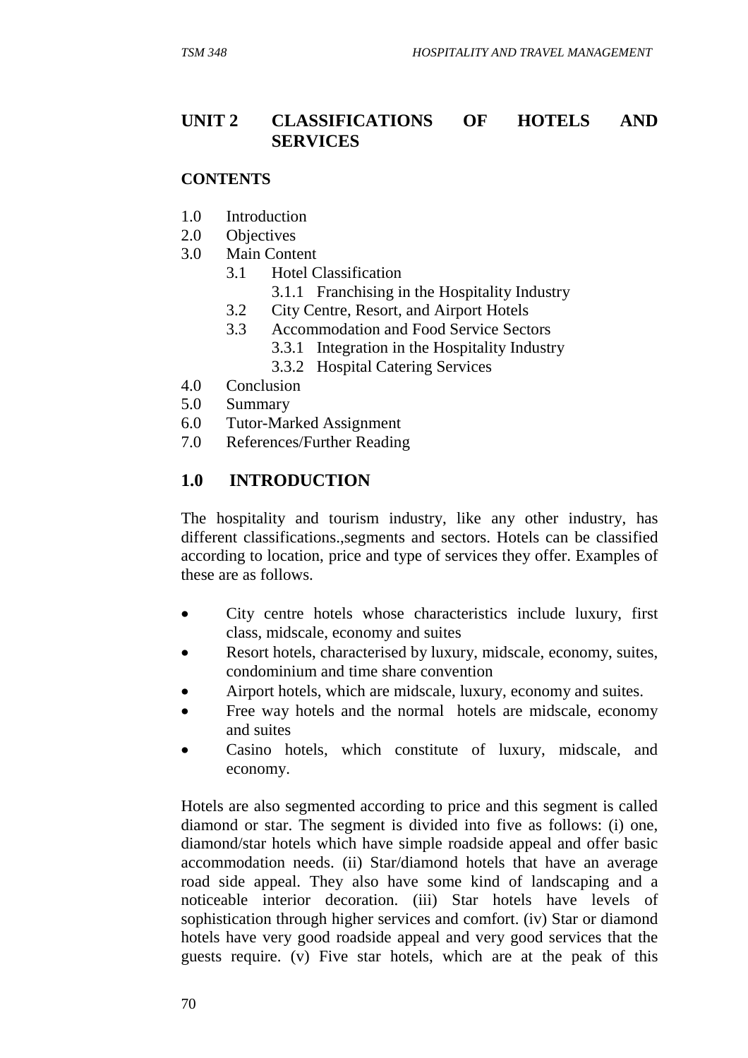# UNIT 2 CLASSIFICATIONS OF HOTELS AND SERVICES

**CONTENTS**

1.0 Introduction
2.0 Objectives
3.0 Main Content
   3.1 Hotel Classification
      3.1.1 Franchising in the Hospitality Industry
   3.2 City Centre, Resort, and Airport Hotels
   3.3 Accommodation and Food Service Sectors
      3.3.1 Integration in the Hospitality Industry
      3.3.2 Hospital Catering Services
4.0 Conclusion
5.0 Summary
6.0 Tutor-Marked Assignment
7.0 References/Further Reading

## 1.0 INTRODUCTION

The hospitality and tourism industry, like any other industry, has different classifications.,segments and sectors. Hotels can be classified according to location, price and type of services they offer. Examples of these are as follows.

- City centre hotels whose characteristics include luxury, first class, midscale, economy and suites
- Resort hotels, characterised by luxury, midscale, economy, suites, condominium and time share convention
- Airport hotels, which are midscale, luxury, economy and suites.
- Free way hotels and the normal hotels are midscale, economy and suites
- Casino hotels, which constitute of luxury, midscale, and economy.

Hotels are also segmented according to price and this segment is called diamond or star. The segment is divided into five as follows: (i) one, diamond/star hotels which have simple roadside appeal and offer basic accommodation needs. (ii) Star/diamond hotels that have an average road side appeal. They also have some kind of landscaping and a noticeable interior decoration. (iii) Star hotels have levels of sophistication through higher services and comfort. (iv) Star or diamond hotels have very good roadside appeal and very good services that the guests require. (v) Five star hotels, which are at the peak of this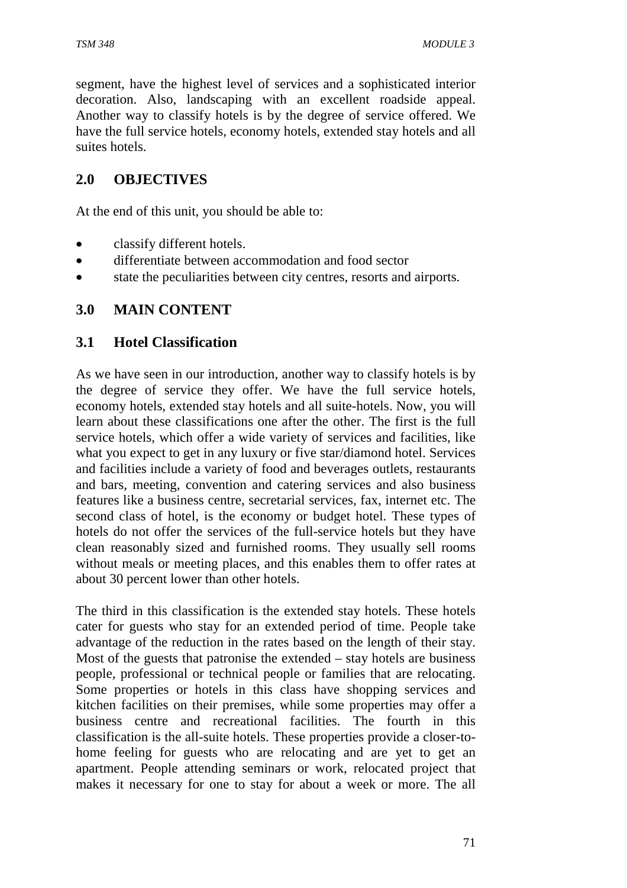segment, have the highest level of services and a sophisticated interior decoration. Also, landscaping with an excellent roadside appeal. Another way to classify hotels is by the degree of service offered. We have the full service hotels, economy hotels, extended stay hotels and all suites hotels.

## 2.0 OBJECTIVES

At the end of this unit, you should be able to:

- classify different hotels.
- differentiate between accommodation and food sector
- state the peculiarities between city centres, resorts and airports.

## 3.0 MAIN CONTENT

### 3.1 Hotel Classification

As we have seen in our introduction, another way to classify hotels is by the degree of service they offer. We have the full service hotels, economy hotels, extended stay hotels and all suite-hotels. Now, you will learn about these classifications one after the other. The first is the full service hotels, which offer a wide variety of services and facilities, like what you expect to get in any luxury or five star/diamond hotel. Services and facilities include a variety of food and beverages outlets, restaurants and bars, meeting, convention and catering services and also business features like a business centre, secretarial services, fax, internet etc. The second class of hotel, is the economy or budget hotel. These types of hotels do not offer the services of the full-service hotels but they have clean reasonably sized and furnished rooms. They usually sell rooms without meals or meeting places, and this enables them to offer rates at about 30 percent lower than other hotels.

The third in this classification is the extended stay hotels. These hotels cater for guests who stay for an extended period of time. People take advantage of the reduction in the rates based on the length of their stay. Most of the guests that patronise the extended – stay hotels are business people, professional or technical people or families that are relocating. Some properties or hotels in this class have shopping services and kitchen facilities on their premises, while some properties may offer a business centre and recreational facilities. The fourth in this classification is the all-suite hotels. These properties provide a closer-to-home feeling for guests who are relocating and are yet to get an apartment. People attending seminars or work, relocated project that makes it necessary for one to stay for about a week or more. The all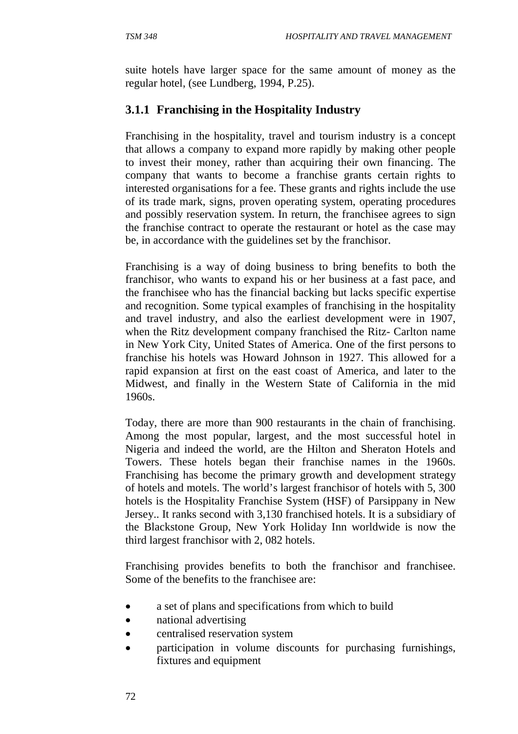suite hotels have larger space for the same amount of money as the regular hotel, (see Lundberg, 1994, P.25).

### 3.1.1 Franchising in the Hospitality Industry

Franchising in the hospitality, travel and tourism industry is a concept that allows a company to expand more rapidly by making other people to invest their money, rather than acquiring their own financing. The company that wants to become a franchise grants certain rights to interested organisations for a fee. These grants and rights include the use of its trade mark, signs, proven operating system, operating procedures and possibly reservation system. In return, the franchisee agrees to sign the franchise contract to operate the restaurant or hotel as the case may be, in accordance with the guidelines set by the franchisor.

Franchising is a way of doing business to bring benefits to both the franchisor, who wants to expand his or her business at a fast pace, and the franchisee who has the financial backing but lacks specific expertise and recognition. Some typical examples of franchising in the hospitality and travel industry, and also the earliest development were in 1907, when the Ritz development company franchised the Ritz- Carlton name in New York City, United States of America. One of the first persons to franchise his hotels was Howard Johnson in 1927. This allowed for a rapid expansion at first on the east coast of America, and later to the Midwest, and finally in the Western State of California in the mid 1960s.

Today, there are more than 900 restaurants in the chain of franchising. Among the most popular, largest, and the most successful hotel in Nigeria and indeed the world, are the Hilton and Sheraton Hotels and Towers. These hotels began their franchise names in the 1960s. Franchising has become the primary growth and development strategy of hotels and motels. The world's largest franchisor of hotels with 5, 300 hotels is the Hospitality Franchise System (HSF) of Parsippany in New Jersey.. It ranks second with 3,130 franchised hotels. It is a subsidiary of the Blackstone Group, New York Holiday Inn worldwide is now the third largest franchisor with 2, 082 hotels.

Franchising provides benefits to both the franchisor and franchisee. Some of the benefits to the franchisee are:

- a set of plans and specifications from which to build
- national advertising
- centralised reservation system
- participation in volume discounts for purchasing furnishings, fixtures and equipment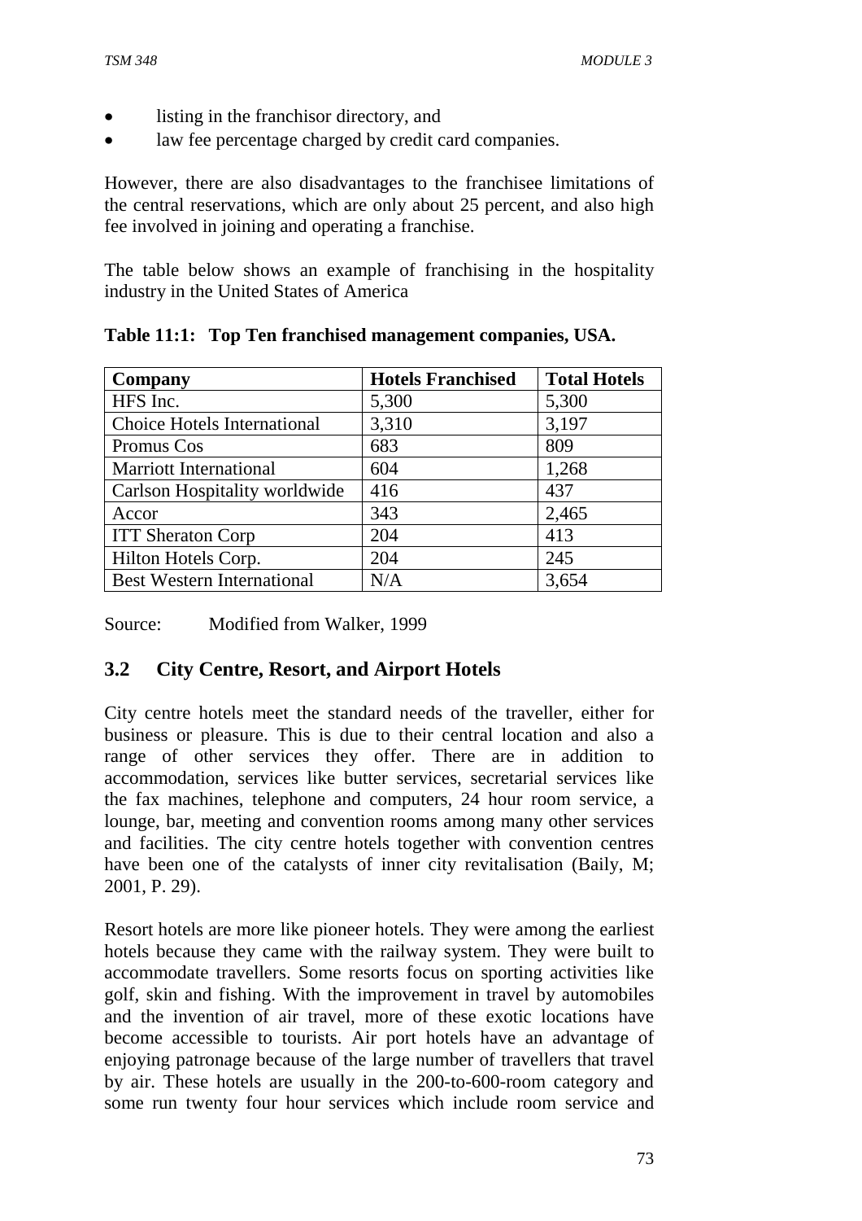- listing in the franchisor directory, and
- law fee percentage charged by credit card companies.

However, there are also disadvantages to the franchisee limitations of the central reservations, which are only about 25 percent, and also high fee involved in joining and operating a franchise.

The table below shows an example of franchising in the hospitality industry in the United States of America

**Table 11:1: Top Ten franchised management companies, USA.**

| Company | Hotels Franchised | Total Hotels |
|---|---|---|
| HFS Inc. | 5,300 | 5,300 |
| Choice Hotels International | 3,310 | 3,197 |
| Promus Cos | 683 | 809 |
| Marriott International | 604 | 1,268 |
| Carlson Hospitality worldwide | 416 | 437 |
| Accor | 343 | 2,465 |
| ITT Sheraton Corp | 204 | 413 |
| Hilton Hotels Corp. | 204 | 245 |
| Best Western International | N/A | 3,654 |

Source: Modified from Walker, 1999

## 3.2 City Centre, Resort, and Airport Hotels

City centre hotels meet the standard needs of the traveller, either for business or pleasure. This is due to their central location and also a range of other services they offer. There are in addition to accommodation, services like butter services, secretarial services like the fax machines, telephone and computers, 24 hour room service, a lounge, bar, meeting and convention rooms among many other services and facilities. The city centre hotels together with convention centres have been one of the catalysts of inner city revitalisation (Baily, M; 2001, P. 29).

Resort hotels are more like pioneer hotels. They were among the earliest hotels because they came with the railway system. They were built to accommodate travellers. Some resorts focus on sporting activities like golf, skin and fishing. With the improvement in travel by automobiles and the invention of air travel, more of these exotic locations have become accessible to tourists. Air port hotels have an advantage of enjoying patronage because of the large number of travellers that travel by air. These hotels are usually in the 200-to-600-room category and some run twenty four hour services which include room service and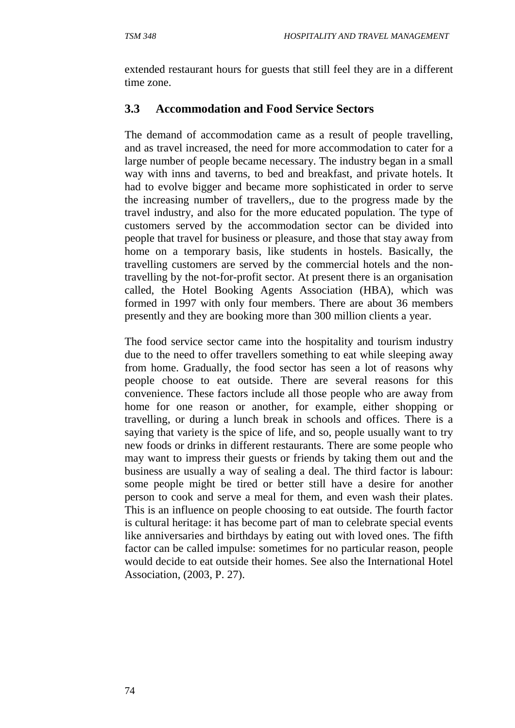extended restaurant hours for guests that still feel they are in a different time zone.

## 3.3 Accommodation and Food Service Sectors

The demand of accommodation came as a result of people travelling, and as travel increased, the need for more accommodation to cater for a large number of people became necessary. The industry began in a small way with inns and taverns, to bed and breakfast, and private hotels. It had to evolve bigger and became more sophisticated in order to serve the increasing number of travellers,, due to the progress made by the travel industry, and also for the more educated population. The type of customers served by the accommodation sector can be divided into people that travel for business or pleasure, and those that stay away from home on a temporary basis, like students in hostels. Basically, the travelling customers are served by the commercial hotels and the non-travelling by the not-for-profit sector. At present there is an organisation called, the Hotel Booking Agents Association (HBA), which was formed in 1997 with only four members. There are about 36 members presently and they are booking more than 300 million clients a year.

The food service sector came into the hospitality and tourism industry due to the need to offer travellers something to eat while sleeping away from home. Gradually, the food sector has seen a lot of reasons why people choose to eat outside. There are several reasons for this convenience. These factors include all those people who are away from home for one reason or another, for example, either shopping or travelling, or during a lunch break in schools and offices. There is a saying that variety is the spice of life, and so, people usually want to try new foods or drinks in different restaurants. There are some people who may want to impress their guests or friends by taking them out and the business are usually a way of sealing a deal. The third factor is labour: some people might be tired or better still have a desire for another person to cook and serve a meal for them, and even wash their plates. This is an influence on people choosing to eat outside. The fourth factor is cultural heritage: it has become part of man to celebrate special events like anniversaries and birthdays by eating out with loved ones. The fifth factor can be called impulse: sometimes for no particular reason, people would decide to eat outside their homes. See also the International Hotel Association, (2003, P. 27).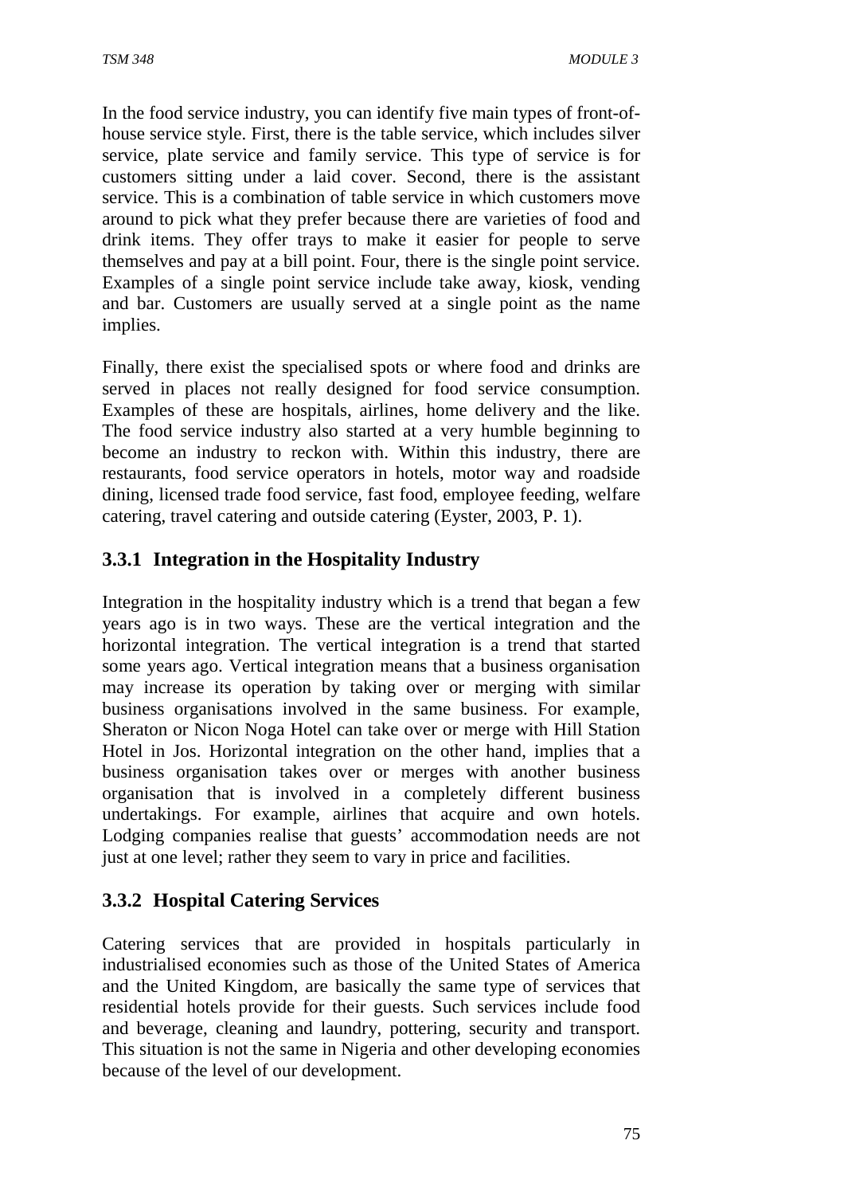In the food service industry, you can identify five main types of front-of-house service style. First, there is the table service, which includes silver service, plate service and family service. This type of service is for customers sitting under a laid cover. Second, there is the assistant service. This is a combination of table service in which customers move around to pick what they prefer because there are varieties of food and drink items. They offer trays to make it easier for people to serve themselves and pay at a bill point. Four, there is the single point service. Examples of a single point service include take away, kiosk, vending and bar. Customers are usually served at a single point as the name implies.

Finally, there exist the specialised spots or where food and drinks are served in places not really designed for food service consumption. Examples of these are hospitals, airlines, home delivery and the like. The food service industry also started at a very humble beginning to become an industry to reckon with. Within this industry, there are restaurants, food service operators in hotels, motor way and roadside dining, licensed trade food service, fast food, employee feeding, welfare catering, travel catering and outside catering (Eyster, 2003, P. 1).

### 3.3.1 Integration in the Hospitality Industry

Integration in the hospitality industry which is a trend that began a few years ago is in two ways. These are the vertical integration and the horizontal integration. The vertical integration is a trend that started some years ago. Vertical integration means that a business organisation may increase its operation by taking over or merging with similar business organisations involved in the same business. For example, Sheraton or Nicon Noga Hotel can take over or merge with Hill Station Hotel in Jos. Horizontal integration on the other hand, implies that a business organisation takes over or merges with another business organisation that is involved in a completely different business undertakings. For example, airlines that acquire and own hotels. Lodging companies realise that guests' accommodation needs are not just at one level; rather they seem to vary in price and facilities.

### 3.3.2 Hospital Catering Services

Catering services that are provided in hospitals particularly in industrialised economies such as those of the United States of America and the United Kingdom, are basically the same type of services that residential hotels provide for their guests. Such services include food and beverage, cleaning and laundry, pottering, security and transport. This situation is not the same in Nigeria and other developing economies because of the level of our development.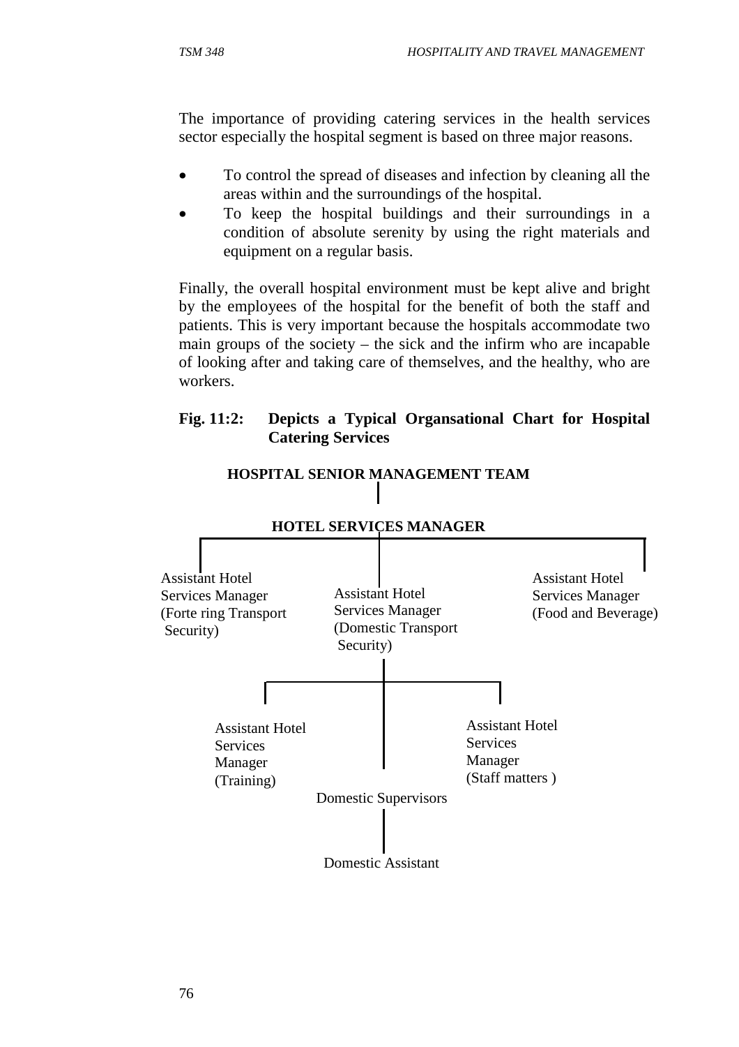The importance of providing catering services in the health services sector especially the hospital segment is based on three major reasons.

- To control the spread of diseases and infection by cleaning all the areas within and the surroundings of the hospital.
- To keep the hospital buildings and their surroundings in a condition of absolute serenity by using the right materials and equipment on a regular basis.

Finally, the overall hospital environment must be kept alive and bright by the employees of the hospital for the benefit of both the staff and patients. This is very important because the hospitals accommodate two main groups of the society – the sick and the infirm who are incapable of looking after and taking care of themselves, and the healthy, who are workers.

**Fig. 11:2: Depicts a Typical Organsational Chart for Hospital Catering Services**

**HOSPITAL SENIOR MANAGEMENT TEAM**

**HOTEL SERVICES MANAGER**

- Assistant Hotel Services Manager (Forte ring Transport Security)
- Assistant Hotel Services Manager (Domestic Transport Security)
  - Assistant Hotel Services Manager (Training)
  - Assistant Hotel Services Manager (Staff matters )
  - Domestic Supervisors
    - Domestic Assistant
- Assistant Hotel Services Manager (Food and Beverage)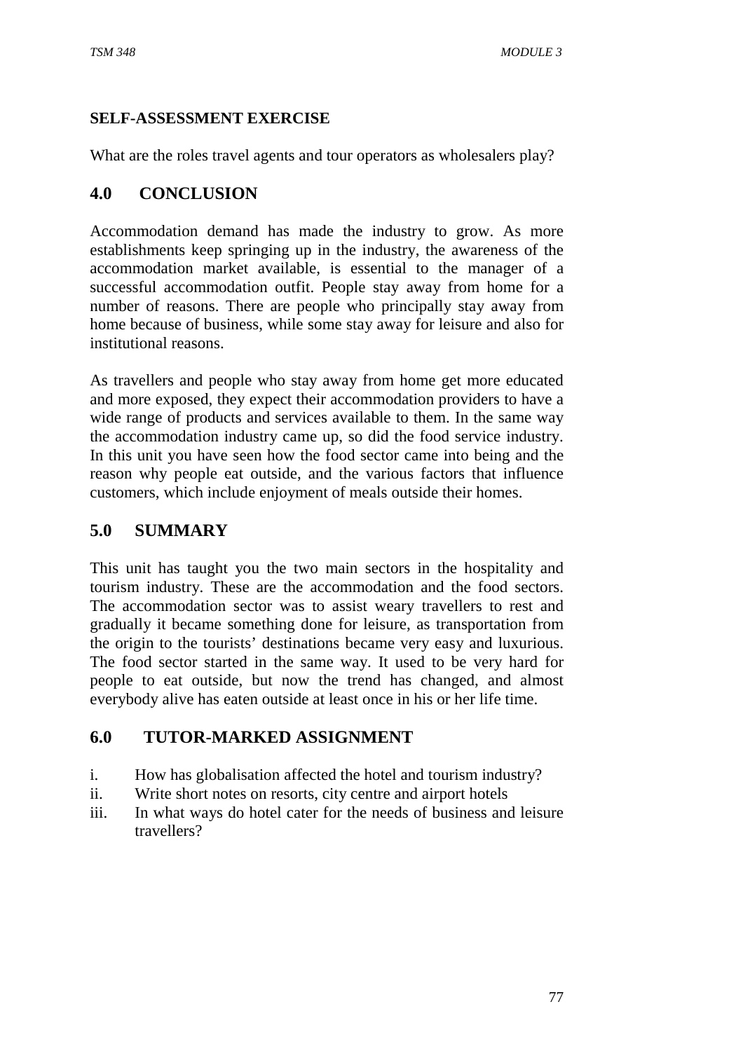**SELF-ASSESSMENT EXERCISE**

What are the roles travel agents and tour operators as wholesalers play?

## 4.0 CONCLUSION

Accommodation demand has made the industry to grow. As more establishments keep springing up in the industry, the awareness of the accommodation market available, is essential to the manager of a successful accommodation outfit. People stay away from home for a number of reasons. There are people who principally stay away from home because of business, while some stay away for leisure and also for institutional reasons.

As travellers and people who stay away from home get more educated and more exposed, they expect their accommodation providers to have a wide range of products and services available to them. In the same way the accommodation industry came up, so did the food service industry. In this unit you have seen how the food sector came into being and the reason why people eat outside, and the various factors that influence customers, which include enjoyment of meals outside their homes.

## 5.0 SUMMARY

This unit has taught you the two main sectors in the hospitality and tourism industry. These are the accommodation and the food sectors. The accommodation sector was to assist weary travellers to rest and gradually it became something done for leisure, as transportation from the origin to the tourists' destinations became very easy and luxurious. The food sector started in the same way. It used to be very hard for people to eat outside, but now the trend has changed, and almost everybody alive has eaten outside at least once in his or her life time.

## 6.0 TUTOR-MARKED ASSIGNMENT

i. How has globalisation affected the hotel and tourism industry?
ii. Write short notes on resorts, city centre and airport hotels
iii. In what ways do hotel cater for the needs of business and leisure travellers?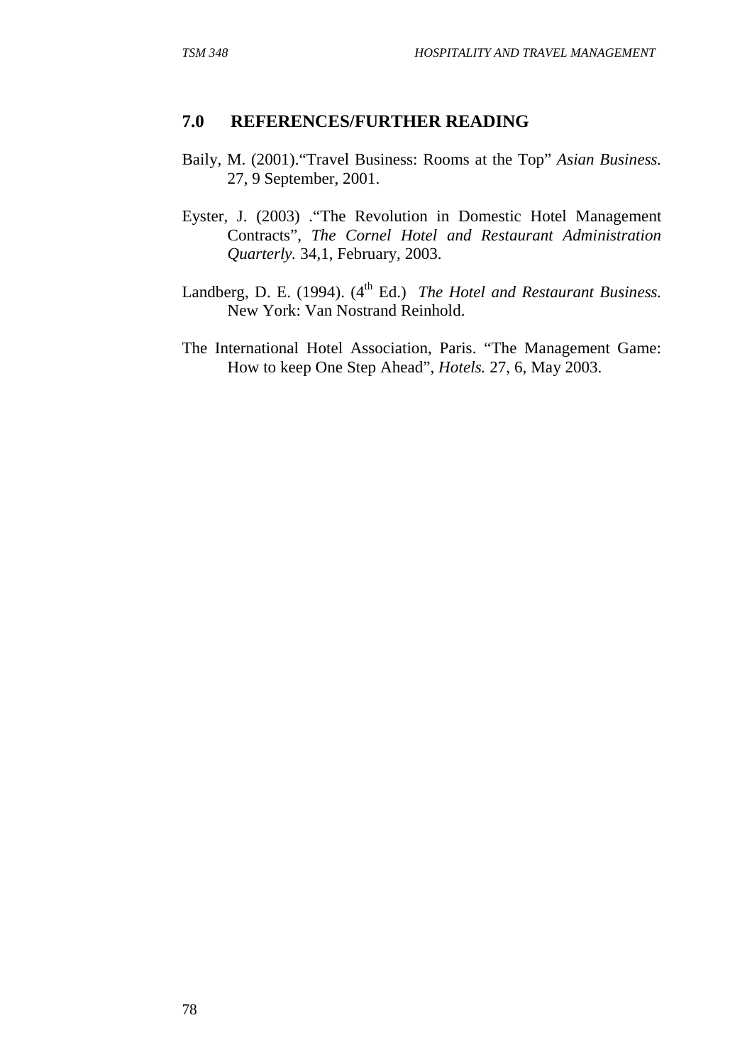## 7.0 REFERENCES/FURTHER READING

Baily, M. (2001)."Travel Business: Rooms at the Top" *Asian Business.* 27, 9 September, 2001.

Eyster, J. (2003) ."The Revolution in Domestic Hotel Management Contracts", *The Cornel Hotel and Restaurant Administration Quarterly.* 34,1, February, 2003.

Landberg, D. E. (1994). (4th Ed.) *The Hotel and Restaurant Business.* New York: Van Nostrand Reinhold.

The International Hotel Association, Paris. "The Management Game: How to keep One Step Ahead", *Hotels.* 27, 6, May 2003.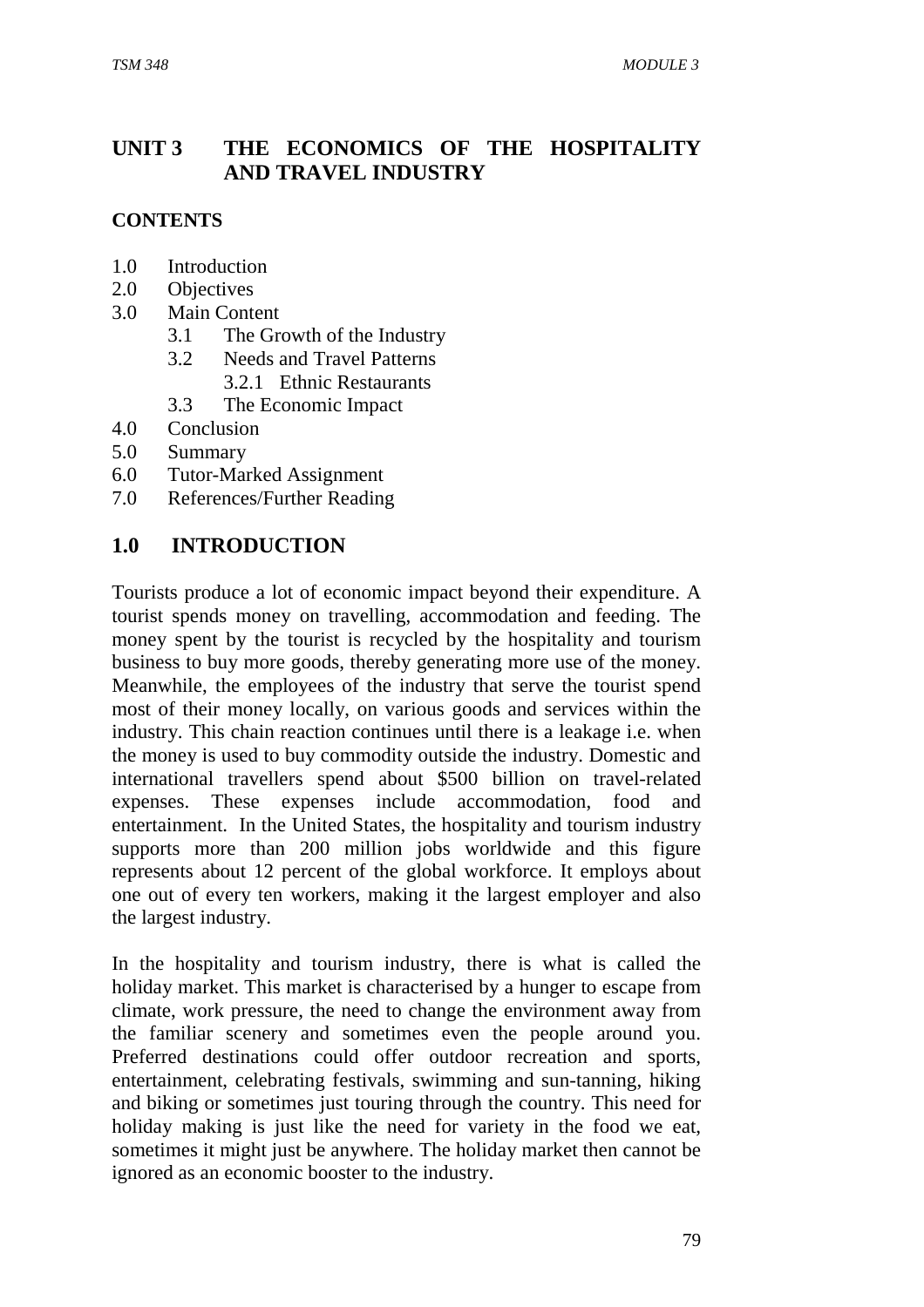## UNIT 3 THE ECONOMICS OF THE HOSPITALITY AND TRAVEL INDUSTRY

**CONTENTS**

- 1.0 Introduction
- 2.0 Objectives
- 3.0 Main Content
  - 3.1 The Growth of the Industry
  - 3.2 Needs and Travel Patterns
    - 3.2.1 Ethnic Restaurants
  - 3.3 The Economic Impact
- 4.0 Conclusion
- 5.0 Summary
- 6.0 Tutor-Marked Assignment
- 7.0 References/Further Reading

## 1.0 INTRODUCTION

Tourists produce a lot of economic impact beyond their expenditure. A tourist spends money on travelling, accommodation and feeding. The money spent by the tourist is recycled by the hospitality and tourism business to buy more goods, thereby generating more use of the money. Meanwhile, the employees of the industry that serve the tourist spend most of their money locally, on various goods and services within the industry. This chain reaction continues until there is a leakage i.e. when the money is used to buy commodity outside the industry. Domestic and international travellers spend about $500 billion on travel-related expenses. These expenses include accommodation, food and entertainment. In the United States, the hospitality and tourism industry supports more than 200 million jobs worldwide and this figure represents about 12 percent of the global workforce. It employs about one out of every ten workers, making it the largest employer and also the largest industry.

In the hospitality and tourism industry, there is what is called the holiday market. This market is characterised by a hunger to escape from climate, work pressure, the need to change the environment away from the familiar scenery and sometimes even the people around you. Preferred destinations could offer outdoor recreation and sports, entertainment, celebrating festivals, swimming and sun-tanning, hiking and biking or sometimes just touring through the country. This need for holiday making is just like the need for variety in the food we eat, sometimes it might just be anywhere. The holiday market then cannot be ignored as an economic booster to the industry.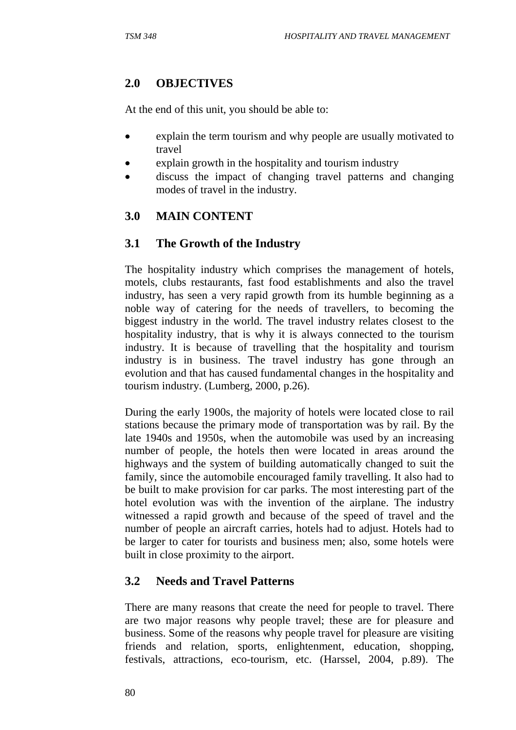## 2.0 OBJECTIVES

At the end of this unit, you should be able to:

- explain the term tourism and why people are usually motivated to travel
- explain growth in the hospitality and tourism industry
- discuss the impact of changing travel patterns and changing modes of travel in the industry.

## 3.0 MAIN CONTENT

### 3.1 The Growth of the Industry

The hospitality industry which comprises the management of hotels, motels, clubs restaurants, fast food establishments and also the travel industry, has seen a very rapid growth from its humble beginning as a noble way of catering for the needs of travellers, to becoming the biggest industry in the world. The travel industry relates closest to the hospitality industry, that is why it is always connected to the tourism industry. It is because of travelling that the hospitality and tourism industry is in business. The travel industry has gone through an evolution and that has caused fundamental changes in the hospitality and tourism industry. (Lumberg, 2000, p.26).

During the early 1900s, the majority of hotels were located close to rail stations because the primary mode of transportation was by rail. By the late 1940s and 1950s, when the automobile was used by an increasing number of people, the hotels then were located in areas around the highways and the system of building automatically changed to suit the family, since the automobile encouraged family travelling. It also had to be built to make provision for car parks. The most interesting part of the hotel evolution was with the invention of the airplane. The industry witnessed a rapid growth and because of the speed of travel and the number of people an aircraft carries, hotels had to adjust. Hotels had to be larger to cater for tourists and business men; also, some hotels were built in close proximity to the airport.

### 3.2 Needs and Travel Patterns

There are many reasons that create the need for people to travel. There are two major reasons why people travel; these are for pleasure and business. Some of the reasons why people travel for pleasure are visiting friends and relation, sports, enlightenment, education, shopping, festivals, attractions, eco-tourism, etc. (Harssel, 2004, p.89). The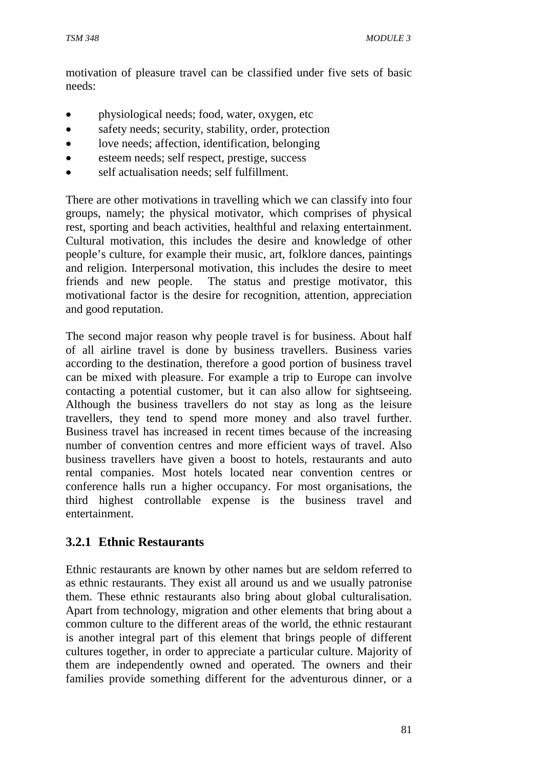motivation of pleasure travel can be classified under five sets of basic needs:

- physiological needs; food, water, oxygen, etc
- safety needs; security, stability, order, protection
- love needs; affection, identification, belonging
- esteem needs; self respect, prestige, success
- self actualisation needs; self fulfillment.

There are other motivations in travelling which we can classify into four groups, namely; the physical motivator, which comprises of physical rest, sporting and beach activities, healthful and relaxing entertainment. Cultural motivation, this includes the desire and knowledge of other people's culture, for example their music, art, folklore dances, paintings and religion. Interpersonal motivation, this includes the desire to meet friends and new people. The status and prestige motivator, this motivational factor is the desire for recognition, attention, appreciation and good reputation.

The second major reason why people travel is for business. About half of all airline travel is done by business travellers. Business varies according to the destination, therefore a good portion of business travel can be mixed with pleasure. For example a trip to Europe can involve contacting a potential customer, but it can also allow for sightseeing. Although the business travellers do not stay as long as the leisure travellers, they tend to spend more money and also travel further. Business travel has increased in recent times because of the increasing number of convention centres and more efficient ways of travel. Also business travellers have given a boost to hotels, restaurants and auto rental companies. Most hotels located near convention centres or conference halls run a higher occupancy. For most organisations, the third highest controllable expense is the business travel and entertainment.

### 3.2.1 Ethnic Restaurants

Ethnic restaurants are known by other names but are seldom referred to as ethnic restaurants. They exist all around us and we usually patronise them. These ethnic restaurants also bring about global culturalisation. Apart from technology, migration and other elements that bring about a common culture to the different areas of the world, the ethnic restaurant is another integral part of this element that brings people of different cultures together, in order to appreciate a particular culture. Majority of them are independently owned and operated. The owners and their families provide something different for the adventurous dinner, or a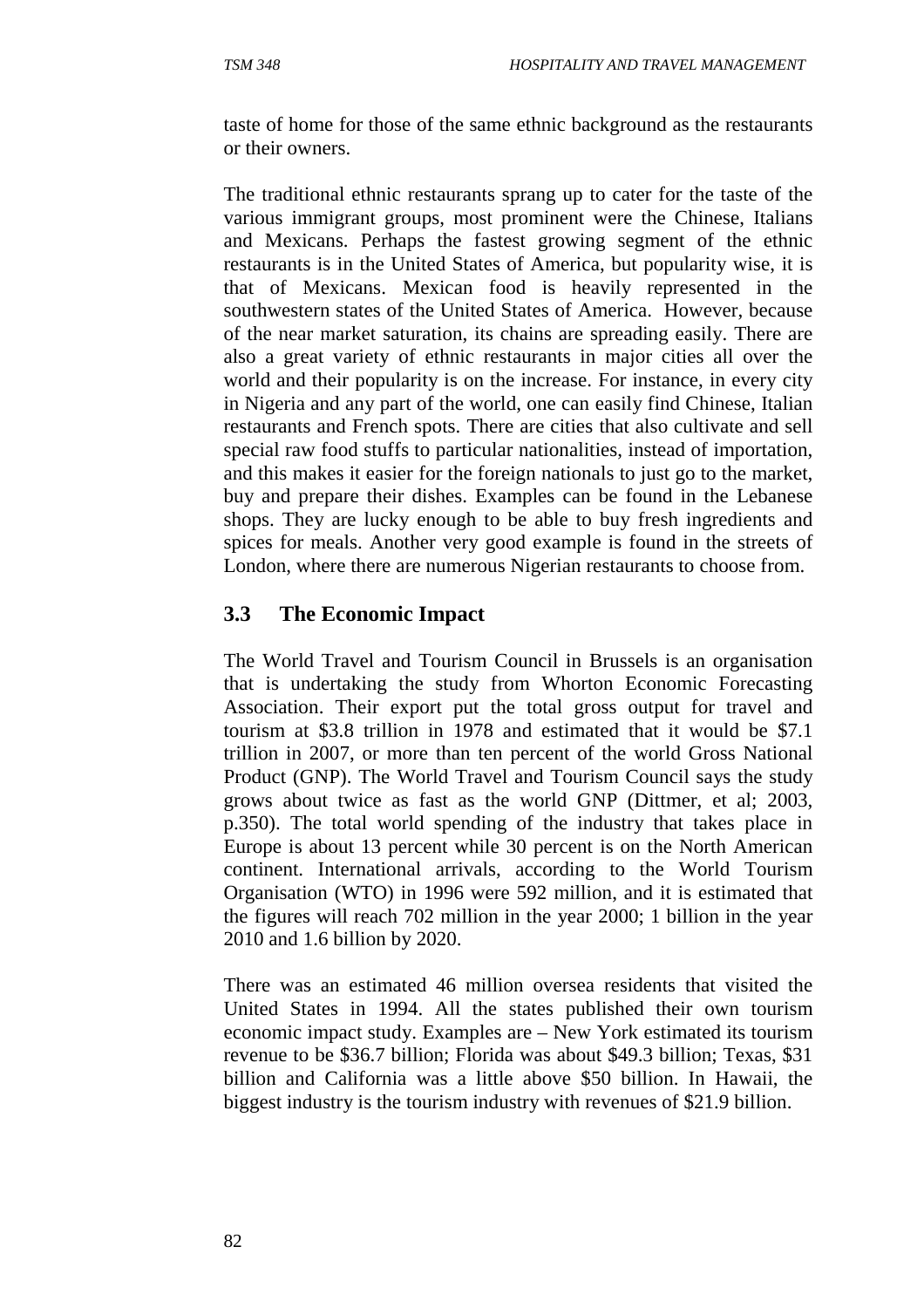taste of home for those of the same ethnic background as the restaurants or their owners.

The traditional ethnic restaurants sprang up to cater for the taste of the various immigrant groups, most prominent were the Chinese, Italians and Mexicans. Perhaps the fastest growing segment of the ethnic restaurants is in the United States of America, but popularity wise, it is that of Mexicans. Mexican food is heavily represented in the southwestern states of the United States of America. However, because of the near market saturation, its chains are spreading easily. There are also a great variety of ethnic restaurants in major cities all over the world and their popularity is on the increase. For instance, in every city in Nigeria and any part of the world, one can easily find Chinese, Italian restaurants and French spots. There are cities that also cultivate and sell special raw food stuffs to particular nationalities, instead of importation, and this makes it easier for the foreign nationals to just go to the market, buy and prepare their dishes. Examples can be found in the Lebanese shops. They are lucky enough to be able to buy fresh ingredients and spices for meals. Another very good example is found in the streets of London, where there are numerous Nigerian restaurants to choose from.

## 3.3 The Economic Impact

The World Travel and Tourism Council in Brussels is an organisation that is undertaking the study from Whorton Economic Forecasting Association. Their export put the total gross output for travel and tourism at $3.8 trillion in 1978 and estimated that it would be $7.1 trillion in 2007, or more than ten percent of the world Gross National Product (GNP). The World Travel and Tourism Council says the study grows about twice as fast as the world GNP (Dittmer, et al; 2003, p.350). The total world spending of the industry that takes place in Europe is about 13 percent while 30 percent is on the North American continent. International arrivals, according to the World Tourism Organisation (WTO) in 1996 were 592 million, and it is estimated that the figures will reach 702 million in the year 2000; 1 billion in the year 2010 and 1.6 billion by 2020.

There was an estimated 46 million oversea residents that visited the United States in 1994. All the states published their own tourism economic impact study. Examples are – New York estimated its tourism revenue to be $36.7 billion; Florida was about $49.3 billion; Texas, $31 billion and California was a little above $50 billion. In Hawaii, the biggest industry is the tourism industry with revenues of $21.9 billion.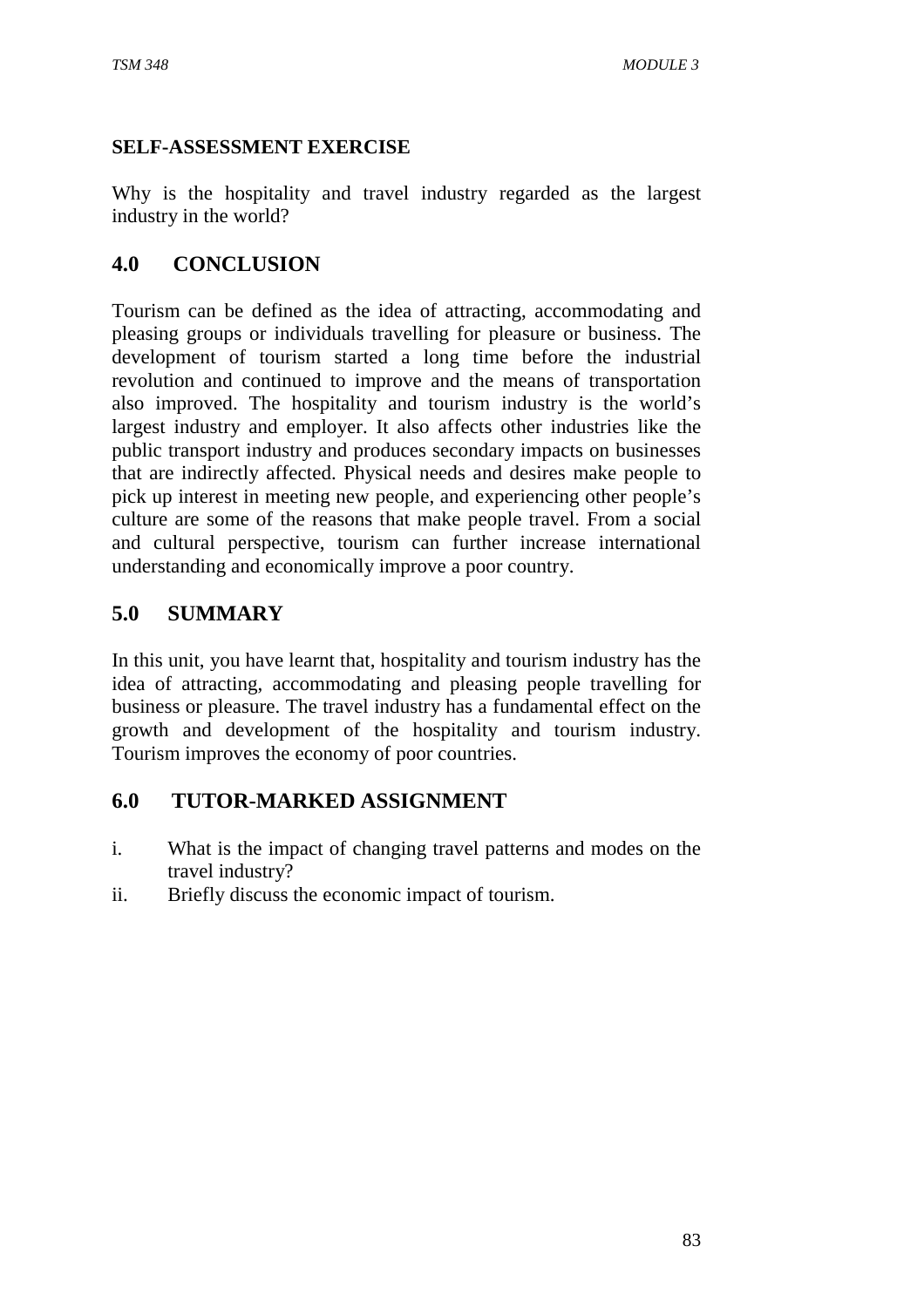**SELF-ASSESSMENT EXERCISE**

Why is the hospitality and travel industry regarded as the largest industry in the world?

## 4.0 CONCLUSION

Tourism can be defined as the idea of attracting, accommodating and pleasing groups or individuals travelling for pleasure or business. The development of tourism started a long time before the industrial revolution and continued to improve and the means of transportation also improved. The hospitality and tourism industry is the world's largest industry and employer. It also affects other industries like the public transport industry and produces secondary impacts on businesses that are indirectly affected. Physical needs and desires make people to pick up interest in meeting new people, and experiencing other people's culture are some of the reasons that make people travel. From a social and cultural perspective, tourism can further increase international understanding and economically improve a poor country.

## 5.0 SUMMARY

In this unit, you have learnt that, hospitality and tourism industry has the idea of attracting, accommodating and pleasing people travelling for business or pleasure. The travel industry has a fundamental effect on the growth and development of the hospitality and tourism industry. Tourism improves the economy of poor countries.

## 6.0 TUTOR-MARKED ASSIGNMENT

i. What is the impact of changing travel patterns and modes on the travel industry?
ii. Briefly discuss the economic impact of tourism.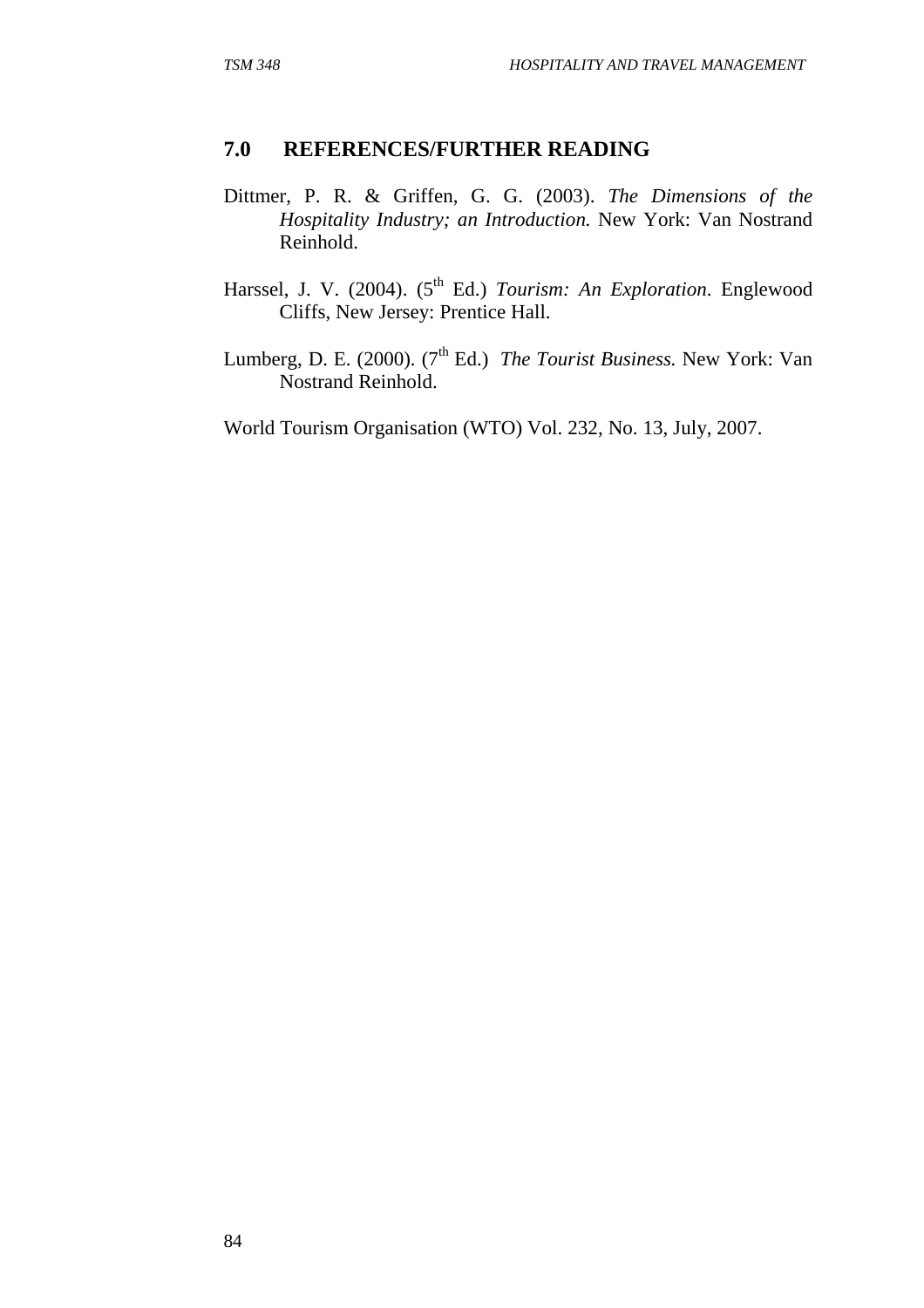## 7.0 REFERENCES/FURTHER READING

Dittmer, P. R. & Griffen, G. G. (2003). *The Dimensions of the Hospitality Industry; an Introduction.* New York: Van Nostrand Reinhold.

Harssel, J. V. (2004). (5th Ed.) *Tourism: An Exploration*. Englewood Cliffs, New Jersey: Prentice Hall.

Lumberg, D. E. (2000). (7th Ed.) *The Tourist Business.* New York: Van Nostrand Reinhold.

World Tourism Organisation (WTO) Vol. 232, No. 13, July, 2007.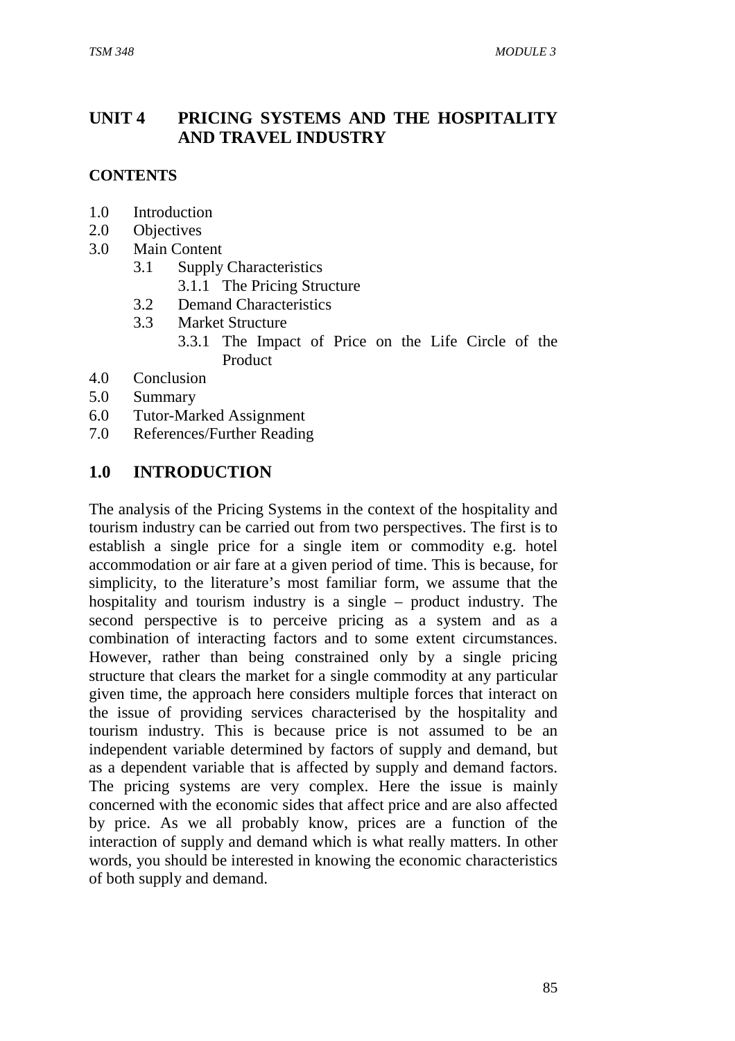## UNIT 4 PRICING SYSTEMS AND THE HOSPITALITY AND TRAVEL INDUSTRY

**CONTENTS**

1.0 Introduction
2.0 Objectives
3.0 Main Content
  3.1 Supply Characteristics
    3.1.1 The Pricing Structure
  3.2 Demand Characteristics
  3.3 Market Structure
    3.3.1 The Impact of Price on the Life Circle of the Product
4.0 Conclusion
5.0 Summary
6.0 Tutor-Marked Assignment
7.0 References/Further Reading

## 1.0 INTRODUCTION

The analysis of the Pricing Systems in the context of the hospitality and tourism industry can be carried out from two perspectives. The first is to establish a single price for a single item or commodity e.g. hotel accommodation or air fare at a given period of time. This is because, for simplicity, to the literature's most familiar form, we assume that the hospitality and tourism industry is a single – product industry. The second perspective is to perceive pricing as a system and as a combination of interacting factors and to some extent circumstances. However, rather than being constrained only by a single pricing structure that clears the market for a single commodity at any particular given time, the approach here considers multiple forces that interact on the issue of providing services characterised by the hospitality and tourism industry. This is because price is not assumed to be an independent variable determined by factors of supply and demand, but as a dependent variable that is affected by supply and demand factors. The pricing systems are very complex. Here the issue is mainly concerned with the economic sides that affect price and are also affected by price. As we all probably know, prices are a function of the interaction of supply and demand which is what really matters. In other words, you should be interested in knowing the economic characteristics of both supply and demand.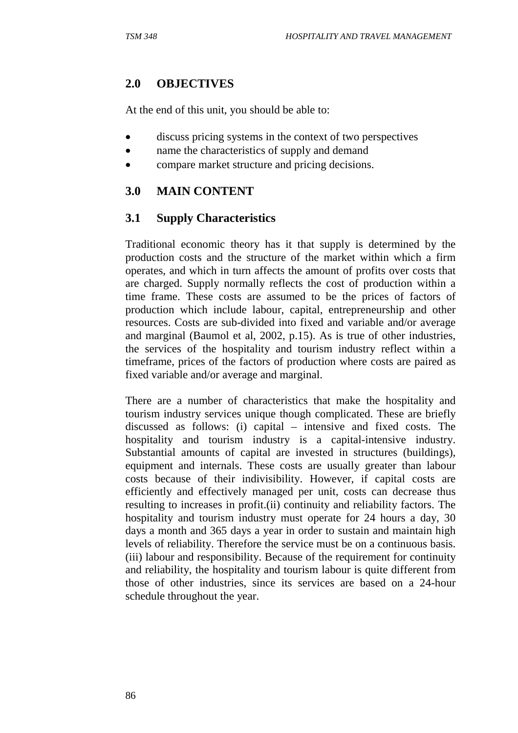## 2.0 OBJECTIVES

At the end of this unit, you should be able to:

- discuss pricing systems in the context of two perspectives
- name the characteristics of supply and demand
- compare market structure and pricing decisions.

## 3.0 MAIN CONTENT

### 3.1 Supply Characteristics

Traditional economic theory has it that supply is determined by the production costs and the structure of the market within which a firm operates, and which in turn affects the amount of profits over costs that are charged. Supply normally reflects the cost of production within a time frame. These costs are assumed to be the prices of factors of production which include labour, capital, entrepreneurship and other resources. Costs are sub-divided into fixed and variable and/or average and marginal (Baumol et al, 2002, p.15). As is true of other industries, the services of the hospitality and tourism industry reflect within a timeframe, prices of the factors of production where costs are paired as fixed variable and/or average and marginal.

There are a number of characteristics that make the hospitality and tourism industry services unique though complicated. These are briefly discussed as follows: (i) capital – intensive and fixed costs. The hospitality and tourism industry is a capital-intensive industry. Substantial amounts of capital are invested in structures (buildings), equipment and internals. These costs are usually greater than labour costs because of their indivisibility. However, if capital costs are efficiently and effectively managed per unit, costs can decrease thus resulting to increases in profit.(ii) continuity and reliability factors. The hospitality and tourism industry must operate for 24 hours a day, 30 days a month and 365 days a year in order to sustain and maintain high levels of reliability. Therefore the service must be on a continuous basis. (iii) labour and responsibility. Because of the requirement for continuity and reliability, the hospitality and tourism labour is quite different from those of other industries, since its services are based on a 24-hour schedule throughout the year.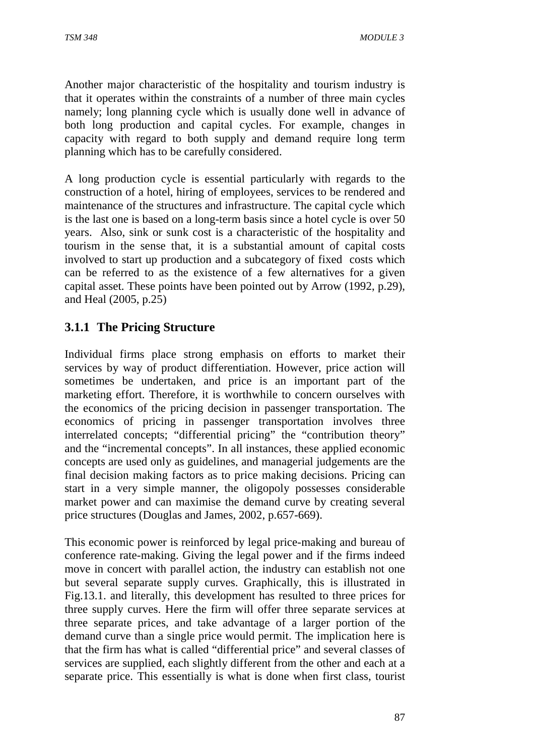Another major characteristic of the hospitality and tourism industry is that it operates within the constraints of a number of three main cycles namely; long planning cycle which is usually done well in advance of both long production and capital cycles. For example, changes in capacity with regard to both supply and demand require long term planning which has to be carefully considered.

A long production cycle is essential particularly with regards to the construction of a hotel, hiring of employees, services to be rendered and maintenance of the structures and infrastructure. The capital cycle which is the last one is based on a long-term basis since a hotel cycle is over 50 years. Also, sink or sunk cost is a characteristic of the hospitality and tourism in the sense that, it is a substantial amount of capital costs involved to start up production and a subcategory of fixed costs which can be referred to as the existence of a few alternatives for a given capital asset. These points have been pointed out by Arrow (1992, p.29), and Heal (2005, p.25)

### 3.1.1 The Pricing Structure

Individual firms place strong emphasis on efforts to market their services by way of product differentiation. However, price action will sometimes be undertaken, and price is an important part of the marketing effort. Therefore, it is worthwhile to concern ourselves with the economics of the pricing decision in passenger transportation. The economics of pricing in passenger transportation involves three interrelated concepts; "differential pricing" the "contribution theory" and the "incremental concepts". In all instances, these applied economic concepts are used only as guidelines, and managerial judgements are the final decision making factors as to price making decisions. Pricing can start in a very simple manner, the oligopoly possesses considerable market power and can maximise the demand curve by creating several price structures (Douglas and James, 2002, p.657-669).

This economic power is reinforced by legal price-making and bureau of conference rate-making. Giving the legal power and if the firms indeed move in concert with parallel action, the industry can establish not one but several separate supply curves. Graphically, this is illustrated in Fig.13.1. and literally, this development has resulted to three prices for three supply curves. Here the firm will offer three separate services at three separate prices, and take advantage of a larger portion of the demand curve than a single price would permit. The implication here is that the firm has what is called "differential price" and several classes of services are supplied, each slightly different from the other and each at a separate price. This essentially is what is done when first class, tourist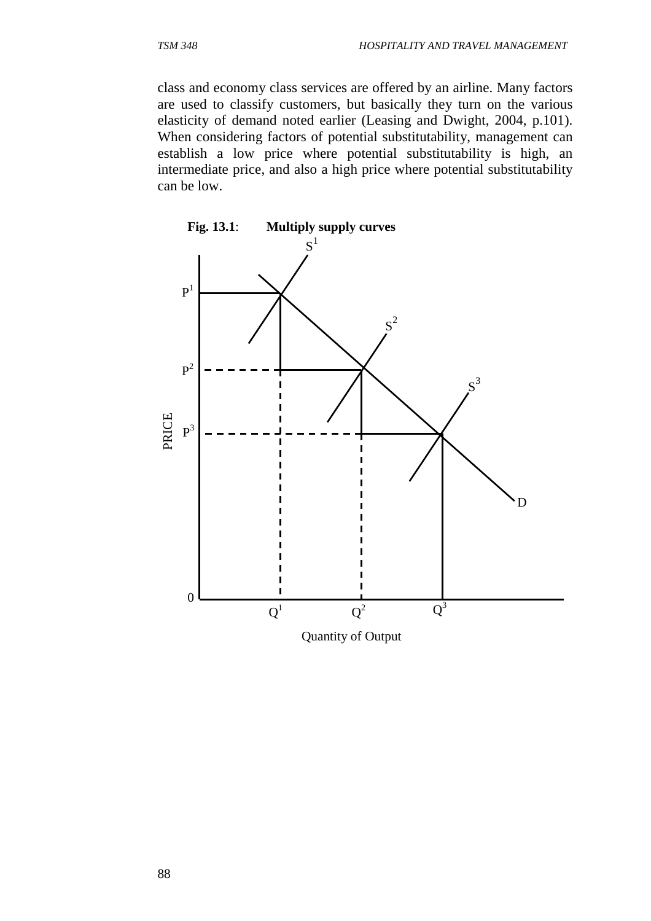class and economy class services are offered by an airline. Many factors are used to classify customers, but basically they turn on the various elasticity of demand noted earlier (Leasing and Dwight, 2004, p.101). When considering factors of potential substitutability, management can establish a low price where potential substitutability is high, an intermediate price, and also a high price where potential substitutability can be low.

**Fig. 13.1**: **Multiply supply curves**

PRICE

$S^1$ $S^2$ $S^3$

$P^1$ $P^2$ $P^3$

D

0 $Q^1$ $Q^2$ $Q^3$

Quantity of Output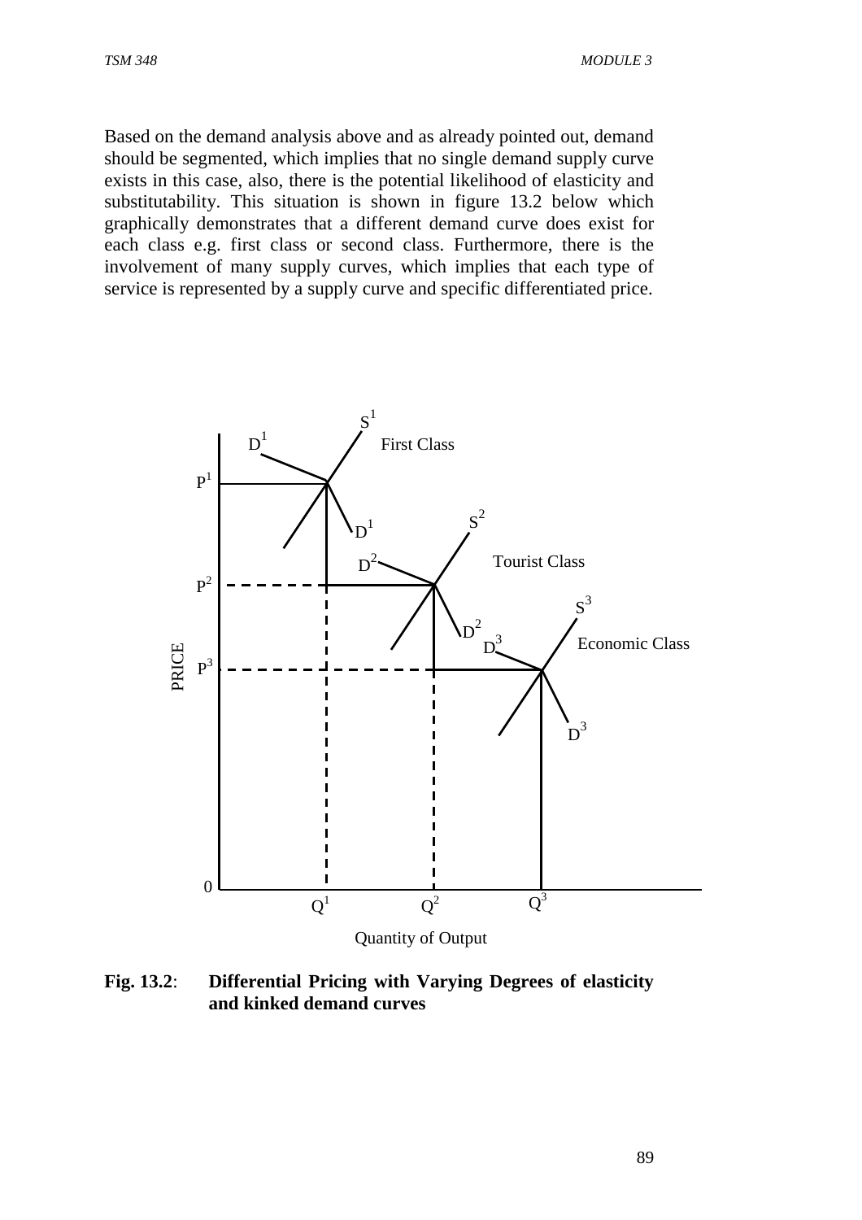Based on the demand analysis above and as already pointed out, demand should be segmented, which implies that no single demand supply curve exists in this case, also, there is the potential likelihood of elasticity and substitutability. This situation is shown in figure 13.2 below which graphically demonstrates that a different demand curve does exist for each class e.g. first class or second class. Furthermore, there is the involvement of many supply curves, which implies that each type of service is represented by a supply curve and specific differentiated price.

**Fig. 13.2**: **Differential Pricing with Varying Degrees of elasticity and kinked demand curves**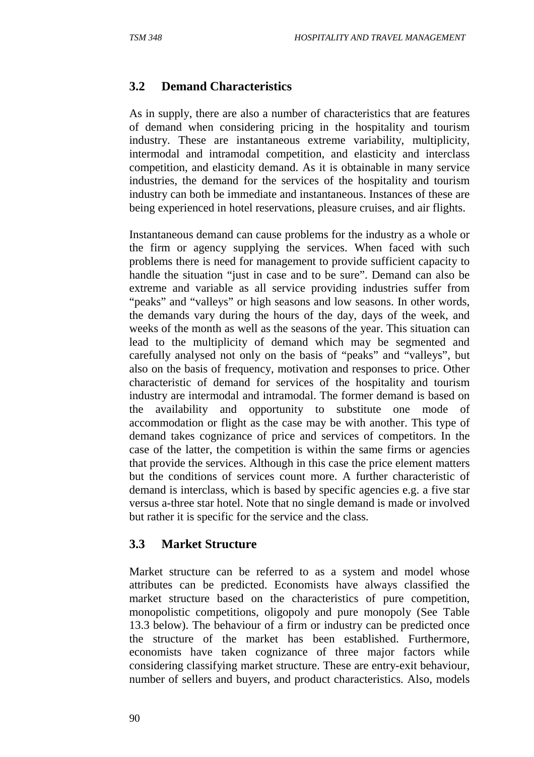## 3.2 Demand Characteristics

As in supply, there are also a number of characteristics that are features of demand when considering pricing in the hospitality and tourism industry. These are instantaneous extreme variability, multiplicity, intermodal and intramodal competition, and elasticity and interclass competition, and elasticity demand. As it is obtainable in many service industries, the demand for the services of the hospitality and tourism industry can both be immediate and instantaneous. Instances of these are being experienced in hotel reservations, pleasure cruises, and air flights.

Instantaneous demand can cause problems for the industry as a whole or the firm or agency supplying the services. When faced with such problems there is need for management to provide sufficient capacity to handle the situation "just in case and to be sure". Demand can also be extreme and variable as all service providing industries suffer from "peaks" and "valleys" or high seasons and low seasons. In other words, the demands vary during the hours of the day, days of the week, and weeks of the month as well as the seasons of the year. This situation can lead to the multiplicity of demand which may be segmented and carefully analysed not only on the basis of "peaks" and "valleys", but also on the basis of frequency, motivation and responses to price. Other characteristic of demand for services of the hospitality and tourism industry are intermodal and intramodal. The former demand is based on the availability and opportunity to substitute one mode of accommodation or flight as the case may be with another. This type of demand takes cognizance of price and services of competitors. In the case of the latter, the competition is within the same firms or agencies that provide the services. Although in this case the price element matters but the conditions of services count more. A further characteristic of demand is interclass, which is based by specific agencies e.g. a five star versus a-three star hotel. Note that no single demand is made or involved but rather it is specific for the service and the class.

## 3.3 Market Structure

Market structure can be referred to as a system and model whose attributes can be predicted. Economists have always classified the market structure based on the characteristics of pure competition, monopolistic competitions, oligopoly and pure monopoly (See Table 13.3 below). The behaviour of a firm or industry can be predicted once the structure of the market has been established. Furthermore, economists have taken cognizance of three major factors while considering classifying market structure. These are entry-exit behaviour, number of sellers and buyers, and product characteristics. Also, models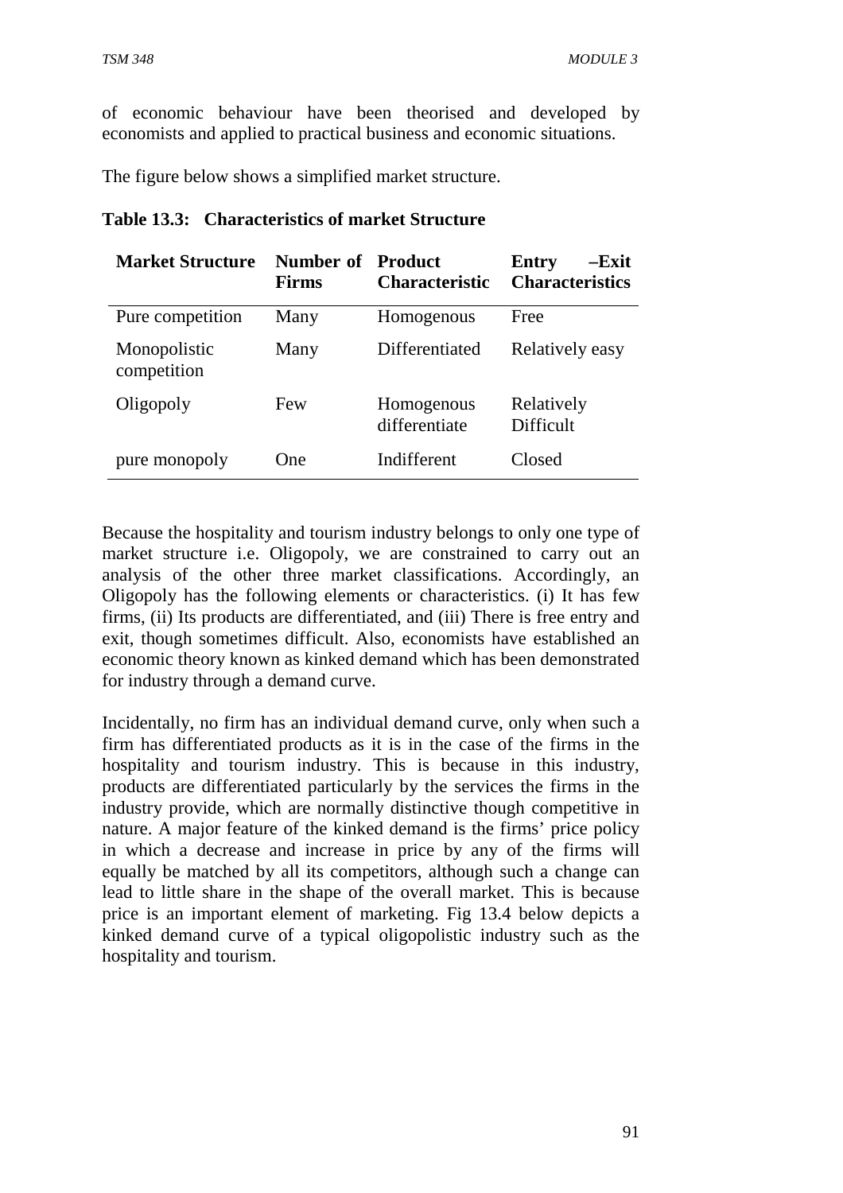of economic behaviour have been theorised and developed by economists and applied to practical business and economic situations.

The figure below shows a simplified market structure.

**Table 13.3: Characteristics of market Structure**

| Market Structure | Number of Firms | Product Characteristic | Entry –Exit Characteristics |
|---|---|---|---|
| Pure competition | Many | Homogenous | Free |
| Monopolistic competition | Many | Differentiated | Relatively easy |
| Oligopoly | Few | Homogenous differentiate | Relatively Difficult |
| pure monopoly | One | Indifferent | Closed |

Because the hospitality and tourism industry belongs to only one type of market structure i.e. Oligopoly, we are constrained to carry out an analysis of the other three market classifications. Accordingly, an Oligopoly has the following elements or characteristics. (i) It has few firms, (ii) Its products are differentiated, and (iii) There is free entry and exit, though sometimes difficult. Also, economists have established an economic theory known as kinked demand which has been demonstrated for industry through a demand curve.

Incidentally, no firm has an individual demand curve, only when such a firm has differentiated products as it is in the case of the firms in the hospitality and tourism industry. This is because in this industry, products are differentiated particularly by the services the firms in the industry provide, which are normally distinctive though competitive in nature. A major feature of the kinked demand is the firms' price policy in which a decrease and increase in price by any of the firms will equally be matched by all its competitors, although such a change can lead to little share in the shape of the overall market. This is because price is an important element of marketing. Fig 13.4 below depicts a kinked demand curve of a typical oligopolistic industry such as the hospitality and tourism.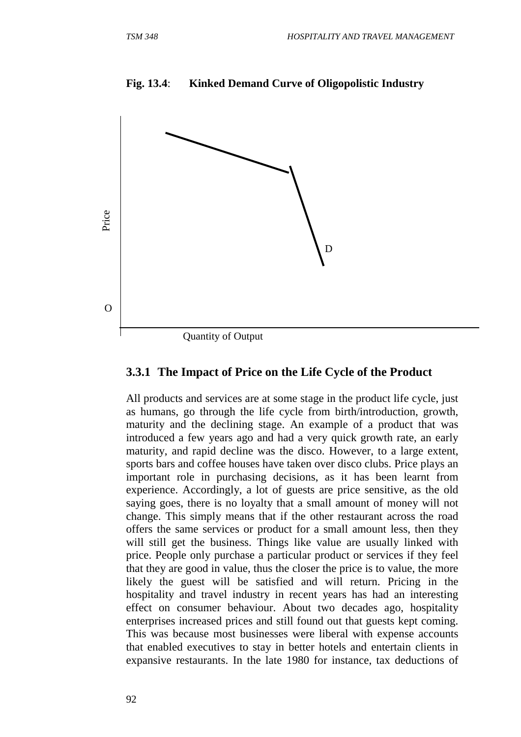**Fig. 13.4**: **Kinked Demand Curve of Oligopolistic Industry**

### 3.3.1 The Impact of Price on the Life Cycle of the Product

All products and services are at some stage in the product life cycle, just as humans, go through the life cycle from birth/introduction, growth, maturity and the declining stage. An example of a product that was introduced a few years ago and had a very quick growth rate, an early maturity, and rapid decline was the disco. However, to a large extent, sports bars and coffee houses have taken over disco clubs. Price plays an important role in purchasing decisions, as it has been learnt from experience. Accordingly, a lot of guests are price sensitive, as the old saying goes, there is no loyalty that a small amount of money will not change. This simply means that if the other restaurant across the road offers the same services or product for a small amount less, then they will still get the business. Things like value are usually linked with price. People only purchase a particular product or services if they feel that they are good in value, thus the closer the price is to value, the more likely the guest will be satisfied and will return. Pricing in the hospitality and travel industry in recent years has had an interesting effect on consumer behaviour. About two decades ago, hospitality enterprises increased prices and still found out that guests kept coming. This was because most businesses were liberal with expense accounts that enabled executives to stay in better hotels and entertain clients in expansive restaurants. In the late 1980 for instance, tax deductions of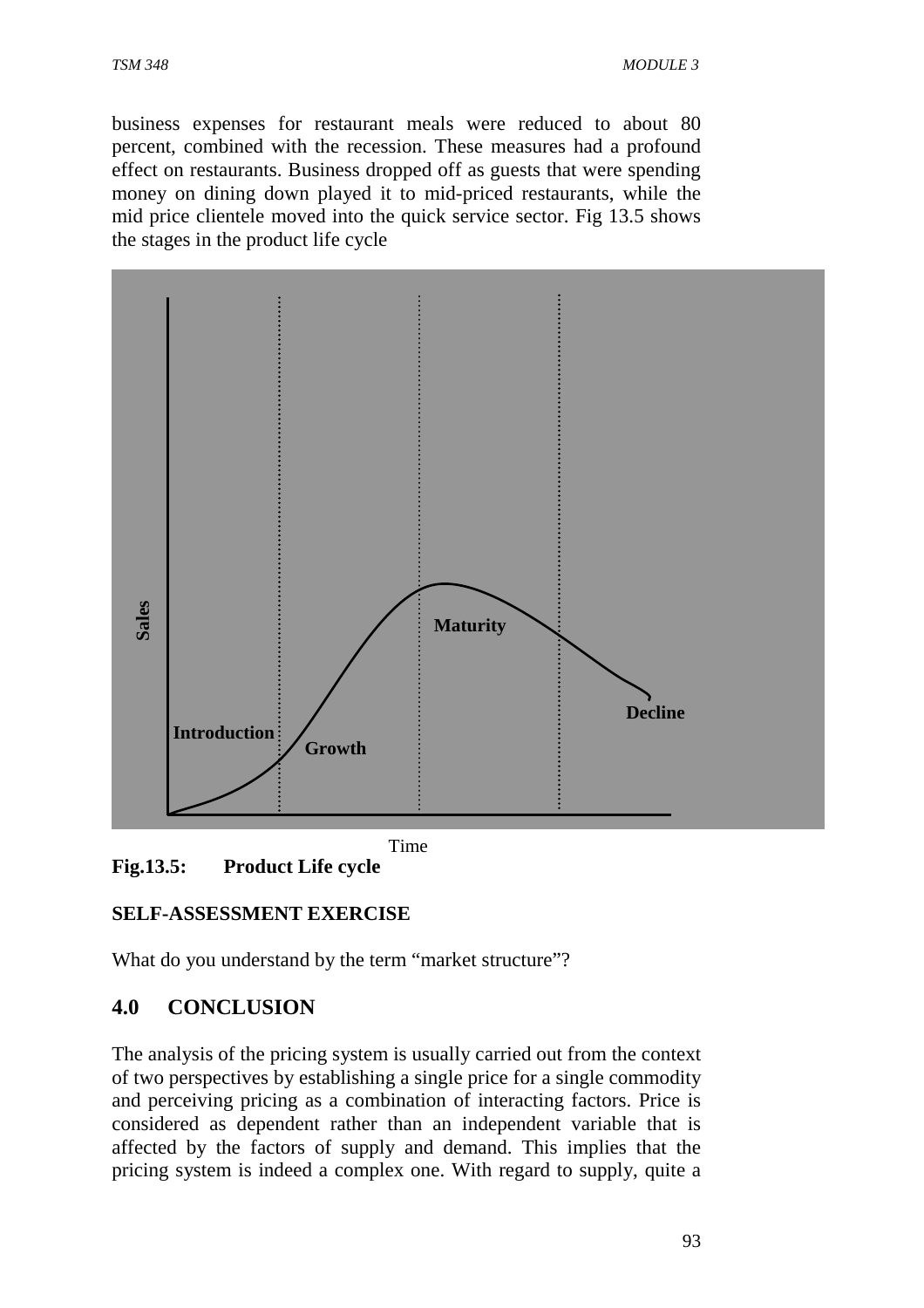business expenses for restaurant meals were reduced to about 80 percent, combined with the recession. These measures had a profound effect on restaurants. Business dropped off as guests that were spending money on dining down played it to mid-priced restaurants, while the mid price clientele moved into the quick service sector. Fig 13.5 shows the stages in the product life cycle

**Fig.13.5: Product Life cycle**

**SELF-ASSESSMENT EXERCISE**

What do you understand by the term "market structure"?

## 4.0 CONCLUSION

The analysis of the pricing system is usually carried out from the context of two perspectives by establishing a single price for a single commodity and perceiving pricing as a combination of interacting factors. Price is considered as dependent rather than an independent variable that is affected by the factors of supply and demand. This implies that the pricing system is indeed a complex one. With regard to supply, quite a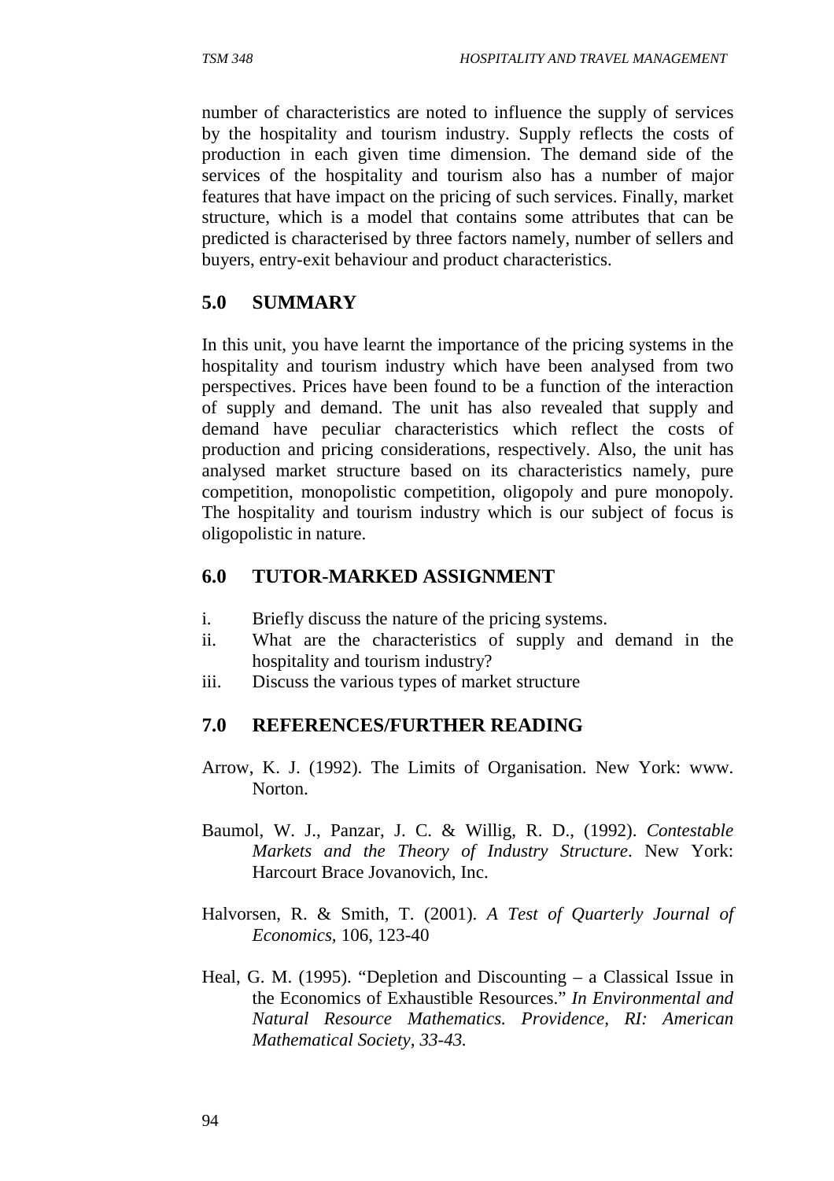number of characteristics are noted to influence the supply of services by the hospitality and tourism industry. Supply reflects the costs of production in each given time dimension. The demand side of the services of the hospitality and tourism also has a number of major features that have impact on the pricing of such services. Finally, market structure, which is a model that contains some attributes that can be predicted is characterised by three factors namely, number of sellers and buyers, entry-exit behaviour and product characteristics.

## 5.0 SUMMARY

In this unit, you have learnt the importance of the pricing systems in the hospitality and tourism industry which have been analysed from two perspectives. Prices have been found to be a function of the interaction of supply and demand. The unit has also revealed that supply and demand have peculiar characteristics which reflect the costs of production and pricing considerations, respectively. Also, the unit has analysed market structure based on its characteristics namely, pure competition, monopolistic competition, oligopoly and pure monopoly. The hospitality and tourism industry which is our subject of focus is oligopolistic in nature.

## 6.0 TUTOR-MARKED ASSIGNMENT

i. Briefly discuss the nature of the pricing systems.
ii. What are the characteristics of supply and demand in the hospitality and tourism industry?
iii. Discuss the various types of market structure

## 7.0 REFERENCES/FURTHER READING

Arrow, K. J. (1992). The Limits of Organisation. New York: www. Norton.

Baumol, W. J., Panzar, J. C. & Willig, R. D., (1992). *Contestable Markets and the Theory of Industry Structure*. New York: Harcourt Brace Jovanovich, Inc.

Halvorsen, R. & Smith, T. (2001). *A Test of Quarterly Journal of Economics*, 106, 123-40

Heal, G. M. (1995). "Depletion and Discounting – a Classical Issue in the Economics of Exhaustible Resources." *In Environmental and Natural Resource Mathematics. Providence, RI: American Mathematical Society, 33-43.*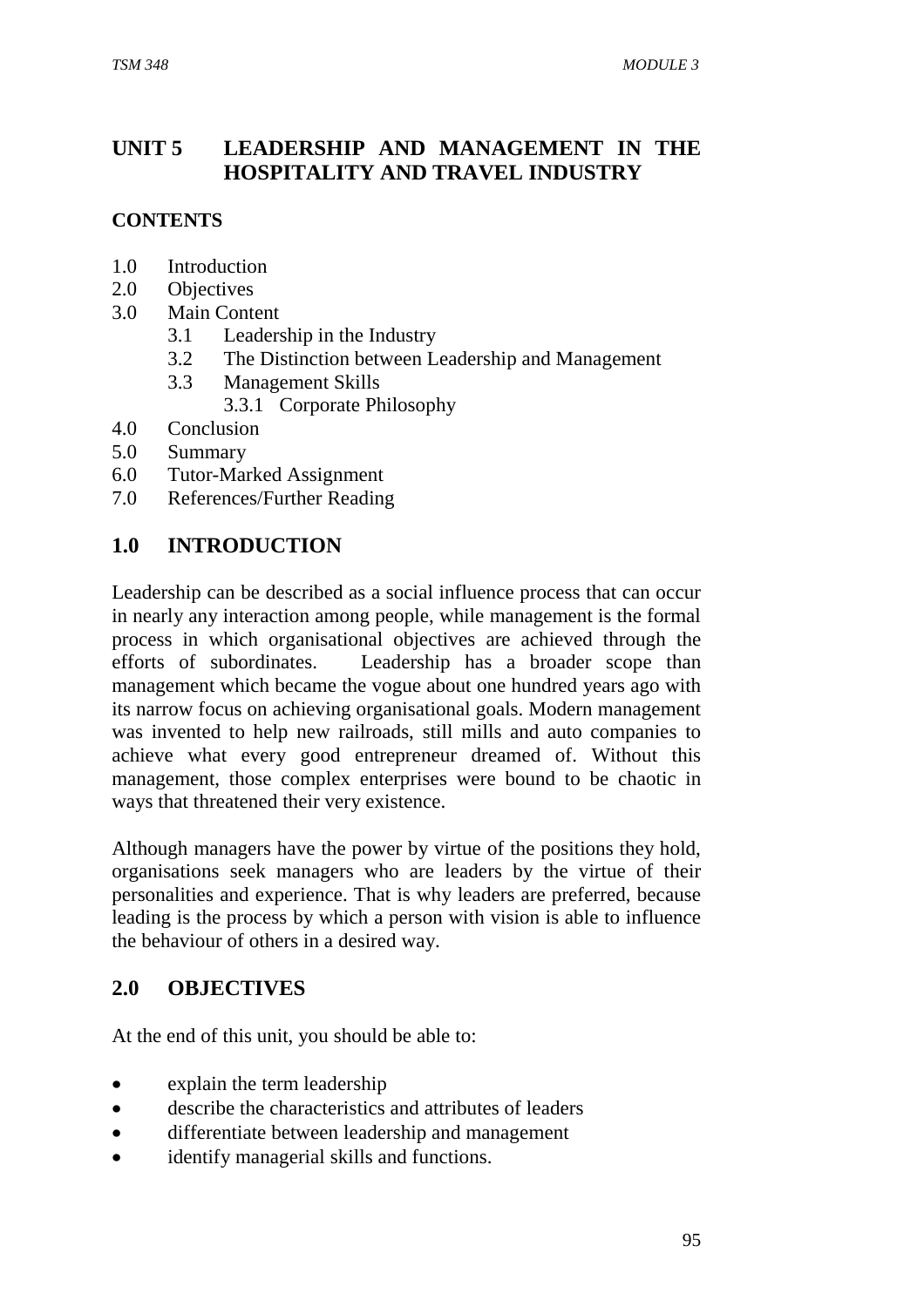# UNIT 5 LEADERSHIP AND MANAGEMENT IN THE HOSPITALITY AND TRAVEL INDUSTRY

## CONTENTS

1.0 Introduction
2.0 Objectives
3.0 Main Content
  3.1 Leadership in the Industry
  3.2 The Distinction between Leadership and Management
  3.3 Management Skills
    3.3.1 Corporate Philosophy
4.0 Conclusion
5.0 Summary
6.0 Tutor-Marked Assignment
7.0 References/Further Reading

## 1.0 INTRODUCTION

Leadership can be described as a social influence process that can occur in nearly any interaction among people, while management is the formal process in which organisational objectives are achieved through the efforts of subordinates. Leadership has a broader scope than management which became the vogue about one hundred years ago with its narrow focus on achieving organisational goals. Modern management was invented to help new railroads, still mills and auto companies to achieve what every good entrepreneur dreamed of. Without this management, those complex enterprises were bound to be chaotic in ways that threatened their very existence.

Although managers have the power by virtue of the positions they hold, organisations seek managers who are leaders by the virtue of their personalities and experience. That is why leaders are preferred, because leading is the process by which a person with vision is able to influence the behaviour of others in a desired way.

## 2.0 OBJECTIVES

At the end of this unit, you should be able to:

- explain the term leadership
- describe the characteristics and attributes of leaders
- differentiate between leadership and management
- identify managerial skills and functions.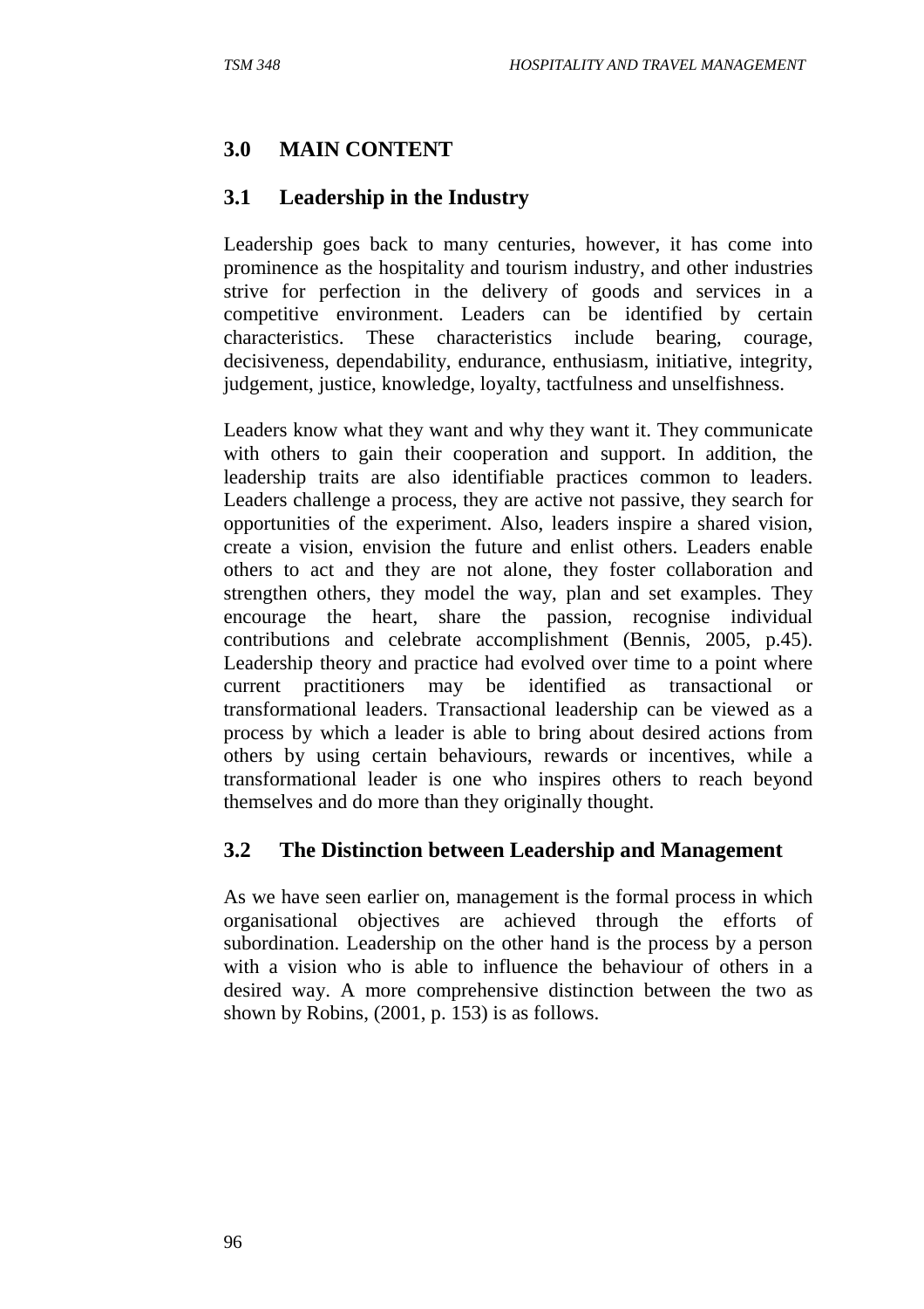## 3.0 MAIN CONTENT

### 3.1 Leadership in the Industry

Leadership goes back to many centuries, however, it has come into prominence as the hospitality and tourism industry, and other industries strive for perfection in the delivery of goods and services in a competitive environment. Leaders can be identified by certain characteristics. These characteristics include bearing, courage, decisiveness, dependability, endurance, enthusiasm, initiative, integrity, judgement, justice, knowledge, loyalty, tactfulness and unselfishness.

Leaders know what they want and why they want it. They communicate with others to gain their cooperation and support. In addition, the leadership traits are also identifiable practices common to leaders. Leaders challenge a process, they are active not passive, they search for opportunities of the experiment. Also, leaders inspire a shared vision, create a vision, envision the future and enlist others. Leaders enable others to act and they are not alone, they foster collaboration and strengthen others, they model the way, plan and set examples. They encourage the heart, share the passion, recognise individual contributions and celebrate accomplishment (Bennis, 2005, p.45). Leadership theory and practice had evolved over time to a point where current practitioners may be identified as transactional or transformational leaders. Transactional leadership can be viewed as a process by which a leader is able to bring about desired actions from others by using certain behaviours, rewards or incentives, while a transformational leader is one who inspires others to reach beyond themselves and do more than they originally thought.

### 3.2 The Distinction between Leadership and Management

As we have seen earlier on, management is the formal process in which organisational objectives are achieved through the efforts of subordination. Leadership on the other hand is the process by a person with a vision who is able to influence the behaviour of others in a desired way. A more comprehensive distinction between the two as shown by Robins, (2001, p. 153) is as follows.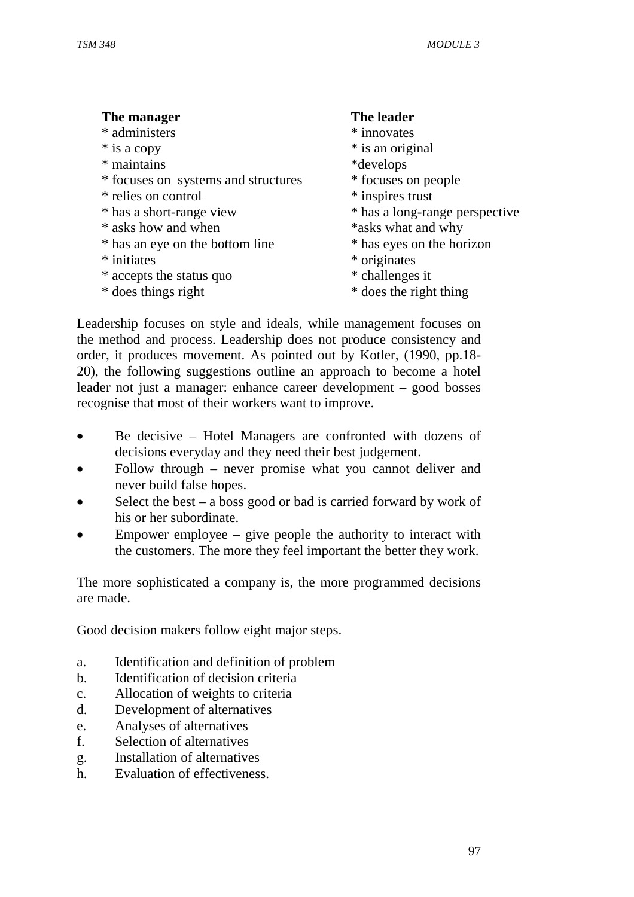| **The manager** | **The leader** |
| --- | --- |
| * administers | * innovates |
| * is a copy | * is an original |
| * maintains | *develops |
| * focuses on systems and structures | * focuses on people |
| * relies on control | * inspires trust |
| * has a short-range view | * has a long-range perspective |
| * asks how and when | *asks what and why |
| * has an eye on the bottom line | * has eyes on the horizon |
| * initiates | * originates |
| * accepts the status quo | * challenges it |
| * does things right | * does the right thing |

Leadership focuses on style and ideals, while management focuses on the method and process. Leadership does not produce consistency and order, it produces movement. As pointed out by Kotler, (1990, pp.18-20), the following suggestions outline an approach to become a hotel leader not just a manager: enhance career development – good bosses recognise that most of their workers want to improve.

- Be decisive – Hotel Managers are confronted with dozens of decisions everyday and they need their best judgement.
- Follow through – never promise what you cannot deliver and never build false hopes.
- Select the best – a boss good or bad is carried forward by work of his or her subordinate.
- Empower employee – give people the authority to interact with the customers. The more they feel important the better they work.

The more sophisticated a company is, the more programmed decisions are made.

Good decision makers follow eight major steps.

a. Identification and definition of problem
b. Identification of decision criteria
c. Allocation of weights to criteria
d. Development of alternatives
e. Analyses of alternatives
f. Selection of alternatives
g. Installation of alternatives
h. Evaluation of effectiveness.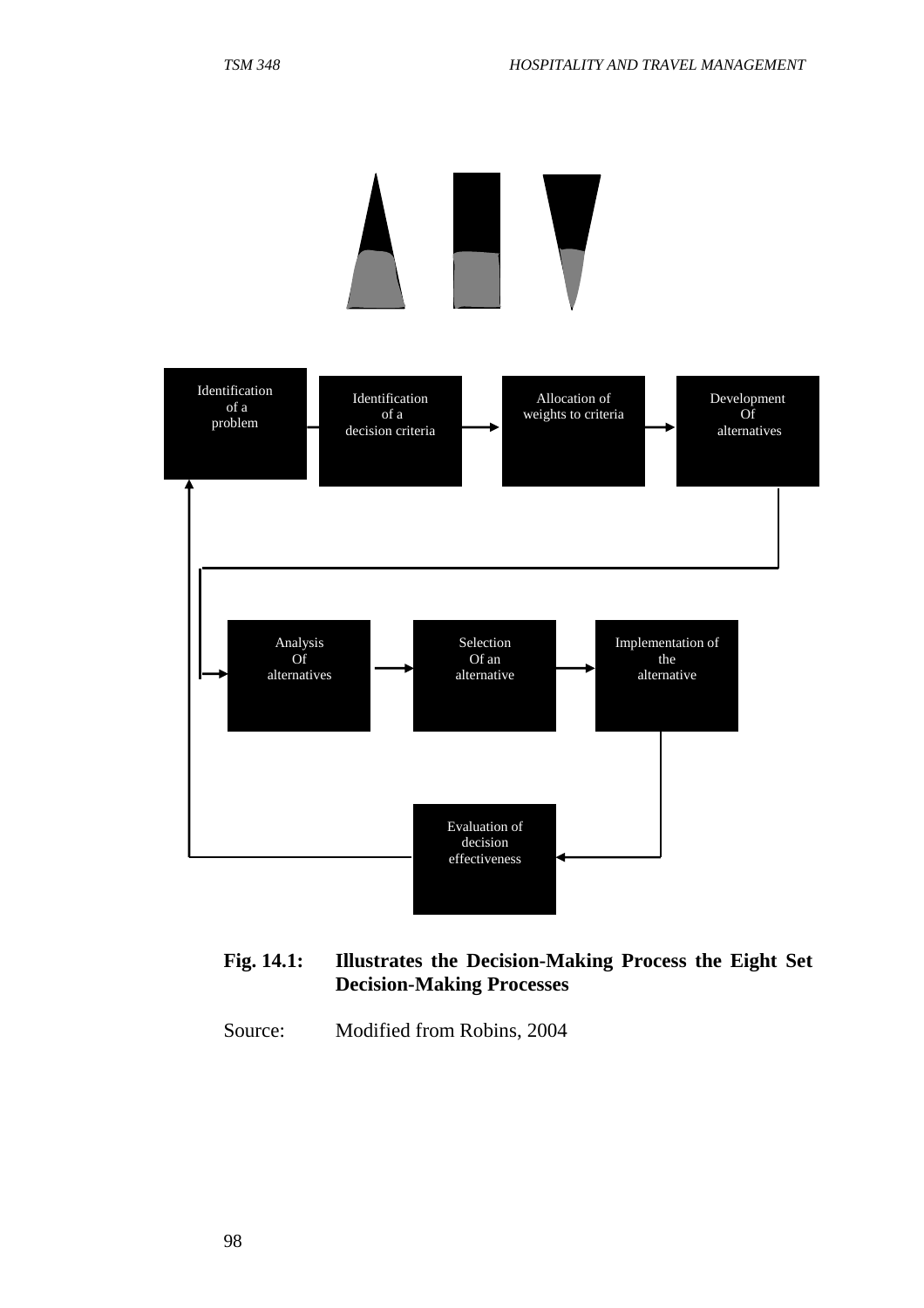Identification of a problem → Identification of a decision criteria → Allocation of weights to criteria → Development Of alternatives → Analysis Of alternatives → Selection Of an alternative → Implementation of the alternative → Evaluation of decision effectiveness

**Fig. 14.1: Illustrates the Decision-Making Process the Eight Set Decision-Making Processes**

Source: Modified from Robins, 2004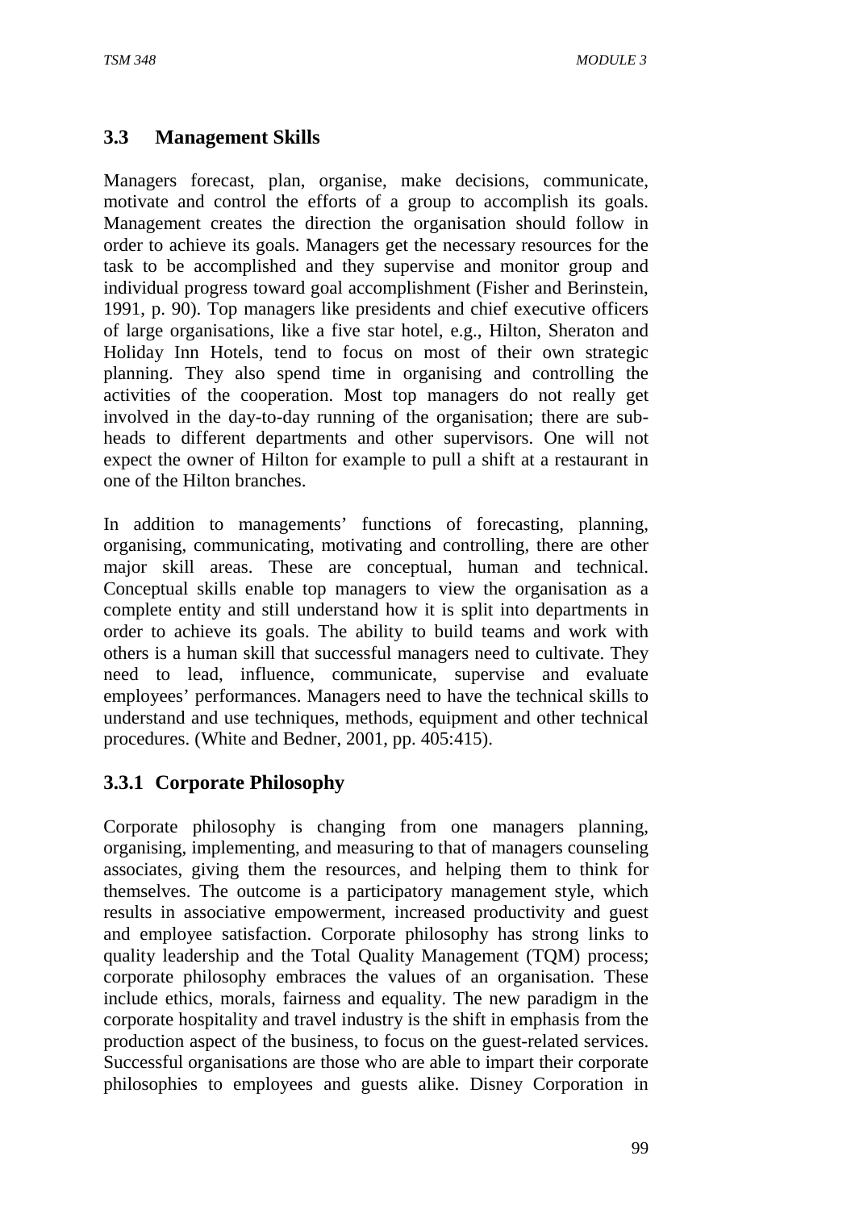## 3.3 Management Skills

Managers forecast, plan, organise, make decisions, communicate, motivate and control the efforts of a group to accomplish its goals. Management creates the direction the organisation should follow in order to achieve its goals. Managers get the necessary resources for the task to be accomplished and they supervise and monitor group and individual progress toward goal accomplishment (Fisher and Berinstein, 1991, p. 90). Top managers like presidents and chief executive officers of large organisations, like a five star hotel, e.g., Hilton, Sheraton and Holiday Inn Hotels, tend to focus on most of their own strategic planning. They also spend time in organising and controlling the activities of the cooperation. Most top managers do not really get involved in the day-to-day running of the organisation; there are sub-heads to different departments and other supervisors. One will not expect the owner of Hilton for example to pull a shift at a restaurant in one of the Hilton branches.

In addition to managements' functions of forecasting, planning, organising, communicating, motivating and controlling, there are other major skill areas. These are conceptual, human and technical. Conceptual skills enable top managers to view the organisation as a complete entity and still understand how it is split into departments in order to achieve its goals. The ability to build teams and work with others is a human skill that successful managers need to cultivate. They need to lead, influence, communicate, supervise and evaluate employees' performances. Managers need to have the technical skills to understand and use techniques, methods, equipment and other technical procedures. (White and Bedner, 2001, pp. 405:415).

### 3.3.1 Corporate Philosophy

Corporate philosophy is changing from one managers planning, organising, implementing, and measuring to that of managers counseling associates, giving them the resources, and helping them to think for themselves. The outcome is a participatory management style, which results in associative empowerment, increased productivity and guest and employee satisfaction. Corporate philosophy has strong links to quality leadership and the Total Quality Management (TQM) process; corporate philosophy embraces the values of an organisation. These include ethics, morals, fairness and equality. The new paradigm in the corporate hospitality and travel industry is the shift in emphasis from the production aspect of the business, to focus on the guest-related services. Successful organisations are those who are able to impart their corporate philosophies to employees and guests alike. Disney Corporation in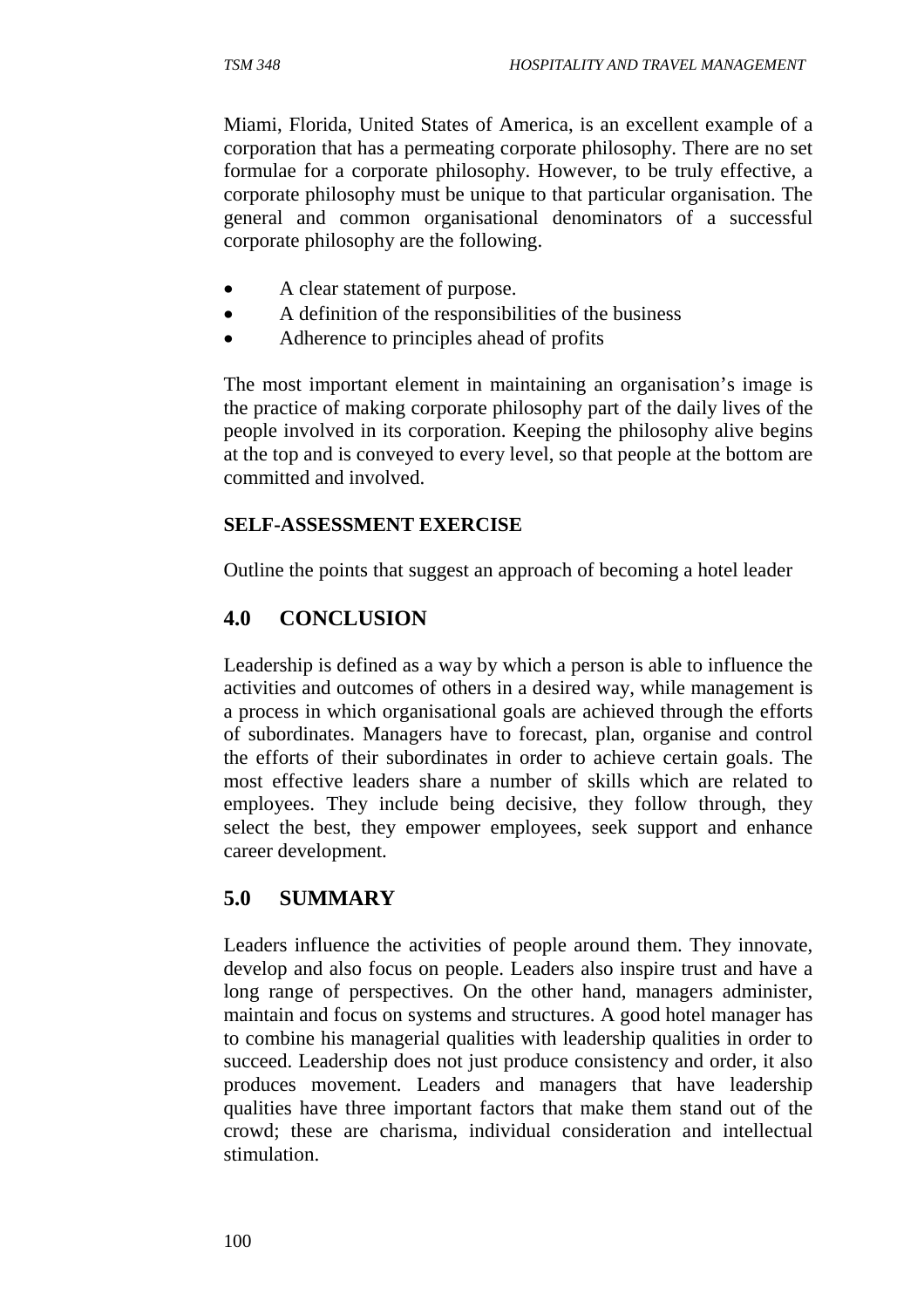Miami, Florida, United States of America, is an excellent example of a corporation that has a permeating corporate philosophy. There are no set formulae for a corporate philosophy. However, to be truly effective, a corporate philosophy must be unique to that particular organisation. The general and common organisational denominators of a successful corporate philosophy are the following.

- A clear statement of purpose.
- A definition of the responsibilities of the business
- Adherence to principles ahead of profits

The most important element in maintaining an organisation's image is the practice of making corporate philosophy part of the daily lives of the people involved in its corporation. Keeping the philosophy alive begins at the top and is conveyed to every level, so that people at the bottom are committed and involved.

**SELF-ASSESSMENT EXERCISE**

Outline the points that suggest an approach of becoming a hotel leader

## 4.0 CONCLUSION

Leadership is defined as a way by which a person is able to influence the activities and outcomes of others in a desired way, while management is a process in which organisational goals are achieved through the efforts of subordinates. Managers have to forecast, plan, organise and control the efforts of their subordinates in order to achieve certain goals. The most effective leaders share a number of skills which are related to employees. They include being decisive, they follow through, they select the best, they empower employees, seek support and enhance career development.

## 5.0 SUMMARY

Leaders influence the activities of people around them. They innovate, develop and also focus on people. Leaders also inspire trust and have a long range of perspectives. On the other hand, managers administer, maintain and focus on systems and structures. A good hotel manager has to combine his managerial qualities with leadership qualities in order to succeed. Leadership does not just produce consistency and order, it also produces movement. Leaders and managers that have leadership qualities have three important factors that make them stand out of the crowd; these are charisma, individual consideration and intellectual stimulation.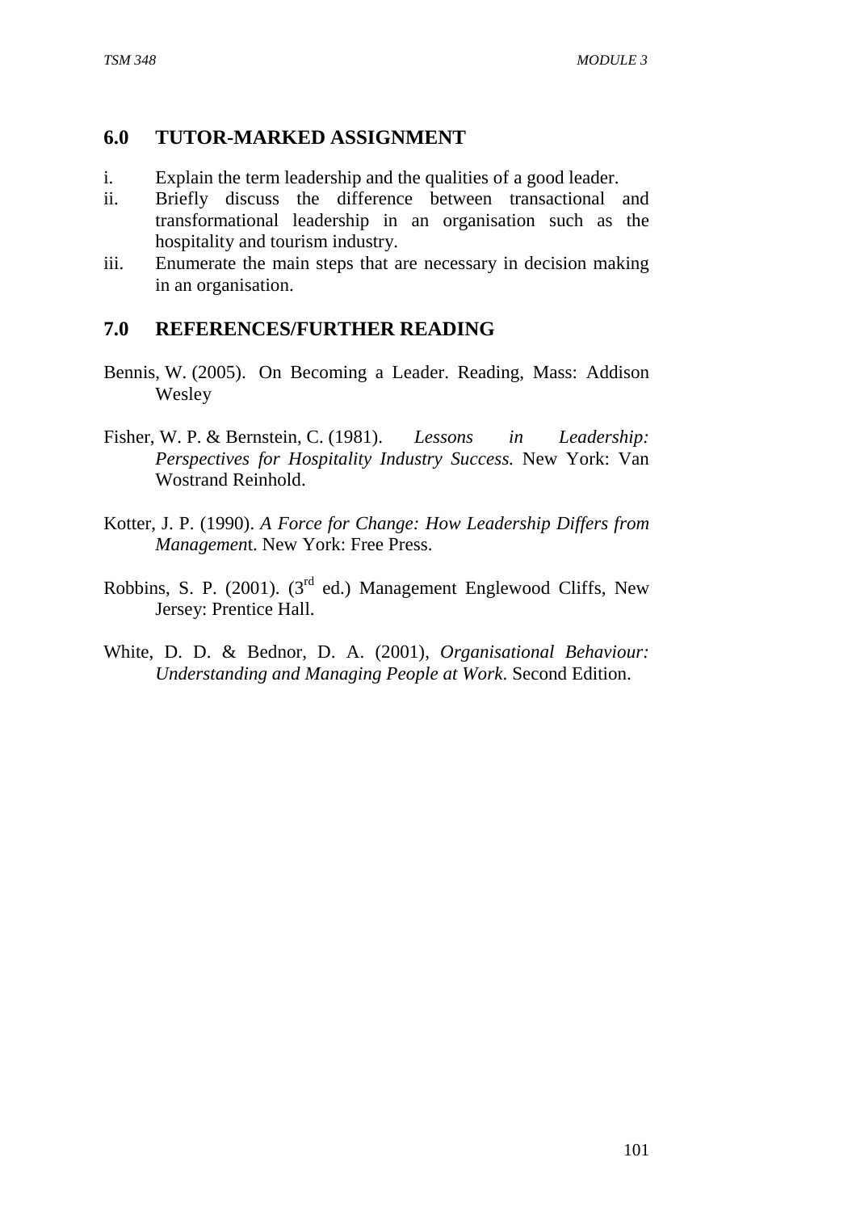## 6.0 TUTOR-MARKED ASSIGNMENT

i. Explain the term leadership and the qualities of a good leader.
ii. Briefly discuss the difference between transactional and transformational leadership in an organisation such as the hospitality and tourism industry.
iii. Enumerate the main steps that are necessary in decision making in an organisation.

## 7.0 REFERENCES/FURTHER READING

Bennis, W. (2005). On Becoming a Leader. Reading, Mass: Addison Wesley

Fisher, W. P. & Bernstein, C. (1981). *Lessons in Leadership: Perspectives for Hospitality Industry Success.* New York: Van Wostrand Reinhold.

Kotter, J. P. (1990). *A Force for Change: How Leadership Differs from Managemen*t. New York: Free Press.

Robbins, S. P. (2001). (3rd ed.) Management Englewood Cliffs, New Jersey: Prentice Hall.

White, D. D. & Bednor, D. A. (2001), *Organisational Behaviour: Understanding and Managing People at Work*. Second Edition.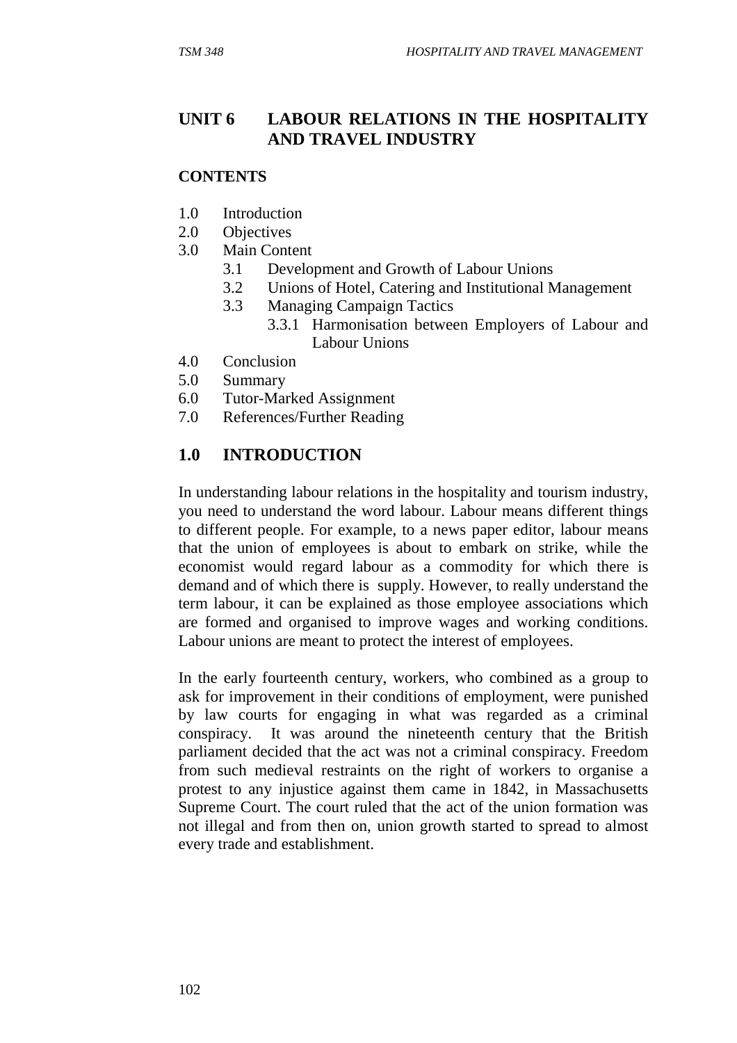## UNIT 6 LABOUR RELATIONS IN THE HOSPITALITY AND TRAVEL INDUSTRY

**CONTENTS**

- 1.0 Introduction
- 2.0 Objectives
- 3.0 Main Content
  - 3.1 Development and Growth of Labour Unions
  - 3.2 Unions of Hotel, Catering and Institutional Management
  - 3.3 Managing Campaign Tactics
    - 3.3.1 Harmonisation between Employers of Labour and Labour Unions
- 4.0 Conclusion
- 5.0 Summary
- 6.0 Tutor-Marked Assignment
- 7.0 References/Further Reading

## 1.0 INTRODUCTION

In understanding labour relations in the hospitality and tourism industry, you need to understand the word labour. Labour means different things to different people. For example, to a news paper editor, labour means that the union of employees is about to embark on strike, while the economist would regard labour as a commodity for which there is demand and of which there is supply. However, to really understand the term labour, it can be explained as those employee associations which are formed and organised to improve wages and working conditions. Labour unions are meant to protect the interest of employees.

In the early fourteenth century, workers, who combined as a group to ask for improvement in their conditions of employment, were punished by law courts for engaging in what was regarded as a criminal conspiracy. It was around the nineteenth century that the British parliament decided that the act was not a criminal conspiracy. Freedom from such medieval restraints on the right of workers to organise a protest to any injustice against them came in 1842, in Massachusetts Supreme Court. The court ruled that the act of the union formation was not illegal and from then on, union growth started to spread to almost every trade and establishment.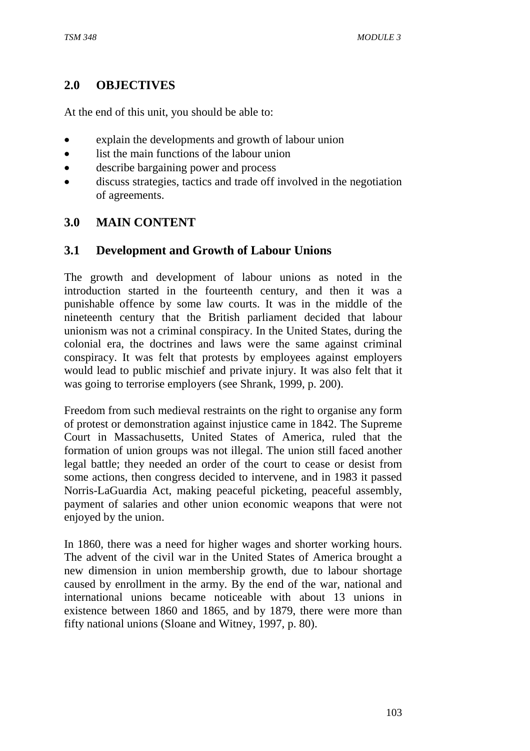## 2.0 OBJECTIVES

At the end of this unit, you should be able to:

- explain the developments and growth of labour union
- list the main functions of the labour union
- describe bargaining power and process
- discuss strategies, tactics and trade off involved in the negotiation of agreements.

## 3.0 MAIN CONTENT

### 3.1 Development and Growth of Labour Unions

The growth and development of labour unions as noted in the introduction started in the fourteenth century, and then it was a punishable offence by some law courts. It was in the middle of the nineteenth century that the British parliament decided that labour unionism was not a criminal conspiracy. In the United States, during the colonial era, the doctrines and laws were the same against criminal conspiracy. It was felt that protests by employees against employers would lead to public mischief and private injury. It was also felt that it was going to terrorise employers (see Shrank, 1999, p. 200).

Freedom from such medieval restraints on the right to organise any form of protest or demonstration against injustice came in 1842. The Supreme Court in Massachusetts, United States of America, ruled that the formation of union groups was not illegal. The union still faced another legal battle; they needed an order of the court to cease or desist from some actions, then congress decided to intervene, and in 1983 it passed Norris-LaGuardia Act, making peaceful picketing, peaceful assembly, payment of salaries and other union economic weapons that were not enjoyed by the union.

In 1860, there was a need for higher wages and shorter working hours. The advent of the civil war in the United States of America brought a new dimension in union membership growth, due to labour shortage caused by enrollment in the army. By the end of the war, national and international unions became noticeable with about 13 unions in existence between 1860 and 1865, and by 1879, there were more than fifty national unions (Sloane and Witney, 1997, p. 80).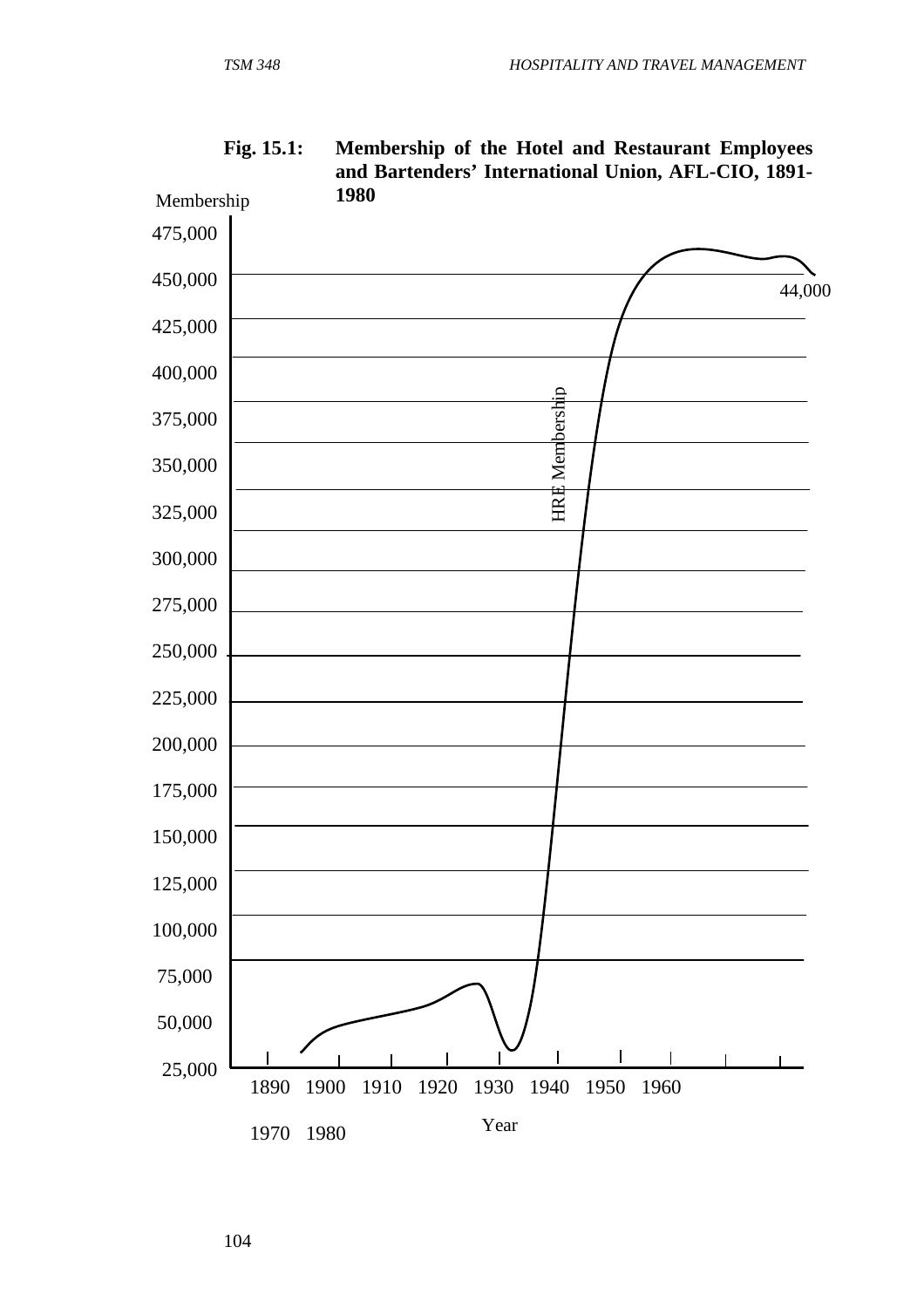**Fig. 15.1: Membership of the Hotel and Restaurant Employees and Bartenders' International Union, AFL-CIO, 1891-1980**

Membership

475,000
450,000
425,000
400,000
375,000
350,000
325,000
300,000
275,000
250,000
225,000
200,000
175,000
150,000
125,000
100,000
75,000
50,000
25,000

HRE Membership

44,000

1890 1900 1910 1920 1930 1940 1950 1960

1970 1980

Year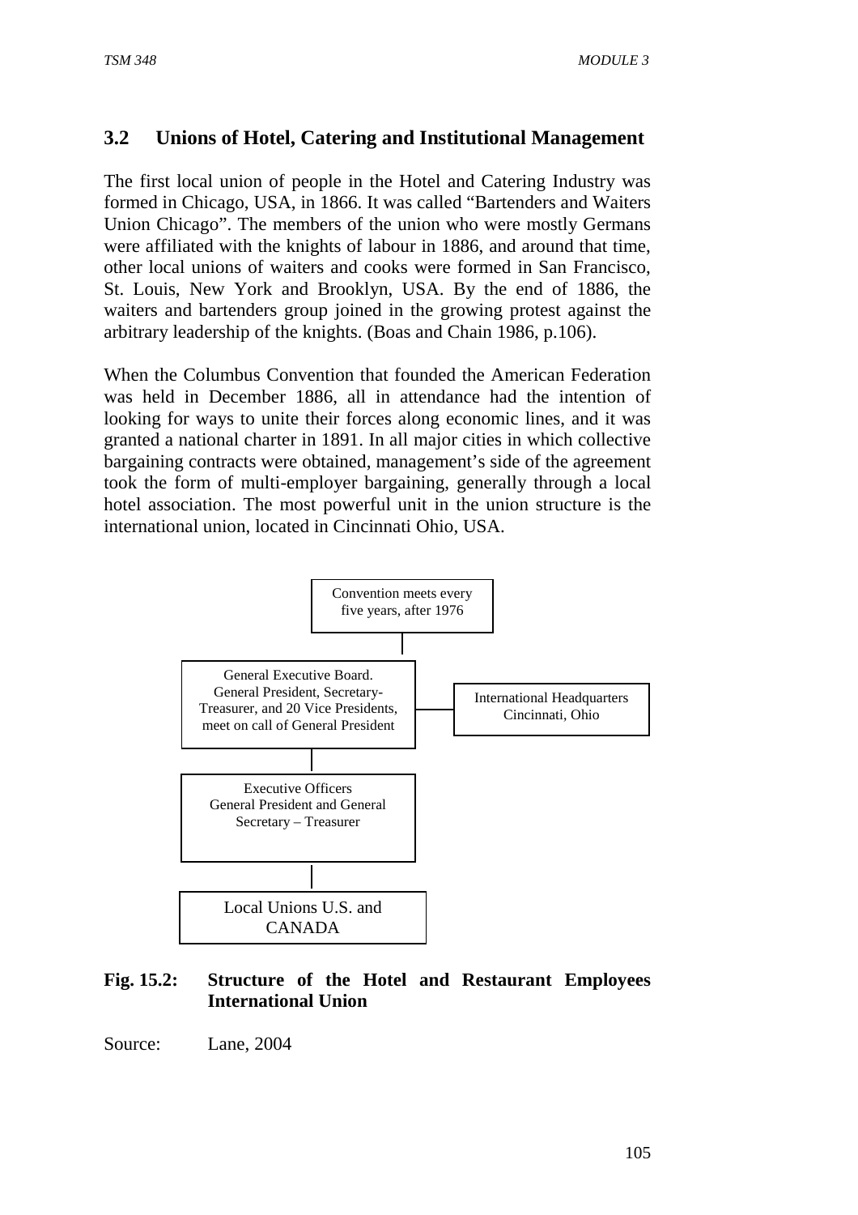## 3.2 Unions of Hotel, Catering and Institutional Management

The first local union of people in the Hotel and Catering Industry was formed in Chicago, USA, in 1866. It was called "Bartenders and Waiters Union Chicago". The members of the union who were mostly Germans were affiliated with the knights of labour in 1886, and around that time, other local unions of waiters and cooks were formed in San Francisco, St. Louis, New York and Brooklyn, USA. By the end of 1886, the waiters and bartenders group joined in the growing protest against the arbitrary leadership of the knights. (Boas and Chain 1986, p.106).

When the Columbus Convention that founded the American Federation was held in December 1886, all in attendance had the intention of looking for ways to unite their forces along economic lines, and it was granted a national charter in 1891. In all major cities in which collective bargaining contracts were obtained, management's side of the agreement took the form of multi-employer bargaining, generally through a local hotel association. The most powerful unit in the union structure is the international union, located in Cincinnati Ohio, USA.

Convention meets every five years, after 1976

General Executive Board. General President, Secretary-Treasurer, and 20 Vice Presidents, meet on call of General President

International Headquarters Cincinnati, Ohio

Executive Officers General President and General Secretary – Treasurer

Local Unions U.S. and CANADA

**Fig. 15.2: Structure of the Hotel and Restaurant Employees International Union**

Source: Lane, 2004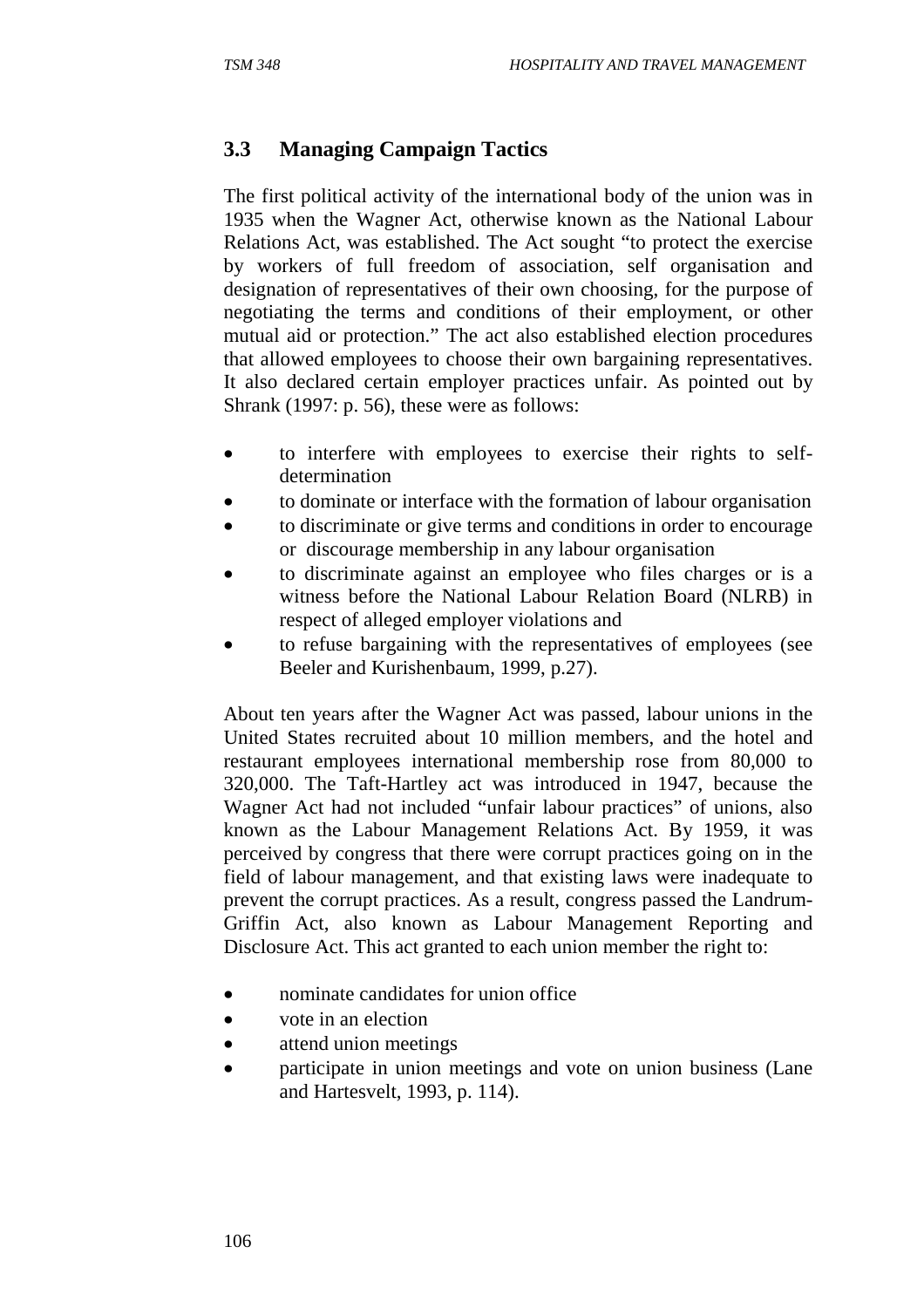### 3.3 Managing Campaign Tactics

The first political activity of the international body of the union was in 1935 when the Wagner Act, otherwise known as the National Labour Relations Act, was established. The Act sought "to protect the exercise by workers of full freedom of association, self organisation and designation of representatives of their own choosing, for the purpose of negotiating the terms and conditions of their employment, or other mutual aid or protection." The act also established election procedures that allowed employees to choose their own bargaining representatives. It also declared certain employer practices unfair. As pointed out by Shrank (1997: p. 56), these were as follows:

- to interfere with employees to exercise their rights to self-determination
- to dominate or interface with the formation of labour organisation
- to discriminate or give terms and conditions in order to encourage or discourage membership in any labour organisation
- to discriminate against an employee who files charges or is a witness before the National Labour Relation Board (NLRB) in respect of alleged employer violations and
- to refuse bargaining with the representatives of employees (see Beeler and Kurishenbaum, 1999, p.27).

About ten years after the Wagner Act was passed, labour unions in the United States recruited about 10 million members, and the hotel and restaurant employees international membership rose from 80,000 to 320,000. The Taft-Hartley act was introduced in 1947, because the Wagner Act had not included "unfair labour practices" of unions, also known as the Labour Management Relations Act. By 1959, it was perceived by congress that there were corrupt practices going on in the field of labour management, and that existing laws were inadequate to prevent the corrupt practices. As a result, congress passed the Landrum-Griffin Act, also known as Labour Management Reporting and Disclosure Act. This act granted to each union member the right to:

- nominate candidates for union office
- vote in an election
- attend union meetings
- participate in union meetings and vote on union business (Lane and Hartesvelt, 1993, p. 114).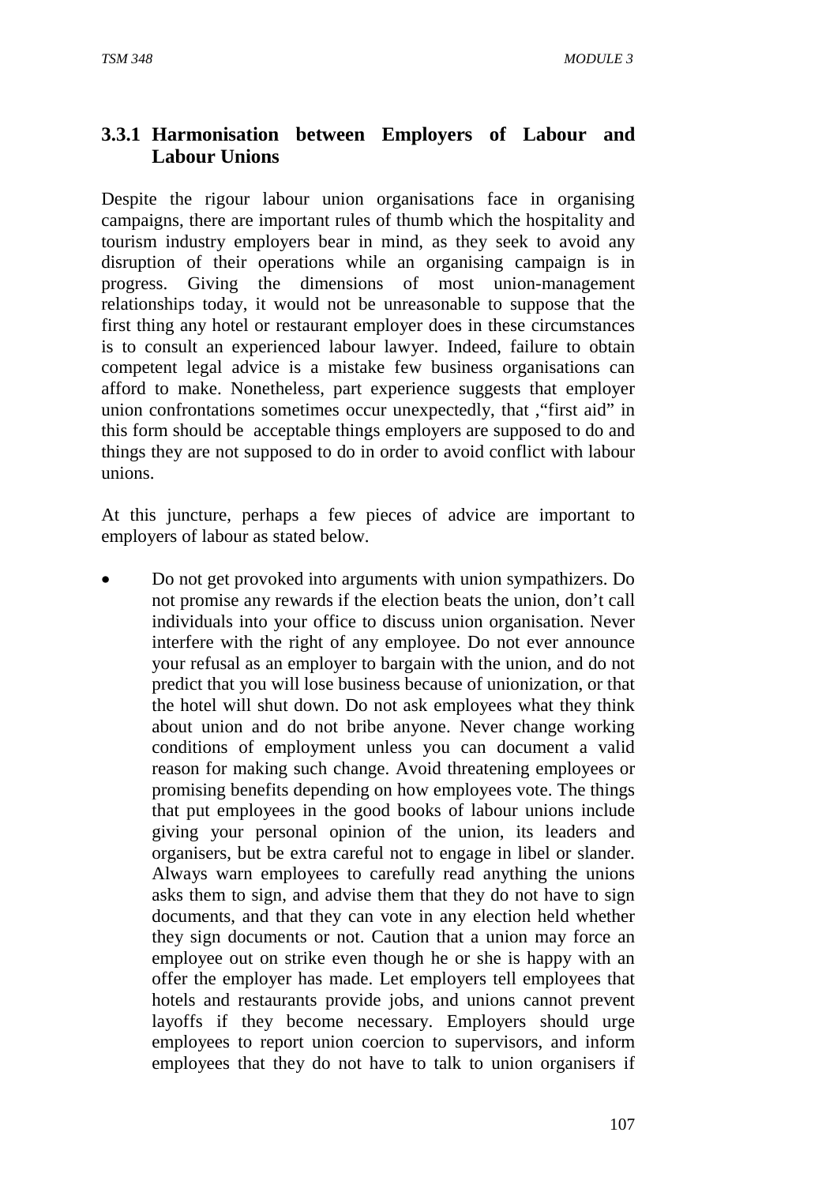### 3.3.1 Harmonisation between Employers of Labour and Labour Unions

Despite the rigour labour union organisations face in organising campaigns, there are important rules of thumb which the hospitality and tourism industry employers bear in mind, as they seek to avoid any disruption of their operations while an organising campaign is in progress. Giving the dimensions of most union-management relationships today, it would not be unreasonable to suppose that the first thing any hotel or restaurant employer does in these circumstances is to consult an experienced labour lawyer. Indeed, failure to obtain competent legal advice is a mistake few business organisations can afford to make. Nonetheless, part experience suggests that employer union confrontations sometimes occur unexpectedly, that ,"first aid" in this form should be acceptable things employers are supposed to do and things they are not supposed to do in order to avoid conflict with labour unions.

At this juncture, perhaps a few pieces of advice are important to employers of labour as stated below.

- Do not get provoked into arguments with union sympathizers. Do not promise any rewards if the election beats the union, don't call individuals into your office to discuss union organisation. Never interfere with the right of any employee. Do not ever announce your refusal as an employer to bargain with the union, and do not predict that you will lose business because of unionization, or that the hotel will shut down. Do not ask employees what they think about union and do not bribe anyone. Never change working conditions of employment unless you can document a valid reason for making such change. Avoid threatening employees or promising benefits depending on how employees vote. The things that put employees in the good books of labour unions include giving your personal opinion of the union, its leaders and organisers, but be extra careful not to engage in libel or slander. Always warn employees to carefully read anything the unions asks them to sign, and advise them that they do not have to sign documents, and that they can vote in any election held whether they sign documents or not. Caution that a union may force an employee out on strike even though he or she is happy with an offer the employer has made. Let employers tell employees that hotels and restaurants provide jobs, and unions cannot prevent layoffs if they become necessary. Employers should urge employees to report union coercion to supervisors, and inform employees that they do not have to talk to union organisers if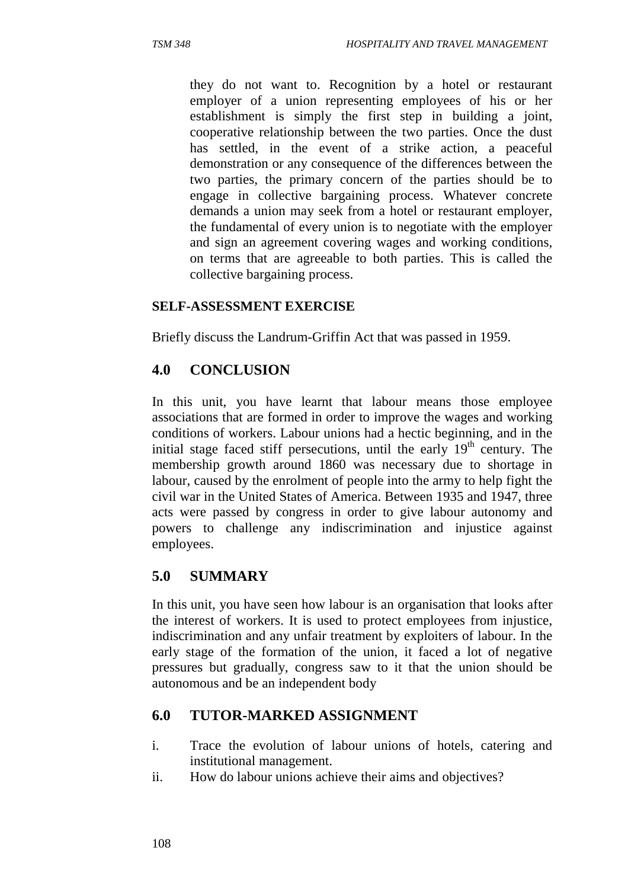they do not want to. Recognition by a hotel or restaurant employer of a union representing employees of his or her establishment is simply the first step in building a joint, cooperative relationship between the two parties. Once the dust has settled, in the event of a strike action, a peaceful demonstration or any consequence of the differences between the two parties, the primary concern of the parties should be to engage in collective bargaining process. Whatever concrete demands a union may seek from a hotel or restaurant employer, the fundamental of every union is to negotiate with the employer and sign an agreement covering wages and working conditions, on terms that are agreeable to both parties. This is called the collective bargaining process.

**SELF-ASSESSMENT EXERCISE**

Briefly discuss the Landrum-Griffin Act that was passed in 1959.

## 4.0 CONCLUSION

In this unit, you have learnt that labour means those employee associations that are formed in order to improve the wages and working conditions of workers. Labour unions had a hectic beginning, and in the initial stage faced stiff persecutions, until the early 19th century. The membership growth around 1860 was necessary due to shortage in labour, caused by the enrolment of people into the army to help fight the civil war in the United States of America. Between 1935 and 1947, three acts were passed by congress in order to give labour autonomy and powers to challenge any indiscrimination and injustice against employees.

## 5.0 SUMMARY

In this unit, you have seen how labour is an organisation that looks after the interest of workers. It is used to protect employees from injustice, indiscrimination and any unfair treatment by exploiters of labour. In the early stage of the formation of the union, it faced a lot of negative pressures but gradually, congress saw to it that the union should be autonomous and be an independent body

## 6.0 TUTOR-MARKED ASSIGNMENT

i. Trace the evolution of labour unions of hotels, catering and institutional management.

ii. How do labour unions achieve their aims and objectives?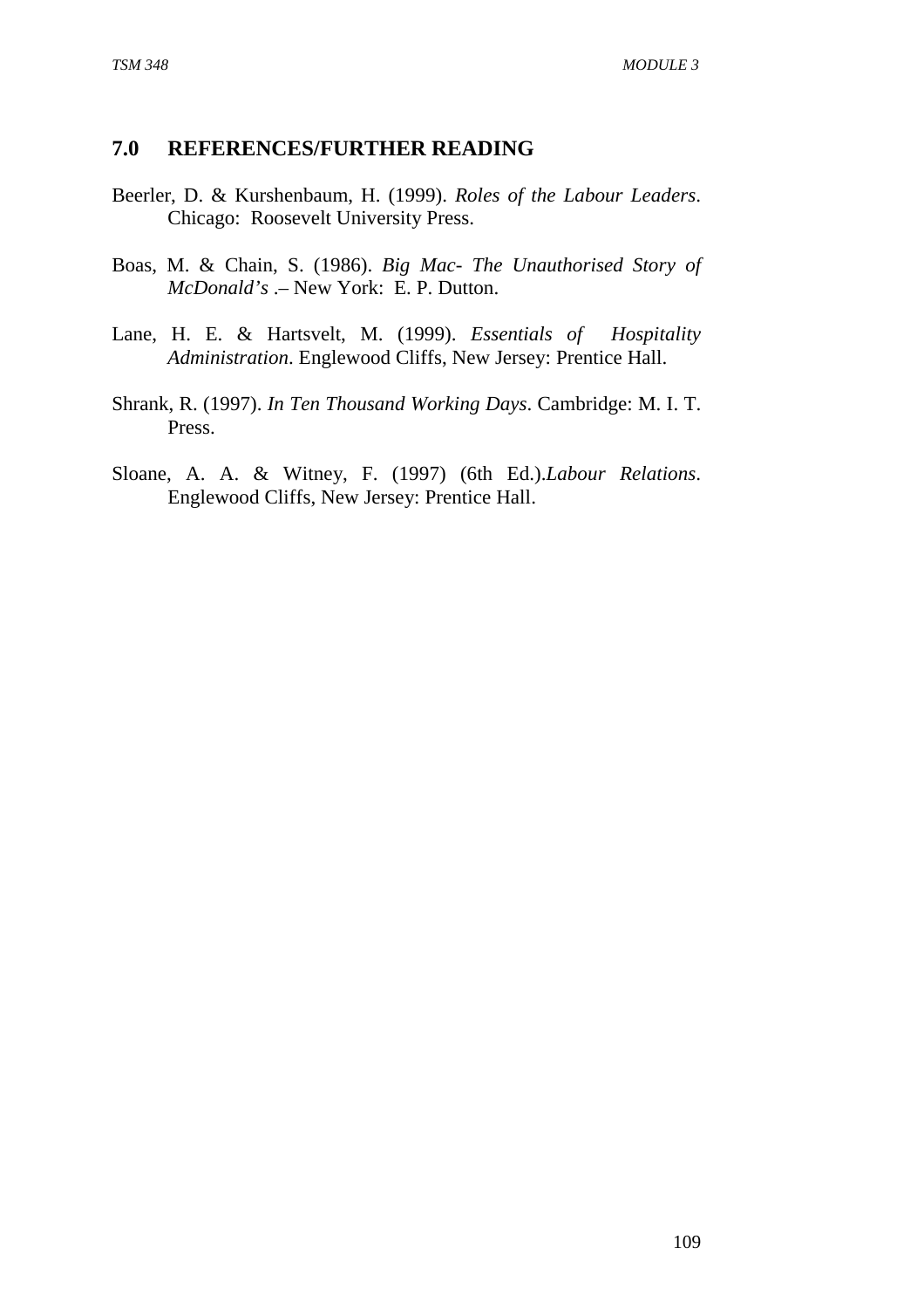## 7.0 REFERENCES/FURTHER READING

Beerler, D. & Kurshenbaum, H. (1999). *Roles of the Labour Leaders*. Chicago: Roosevelt University Press.

Boas, M. & Chain, S. (1986). *Big Mac- The Unauthorised Story of McDonald's* .– New York: E. P. Dutton.

Lane, H. E. & Hartsvelt, M. (1999). *Essentials of Hospitality Administration*. Englewood Cliffs, New Jersey: Prentice Hall.

Shrank, R. (1997). *In Ten Thousand Working Days*. Cambridge: M. I. T. Press.

Sloane, A. A. & Witney, F. (1997) (6th Ed.).*Labour Relations*. Englewood Cliffs, New Jersey: Prentice Hall.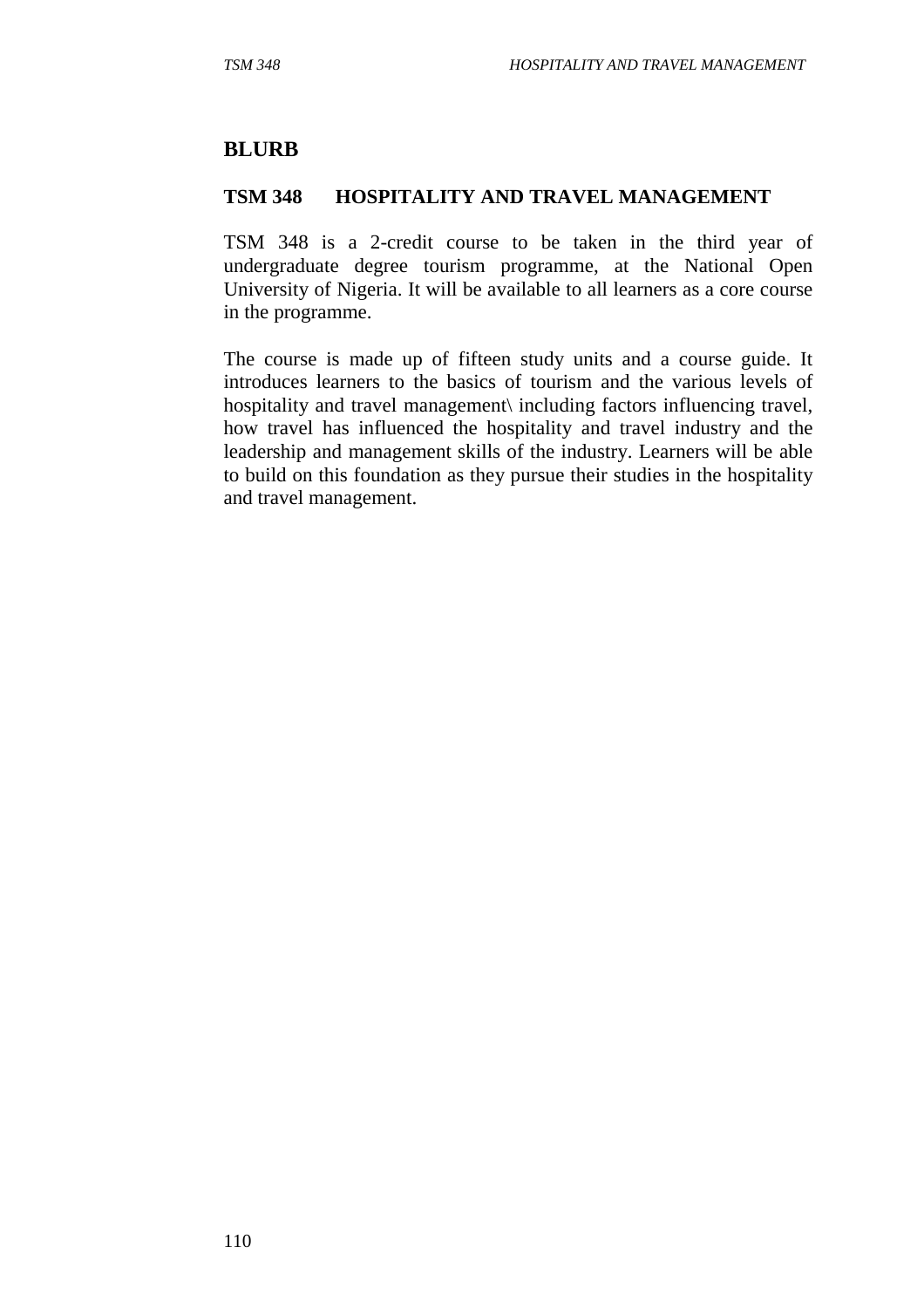## BLURB

### TSM 348 HOSPITALITY AND TRAVEL MANAGEMENT

TSM 348 is a 2-credit course to be taken in the third year of undergraduate degree tourism programme, at the National Open University of Nigeria. It will be available to all learners as a core course in the programme.

The course is made up of fifteen study units and a course guide. It introduces learners to the basics of tourism and the various levels of hospitality and travel management\ including factors influencing travel, how travel has influenced the hospitality and travel industry and the leadership and management skills of the industry. Learners will be able to build on this foundation as they pursue their studies in the hospitality and travel management.